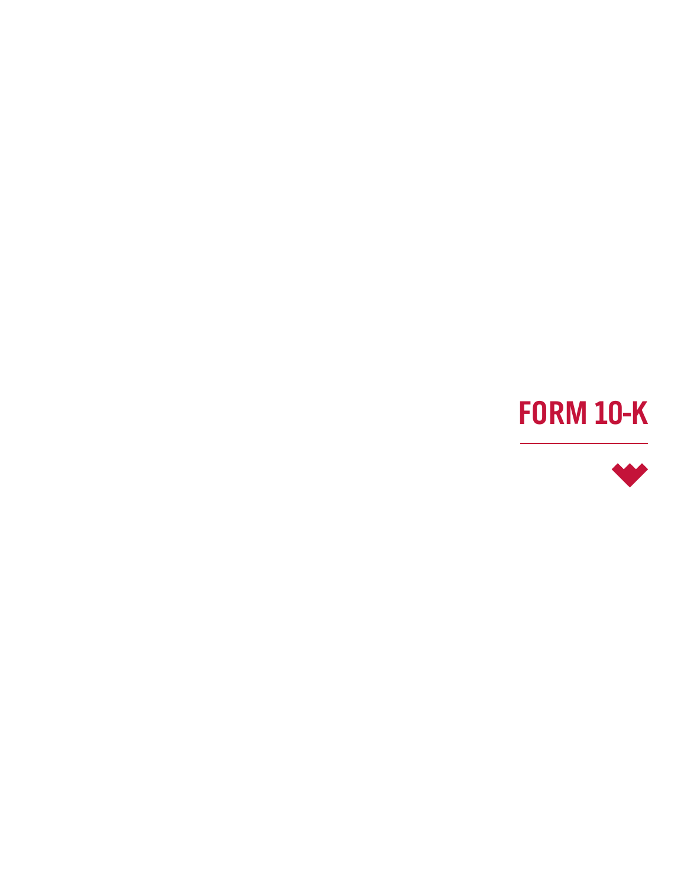# FORM 10-K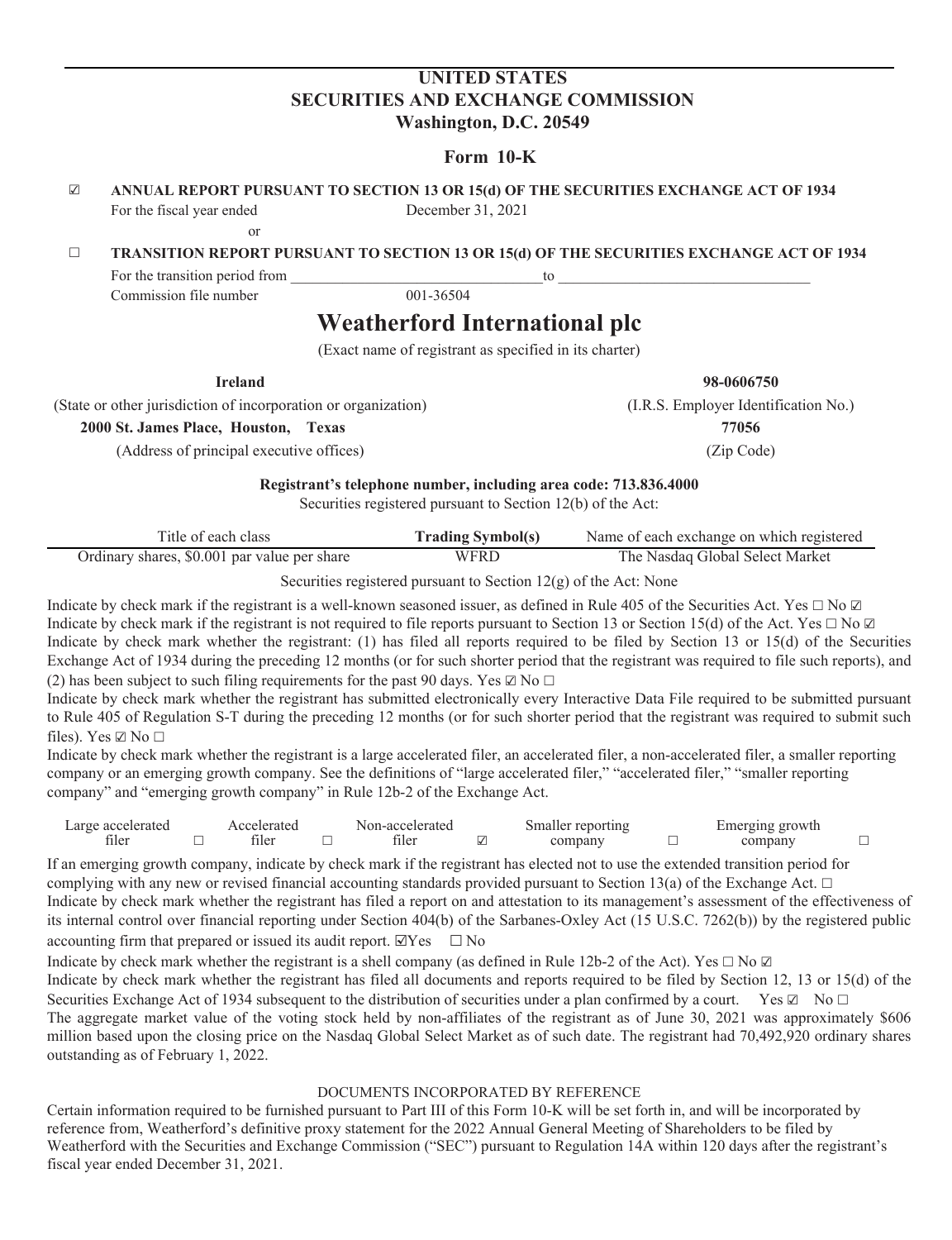# UNITED STATES
# SECURITIES AND EXCHANGE COMMISSION
## Washington, D.C. 20549

## Form 10-K

☑ **ANNUAL REPORT PURSUANT TO SECTION 13 OR 15(d) OF THE SECURITIES EXCHANGE ACT OF 1934**

For the fiscal year ended December 31, 2021

or

☐ **TRANSITION REPORT PURSUANT TO SECTION 13 OR 15(d) OF THE SECURITIES EXCHANGE ACT OF 1934**

For the transition period from ________________ to ________________

Commission file number 001-36504

# Weatherford International plc

(Exact name of registrant as specified in its charter)

| **Ireland** | **98-0606750** |
|---|---|
| (State or other jurisdiction of incorporation or organization) | (I.R.S. Employer Identification No.) |
| **2000 St. James Place, Houston, Texas** | **77056** |
| (Address of principal executive offices) | (Zip Code) |

**Registrant's telephone number, including area code: 713.836.4000**

Securities registered pursuant to Section 12(b) of the Act:

| Title of each class | **Trading Symbol(s)** | Name of each exchange on which registered |
|---|---|---|
| Ordinary shares, $0.001 par value per share | WFRD | The Nasdaq Global Select Market |

Securities registered pursuant to Section 12(g) of the Act: None

Indicate by check mark if the registrant is a well-known seasoned issuer, as defined in Rule 405 of the Securities Act. Yes ☐ No ☑

Indicate by check mark if the registrant is not required to file reports pursuant to Section 13 or Section 15(d) of the Act. Yes ☐ No ☑

Indicate by check mark whether the registrant: (1) has filed all reports required to be filed by Section 13 or 15(d) of the Securities Exchange Act of 1934 during the preceding 12 months (or for such shorter period that the registrant was required to file such reports), and (2) has been subject to such filing requirements for the past 90 days. Yes ☑ No ☐

Indicate by check mark whether the registrant has submitted electronically every Interactive Data File required to be submitted pursuant to Rule 405 of Regulation S-T during the preceding 12 months (or for such shorter period that the registrant was required to submit such files). Yes ☑ No ☐

Indicate by check mark whether the registrant is a large accelerated filer, an accelerated filer, a non-accelerated filer, a smaller reporting company or an emerging growth company. See the definitions of "large accelerated filer," "accelerated filer," "smaller reporting company" and "emerging growth company" in Rule 12b-2 of the Exchange Act.

| Large accelerated filer | ☐ | Accelerated filer | ☐ | Non-accelerated filer | ☑ | Smaller reporting company | ☐ | Emerging growth company | ☐ |
|---|---|---|---|---|---|---|---|---|---|

If an emerging growth company, indicate by check mark if the registrant has elected not to use the extended transition period for complying with any new or revised financial accounting standards provided pursuant to Section 13(a) of the Exchange Act. ☐

Indicate by check mark whether the registrant has filed a report on and attestation to its management's assessment of the effectiveness of its internal control over financial reporting under Section 404(b) of the Sarbanes-Oxley Act (15 U.S.C. 7262(b)) by the registered public accounting firm that prepared or issued its audit report. ☑Yes ☐ No

Indicate by check mark whether the registrant is a shell company (as defined in Rule 12b-2 of the Act). Yes ☐ No ☑

Indicate by check mark whether the registrant has filed all documents and reports required to be filed by Section 12, 13 or 15(d) of the Securities Exchange Act of 1934 subsequent to the distribution of securities under a plan confirmed by a court. Yes ☑ No ☐

The aggregate market value of the voting stock held by non-affiliates of the registrant as of June 30, 2021 was approximately $606 million based upon the closing price on the Nasdaq Global Select Market as of such date. The registrant had 70,492,920 ordinary shares outstanding as of February 1, 2022.

DOCUMENTS INCORPORATED BY REFERENCE

Certain information required to be furnished pursuant to Part III of this Form 10-K will be set forth in, and will be incorporated by reference from, Weatherford's definitive proxy statement for the 2022 Annual General Meeting of Shareholders to be filed by Weatherford with the Securities and Exchange Commission ("SEC") pursuant to Regulation 14A within 120 days after the registrant's fiscal year ended December 31, 2021.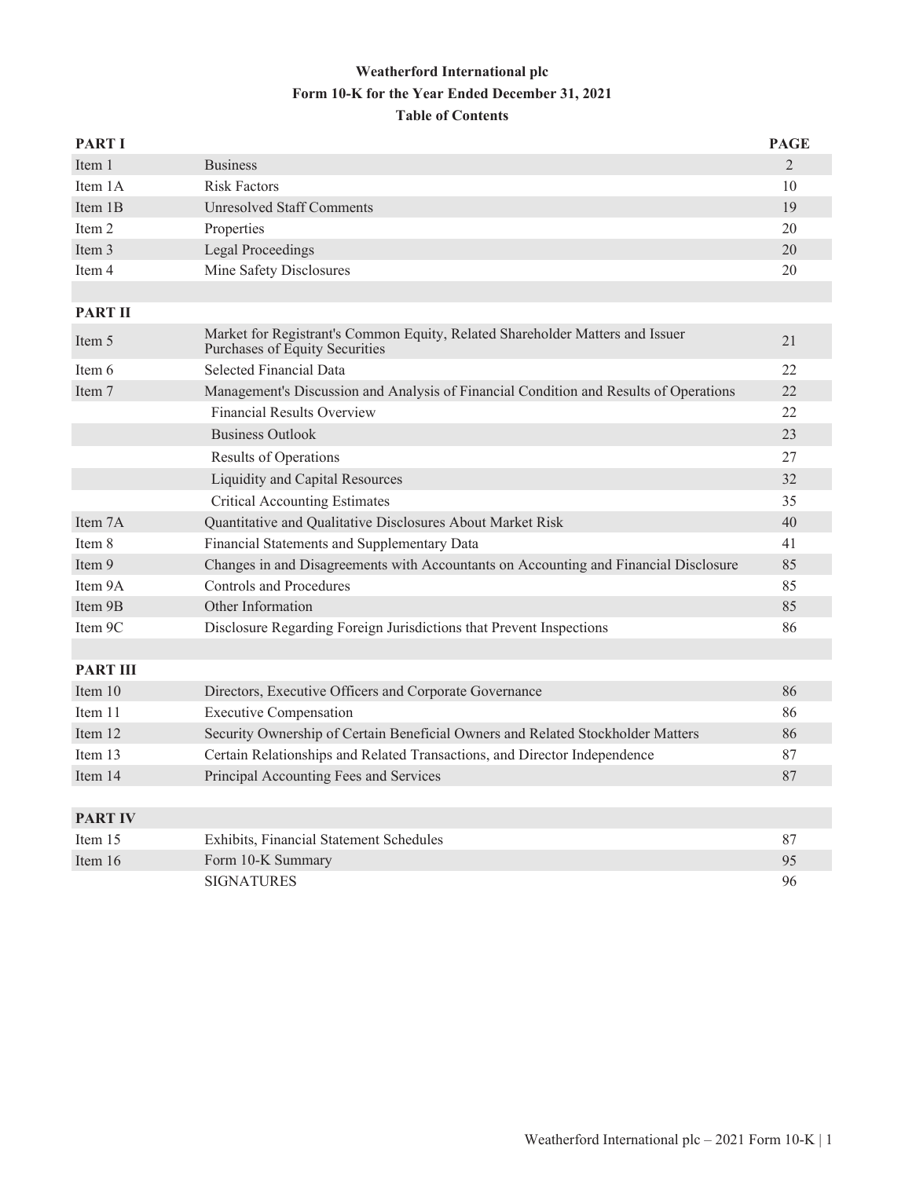# Weatherford International plc

## Form 10-K for the Year Ended December 31, 2021

## Table of Contents

| PART I | | PAGE |
|---|---|---|
| Item 1 | Business | 2 |
| Item 1A | Risk Factors | 10 |
| Item 1B | Unresolved Staff Comments | 19 |
| Item 2 | Properties | 20 |
| Item 3 | Legal Proceedings | 20 |
| Item 4 | Mine Safety Disclosures | 20 |
| | | |
| **PART II** | | |
| Item 5 | Market for Registrant's Common Equity, Related Shareholder Matters and Issuer Purchases of Equity Securities | 21 |
| Item 6 | Selected Financial Data | 22 |
| Item 7 | Management's Discussion and Analysis of Financial Condition and Results of Operations | 22 |
| | Financial Results Overview | 22 |
| | Business Outlook | 23 |
| | Results of Operations | 27 |
| | Liquidity and Capital Resources | 32 |
| | Critical Accounting Estimates | 35 |
| Item 7A | Quantitative and Qualitative Disclosures About Market Risk | 40 |
| Item 8 | Financial Statements and Supplementary Data | 41 |
| Item 9 | Changes in and Disagreements with Accountants on Accounting and Financial Disclosure | 85 |
| Item 9A | Controls and Procedures | 85 |
| Item 9B | Other Information | 85 |
| Item 9C | Disclosure Regarding Foreign Jurisdictions that Prevent Inspections | 86 |
| | | |
| **PART III** | | |
| Item 10 | Directors, Executive Officers and Corporate Governance | 86 |
| Item 11 | Executive Compensation | 86 |
| Item 12 | Security Ownership of Certain Beneficial Owners and Related Stockholder Matters | 86 |
| Item 13 | Certain Relationships and Related Transactions, and Director Independence | 87 |
| Item 14 | Principal Accounting Fees and Services | 87 |
| | | |
| **PART IV** | | |
| Item 15 | Exhibits, Financial Statement Schedules | 87 |
| Item 16 | Form 10-K Summary | 95 |
| | SIGNATURES | 96 |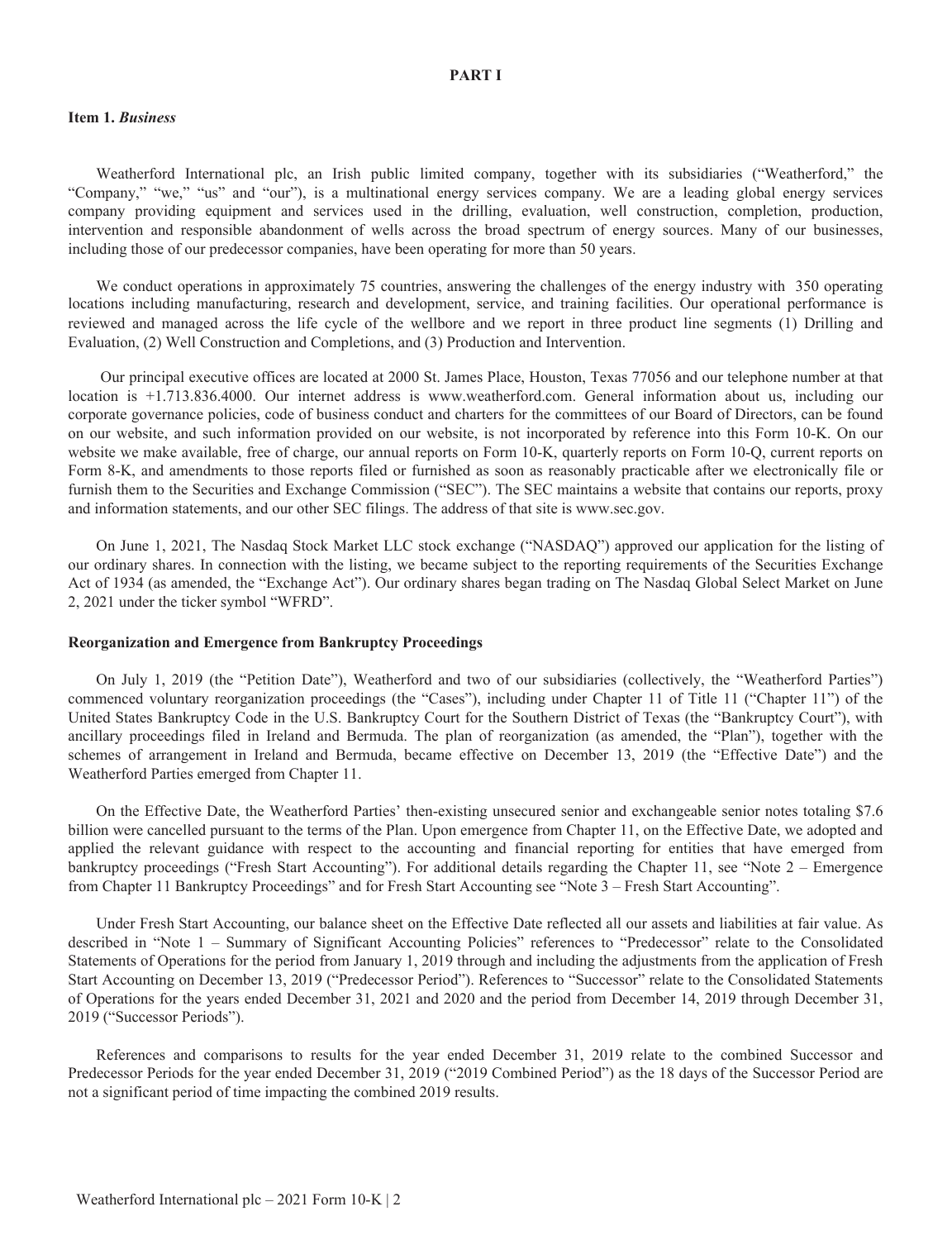# PART I

## Item 1. *Business*

Weatherford International plc, an Irish public limited company, together with its subsidiaries ("Weatherford," the "Company," "we," "us" and "our"), is a multinational energy services company. We are a leading global energy services company providing equipment and services used in the drilling, evaluation, well construction, completion, production, intervention and responsible abandonment of wells across the broad spectrum of energy sources. Many of our businesses, including those of our predecessor companies, have been operating for more than 50 years.

We conduct operations in approximately 75 countries, answering the challenges of the energy industry with 350 operating locations including manufacturing, research and development, service, and training facilities. Our operational performance is reviewed and managed across the life cycle of the wellbore and we report in three product line segments (1) Drilling and Evaluation, (2) Well Construction and Completions, and (3) Production and Intervention.

Our principal executive offices are located at 2000 St. James Place, Houston, Texas 77056 and our telephone number at that location is +1.713.836.4000. Our internet address is www.weatherford.com. General information about us, including our corporate governance policies, code of business conduct and charters for the committees of our Board of Directors, can be found on our website, and such information provided on our website, is not incorporated by reference into this Form 10-K. On our website we make available, free of charge, our annual reports on Form 10-K, quarterly reports on Form 10-Q, current reports on Form 8-K, and amendments to those reports filed or furnished as soon as reasonably practicable after we electronically file or furnish them to the Securities and Exchange Commission ("SEC"). The SEC maintains a website that contains our reports, proxy and information statements, and our other SEC filings. The address of that site is www.sec.gov.

On June 1, 2021, The Nasdaq Stock Market LLC stock exchange ("NASDAQ") approved our application for the listing of our ordinary shares. In connection with the listing, we became subject to the reporting requirements of the Securities Exchange Act of 1934 (as amended, the "Exchange Act"). Our ordinary shares began trading on The Nasdaq Global Select Market on June 2, 2021 under the ticker symbol "WFRD".

### Reorganization and Emergence from Bankruptcy Proceedings

On July 1, 2019 (the "Petition Date"), Weatherford and two of our subsidiaries (collectively, the "Weatherford Parties") commenced voluntary reorganization proceedings (the "Cases"), including under Chapter 11 of Title 11 ("Chapter 11") of the United States Bankruptcy Code in the U.S. Bankruptcy Court for the Southern District of Texas (the "Bankruptcy Court"), with ancillary proceedings filed in Ireland and Bermuda. The plan of reorganization (as amended, the "Plan"), together with the schemes of arrangement in Ireland and Bermuda, became effective on December 13, 2019 (the "Effective Date") and the Weatherford Parties emerged from Chapter 11.

On the Effective Date, the Weatherford Parties' then-existing unsecured senior and exchangeable senior notes totaling $7.6 billion were cancelled pursuant to the terms of the Plan. Upon emergence from Chapter 11, on the Effective Date, we adopted and applied the relevant guidance with respect to the accounting and financial reporting for entities that have emerged from bankruptcy proceedings ("Fresh Start Accounting"). For additional details regarding the Chapter 11, see "Note 2 – Emergence from Chapter 11 Bankruptcy Proceedings" and for Fresh Start Accounting see "Note 3 – Fresh Start Accounting".

Under Fresh Start Accounting, our balance sheet on the Effective Date reflected all our assets and liabilities at fair value. As described in "Note 1 – Summary of Significant Accounting Policies" references to "Predecessor" relate to the Consolidated Statements of Operations for the period from January 1, 2019 through and including the adjustments from the application of Fresh Start Accounting on December 13, 2019 ("Predecessor Period"). References to "Successor" relate to the Consolidated Statements of Operations for the years ended December 31, 2021 and 2020 and the period from December 14, 2019 through December 31, 2019 ("Successor Periods").

References and comparisons to results for the year ended December 31, 2019 relate to the combined Successor and Predecessor Periods for the year ended December 31, 2019 ("2019 Combined Period") as the 18 days of the Successor Period are not a significant period of time impacting the combined 2019 results.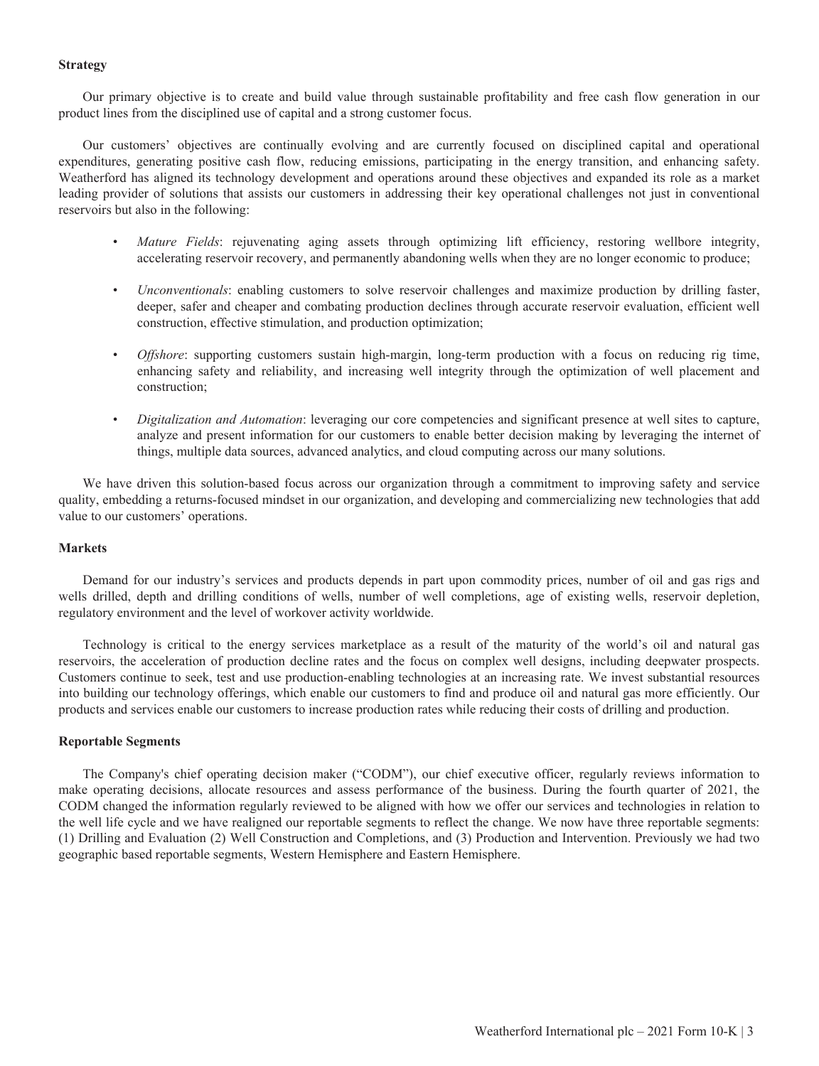**Strategy**

Our primary objective is to create and build value through sustainable profitability and free cash flow generation in our product lines from the disciplined use of capital and a strong customer focus.

Our customers' objectives are continually evolving and are currently focused on disciplined capital and operational expenditures, generating positive cash flow, reducing emissions, participating in the energy transition, and enhancing safety. Weatherford has aligned its technology development and operations around these objectives and expanded its role as a market leading provider of solutions that assists our customers in addressing their key operational challenges not just in conventional reservoirs but also in the following:

- *Mature Fields*: rejuvenating aging assets through optimizing lift efficiency, restoring wellbore integrity, accelerating reservoir recovery, and permanently abandoning wells when they are no longer economic to produce;
- *Unconventionals*: enabling customers to solve reservoir challenges and maximize production by drilling faster, deeper, safer and cheaper and combating production declines through accurate reservoir evaluation, efficient well construction, effective stimulation, and production optimization;
- *Offshore*: supporting customers sustain high-margin, long-term production with a focus on reducing rig time, enhancing safety and reliability, and increasing well integrity through the optimization of well placement and construction;
- *Digitalization and Automation*: leveraging our core competencies and significant presence at well sites to capture, analyze and present information for our customers to enable better decision making by leveraging the internet of things, multiple data sources, advanced analytics, and cloud computing across our many solutions.

We have driven this solution-based focus across our organization through a commitment to improving safety and service quality, embedding a returns-focused mindset in our organization, and developing and commercializing new technologies that add value to our customers' operations.

**Markets**

Demand for our industry's services and products depends in part upon commodity prices, number of oil and gas rigs and wells drilled, depth and drilling conditions of wells, number of well completions, age of existing wells, reservoir depletion, regulatory environment and the level of workover activity worldwide.

Technology is critical to the energy services marketplace as a result of the maturity of the world's oil and natural gas reservoirs, the acceleration of production decline rates and the focus on complex well designs, including deepwater prospects. Customers continue to seek, test and use production-enabling technologies at an increasing rate. We invest substantial resources into building our technology offerings, which enable our customers to find and produce oil and natural gas more efficiently. Our products and services enable our customers to increase production rates while reducing their costs of drilling and production.

**Reportable Segments**

The Company's chief operating decision maker ("CODM"), our chief executive officer, regularly reviews information to make operating decisions, allocate resources and assess performance of the business. During the fourth quarter of 2021, the CODM changed the information regularly reviewed to be aligned with how we offer our services and technologies in relation to the well life cycle and we have realigned our reportable segments to reflect the change. We now have three reportable segments: (1) Drilling and Evaluation (2) Well Construction and Completions, and (3) Production and Intervention. Previously we had two geographic based reportable segments, Western Hemisphere and Eastern Hemisphere.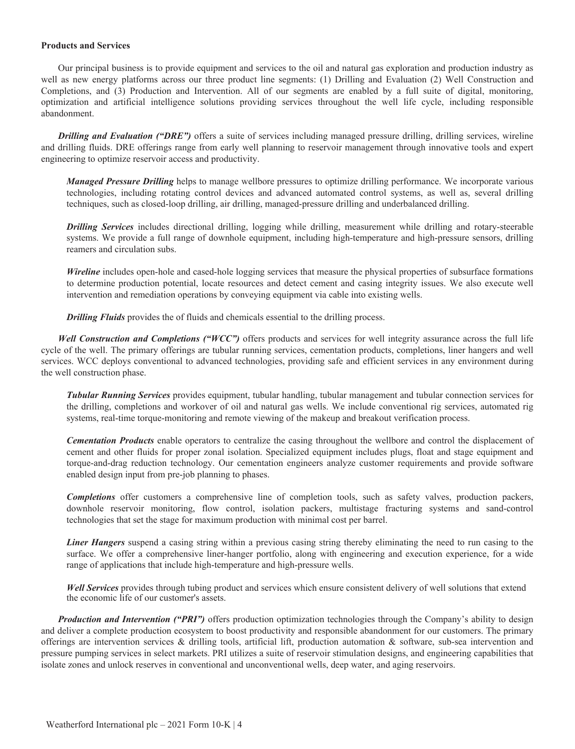**Products and Services**

Our principal business is to provide equipment and services to the oil and natural gas exploration and production industry as well as new energy platforms across our three product line segments: (1) Drilling and Evaluation (2) Well Construction and Completions, and (3) Production and Intervention. All of our segments are enabled by a full suite of digital, monitoring, optimization and artificial intelligence solutions providing services throughout the well life cycle, including responsible abandonment.

***Drilling and Evaluation ("DRE")*** offers a suite of services including managed pressure drilling, drilling services, wireline and drilling fluids. DRE offerings range from early well planning to reservoir management through innovative tools and expert engineering to optimize reservoir access and productivity.

> ***Managed Pressure Drilling*** helps to manage wellbore pressures to optimize drilling performance. We incorporate various technologies, including rotating control devices and advanced automated control systems, as well as, several drilling techniques, such as closed-loop drilling, air drilling, managed-pressure drilling and underbalanced drilling.
>
> ***Drilling Services*** includes directional drilling, logging while drilling, measurement while drilling and rotary-steerable systems. We provide a full range of downhole equipment, including high-temperature and high-pressure sensors, drilling reamers and circulation subs.
>
> ***Wireline*** includes open-hole and cased-hole logging services that measure the physical properties of subsurface formations to determine production potential, locate resources and detect cement and casing integrity issues. We also execute well intervention and remediation operations by conveying equipment via cable into existing wells.
>
> ***Drilling Fluids*** provides the of fluids and chemicals essential to the drilling process.

***Well Construction and Completions ("WCC")*** offers products and services for well integrity assurance across the full life cycle of the well. The primary offerings are tubular running services, cementation products, completions, liner hangers and well services. WCC deploys conventional to advanced technologies, providing safe and efficient services in any environment during the well construction phase.

> ***Tubular Running Services*** provides equipment, tubular handling, tubular management and tubular connection services for the drilling, completions and workover of oil and natural gas wells. We include conventional rig services, automated rig systems, real-time torque-monitoring and remote viewing of the makeup and breakout verification process.
>
> ***Cementation Products*** enable operators to centralize the casing throughout the wellbore and control the displacement of cement and other fluids for proper zonal isolation. Specialized equipment includes plugs, float and stage equipment and torque-and-drag reduction technology. Our cementation engineers analyze customer requirements and provide software enabled design input from pre-job planning to phases.
>
> ***Completions*** offer customers a comprehensive line of completion tools, such as safety valves, production packers, downhole reservoir monitoring, flow control, isolation packers, multistage fracturing systems and sand-control technologies that set the stage for maximum production with minimal cost per barrel.
>
> ***Liner Hangers*** suspend a casing string within a previous casing string thereby eliminating the need to run casing to the surface. We offer a comprehensive liner-hanger portfolio, along with engineering and execution experience, for a wide range of applications that include high-temperature and high-pressure wells.
>
> ***Well Services*** provides through tubing product and services which ensure consistent delivery of well solutions that extend the economic life of our customer's assets.

***Production and Intervention ("PRI")*** offers production optimization technologies through the Company's ability to design and deliver a complete production ecosystem to boost productivity and responsible abandonment for our customers. The primary offerings are intervention services & drilling tools, artificial lift, production automation & software, sub-sea intervention and pressure pumping services in select markets. PRI utilizes a suite of reservoir stimulation designs, and engineering capabilities that isolate zones and unlock reserves in conventional and unconventional wells, deep water, and aging reservoirs.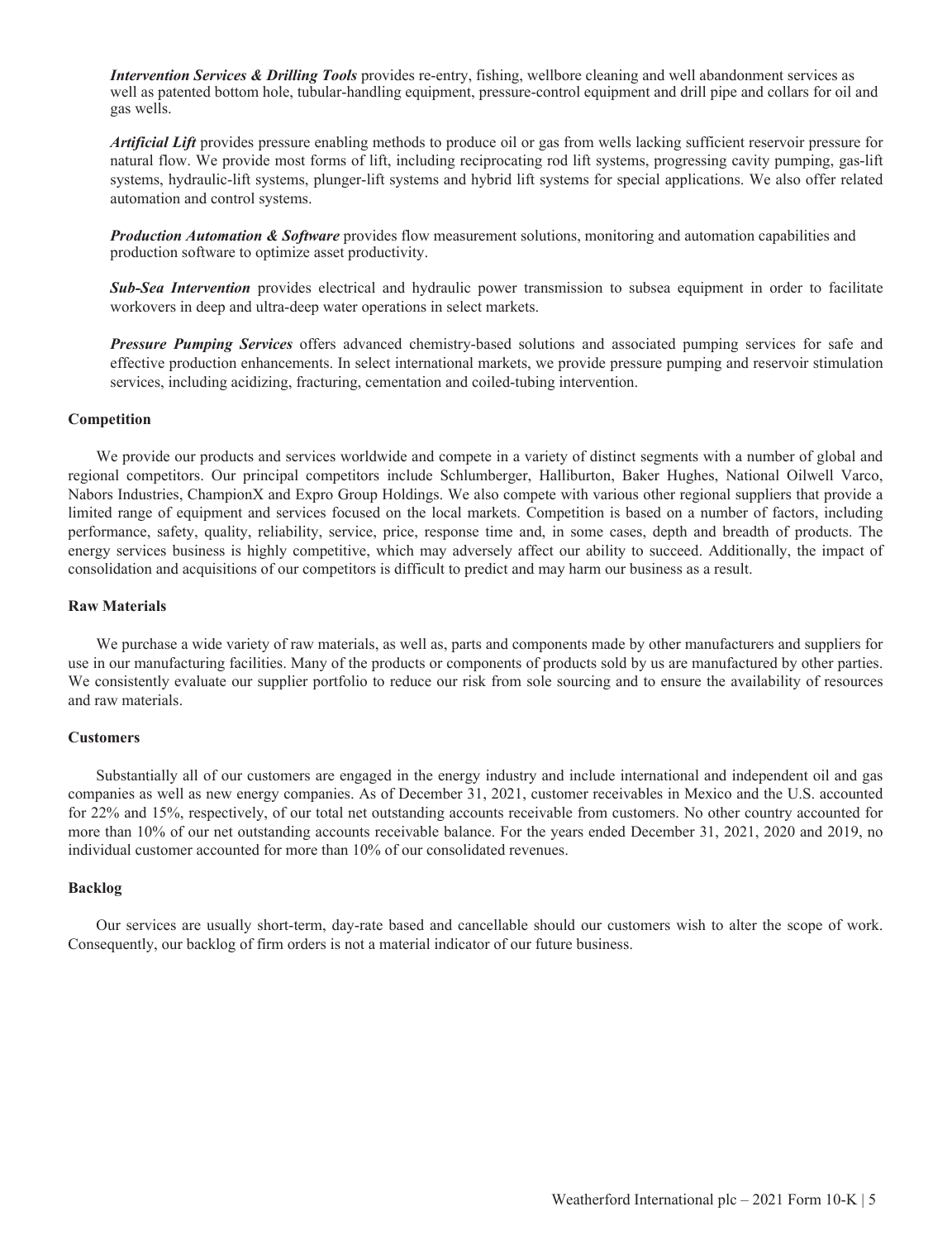***Intervention Services & Drilling Tools*** provides re-entry, fishing, wellbore cleaning and well abandonment services as well as patented bottom hole, tubular-handling equipment, pressure-control equipment and drill pipe and collars for oil and gas wells.

***Artificial Lift*** provides pressure enabling methods to produce oil or gas from wells lacking sufficient reservoir pressure for natural flow. We provide most forms of lift, including reciprocating rod lift systems, progressing cavity pumping, gas-lift systems, hydraulic-lift systems, plunger-lift systems and hybrid lift systems for special applications. We also offer related automation and control systems.

***Production Automation & Software*** provides flow measurement solutions, monitoring and automation capabilities and production software to optimize asset productivity.

***Sub-Sea Intervention*** provides electrical and hydraulic power transmission to subsea equipment in order to facilitate workovers in deep and ultra-deep water operations in select markets.

***Pressure Pumping Services*** offers advanced chemistry-based solutions and associated pumping services for safe and effective production enhancements. In select international markets, we provide pressure pumping and reservoir stimulation services, including acidizing, fracturing, cementation and coiled-tubing intervention.

**Competition**

We provide our products and services worldwide and compete in a variety of distinct segments with a number of global and regional competitors. Our principal competitors include Schlumberger, Halliburton, Baker Hughes, National Oilwell Varco, Nabors Industries, ChampionX and Expro Group Holdings. We also compete with various other regional suppliers that provide a limited range of equipment and services focused on the local markets. Competition is based on a number of factors, including performance, safety, quality, reliability, service, price, response time and, in some cases, depth and breadth of products. The energy services business is highly competitive, which may adversely affect our ability to succeed. Additionally, the impact of consolidation and acquisitions of our competitors is difficult to predict and may harm our business as a result.

**Raw Materials**

We purchase a wide variety of raw materials, as well as, parts and components made by other manufacturers and suppliers for use in our manufacturing facilities. Many of the products or components of products sold by us are manufactured by other parties. We consistently evaluate our supplier portfolio to reduce our risk from sole sourcing and to ensure the availability of resources and raw materials.

**Customers**

Substantially all of our customers are engaged in the energy industry and include international and independent oil and gas companies as well as new energy companies. As of December 31, 2021, customer receivables in Mexico and the U.S. accounted for 22% and 15%, respectively, of our total net outstanding accounts receivable from customers. No other country accounted for more than 10% of our net outstanding accounts receivable balance. For the years ended December 31, 2021, 2020 and 2019, no individual customer accounted for more than 10% of our consolidated revenues.

**Backlog**

Our services are usually short-term, day-rate based and cancellable should our customers wish to alter the scope of work. Consequently, our backlog of firm orders is not a material indicator of our future business.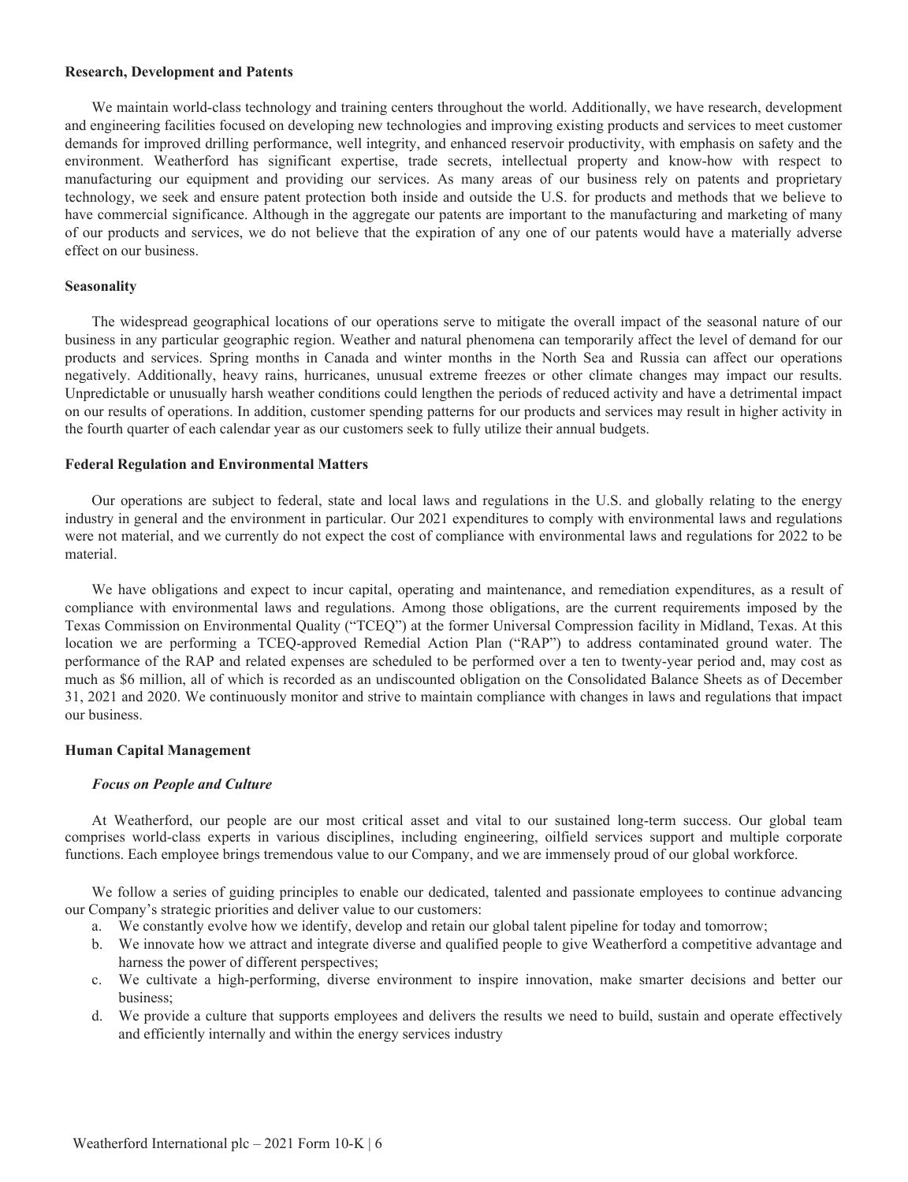**Research, Development and Patents**

We maintain world-class technology and training centers throughout the world. Additionally, we have research, development and engineering facilities focused on developing new technologies and improving existing products and services to meet customer demands for improved drilling performance, well integrity, and enhanced reservoir productivity, with emphasis on safety and the environment. Weatherford has significant expertise, trade secrets, intellectual property and know-how with respect to manufacturing our equipment and providing our services. As many areas of our business rely on patents and proprietary technology, we seek and ensure patent protection both inside and outside the U.S. for products and methods that we believe to have commercial significance. Although in the aggregate our patents are important to the manufacturing and marketing of many of our products and services, we do not believe that the expiration of any one of our patents would have a materially adverse effect on our business.

**Seasonality**

The widespread geographical locations of our operations serve to mitigate the overall impact of the seasonal nature of our business in any particular geographic region. Weather and natural phenomena can temporarily affect the level of demand for our products and services. Spring months in Canada and winter months in the North Sea and Russia can affect our operations negatively. Additionally, heavy rains, hurricanes, unusual extreme freezes or other climate changes may impact our results. Unpredictable or unusually harsh weather conditions could lengthen the periods of reduced activity and have a detrimental impact on our results of operations. In addition, customer spending patterns for our products and services may result in higher activity in the fourth quarter of each calendar year as our customers seek to fully utilize their annual budgets.

**Federal Regulation and Environmental Matters**

Our operations are subject to federal, state and local laws and regulations in the U.S. and globally relating to the energy industry in general and the environment in particular. Our 2021 expenditures to comply with environmental laws and regulations were not material, and we currently do not expect the cost of compliance with environmental laws and regulations for 2022 to be material.

We have obligations and expect to incur capital, operating and maintenance, and remediation expenditures, as a result of compliance with environmental laws and regulations. Among those obligations, are the current requirements imposed by the Texas Commission on Environmental Quality ("TCEQ") at the former Universal Compression facility in Midland, Texas. At this location we are performing a TCEQ-approved Remedial Action Plan ("RAP") to address contaminated ground water. The performance of the RAP and related expenses are scheduled to be performed over a ten to twenty-year period and, may cost as much as $6 million, all of which is recorded as an undiscounted obligation on the Consolidated Balance Sheets as of December 31, 2021 and 2020. We continuously monitor and strive to maintain compliance with changes in laws and regulations that impact our business.

**Human Capital Management**

***Focus on People and Culture***

At Weatherford, our people are our most critical asset and vital to our sustained long-term success. Our global team comprises world-class experts in various disciplines, including engineering, oilfield services support and multiple corporate functions. Each employee brings tremendous value to our Company, and we are immensely proud of our global workforce.

We follow a series of guiding principles to enable our dedicated, talented and passionate employees to continue advancing our Company's strategic priorities and deliver value to our customers:

a. We constantly evolve how we identify, develop and retain our global talent pipeline for today and tomorrow;
b. We innovate how we attract and integrate diverse and qualified people to give Weatherford a competitive advantage and harness the power of different perspectives;
c. We cultivate a high-performing, diverse environment to inspire innovation, make smarter decisions and better our business;
d. We provide a culture that supports employees and delivers the results we need to build, sustain and operate effectively and efficiently internally and within the energy services industry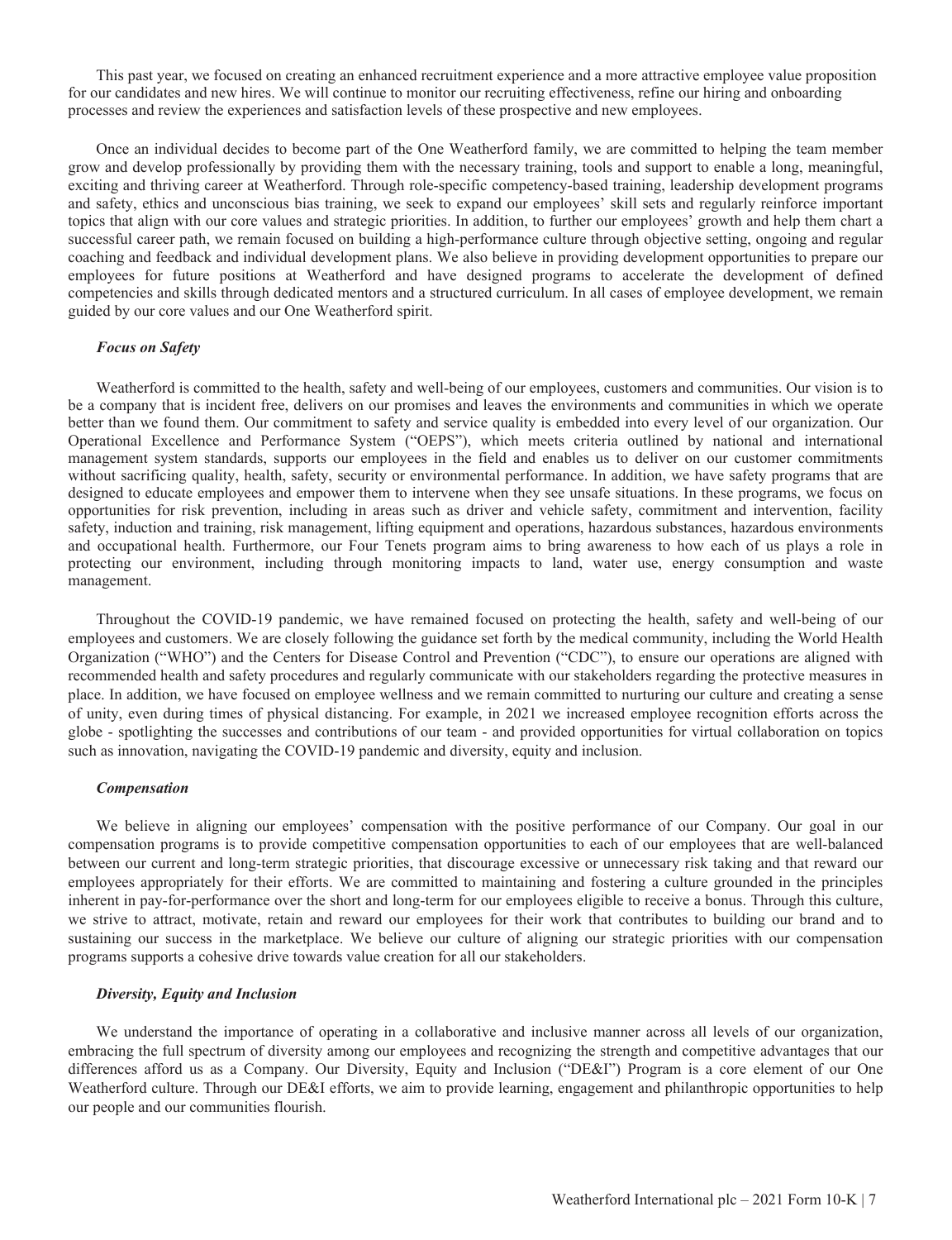This past year, we focused on creating an enhanced recruitment experience and a more attractive employee value proposition for our candidates and new hires. We will continue to monitor our recruiting effectiveness, refine our hiring and onboarding processes and review the experiences and satisfaction levels of these prospective and new employees.

Once an individual decides to become part of the One Weatherford family, we are committed to helping the team member grow and develop professionally by providing them with the necessary training, tools and support to enable a long, meaningful, exciting and thriving career at Weatherford. Through role-specific competency-based training, leadership development programs and safety, ethics and unconscious bias training, we seek to expand our employees' skill sets and regularly reinforce important topics that align with our core values and strategic priorities. In addition, to further our employees' growth and help them chart a successful career path, we remain focused on building a high-performance culture through objective setting, ongoing and regular coaching and feedback and individual development plans. We also believe in providing development opportunities to prepare our employees for future positions at Weatherford and have designed programs to accelerate the development of defined competencies and skills through dedicated mentors and a structured curriculum. In all cases of employee development, we remain guided by our core values and our One Weatherford spirit.

***Focus on Safety***

Weatherford is committed to the health, safety and well-being of our employees, customers and communities. Our vision is to be a company that is incident free, delivers on our promises and leaves the environments and communities in which we operate better than we found them. Our commitment to safety and service quality is embedded into every level of our organization. Our Operational Excellence and Performance System ("OEPS"), which meets criteria outlined by national and international management system standards, supports our employees in the field and enables us to deliver on our customer commitments without sacrificing quality, health, safety, security or environmental performance. In addition, we have safety programs that are designed to educate employees and empower them to intervene when they see unsafe situations. In these programs, we focus on opportunities for risk prevention, including in areas such as driver and vehicle safety, commitment and intervention, facility safety, induction and training, risk management, lifting equipment and operations, hazardous substances, hazardous environments and occupational health. Furthermore, our Four Tenets program aims to bring awareness to how each of us plays a role in protecting our environment, including through monitoring impacts to land, water use, energy consumption and waste management.

Throughout the COVID-19 pandemic, we have remained focused on protecting the health, safety and well-being of our employees and customers. We are closely following the guidance set forth by the medical community, including the World Health Organization ("WHO") and the Centers for Disease Control and Prevention ("CDC"), to ensure our operations are aligned with recommended health and safety procedures and regularly communicate with our stakeholders regarding the protective measures in place. In addition, we have focused on employee wellness and we remain committed to nurturing our culture and creating a sense of unity, even during times of physical distancing. For example, in 2021 we increased employee recognition efforts across the globe - spotlighting the successes and contributions of our team - and provided opportunities for virtual collaboration on topics such as innovation, navigating the COVID-19 pandemic and diversity, equity and inclusion.

***Compensation***

We believe in aligning our employees' compensation with the positive performance of our Company. Our goal in our compensation programs is to provide competitive compensation opportunities to each of our employees that are well-balanced between our current and long-term strategic priorities, that discourage excessive or unnecessary risk taking and that reward our employees appropriately for their efforts. We are committed to maintaining and fostering a culture grounded in the principles inherent in pay-for-performance over the short and long-term for our employees eligible to receive a bonus. Through this culture, we strive to attract, motivate, retain and reward our employees for their work that contributes to building our brand and to sustaining our success in the marketplace. We believe our culture of aligning our strategic priorities with our compensation programs supports a cohesive drive towards value creation for all our stakeholders.

***Diversity, Equity and Inclusion***

We understand the importance of operating in a collaborative and inclusive manner across all levels of our organization, embracing the full spectrum of diversity among our employees and recognizing the strength and competitive advantages that our differences afford us as a Company. Our Diversity, Equity and Inclusion ("DE&I") Program is a core element of our One Weatherford culture. Through our DE&I efforts, we aim to provide learning, engagement and philanthropic opportunities to help our people and our communities flourish.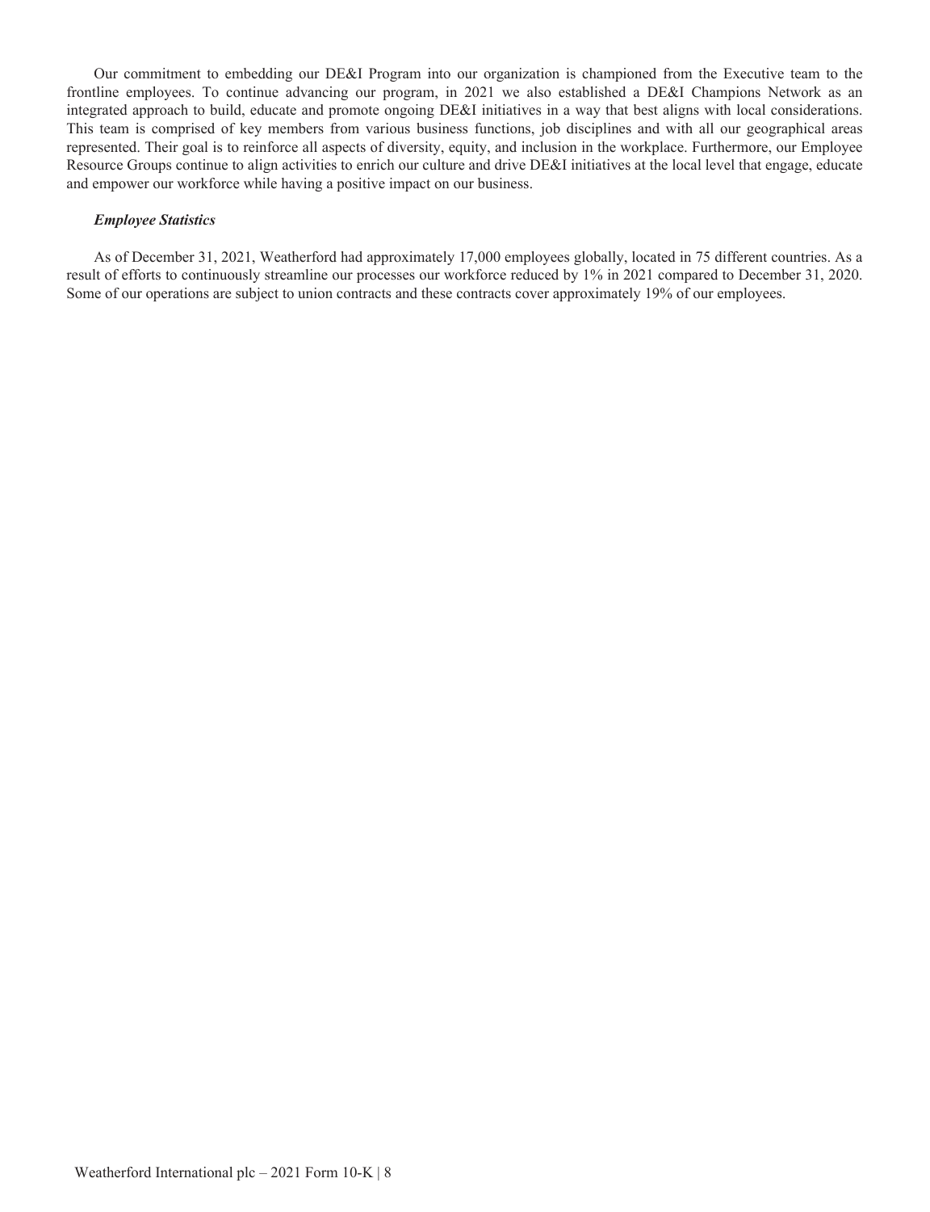Our commitment to embedding our DE&I Program into our organization is championed from the Executive team to the frontline employees. To continue advancing our program, in 2021 we also established a DE&I Champions Network as an integrated approach to build, educate and promote ongoing DE&I initiatives in a way that best aligns with local considerations. This team is comprised of key members from various business functions, job disciplines and with all our geographical areas represented. Their goal is to reinforce all aspects of diversity, equity, and inclusion in the workplace. Furthermore, our Employee Resource Groups continue to align activities to enrich our culture and drive DE&I initiatives at the local level that engage, educate and empower our workforce while having a positive impact on our business.

***Employee Statistics***

As of December 31, 2021, Weatherford had approximately 17,000 employees globally, located in 75 different countries. As a result of efforts to continuously streamline our processes our workforce reduced by 1% in 2021 compared to December 31, 2020. Some of our operations are subject to union contracts and these contracts cover approximately 19% of our employees.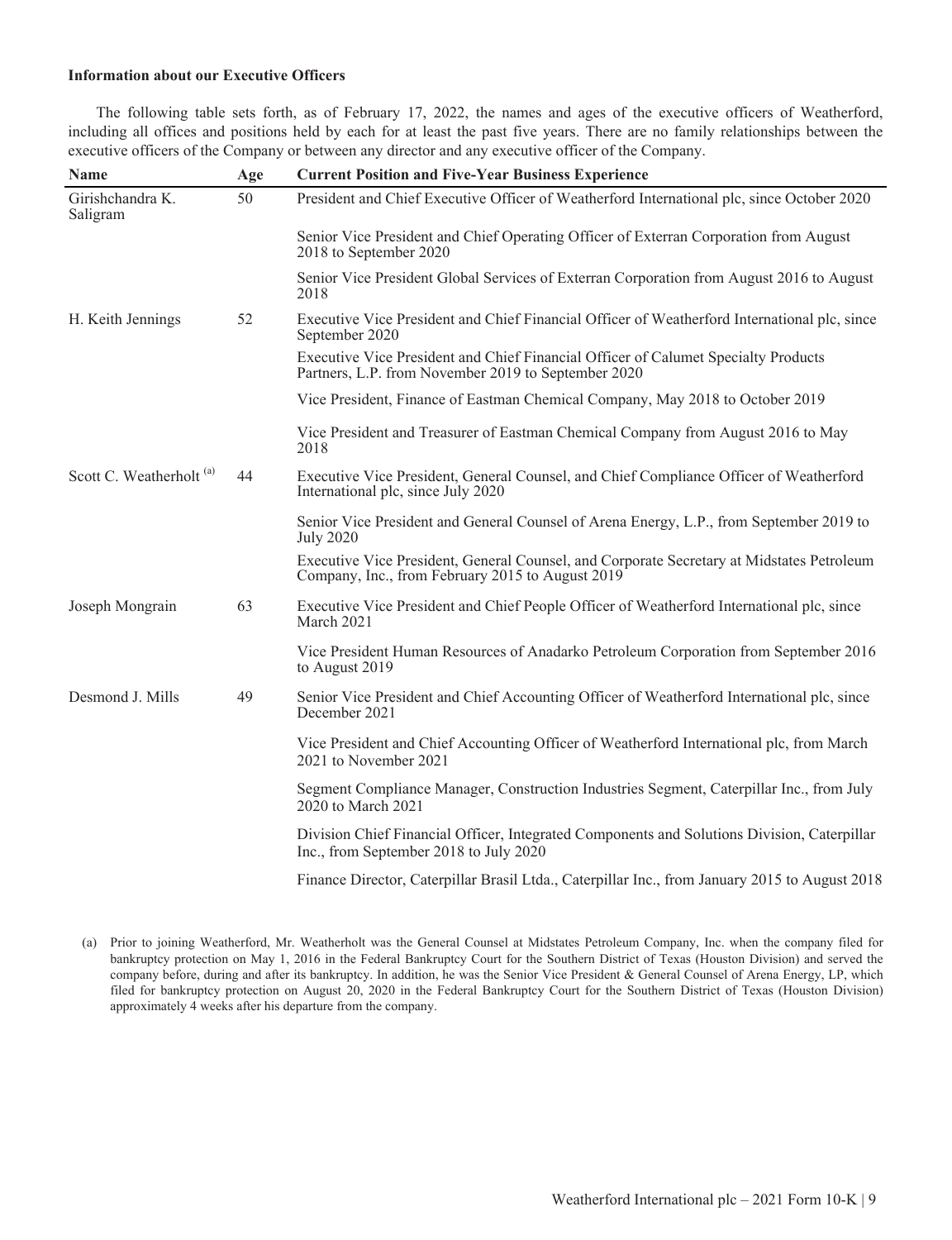**Information about our Executive Officers**

The following table sets forth, as of February 17, 2022, the names and ages of the executive officers of Weatherford, including all offices and positions held by each for at least the past five years. There are no family relationships between the executive officers of the Company or between any director and any executive officer of the Company.

| Name | Age | Current Position and Five-Year Business Experience |
|---|---|---|
| Girishchandra K. Saligram | 50 | President and Chief Executive Officer of Weatherford International plc, since October 2020 |
| | | Senior Vice President and Chief Operating Officer of Exterran Corporation from August 2018 to September 2020 |
| | | Senior Vice President Global Services of Exterran Corporation from August 2016 to August 2018 |
| H. Keith Jennings | 52 | Executive Vice President and Chief Financial Officer of Weatherford International plc, since September 2020 |
| | | Executive Vice President and Chief Financial Officer of Calumet Specialty Products Partners, L.P. from November 2019 to September 2020 |
| | | Vice President, Finance of Eastman Chemical Company, May 2018 to October 2019 |
| | | Vice President and Treasurer of Eastman Chemical Company from August 2016 to May 2018 |
| Scott C. Weatherholt [(a)] | 44 | Executive Vice President, General Counsel, and Chief Compliance Officer of Weatherford International plc, since July 2020 |
| | | Senior Vice President and General Counsel of Arena Energy, L.P., from September 2019 to July 2020 |
| | | Executive Vice President, General Counsel, and Corporate Secretary at Midstates Petroleum Company, Inc., from February 2015 to August 2019 |
| Joseph Mongrain | 63 | Executive Vice President and Chief People Officer of Weatherford International plc, since March 2021 |
| | | Vice President Human Resources of Anadarko Petroleum Corporation from September 2016 to August 2019 |
| Desmond J. Mills | 49 | Senior Vice President and Chief Accounting Officer of Weatherford International plc, since December 2021 |
| | | Vice President and Chief Accounting Officer of Weatherford International plc, from March 2021 to November 2021 |
| | | Segment Compliance Manager, Construction Industries Segment, Caterpillar Inc., from July 2020 to March 2021 |
| | | Division Chief Financial Officer, Integrated Components and Solutions Division, Caterpillar Inc., from September 2018 to July 2020 |
| | | Finance Director, Caterpillar Brasil Ltda., Caterpillar Inc., from January 2015 to August 2018 |

(a) Prior to joining Weatherford, Mr. Weatherholt was the General Counsel at Midstates Petroleum Company, Inc. when the company filed for bankruptcy protection on May 1, 2016 in the Federal Bankruptcy Court for the Southern District of Texas (Houston Division) and served the company before, during and after its bankruptcy. In addition, he was the Senior Vice President & General Counsel of Arena Energy, LP, which filed for bankruptcy protection on August 20, 2020 in the Federal Bankruptcy Court for the Southern District of Texas (Houston Division) approximately 4 weeks after his departure from the company.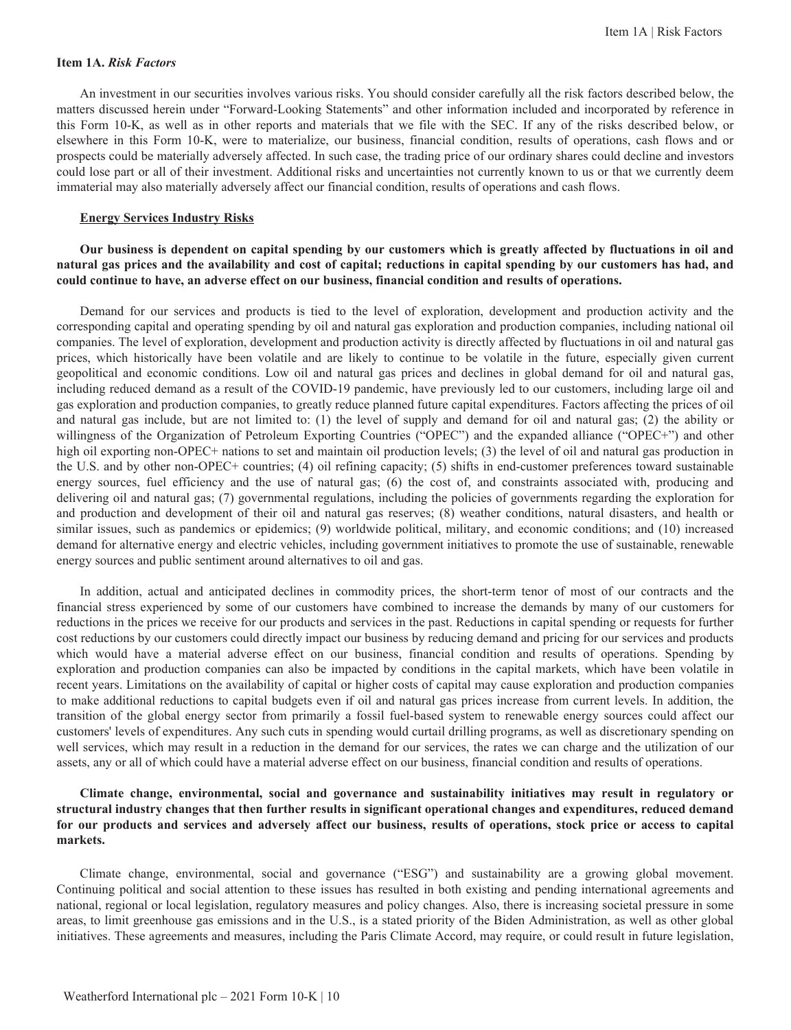## Item 1A. *Risk Factors*

An investment in our securities involves various risks. You should consider carefully all the risk factors described below, the matters discussed herein under "Forward-Looking Statements" and other information included and incorporated by reference in this Form 10-K, as well as in other reports and materials that we file with the SEC. If any of the risks described below, or elsewhere in this Form 10-K, were to materialize, our business, financial condition, results of operations, cash flows and or prospects could be materially adversely affected. In such case, the trading price of our ordinary shares could decline and investors could lose part or all of their investment. Additional risks and uncertainties not currently known to us or that we currently deem immaterial may also materially adversely affect our financial condition, results of operations and cash flows.

### Energy Services Industry Risks

**Our business is dependent on capital spending by our customers which is greatly affected by fluctuations in oil and natural gas prices and the availability and cost of capital; reductions in capital spending by our customers has had, and could continue to have, an adverse effect on our business, financial condition and results of operations.**

Demand for our services and products is tied to the level of exploration, development and production activity and the corresponding capital and operating spending by oil and natural gas exploration and production companies, including national oil companies. The level of exploration, development and production activity is directly affected by fluctuations in oil and natural gas prices, which historically have been volatile and are likely to continue to be volatile in the future, especially given current geopolitical and economic conditions. Low oil and natural gas prices and declines in global demand for oil and natural gas, including reduced demand as a result of the COVID-19 pandemic, have previously led to our customers, including large oil and gas exploration and production companies, to greatly reduce planned future capital expenditures. Factors affecting the prices of oil and natural gas include, but are not limited to: (1) the level of supply and demand for oil and natural gas; (2) the ability or willingness of the Organization of Petroleum Exporting Countries ("OPEC") and the expanded alliance ("OPEC+") and other high oil exporting non-OPEC+ nations to set and maintain oil production levels; (3) the level of oil and natural gas production in the U.S. and by other non-OPEC+ countries; (4) oil refining capacity; (5) shifts in end-customer preferences toward sustainable energy sources, fuel efficiency and the use of natural gas; (6) the cost of, and constraints associated with, producing and delivering oil and natural gas; (7) governmental regulations, including the policies of governments regarding the exploration for and production and development of their oil and natural gas reserves; (8) weather conditions, natural disasters, and health or similar issues, such as pandemics or epidemics; (9) worldwide political, military, and economic conditions; and (10) increased demand for alternative energy and electric vehicles, including government initiatives to promote the use of sustainable, renewable energy sources and public sentiment around alternatives to oil and gas.

In addition, actual and anticipated declines in commodity prices, the short-term tenor of most of our contracts and the financial stress experienced by some of our customers have combined to increase the demands by many of our customers for reductions in the prices we receive for our products and services in the past. Reductions in capital spending or requests for further cost reductions by our customers could directly impact our business by reducing demand and pricing for our services and products which would have a material adverse effect on our business, financial condition and results of operations. Spending by exploration and production companies can also be impacted by conditions in the capital markets, which have been volatile in recent years. Limitations on the availability of capital or higher costs of capital may cause exploration and production companies to make additional reductions to capital budgets even if oil and natural gas prices increase from current levels. In addition, the transition of the global energy sector from primarily a fossil fuel-based system to renewable energy sources could affect our customers' levels of expenditures. Any such cuts in spending would curtail drilling programs, as well as discretionary spending on well services, which may result in a reduction in the demand for our services, the rates we can charge and the utilization of our assets, any or all of which could have a material adverse effect on our business, financial condition and results of operations.

**Climate change, environmental, social and governance and sustainability initiatives may result in regulatory or structural industry changes that then further results in significant operational changes and expenditures, reduced demand for our products and services and adversely affect our business, results of operations, stock price or access to capital markets.**

Climate change, environmental, social and governance ("ESG") and sustainability are a growing global movement. Continuing political and social attention to these issues has resulted in both existing and pending international agreements and national, regional or local legislation, regulatory measures and policy changes. Also, there is increasing societal pressure in some areas, to limit greenhouse gas emissions and in the U.S., is a stated priority of the Biden Administration, as well as other global initiatives. These agreements and measures, including the Paris Climate Accord, may require, or could result in future legislation,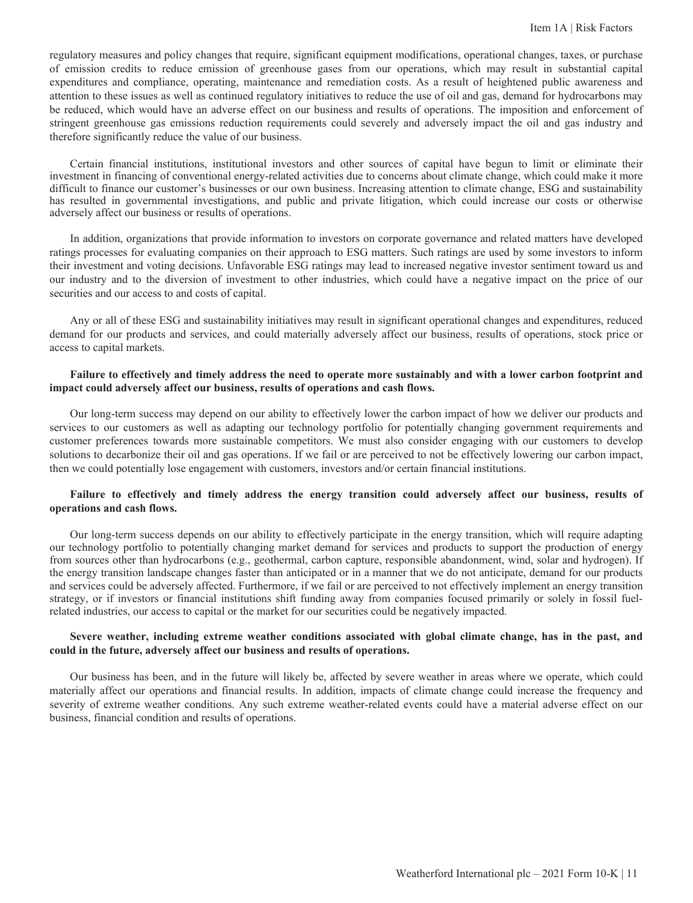regulatory measures and policy changes that require, significant equipment modifications, operational changes, taxes, or purchase of emission credits to reduce emission of greenhouse gases from our operations, which may result in substantial capital expenditures and compliance, operating, maintenance and remediation costs. As a result of heightened public awareness and attention to these issues as well as continued regulatory initiatives to reduce the use of oil and gas, demand for hydrocarbons may be reduced, which would have an adverse effect on our business and results of operations. The imposition and enforcement of stringent greenhouse gas emissions reduction requirements could severely and adversely impact the oil and gas industry and therefore significantly reduce the value of our business.

Certain financial institutions, institutional investors and other sources of capital have begun to limit or eliminate their investment in financing of conventional energy-related activities due to concerns about climate change, which could make it more difficult to finance our customer's businesses or our own business. Increasing attention to climate change, ESG and sustainability has resulted in governmental investigations, and public and private litigation, which could increase our costs or otherwise adversely affect our business or results of operations.

In addition, organizations that provide information to investors on corporate governance and related matters have developed ratings processes for evaluating companies on their approach to ESG matters. Such ratings are used by some investors to inform their investment and voting decisions. Unfavorable ESG ratings may lead to increased negative investor sentiment toward us and our industry and to the diversion of investment to other industries, which could have a negative impact on the price of our securities and our access to and costs of capital.

Any or all of these ESG and sustainability initiatives may result in significant operational changes and expenditures, reduced demand for our products and services, and could materially adversely affect our business, results of operations, stock price or access to capital markets.

**Failure to effectively and timely address the need to operate more sustainably and with a lower carbon footprint and impact could adversely affect our business, results of operations and cash flows.**

Our long-term success may depend on our ability to effectively lower the carbon impact of how we deliver our products and services to our customers as well as adapting our technology portfolio for potentially changing government requirements and customer preferences towards more sustainable competitors. We must also consider engaging with our customers to develop solutions to decarbonize their oil and gas operations. If we fail or are perceived to not be effectively lowering our carbon impact, then we could potentially lose engagement with customers, investors and/or certain financial institutions.

**Failure to effectively and timely address the energy transition could adversely affect our business, results of operations and cash flows.**

Our long-term success depends on our ability to effectively participate in the energy transition, which will require adapting our technology portfolio to potentially changing market demand for services and products to support the production of energy from sources other than hydrocarbons (e.g., geothermal, carbon capture, responsible abandonment, wind, solar and hydrogen). If the energy transition landscape changes faster than anticipated or in a manner that we do not anticipate, demand for our products and services could be adversely affected. Furthermore, if we fail or are perceived to not effectively implement an energy transition strategy, or if investors or financial institutions shift funding away from companies focused primarily or solely in fossil fuel-related industries, our access to capital or the market for our securities could be negatively impacted.

**Severe weather, including extreme weather conditions associated with global climate change, has in the past, and could in the future, adversely affect our business and results of operations.**

Our business has been, and in the future will likely be, affected by severe weather in areas where we operate, which could materially affect our operations and financial results. In addition, impacts of climate change could increase the frequency and severity of extreme weather conditions. Any such extreme weather-related events could have a material adverse effect on our business, financial condition and results of operations.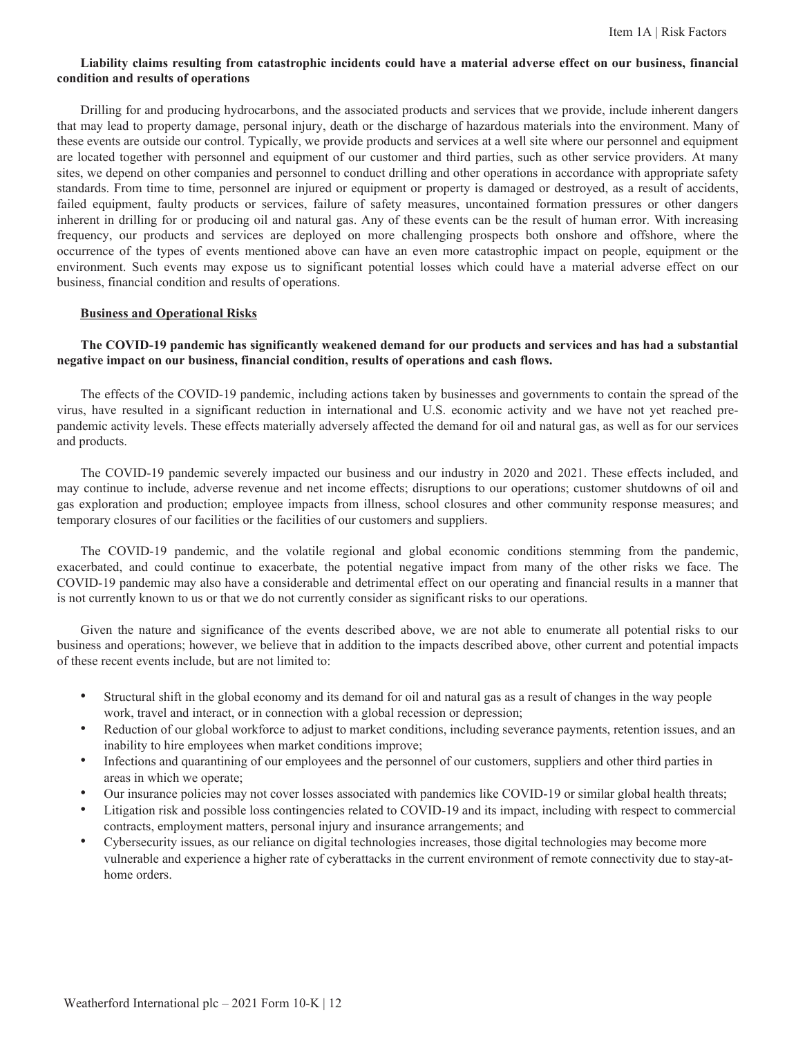**Liability claims resulting from catastrophic incidents could have a material adverse effect on our business, financial condition and results of operations**

Drilling for and producing hydrocarbons, and the associated products and services that we provide, include inherent dangers that may lead to property damage, personal injury, death or the discharge of hazardous materials into the environment. Many of these events are outside our control. Typically, we provide products and services at a well site where our personnel and equipment are located together with personnel and equipment of our customer and third parties, such as other service providers. At many sites, we depend on other companies and personnel to conduct drilling and other operations in accordance with appropriate safety standards. From time to time, personnel are injured or equipment or property is damaged or destroyed, as a result of accidents, failed equipment, faulty products or services, failure of safety measures, uncontained formation pressures or other dangers inherent in drilling for or producing oil and natural gas. Any of these events can be the result of human error. With increasing frequency, our products and services are deployed on more challenging prospects both onshore and offshore, where the occurrence of the types of events mentioned above can have an even more catastrophic impact on people, equipment or the environment. Such events may expose us to significant potential losses which could have a material adverse effect on our business, financial condition and results of operations.

## Business and Operational Risks

**The COVID-19 pandemic has significantly weakened demand for our products and services and has had a substantial negative impact on our business, financial condition, results of operations and cash flows.**

The effects of the COVID-19 pandemic, including actions taken by businesses and governments to contain the spread of the virus, have resulted in a significant reduction in international and U.S. economic activity and we have not yet reached pre-pandemic activity levels. These effects materially adversely affected the demand for oil and natural gas, as well as for our services and products.

The COVID-19 pandemic severely impacted our business and our industry in 2020 and 2021. These effects included, and may continue to include, adverse revenue and net income effects; disruptions to our operations; customer shutdowns of oil and gas exploration and production; employee impacts from illness, school closures and other community response measures; and temporary closures of our facilities or the facilities of our customers and suppliers.

The COVID-19 pandemic, and the volatile regional and global economic conditions stemming from the pandemic, exacerbated, and could continue to exacerbate, the potential negative impact from many of the other risks we face. The COVID-19 pandemic may also have a considerable and detrimental effect on our operating and financial results in a manner that is not currently known to us or that we do not currently consider as significant risks to our operations.

Given the nature and significance of the events described above, we are not able to enumerate all potential risks to our business and operations; however, we believe that in addition to the impacts described above, other current and potential impacts of these recent events include, but are not limited to:

- Structural shift in the global economy and its demand for oil and natural gas as a result of changes in the way people work, travel and interact, or in connection with a global recession or depression;
- Reduction of our global workforce to adjust to market conditions, including severance payments, retention issues, and an inability to hire employees when market conditions improve;
- Infections and quarantining of our employees and the personnel of our customers, suppliers and other third parties in areas in which we operate;
- Our insurance policies may not cover losses associated with pandemics like COVID-19 or similar global health threats;
- Litigation risk and possible loss contingencies related to COVID-19 and its impact, including with respect to commercial contracts, employment matters, personal injury and insurance arrangements; and
- Cybersecurity issues, as our reliance on digital technologies increases, those digital technologies may become more vulnerable and experience a higher rate of cyberattacks in the current environment of remote connectivity due to stay-at-home orders.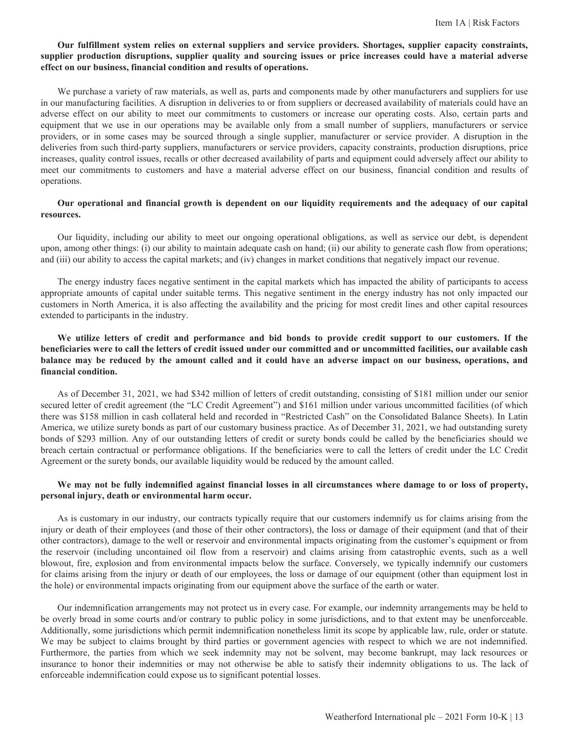**Our fulfillment system relies on external suppliers and service providers. Shortages, supplier capacity constraints, supplier production disruptions, supplier quality and sourcing issues or price increases could have a material adverse effect on our business, financial condition and results of operations.**

We purchase a variety of raw materials, as well as, parts and components made by other manufacturers and suppliers for use in our manufacturing facilities. A disruption in deliveries to or from suppliers or decreased availability of materials could have an adverse effect on our ability to meet our commitments to customers or increase our operating costs. Also, certain parts and equipment that we use in our operations may be available only from a small number of suppliers, manufacturers or service providers, or in some cases may be sourced through a single supplier, manufacturer or service provider. A disruption in the deliveries from such third-party suppliers, manufacturers or service providers, capacity constraints, production disruptions, price increases, quality control issues, recalls or other decreased availability of parts and equipment could adversely affect our ability to meet our commitments to customers and have a material adverse effect on our business, financial condition and results of operations.

**Our operational and financial growth is dependent on our liquidity requirements and the adequacy of our capital resources.**

Our liquidity, including our ability to meet our ongoing operational obligations, as well as service our debt, is dependent upon, among other things: (i) our ability to maintain adequate cash on hand; (ii) our ability to generate cash flow from operations; and (iii) our ability to access the capital markets; and (iv) changes in market conditions that negatively impact our revenue.

The energy industry faces negative sentiment in the capital markets which has impacted the ability of participants to access appropriate amounts of capital under suitable terms. This negative sentiment in the energy industry has not only impacted our customers in North America, it is also affecting the availability and the pricing for most credit lines and other capital resources extended to participants in the industry.

**We utilize letters of credit and performance and bid bonds to provide credit support to our customers. If the beneficiaries were to call the letters of credit issued under our committed and or uncommitted facilities, our available cash balance may be reduced by the amount called and it could have an adverse impact on our business, operations, and financial condition.**

As of December 31, 2021, we had $342 million of letters of credit outstanding, consisting of $181 million under our senior secured letter of credit agreement (the "LC Credit Agreement") and $161 million under various uncommitted facilities (of which there was $158 million in cash collateral held and recorded in "Restricted Cash" on the Consolidated Balance Sheets). In Latin America, we utilize surety bonds as part of our customary business practice. As of December 31, 2021, we had outstanding surety bonds of $293 million. Any of our outstanding letters of credit or surety bonds could be called by the beneficiaries should we breach certain contractual or performance obligations. If the beneficiaries were to call the letters of credit under the LC Credit Agreement or the surety bonds, our available liquidity would be reduced by the amount called.

**We may not be fully indemnified against financial losses in all circumstances where damage to or loss of property, personal injury, death or environmental harm occur.**

As is customary in our industry, our contracts typically require that our customers indemnify us for claims arising from the injury or death of their employees (and those of their other contractors), the loss or damage of their equipment (and that of their other contractors), damage to the well or reservoir and environmental impacts originating from the customer's equipment or from the reservoir (including uncontained oil flow from a reservoir) and claims arising from catastrophic events, such as a well blowout, fire, explosion and from environmental impacts below the surface. Conversely, we typically indemnify our customers for claims arising from the injury or death of our employees, the loss or damage of our equipment (other than equipment lost in the hole) or environmental impacts originating from our equipment above the surface of the earth or water.

Our indemnification arrangements may not protect us in every case. For example, our indemnity arrangements may be held to be overly broad in some courts and/or contrary to public policy in some jurisdictions, and to that extent may be unenforceable. Additionally, some jurisdictions which permit indemnification nonetheless limit its scope by applicable law, rule, order or statute. We may be subject to claims brought by third parties or government agencies with respect to which we are not indemnified. Furthermore, the parties from which we seek indemnity may not be solvent, may become bankrupt, may lack resources or insurance to honor their indemnities or may not otherwise be able to satisfy their indemnity obligations to us. The lack of enforceable indemnification could expose us to significant potential losses.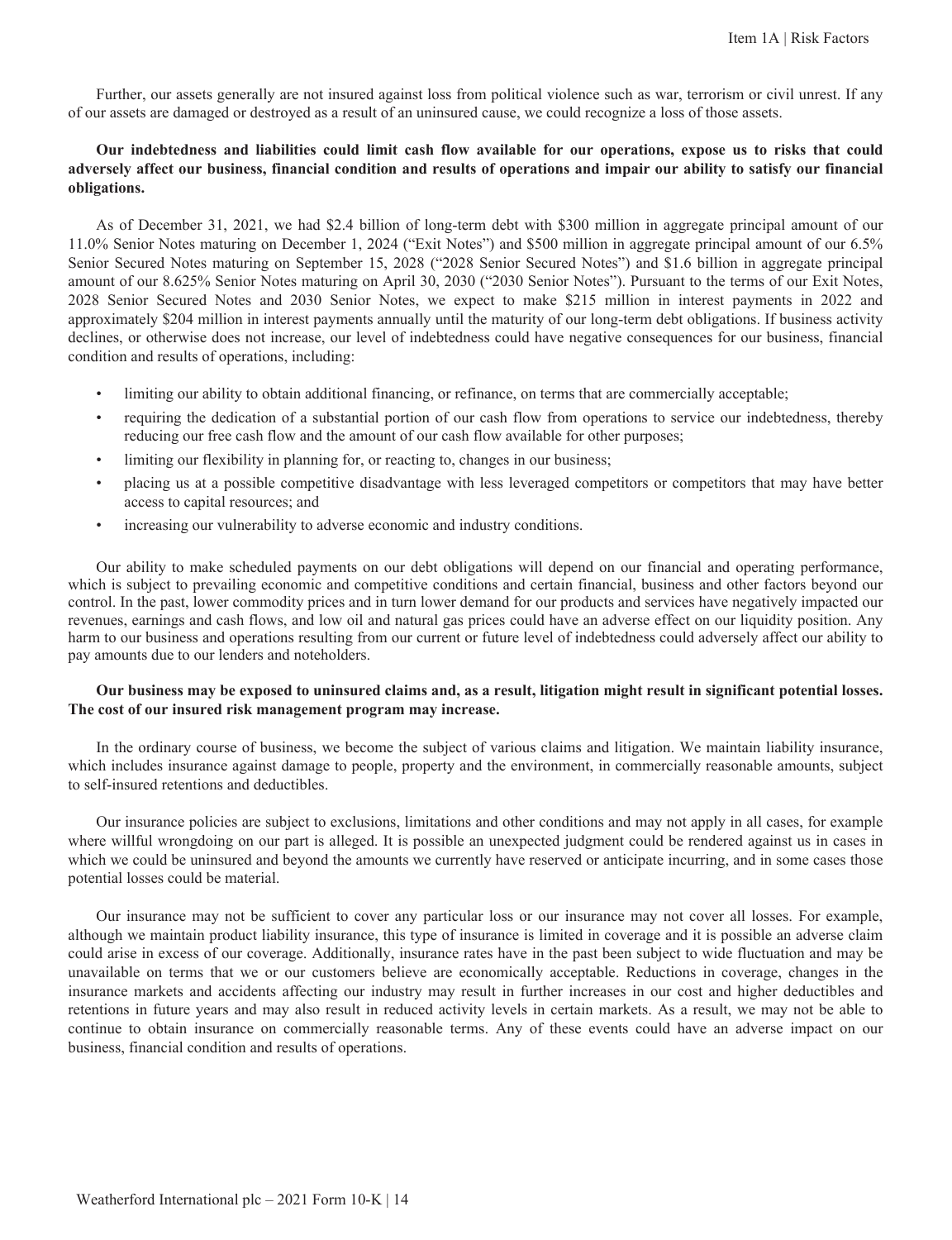Further, our assets generally are not insured against loss from political violence such as war, terrorism or civil unrest. If any of our assets are damaged or destroyed as a result of an uninsured cause, we could recognize a loss of those assets.

**Our indebtedness and liabilities could limit cash flow available for our operations, expose us to risks that could adversely affect our business, financial condition and results of operations and impair our ability to satisfy our financial obligations.**

As of December 31, 2021, we had $2.4 billion of long-term debt with $300 million in aggregate principal amount of our 11.0% Senior Notes maturing on December 1, 2024 ("Exit Notes") and $500 million in aggregate principal amount of our 6.5% Senior Secured Notes maturing on September 15, 2028 ("2028 Senior Secured Notes") and $1.6 billion in aggregate principal amount of our 8.625% Senior Notes maturing on April 30, 2030 ("2030 Senior Notes"). Pursuant to the terms of our Exit Notes, 2028 Senior Secured Notes and 2030 Senior Notes, we expect to make $215 million in interest payments in 2022 and approximately $204 million in interest payments annually until the maturity of our long-term debt obligations. If business activity declines, or otherwise does not increase, our level of indebtedness could have negative consequences for our business, financial condition and results of operations, including:

- limiting our ability to obtain additional financing, or refinance, on terms that are commercially acceptable;
- requiring the dedication of a substantial portion of our cash flow from operations to service our indebtedness, thereby reducing our free cash flow and the amount of our cash flow available for other purposes;
- limiting our flexibility in planning for, or reacting to, changes in our business;
- placing us at a possible competitive disadvantage with less leveraged competitors or competitors that may have better access to capital resources; and
- increasing our vulnerability to adverse economic and industry conditions.

Our ability to make scheduled payments on our debt obligations will depend on our financial and operating performance, which is subject to prevailing economic and competitive conditions and certain financial, business and other factors beyond our control. In the past, lower commodity prices and in turn lower demand for our products and services have negatively impacted our revenues, earnings and cash flows, and low oil and natural gas prices could have an adverse effect on our liquidity position. Any harm to our business and operations resulting from our current or future level of indebtedness could adversely affect our ability to pay amounts due to our lenders and noteholders.

**Our business may be exposed to uninsured claims and, as a result, litigation might result in significant potential losses. The cost of our insured risk management program may increase.**

In the ordinary course of business, we become the subject of various claims and litigation. We maintain liability insurance, which includes insurance against damage to people, property and the environment, in commercially reasonable amounts, subject to self-insured retentions and deductibles.

Our insurance policies are subject to exclusions, limitations and other conditions and may not apply in all cases, for example where willful wrongdoing on our part is alleged. It is possible an unexpected judgment could be rendered against us in cases in which we could be uninsured and beyond the amounts we currently have reserved or anticipate incurring, and in some cases those potential losses could be material.

Our insurance may not be sufficient to cover any particular loss or our insurance may not cover all losses. For example, although we maintain product liability insurance, this type of insurance is limited in coverage and it is possible an adverse claim could arise in excess of our coverage. Additionally, insurance rates have in the past been subject to wide fluctuation and may be unavailable on terms that we or our customers believe are economically acceptable. Reductions in coverage, changes in the insurance markets and accidents affecting our industry may result in further increases in our cost and higher deductibles and retentions in future years and may also result in reduced activity levels in certain markets. As a result, we may not be able to continue to obtain insurance on commercially reasonable terms. Any of these events could have an adverse impact on our business, financial condition and results of operations.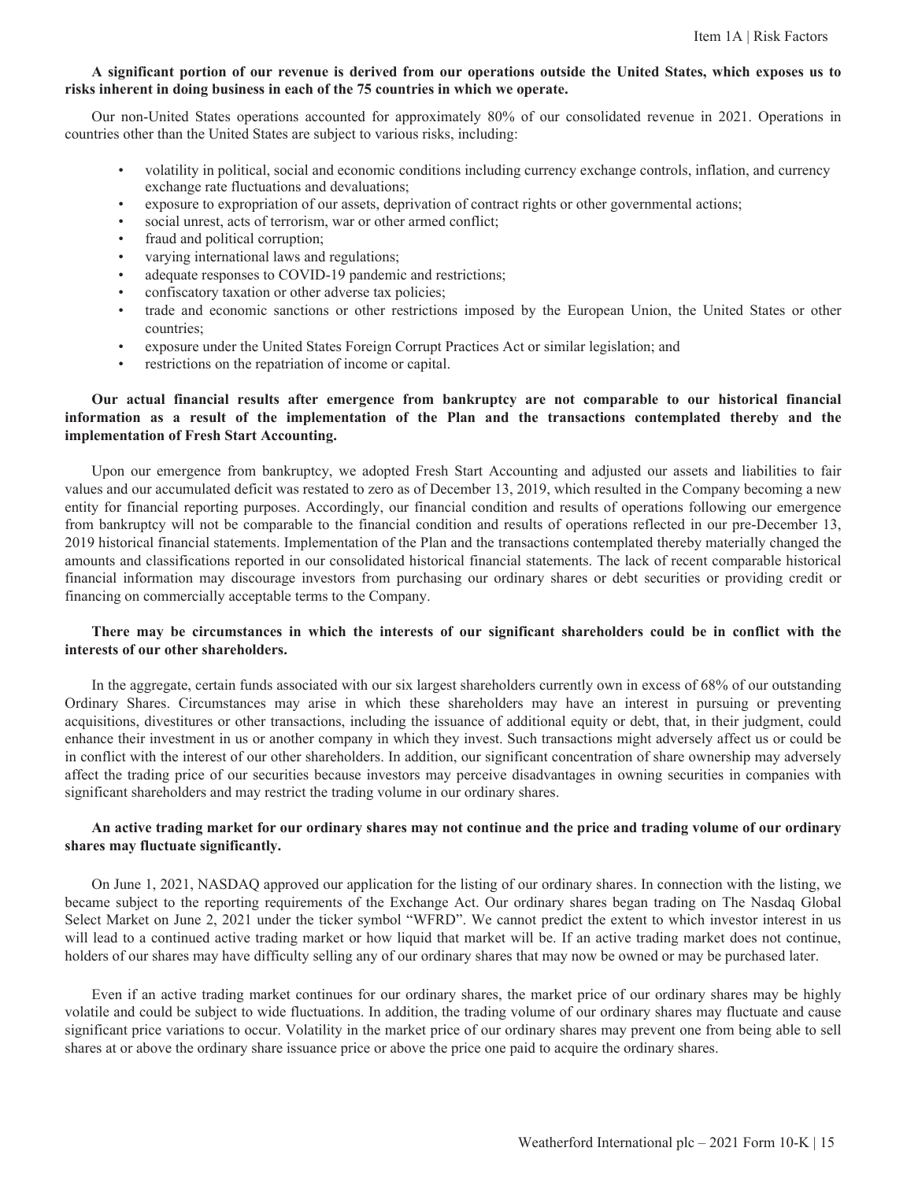**A significant portion of our revenue is derived from our operations outside the United States, which exposes us to risks inherent in doing business in each of the 75 countries in which we operate.**

Our non-United States operations accounted for approximately 80% of our consolidated revenue in 2021. Operations in countries other than the United States are subject to various risks, including:

- volatility in political, social and economic conditions including currency exchange controls, inflation, and currency exchange rate fluctuations and devaluations;
- exposure to expropriation of our assets, deprivation of contract rights or other governmental actions;
- social unrest, acts of terrorism, war or other armed conflict;
- fraud and political corruption;
- varying international laws and regulations;
- adequate responses to COVID-19 pandemic and restrictions;
- confiscatory taxation or other adverse tax policies;
- trade and economic sanctions or other restrictions imposed by the European Union, the United States or other countries;
- exposure under the United States Foreign Corrupt Practices Act or similar legislation; and
- restrictions on the repatriation of income or capital.

**Our actual financial results after emergence from bankruptcy are not comparable to our historical financial information as a result of the implementation of the Plan and the transactions contemplated thereby and the implementation of Fresh Start Accounting.**

Upon our emergence from bankruptcy, we adopted Fresh Start Accounting and adjusted our assets and liabilities to fair values and our accumulated deficit was restated to zero as of December 13, 2019, which resulted in the Company becoming a new entity for financial reporting purposes. Accordingly, our financial condition and results of operations following our emergence from bankruptcy will not be comparable to the financial condition and results of operations reflected in our pre-December 13, 2019 historical financial statements. Implementation of the Plan and the transactions contemplated thereby materially changed the amounts and classifications reported in our consolidated historical financial statements. The lack of recent comparable historical financial information may discourage investors from purchasing our ordinary shares or debt securities or providing credit or financing on commercially acceptable terms to the Company.

**There may be circumstances in which the interests of our significant shareholders could be in conflict with the interests of our other shareholders.**

In the aggregate, certain funds associated with our six largest shareholders currently own in excess of 68% of our outstanding Ordinary Shares. Circumstances may arise in which these shareholders may have an interest in pursuing or preventing acquisitions, divestitures or other transactions, including the issuance of additional equity or debt, that, in their judgment, could enhance their investment in us or another company in which they invest. Such transactions might adversely affect us or could be in conflict with the interest of our other shareholders. In addition, our significant concentration of share ownership may adversely affect the trading price of our securities because investors may perceive disadvantages in owning securities in companies with significant shareholders and may restrict the trading volume in our ordinary shares.

**An active trading market for our ordinary shares may not continue and the price and trading volume of our ordinary shares may fluctuate significantly.**

On June 1, 2021, NASDAQ approved our application for the listing of our ordinary shares. In connection with the listing, we became subject to the reporting requirements of the Exchange Act. Our ordinary shares began trading on The Nasdaq Global Select Market on June 2, 2021 under the ticker symbol "WFRD". We cannot predict the extent to which investor interest in us will lead to a continued active trading market or how liquid that market will be. If an active trading market does not continue, holders of our shares may have difficulty selling any of our ordinary shares that may now be owned or may be purchased later.

Even if an active trading market continues for our ordinary shares, the market price of our ordinary shares may be highly volatile and could be subject to wide fluctuations. In addition, the trading volume of our ordinary shares may fluctuate and cause significant price variations to occur. Volatility in the market price of our ordinary shares may prevent one from being able to sell shares at or above the ordinary share issuance price or above the price one paid to acquire the ordinary shares.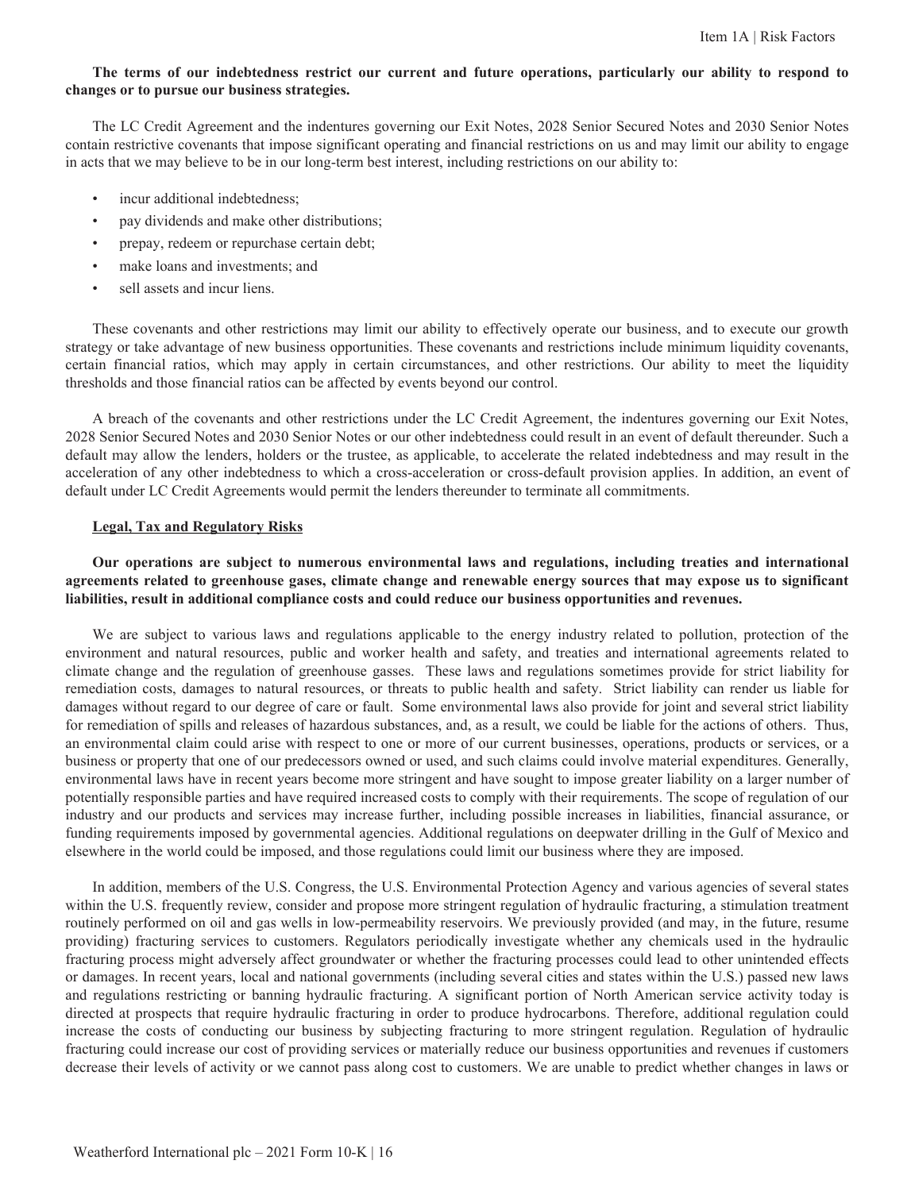**The terms of our indebtedness restrict our current and future operations, particularly our ability to respond to changes or to pursue our business strategies.**

The LC Credit Agreement and the indentures governing our Exit Notes, 2028 Senior Secured Notes and 2030 Senior Notes contain restrictive covenants that impose significant operating and financial restrictions on us and may limit our ability to engage in acts that we may believe to be in our long-term best interest, including restrictions on our ability to:

- incur additional indebtedness;
- pay dividends and make other distributions;
- prepay, redeem or repurchase certain debt;
- make loans and investments; and
- sell assets and incur liens.

These covenants and other restrictions may limit our ability to effectively operate our business, and to execute our growth strategy or take advantage of new business opportunities. These covenants and restrictions include minimum liquidity covenants, certain financial ratios, which may apply in certain circumstances, and other restrictions. Our ability to meet the liquidity thresholds and those financial ratios can be affected by events beyond our control.

A breach of the covenants and other restrictions under the LC Credit Agreement, the indentures governing our Exit Notes, 2028 Senior Secured Notes and 2030 Senior Notes or our other indebtedness could result in an event of default thereunder. Such a default may allow the lenders, holders or the trustee, as applicable, to accelerate the related indebtedness and may result in the acceleration of any other indebtedness to which a cross-acceleration or cross-default provision applies. In addition, an event of default under LC Credit Agreements would permit the lenders thereunder to terminate all commitments.

## Legal, Tax and Regulatory Risks

**Our operations are subject to numerous environmental laws and regulations, including treaties and international agreements related to greenhouse gases, climate change and renewable energy sources that may expose us to significant liabilities, result in additional compliance costs and could reduce our business opportunities and revenues.**

We are subject to various laws and regulations applicable to the energy industry related to pollution, protection of the environment and natural resources, public and worker health and safety, and treaties and international agreements related to climate change and the regulation of greenhouse gasses. These laws and regulations sometimes provide for strict liability for remediation costs, damages to natural resources, or threats to public health and safety. Strict liability can render us liable for damages without regard to our degree of care or fault. Some environmental laws also provide for joint and several strict liability for remediation of spills and releases of hazardous substances, and, as a result, we could be liable for the actions of others. Thus, an environmental claim could arise with respect to one or more of our current businesses, operations, products or services, or a business or property that one of our predecessors owned or used, and such claims could involve material expenditures. Generally, environmental laws have in recent years become more stringent and have sought to impose greater liability on a larger number of potentially responsible parties and have required increased costs to comply with their requirements. The scope of regulation of our industry and our products and services may increase further, including possible increases in liabilities, financial assurance, or funding requirements imposed by governmental agencies. Additional regulations on deepwater drilling in the Gulf of Mexico and elsewhere in the world could be imposed, and those regulations could limit our business where they are imposed.

In addition, members of the U.S. Congress, the U.S. Environmental Protection Agency and various agencies of several states within the U.S. frequently review, consider and propose more stringent regulation of hydraulic fracturing, a stimulation treatment routinely performed on oil and gas wells in low-permeability reservoirs. We previously provided (and may, in the future, resume providing) fracturing services to customers. Regulators periodically investigate whether any chemicals used in the hydraulic fracturing process might adversely affect groundwater or whether the fracturing processes could lead to other unintended effects or damages. In recent years, local and national governments (including several cities and states within the U.S.) passed new laws and regulations restricting or banning hydraulic fracturing. A significant portion of North American service activity today is directed at prospects that require hydraulic fracturing in order to produce hydrocarbons. Therefore, additional regulation could increase the costs of conducting our business by subjecting fracturing to more stringent regulation. Regulation of hydraulic fracturing could increase our cost of providing services or materially reduce our business opportunities and revenues if customers decrease their levels of activity or we cannot pass along cost to customers. We are unable to predict whether changes in laws or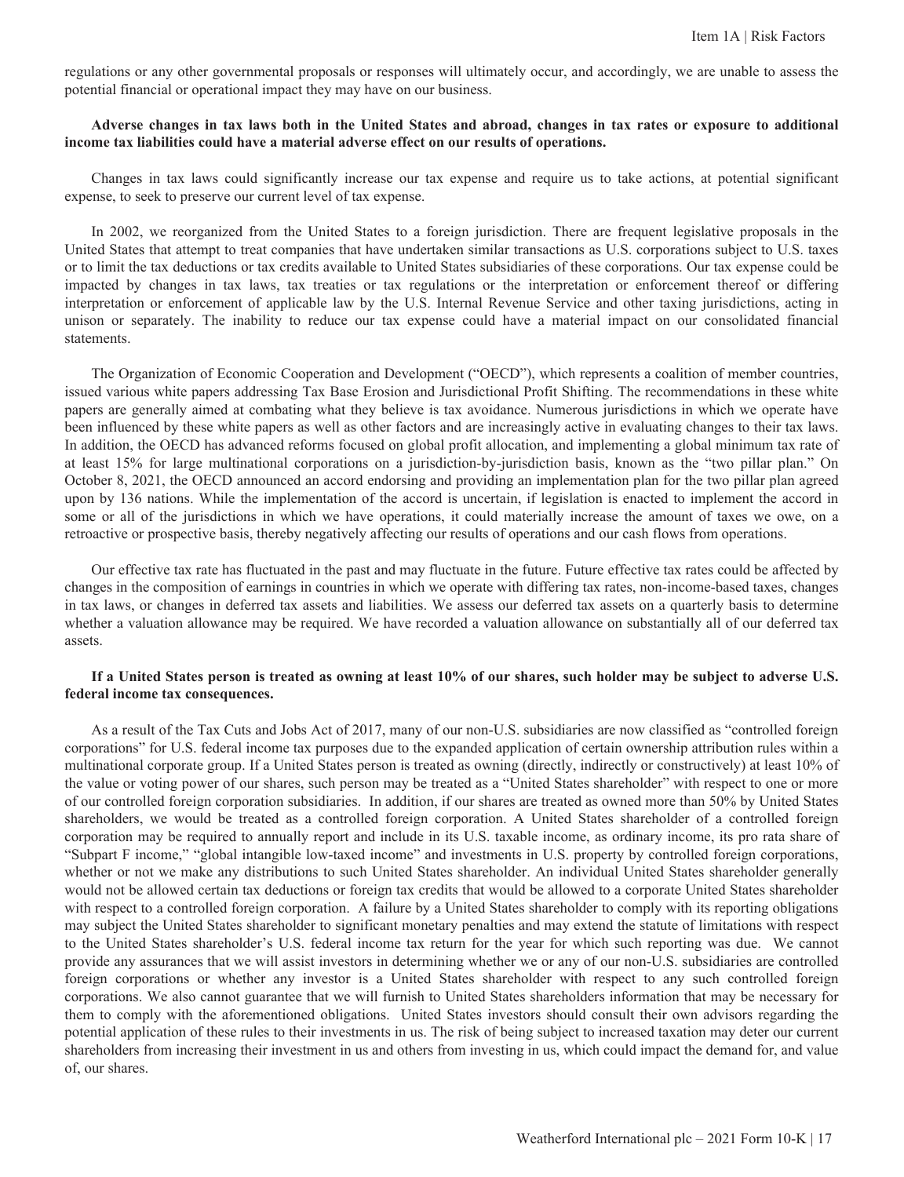regulations or any other governmental proposals or responses will ultimately occur, and accordingly, we are unable to assess the potential financial or operational impact they may have on our business.

**Adverse changes in tax laws both in the United States and abroad, changes in tax rates or exposure to additional income tax liabilities could have a material adverse effect on our results of operations.**

Changes in tax laws could significantly increase our tax expense and require us to take actions, at potential significant expense, to seek to preserve our current level of tax expense.

In 2002, we reorganized from the United States to a foreign jurisdiction. There are frequent legislative proposals in the United States that attempt to treat companies that have undertaken similar transactions as U.S. corporations subject to U.S. taxes or to limit the tax deductions or tax credits available to United States subsidiaries of these corporations. Our tax expense could be impacted by changes in tax laws, tax treaties or tax regulations or the interpretation or enforcement thereof or differing interpretation or enforcement of applicable law by the U.S. Internal Revenue Service and other taxing jurisdictions, acting in unison or separately. The inability to reduce our tax expense could have a material impact on our consolidated financial statements.

The Organization of Economic Cooperation and Development ("OECD"), which represents a coalition of member countries, issued various white papers addressing Tax Base Erosion and Jurisdictional Profit Shifting. The recommendations in these white papers are generally aimed at combating what they believe is tax avoidance. Numerous jurisdictions in which we operate have been influenced by these white papers as well as other factors and are increasingly active in evaluating changes to their tax laws. In addition, the OECD has advanced reforms focused on global profit allocation, and implementing a global minimum tax rate of at least 15% for large multinational corporations on a jurisdiction-by-jurisdiction basis, known as the "two pillar plan." On October 8, 2021, the OECD announced an accord endorsing and providing an implementation plan for the two pillar plan agreed upon by 136 nations. While the implementation of the accord is uncertain, if legislation is enacted to implement the accord in some or all of the jurisdictions in which we have operations, it could materially increase the amount of taxes we owe, on a retroactive or prospective basis, thereby negatively affecting our results of operations and our cash flows from operations.

Our effective tax rate has fluctuated in the past and may fluctuate in the future. Future effective tax rates could be affected by changes in the composition of earnings in countries in which we operate with differing tax rates, non-income-based taxes, changes in tax laws, or changes in deferred tax assets and liabilities. We assess our deferred tax assets on a quarterly basis to determine whether a valuation allowance may be required. We have recorded a valuation allowance on substantially all of our deferred tax assets.

**If a United States person is treated as owning at least 10% of our shares, such holder may be subject to adverse U.S. federal income tax consequences.**

As a result of the Tax Cuts and Jobs Act of 2017, many of our non-U.S. subsidiaries are now classified as "controlled foreign corporations" for U.S. federal income tax purposes due to the expanded application of certain ownership attribution rules within a multinational corporate group. If a United States person is treated as owning (directly, indirectly or constructively) at least 10% of the value or voting power of our shares, such person may be treated as a "United States shareholder" with respect to one or more of our controlled foreign corporation subsidiaries. In addition, if our shares are treated as owned more than 50% by United States shareholders, we would be treated as a controlled foreign corporation. A United States shareholder of a controlled foreign corporation may be required to annually report and include in its U.S. taxable income, as ordinary income, its pro rata share of "Subpart F income," "global intangible low-taxed income" and investments in U.S. property by controlled foreign corporations, whether or not we make any distributions to such United States shareholder. An individual United States shareholder generally would not be allowed certain tax deductions or foreign tax credits that would be allowed to a corporate United States shareholder with respect to a controlled foreign corporation. A failure by a United States shareholder to comply with its reporting obligations may subject the United States shareholder to significant monetary penalties and may extend the statute of limitations with respect to the United States shareholder's U.S. federal income tax return for the year for which such reporting was due. We cannot provide any assurances that we will assist investors in determining whether we or any of our non-U.S. subsidiaries are controlled foreign corporations or whether any investor is a United States shareholder with respect to any such controlled foreign corporations. We also cannot guarantee that we will furnish to United States shareholders information that may be necessary for them to comply with the aforementioned obligations. United States investors should consult their own advisors regarding the potential application of these rules to their investments in us. The risk of being subject to increased taxation may deter our current shareholders from increasing their investment in us and others from investing in us, which could impact the demand for, and value of, our shares.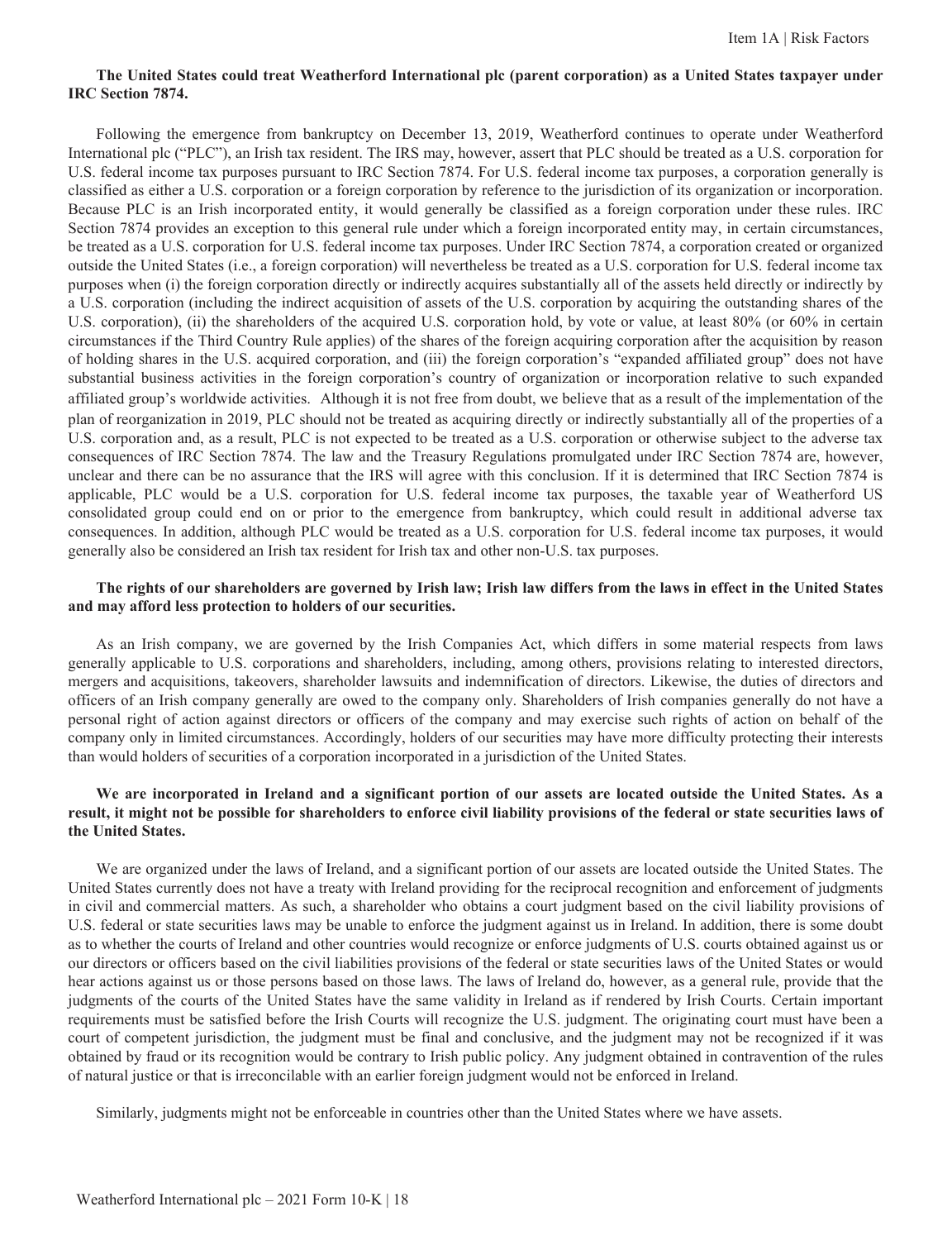**The United States could treat Weatherford International plc (parent corporation) as a United States taxpayer under IRC Section 7874.**

Following the emergence from bankruptcy on December 13, 2019, Weatherford continues to operate under Weatherford International plc ("PLC"), an Irish tax resident. The IRS may, however, assert that PLC should be treated as a U.S. corporation for U.S. federal income tax purposes pursuant to IRC Section 7874. For U.S. federal income tax purposes, a corporation generally is classified as either a U.S. corporation or a foreign corporation by reference to the jurisdiction of its organization or incorporation. Because PLC is an Irish incorporated entity, it would generally be classified as a foreign corporation under these rules. IRC Section 7874 provides an exception to this general rule under which a foreign incorporated entity may, in certain circumstances, be treated as a U.S. corporation for U.S. federal income tax purposes. Under IRC Section 7874, a corporation created or organized outside the United States (i.e., a foreign corporation) will nevertheless be treated as a U.S. corporation for U.S. federal income tax purposes when (i) the foreign corporation directly or indirectly acquires substantially all of the assets held directly or indirectly by a U.S. corporation (including the indirect acquisition of assets of the U.S. corporation by acquiring the outstanding shares of the U.S. corporation), (ii) the shareholders of the acquired U.S. corporation hold, by vote or value, at least 80% (or 60% in certain circumstances if the Third Country Rule applies) of the shares of the foreign acquiring corporation after the acquisition by reason of holding shares in the U.S. acquired corporation, and (iii) the foreign corporation's "expanded affiliated group" does not have substantial business activities in the foreign corporation's country of organization or incorporation relative to such expanded affiliated group's worldwide activities. Although it is not free from doubt, we believe that as a result of the implementation of the plan of reorganization in 2019, PLC should not be treated as acquiring directly or indirectly substantially all of the properties of a U.S. corporation and, as a result, PLC is not expected to be treated as a U.S. corporation or otherwise subject to the adverse tax consequences of IRC Section 7874. The law and the Treasury Regulations promulgated under IRC Section 7874 are, however, unclear and there can be no assurance that the IRS will agree with this conclusion. If it is determined that IRC Section 7874 is applicable, PLC would be a U.S. corporation for U.S. federal income tax purposes, the taxable year of Weatherford US consolidated group could end on or prior to the emergence from bankruptcy, which could result in additional adverse tax consequences. In addition, although PLC would be treated as a U.S. corporation for U.S. federal income tax purposes, it would generally also be considered an Irish tax resident for Irish tax and other non-U.S. tax purposes.

**The rights of our shareholders are governed by Irish law; Irish law differs from the laws in effect in the United States and may afford less protection to holders of our securities.**

As an Irish company, we are governed by the Irish Companies Act, which differs in some material respects from laws generally applicable to U.S. corporations and shareholders, including, among others, provisions relating to interested directors, mergers and acquisitions, takeovers, shareholder lawsuits and indemnification of directors. Likewise, the duties of directors and officers of an Irish company generally are owed to the company only. Shareholders of Irish companies generally do not have a personal right of action against directors or officers of the company and may exercise such rights of action on behalf of the company only in limited circumstances. Accordingly, holders of our securities may have more difficulty protecting their interests than would holders of securities of a corporation incorporated in a jurisdiction of the United States.

**We are incorporated in Ireland and a significant portion of our assets are located outside the United States. As a result, it might not be possible for shareholders to enforce civil liability provisions of the federal or state securities laws of the United States.**

We are organized under the laws of Ireland, and a significant portion of our assets are located outside the United States. The United States currently does not have a treaty with Ireland providing for the reciprocal recognition and enforcement of judgments in civil and commercial matters. As such, a shareholder who obtains a court judgment based on the civil liability provisions of U.S. federal or state securities laws may be unable to enforce the judgment against us in Ireland. In addition, there is some doubt as to whether the courts of Ireland and other countries would recognize or enforce judgments of U.S. courts obtained against us or our directors or officers based on the civil liabilities provisions of the federal or state securities laws of the United States or would hear actions against us or those persons based on those laws. The laws of Ireland do, however, as a general rule, provide that the judgments of the courts of the United States have the same validity in Ireland as if rendered by Irish Courts. Certain important requirements must be satisfied before the Irish Courts will recognize the U.S. judgment. The originating court must have been a court of competent jurisdiction, the judgment must be final and conclusive, and the judgment may not be recognized if it was obtained by fraud or its recognition would be contrary to Irish public policy. Any judgment obtained in contravention of the rules of natural justice or that is irreconcilable with an earlier foreign judgment would not be enforced in Ireland.

Similarly, judgments might not be enforceable in countries other than the United States where we have assets.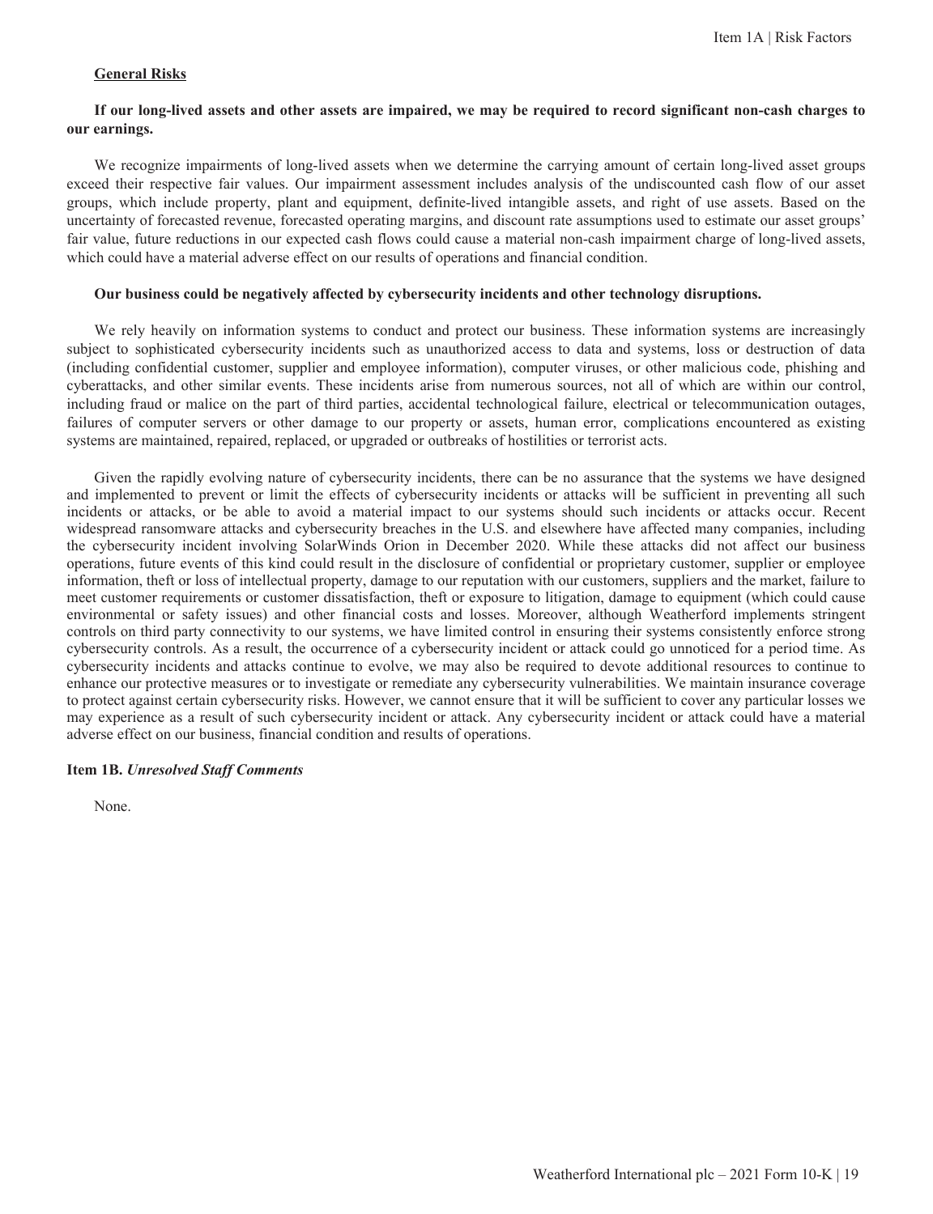**General Risks**

**If our long-lived assets and other assets are impaired, we may be required to record significant non-cash charges to our earnings.**

We recognize impairments of long-lived assets when we determine the carrying amount of certain long-lived asset groups exceed their respective fair values. Our impairment assessment includes analysis of the undiscounted cash flow of our asset groups, which include property, plant and equipment, definite-lived intangible assets, and right of use assets. Based on the uncertainty of forecasted revenue, forecasted operating margins, and discount rate assumptions used to estimate our asset groups' fair value, future reductions in our expected cash flows could cause a material non-cash impairment charge of long-lived assets, which could have a material adverse effect on our results of operations and financial condition.

**Our business could be negatively affected by cybersecurity incidents and other technology disruptions.**

We rely heavily on information systems to conduct and protect our business. These information systems are increasingly subject to sophisticated cybersecurity incidents such as unauthorized access to data and systems, loss or destruction of data (including confidential customer, supplier and employee information), computer viruses, or other malicious code, phishing and cyberattacks, and other similar events. These incidents arise from numerous sources, not all of which are within our control, including fraud or malice on the part of third parties, accidental technological failure, electrical or telecommunication outages, failures of computer servers or other damage to our property or assets, human error, complications encountered as existing systems are maintained, repaired, replaced, or upgraded or outbreaks of hostilities or terrorist acts.

Given the rapidly evolving nature of cybersecurity incidents, there can be no assurance that the systems we have designed and implemented to prevent or limit the effects of cybersecurity incidents or attacks will be sufficient in preventing all such incidents or attacks, or be able to avoid a material impact to our systems should such incidents or attacks occur. Recent widespread ransomware attacks and cybersecurity breaches in the U.S. and elsewhere have affected many companies, including the cybersecurity incident involving SolarWinds Orion in December 2020. While these attacks did not affect our business operations, future events of this kind could result in the disclosure of confidential or proprietary customer, supplier or employee information, theft or loss of intellectual property, damage to our reputation with our customers, suppliers and the market, failure to meet customer requirements or customer dissatisfaction, theft or exposure to litigation, damage to equipment (which could cause environmental or safety issues) and other financial costs and losses. Moreover, although Weatherford implements stringent controls on third party connectivity to our systems, we have limited control in ensuring their systems consistently enforce strong cybersecurity controls. As a result, the occurrence of a cybersecurity incident or attack could go unnoticed for a period time. As cybersecurity incidents and attacks continue to evolve, we may also be required to devote additional resources to continue to enhance our protective measures or to investigate or remediate any cybersecurity vulnerabilities. We maintain insurance coverage to protect against certain cybersecurity risks. However, we cannot ensure that it will be sufficient to cover any particular losses we may experience as a result of such cybersecurity incident or attack. Any cybersecurity incident or attack could have a material adverse effect on our business, financial condition and results of operations.

**Item 1B.** ***Unresolved Staff Comments***

None.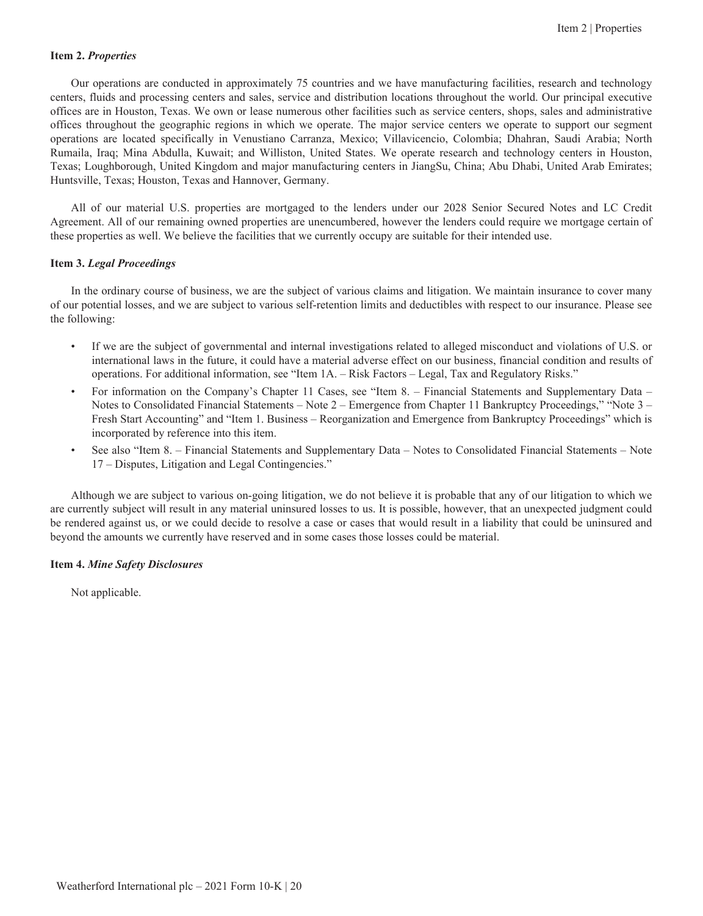**Item 2.** ***Properties***

Our operations are conducted in approximately 75 countries and we have manufacturing facilities, research and technology centers, fluids and processing centers and sales, service and distribution locations throughout the world. Our principal executive offices are in Houston, Texas. We own or lease numerous other facilities such as service centers, shops, sales and administrative offices throughout the geographic regions in which we operate. The major service centers we operate to support our segment operations are located specifically in Venustiano Carranza, Mexico; Villavicencio, Colombia; Dhahran, Saudi Arabia; North Rumaila, Iraq; Mina Abdulla, Kuwait; and Williston, United States. We operate research and technology centers in Houston, Texas; Loughborough, United Kingdom and major manufacturing centers in JiangSu, China; Abu Dhabi, United Arab Emirates; Huntsville, Texas; Houston, Texas and Hannover, Germany.

All of our material U.S. properties are mortgaged to the lenders under our 2028 Senior Secured Notes and LC Credit Agreement. All of our remaining owned properties are unencumbered, however the lenders could require we mortgage certain of these properties as well. We believe the facilities that we currently occupy are suitable for their intended use.

**Item 3.** ***Legal Proceedings***

In the ordinary course of business, we are the subject of various claims and litigation. We maintain insurance to cover many of our potential losses, and we are subject to various self-retention limits and deductibles with respect to our insurance. Please see the following:

- If we are the subject of governmental and internal investigations related to alleged misconduct and violations of U.S. or international laws in the future, it could have a material adverse effect on our business, financial condition and results of operations. For additional information, see "Item 1A. – Risk Factors – Legal, Tax and Regulatory Risks."
- For information on the Company's Chapter 11 Cases, see "Item 8. – Financial Statements and Supplementary Data – Notes to Consolidated Financial Statements – Note 2 – Emergence from Chapter 11 Bankruptcy Proceedings," "Note 3 – Fresh Start Accounting" and "Item 1. Business – Reorganization and Emergence from Bankruptcy Proceedings" which is incorporated by reference into this item.
- See also "Item 8. – Financial Statements and Supplementary Data – Notes to Consolidated Financial Statements – Note 17 – Disputes, Litigation and Legal Contingencies."

Although we are subject to various on-going litigation, we do not believe it is probable that any of our litigation to which we are currently subject will result in any material uninsured losses to us. It is possible, however, that an unexpected judgment could be rendered against us, or we could decide to resolve a case or cases that would result in a liability that could be uninsured and beyond the amounts we currently have reserved and in some cases those losses could be material.

**Item 4.** ***Mine Safety Disclosures***

Not applicable.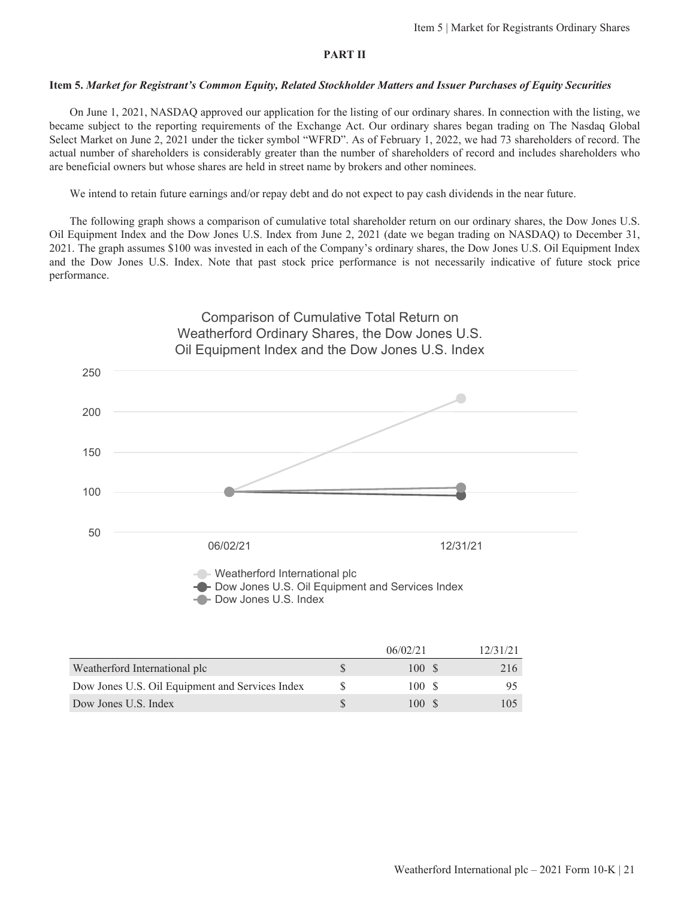## PART II

### Item 5. *Market for Registrant's Common Equity, Related Stockholder Matters and Issuer Purchases of Equity Securities*

On June 1, 2021, NASDAQ approved our application for the listing of our ordinary shares. In connection with the listing, we became subject to the reporting requirements of the Exchange Act. Our ordinary shares began trading on The Nasdaq Global Select Market on June 2, 2021 under the ticker symbol "WFRD". As of February 1, 2022, we had 73 shareholders of record. The actual number of shareholders is considerably greater than the number of shareholders of record and includes shareholders who are beneficial owners but whose shares are held in street name by brokers and other nominees.

We intend to retain future earnings and/or repay debt and do not expect to pay cash dividends in the near future.

The following graph shows a comparison of cumulative total shareholder return on our ordinary shares, the Dow Jones U.S. Oil Equipment Index and the Dow Jones U.S. Index from June 2, 2021 (date we began trading on NASDAQ) to December 31, 2021. The graph assumes $100 was invested in each of the Company's ordinary shares, the Dow Jones U.S. Oil Equipment Index and the Dow Jones U.S. Index. Note that past stock price performance is not necessarily indicative of future stock price performance.

Comparison of Cumulative Total Return on Weatherford Ordinary Shares, the Dow Jones U.S. Oil Equipment Index and the Dow Jones U.S. Index

| | 06/02/21 | 12/31/21 |
|---|---|---|
| Weatherford International plc | $ 100 | $ 216 |
| Dow Jones U.S. Oil Equipment and Services Index | $ 100 | $ 95 |
| Dow Jones U.S. Index | $ 100 | $ 105 |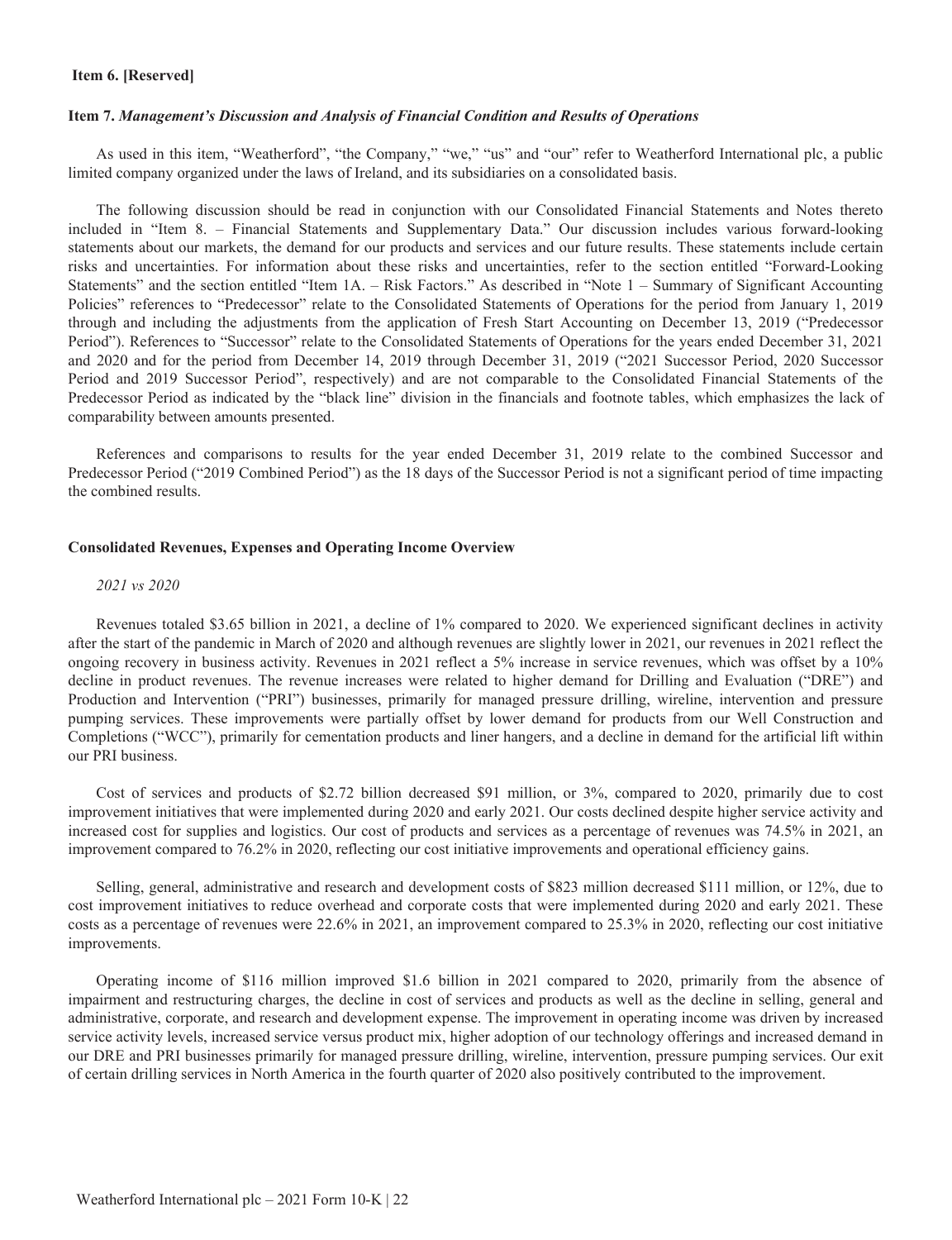**Item 6. [Reserved]**

**Item 7.** ***Management's Discussion and Analysis of Financial Condition and Results of Operations***

As used in this item, "Weatherford", "the Company," "we," "us" and "our" refer to Weatherford International plc, a public limited company organized under the laws of Ireland, and its subsidiaries on a consolidated basis.

The following discussion should be read in conjunction with our Consolidated Financial Statements and Notes thereto included in "Item 8. – Financial Statements and Supplementary Data." Our discussion includes various forward-looking statements about our markets, the demand for our products and services and our future results. These statements include certain risks and uncertainties. For information about these risks and uncertainties, refer to the section entitled "Forward-Looking Statements" and the section entitled "Item 1A. – Risk Factors." As described in "Note 1 – Summary of Significant Accounting Policies" references to "Predecessor" relate to the Consolidated Statements of Operations for the period from January 1, 2019 through and including the adjustments from the application of Fresh Start Accounting on December 13, 2019 ("Predecessor Period"). References to "Successor" relate to the Consolidated Statements of Operations for the years ended December 31, 2021 and 2020 and for the period from December 14, 2019 through December 31, 2019 ("2021 Successor Period, 2020 Successor Period and 2019 Successor Period", respectively) and are not comparable to the Consolidated Financial Statements of the Predecessor Period as indicated by the "black line" division in the financials and footnote tables, which emphasizes the lack of comparability between amounts presented.

References and comparisons to results for the year ended December 31, 2019 relate to the combined Successor and Predecessor Period ("2019 Combined Period") as the 18 days of the Successor Period is not a significant period of time impacting the combined results.

**Consolidated Revenues, Expenses and Operating Income Overview**

*2021 vs 2020*

Revenues totaled $3.65 billion in 2021, a decline of 1% compared to 2020. We experienced significant declines in activity after the start of the pandemic in March of 2020 and although revenues are slightly lower in 2021, our revenues in 2021 reflect the ongoing recovery in business activity. Revenues in 2021 reflect a 5% increase in service revenues, which was offset by a 10% decline in product revenues. The revenue increases were related to higher demand for Drilling and Evaluation ("DRE") and Production and Intervention ("PRI") businesses, primarily for managed pressure drilling, wireline, intervention and pressure pumping services. These improvements were partially offset by lower demand for products from our Well Construction and Completions ("WCC"), primarily for cementation products and liner hangers, and a decline in demand for the artificial lift within our PRI business.

Cost of services and products of $2.72 billion decreased $91 million, or 3%, compared to 2020, primarily due to cost improvement initiatives that were implemented during 2020 and early 2021. Our costs declined despite higher service activity and increased cost for supplies and logistics. Our cost of products and services as a percentage of revenues was 74.5% in 2021, an improvement compared to 76.2% in 2020, reflecting our cost initiative improvements and operational efficiency gains.

Selling, general, administrative and research and development costs of $823 million decreased $111 million, or 12%, due to cost improvement initiatives to reduce overhead and corporate costs that were implemented during 2020 and early 2021. These costs as a percentage of revenues were 22.6% in 2021, an improvement compared to 25.3% in 2020, reflecting our cost initiative improvements.

Operating income of $116 million improved $1.6 billion in 2021 compared to 2020, primarily from the absence of impairment and restructuring charges, the decline in cost of services and products as well as the decline in selling, general and administrative, corporate, and research and development expense. The improvement in operating income was driven by increased service activity levels, increased service versus product mix, higher adoption of our technology offerings and increased demand in our DRE and PRI businesses primarily for managed pressure drilling, wireline, intervention, pressure pumping services. Our exit of certain drilling services in North America in the fourth quarter of 2020 also positively contributed to the improvement.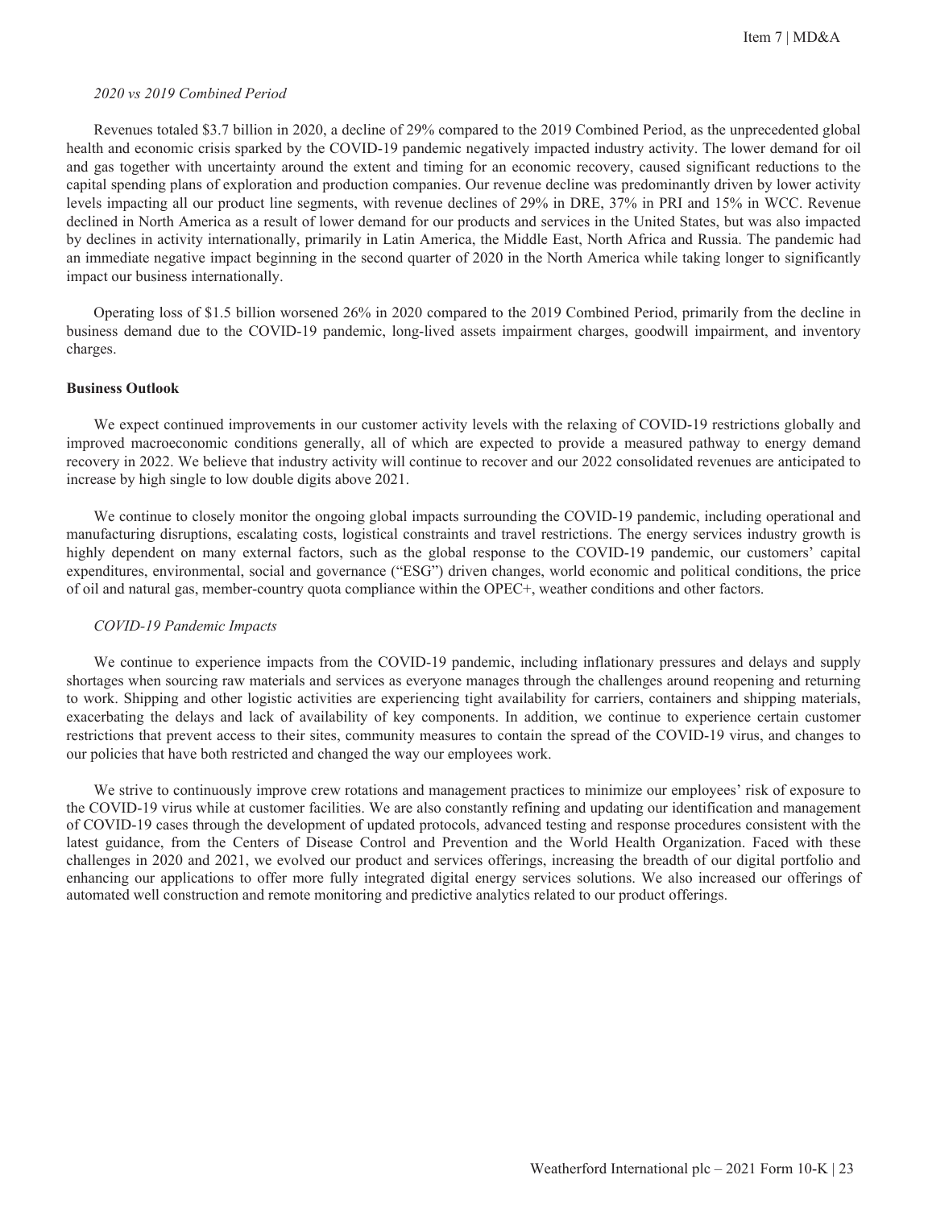*2020 vs 2019 Combined Period*

Revenues totaled $3.7 billion in 2020, a decline of 29% compared to the 2019 Combined Period, as the unprecedented global health and economic crisis sparked by the COVID-19 pandemic negatively impacted industry activity. The lower demand for oil and gas together with uncertainty around the extent and timing for an economic recovery, caused significant reductions to the capital spending plans of exploration and production companies. Our revenue decline was predominantly driven by lower activity levels impacting all our product line segments, with revenue declines of 29% in DRE, 37% in PRI and 15% in WCC. Revenue declined in North America as a result of lower demand for our products and services in the United States, but was also impacted by declines in activity internationally, primarily in Latin America, the Middle East, North Africa and Russia. The pandemic had an immediate negative impact beginning in the second quarter of 2020 in the North America while taking longer to significantly impact our business internationally.

Operating loss of $1.5 billion worsened 26% in 2020 compared to the 2019 Combined Period, primarily from the decline in business demand due to the COVID-19 pandemic, long-lived assets impairment charges, goodwill impairment, and inventory charges.

**Business Outlook**

We expect continued improvements in our customer activity levels with the relaxing of COVID-19 restrictions globally and improved macroeconomic conditions generally, all of which are expected to provide a measured pathway to energy demand recovery in 2022. We believe that industry activity will continue to recover and our 2022 consolidated revenues are anticipated to increase by high single to low double digits above 2021.

We continue to closely monitor the ongoing global impacts surrounding the COVID-19 pandemic, including operational and manufacturing disruptions, escalating costs, logistical constraints and travel restrictions. The energy services industry growth is highly dependent on many external factors, such as the global response to the COVID-19 pandemic, our customers' capital expenditures, environmental, social and governance ("ESG") driven changes, world economic and political conditions, the price of oil and natural gas, member-country quota compliance within the OPEC+, weather conditions and other factors.

*COVID-19 Pandemic Impacts*

We continue to experience impacts from the COVID-19 pandemic, including inflationary pressures and delays and supply shortages when sourcing raw materials and services as everyone manages through the challenges around reopening and returning to work. Shipping and other logistic activities are experiencing tight availability for carriers, containers and shipping materials, exacerbating the delays and lack of availability of key components. In addition, we continue to experience certain customer restrictions that prevent access to their sites, community measures to contain the spread of the COVID-19 virus, and changes to our policies that have both restricted and changed the way our employees work.

We strive to continuously improve crew rotations and management practices to minimize our employees' risk of exposure to the COVID-19 virus while at customer facilities. We are also constantly refining and updating our identification and management of COVID-19 cases through the development of updated protocols, advanced testing and response procedures consistent with the latest guidance, from the Centers of Disease Control and Prevention and the World Health Organization. Faced with these challenges in 2020 and 2021, we evolved our product and services offerings, increasing the breadth of our digital portfolio and enhancing our applications to offer more fully integrated digital energy services solutions. We also increased our offerings of automated well construction and remote monitoring and predictive analytics related to our product offerings.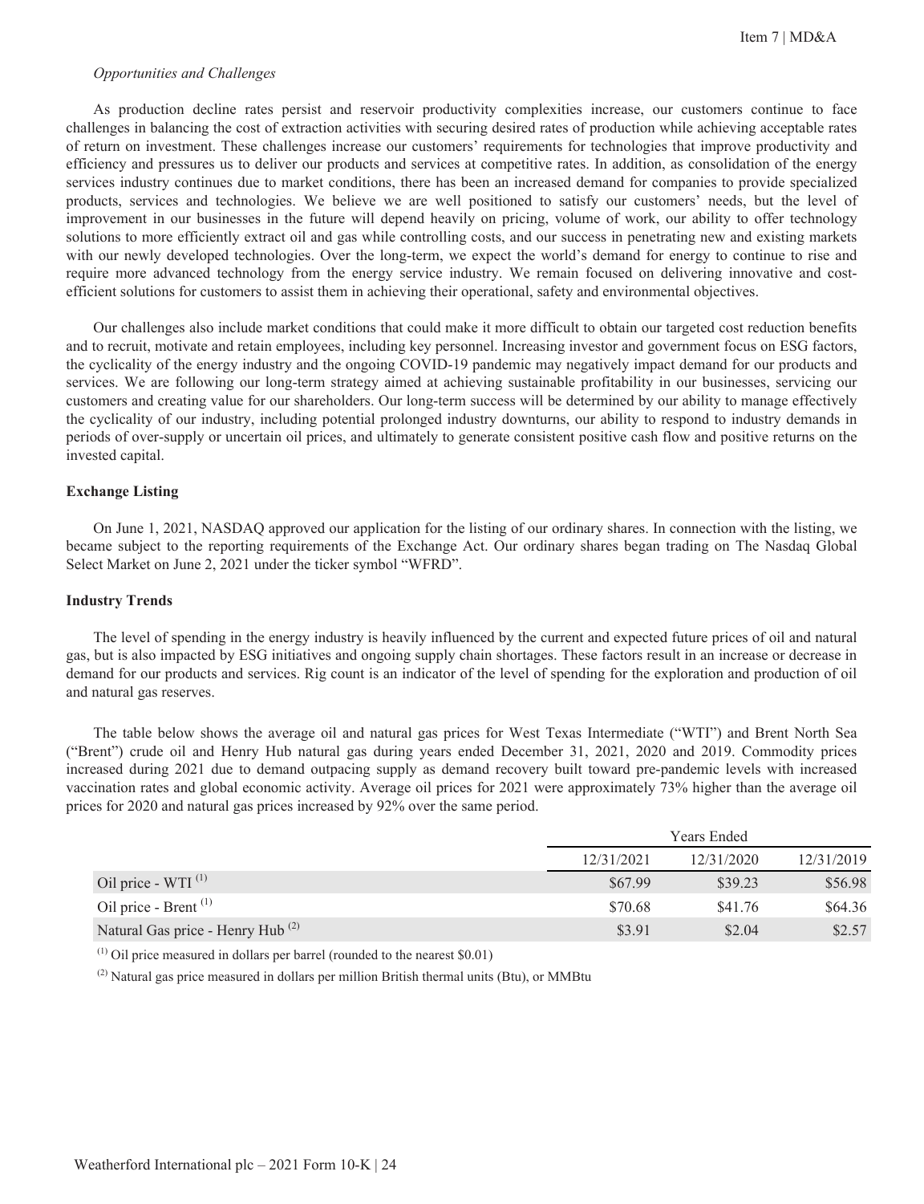*Opportunities and Challenges*

As production decline rates persist and reservoir productivity complexities increase, our customers continue to face challenges in balancing the cost of extraction activities with securing desired rates of production while achieving acceptable rates of return on investment. These challenges increase our customers' requirements for technologies that improve productivity and efficiency and pressures us to deliver our products and services at competitive rates. In addition, as consolidation of the energy services industry continues due to market conditions, there has been an increased demand for companies to provide specialized products, services and technologies. We believe we are well positioned to satisfy our customers' needs, but the level of improvement in our businesses in the future will depend heavily on pricing, volume of work, our ability to offer technology solutions to more efficiently extract oil and gas while controlling costs, and our success in penetrating new and existing markets with our newly developed technologies. Over the long-term, we expect the world's demand for energy to continue to rise and require more advanced technology from the energy service industry. We remain focused on delivering innovative and cost-efficient solutions for customers to assist them in achieving their operational, safety and environmental objectives.

Our challenges also include market conditions that could make it more difficult to obtain our targeted cost reduction benefits and to recruit, motivate and retain employees, including key personnel. Increasing investor and government focus on ESG factors, the cyclicality of the energy industry and the ongoing COVID-19 pandemic may negatively impact demand for our products and services. We are following our long-term strategy aimed at achieving sustainable profitability in our businesses, servicing our customers and creating value for our shareholders. Our long-term success will be determined by our ability to manage effectively the cyclicality of our industry, including potential prolonged industry downturns, our ability to respond to industry demands in periods of over-supply or uncertain oil prices, and ultimately to generate consistent positive cash flow and positive returns on the invested capital.

**Exchange Listing**

On June 1, 2021, NASDAQ approved our application for the listing of our ordinary shares. In connection with the listing, we became subject to the reporting requirements of the Exchange Act. Our ordinary shares began trading on The Nasdaq Global Select Market on June 2, 2021 under the ticker symbol "WFRD".

**Industry Trends**

The level of spending in the energy industry is heavily influenced by the current and expected future prices of oil and natural gas, but is also impacted by ESG initiatives and ongoing supply chain shortages. These factors result in an increase or decrease in demand for our products and services. Rig count is an indicator of the level of spending for the exploration and production of oil and natural gas reserves.

The table below shows the average oil and natural gas prices for West Texas Intermediate ("WTI") and Brent North Sea ("Brent") crude oil and Henry Hub natural gas during years ended December 31, 2021, 2020 and 2019. Commodity prices increased during 2021 due to demand outpacing supply as demand recovery built toward pre-pandemic levels with increased vaccination rates and global economic activity. Average oil prices for 2021 were approximately 73% higher than the average oil prices for 2020 and natural gas prices increased by 92% over the same period.

| | Years Ended | | |
|---|---|---|---|
| | 12/31/2021 | 12/31/2020 | 12/31/2019 |
| Oil price - WTI [1] | $67.99 | $39.23 | $56.98 |
| Oil price - Brent [1] | $70.68 | $41.76 | $64.36 |
| Natural Gas price - Henry Hub [2] | $3.91 | $2.04 | $2.57 |

[1] Oil price measured in dollars per barrel (rounded to the nearest $0.01)

[2] Natural gas price measured in dollars per million British thermal units (Btu), or MMBtu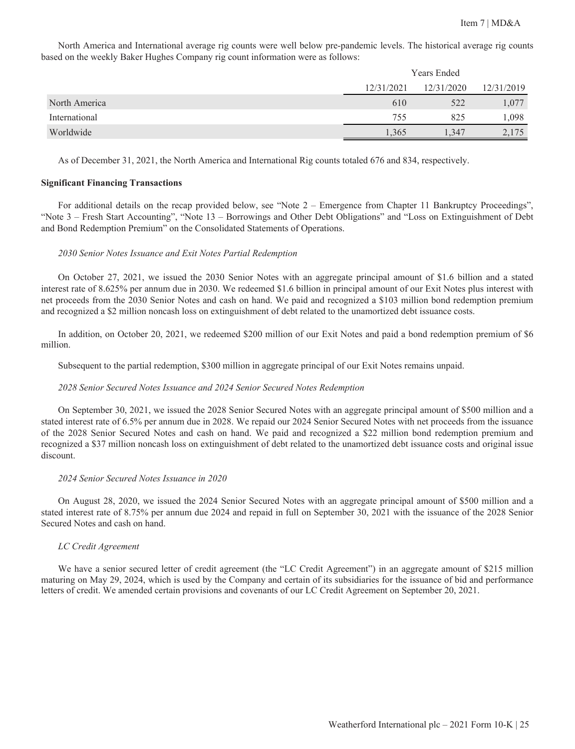North America and International average rig counts were well below pre-pandemic levels. The historical average rig counts based on the weekly Baker Hughes Company rig count information were as follows:

| | Years Ended | | |
|---|---|---|---|
| | 12/31/2021 | 12/31/2020 | 12/31/2019 |
| North America | 610 | 522 | 1,077 |
| International | 755 | 825 | 1,098 |
| Worldwide | 1,365 | 1,347 | 2,175 |

As of December 31, 2021, the North America and International Rig counts totaled 676 and 834, respectively.

**Significant Financing Transactions**

For additional details on the recap provided below, see "Note 2 – Emergence from Chapter 11 Bankruptcy Proceedings", "Note 3 – Fresh Start Accounting", "Note 13 – Borrowings and Other Debt Obligations" and "Loss on Extinguishment of Debt and Bond Redemption Premium" on the Consolidated Statements of Operations.

*2030 Senior Notes Issuance and Exit Notes Partial Redemption*

On October 27, 2021, we issued the 2030 Senior Notes with an aggregate principal amount of $1.6 billion and a stated interest rate of 8.625% per annum due in 2030. We redeemed $1.6 billion in principal amount of our Exit Notes plus interest with net proceeds from the 2030 Senior Notes and cash on hand. We paid and recognized a $103 million bond redemption premium and recognized a $2 million noncash loss on extinguishment of debt related to the unamortized debt issuance costs.

In addition, on October 20, 2021, we redeemed $200 million of our Exit Notes and paid a bond redemption premium of $6 million.

Subsequent to the partial redemption, $300 million in aggregate principal of our Exit Notes remains unpaid.

*2028 Senior Secured Notes Issuance and 2024 Senior Secured Notes Redemption*

On September 30, 2021, we issued the 2028 Senior Secured Notes with an aggregate principal amount of $500 million and a stated interest rate of 6.5% per annum due in 2028. We repaid our 2024 Senior Secured Notes with net proceeds from the issuance of the 2028 Senior Secured Notes and cash on hand. We paid and recognized a $22 million bond redemption premium and recognized a $37 million noncash loss on extinguishment of debt related to the unamortized debt issuance costs and original issue discount.

*2024 Senior Secured Notes Issuance in 2020*

On August 28, 2020, we issued the 2024 Senior Secured Notes with an aggregate principal amount of $500 million and a stated interest rate of 8.75% per annum due 2024 and repaid in full on September 30, 2021 with the issuance of the 2028 Senior Secured Notes and cash on hand.

*LC Credit Agreement*

We have a senior secured letter of credit agreement (the "LC Credit Agreement") in an aggregate amount of $215 million maturing on May 29, 2024, which is used by the Company and certain of its subsidiaries for the issuance of bid and performance letters of credit. We amended certain provisions and covenants of our LC Credit Agreement on September 20, 2021.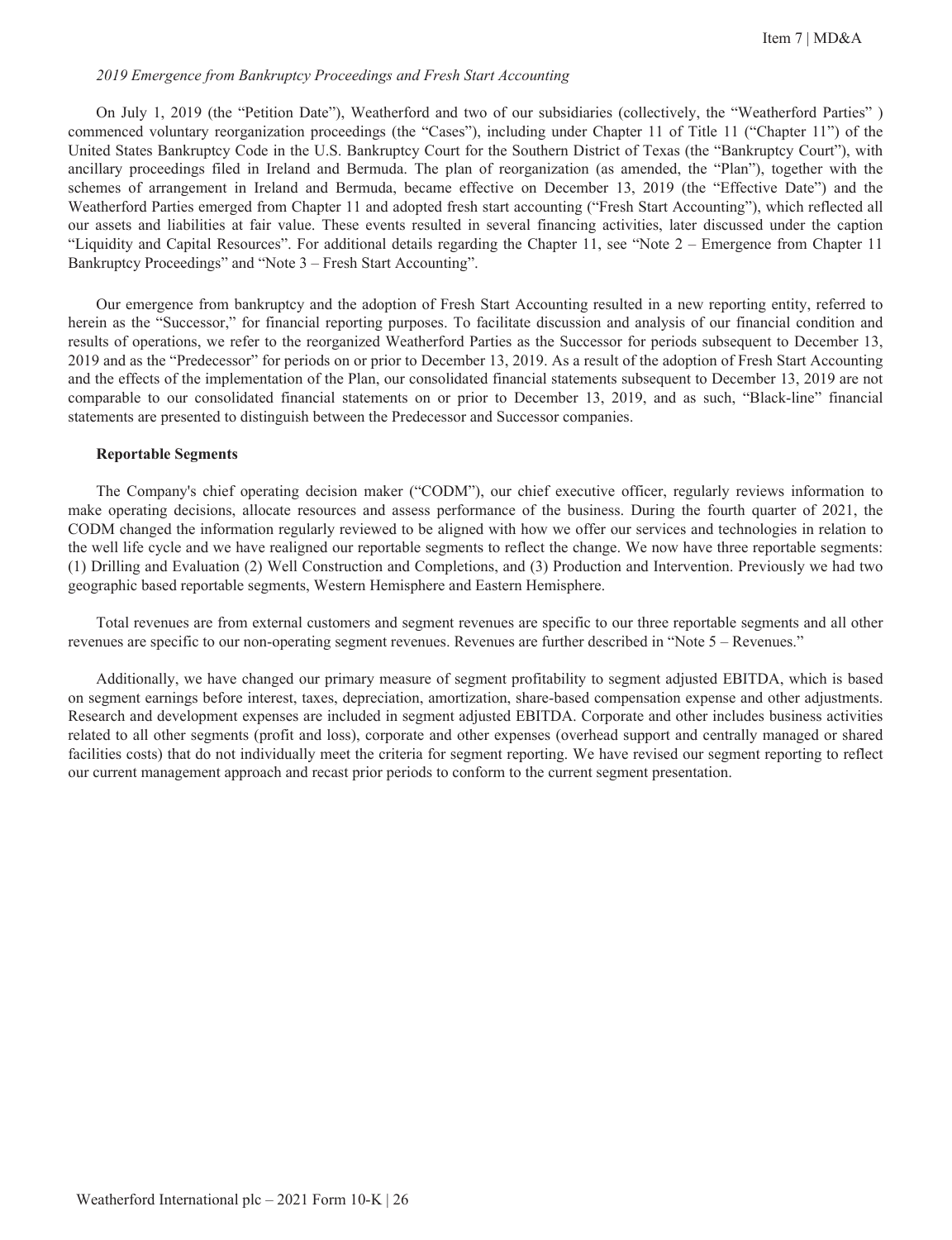*2019 Emergence from Bankruptcy Proceedings and Fresh Start Accounting*

On July 1, 2019 (the "Petition Date"), Weatherford and two of our subsidiaries (collectively, the "Weatherford Parties" ) commenced voluntary reorganization proceedings (the "Cases"), including under Chapter 11 of Title 11 ("Chapter 11") of the United States Bankruptcy Code in the U.S. Bankruptcy Court for the Southern District of Texas (the "Bankruptcy Court"), with ancillary proceedings filed in Ireland and Bermuda. The plan of reorganization (as amended, the "Plan"), together with the schemes of arrangement in Ireland and Bermuda, became effective on December 13, 2019 (the "Effective Date") and the Weatherford Parties emerged from Chapter 11 and adopted fresh start accounting ("Fresh Start Accounting"), which reflected all our assets and liabilities at fair value. These events resulted in several financing activities, later discussed under the caption "Liquidity and Capital Resources". For additional details regarding the Chapter 11, see "Note 2 – Emergence from Chapter 11 Bankruptcy Proceedings" and "Note 3 – Fresh Start Accounting".

Our emergence from bankruptcy and the adoption of Fresh Start Accounting resulted in a new reporting entity, referred to herein as the "Successor," for financial reporting purposes. To facilitate discussion and analysis of our financial condition and results of operations, we refer to the reorganized Weatherford Parties as the Successor for periods subsequent to December 13, 2019 and as the "Predecessor" for periods on or prior to December 13, 2019. As a result of the adoption of Fresh Start Accounting and the effects of the implementation of the Plan, our consolidated financial statements subsequent to December 13, 2019 are not comparable to our consolidated financial statements on or prior to December 13, 2019, and as such, "Black-line" financial statements are presented to distinguish between the Predecessor and Successor companies.

**Reportable Segments**

The Company's chief operating decision maker ("CODM"), our chief executive officer, regularly reviews information to make operating decisions, allocate resources and assess performance of the business. During the fourth quarter of 2021, the CODM changed the information regularly reviewed to be aligned with how we offer our services and technologies in relation to the well life cycle and we have realigned our reportable segments to reflect the change. We now have three reportable segments: (1) Drilling and Evaluation (2) Well Construction and Completions, and (3) Production and Intervention. Previously we had two geographic based reportable segments, Western Hemisphere and Eastern Hemisphere.

Total revenues are from external customers and segment revenues are specific to our three reportable segments and all other revenues are specific to our non-operating segment revenues. Revenues are further described in "Note 5 – Revenues."

Additionally, we have changed our primary measure of segment profitability to segment adjusted EBITDA, which is based on segment earnings before interest, taxes, depreciation, amortization, share-based compensation expense and other adjustments. Research and development expenses are included in segment adjusted EBITDA. Corporate and other includes business activities related to all other segments (profit and loss), corporate and other expenses (overhead support and centrally managed or shared facilities costs) that do not individually meet the criteria for segment reporting. We have revised our segment reporting to reflect our current management approach and recast prior periods to conform to the current segment presentation.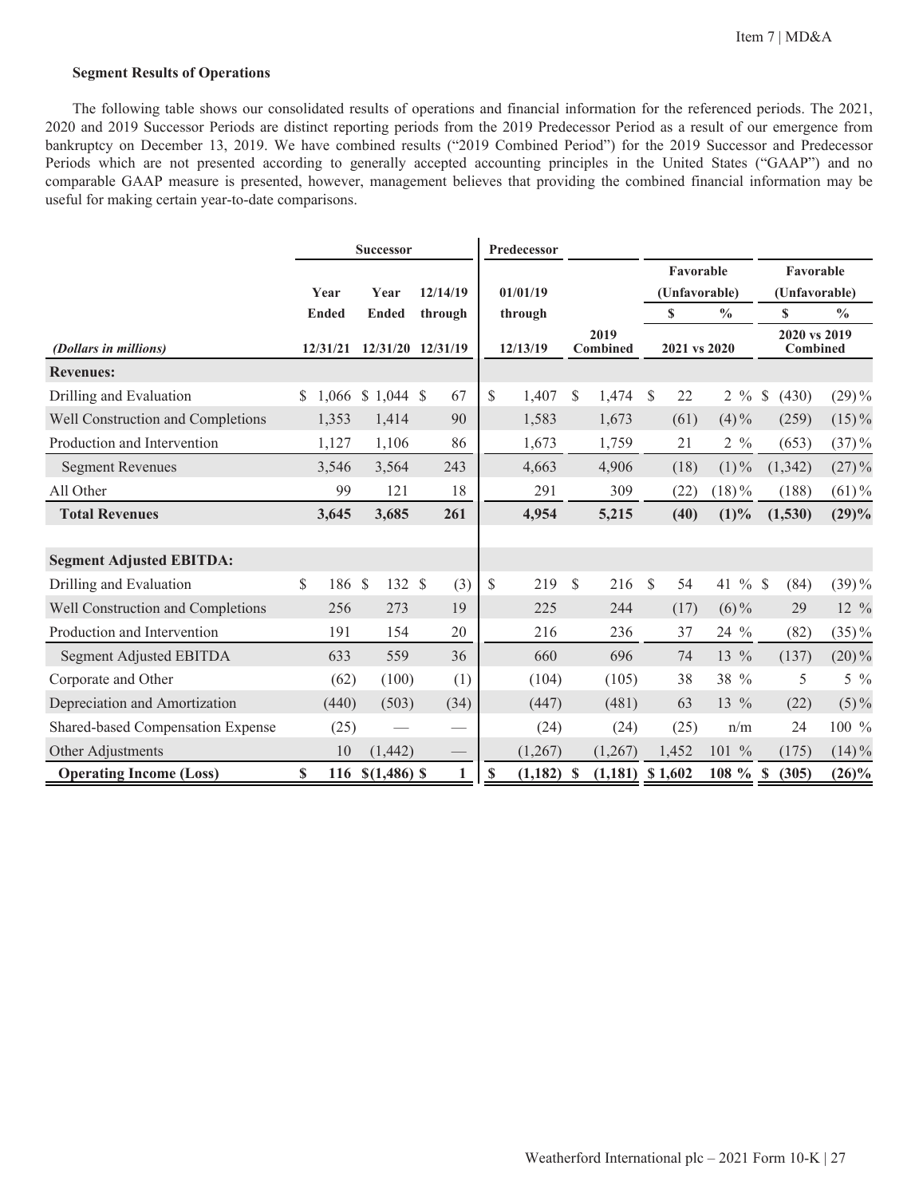### Segment Results of Operations

The following table shows our consolidated results of operations and financial information for the referenced periods. The 2021, 2020 and 2019 Successor Periods are distinct reporting periods from the 2019 Predecessor Period as a result of our emergence from bankruptcy on December 13, 2019. We have combined results ("2019 Combined Period") for the 2019 Successor and Predecessor Periods which are not presented according to generally accepted accounting principles in the United States ("GAAP") and no comparable GAAP measure is presented, however, management believes that providing the combined financial information may be useful for making certain year-to-date comparisons.

| | Successor | | | Predecessor | | Favorable (Unfavorable) | | Favorable (Unfavorable) | |
|---|---|---|---|---|---|---|---|---|---|
| | Year Ended | Year Ended | 12/14/19 through | 01/01/19 through | | $ | % | $ | % |
| *(Dollars in millions)* | 12/31/21 | 12/31/20 | 12/31/19 | 12/13/19 | 2019 Combined | 2021 vs 2020 | | 2020 vs 2019 Combined | |
| **Revenues:** | | | | | | | | | |
| Drilling and Evaluation | $ 1,066 | $ 1,044 | $ 67 | $ 1,407 | $ 1,474 | $ 22 | 2 % | $ (430) | (29)% |
| Well Construction and Completions | 1,353 | 1,414 | 90 | 1,583 | 1,673 | (61) | (4)% | (259) | (15)% |
| Production and Intervention | 1,127 | 1,106 | 86 | 1,673 | 1,759 | 21 | 2 % | (653) | (37)% |
| Segment Revenues | 3,546 | 3,564 | 243 | 4,663 | 4,906 | (18) | (1)% | (1,342) | (27)% |
| All Other | 99 | 121 | 18 | 291 | 309 | (22) | (18)% | (188) | (61)% |
| **Total Revenues** | **3,645** | **3,685** | **261** | **4,954** | **5,215** | **(40)** | **(1)%** | **(1,530)** | **(29)%** |
| | | | | | | | | | |
| **Segment Adjusted EBITDA:** | | | | | | | | | |
| Drilling and Evaluation | $ 186 | $ 132 | $ (3) | $ 219 | $ 216 | $ 54 | 41 % | $ (84) | (39)% |
| Well Construction and Completions | 256 | 273 | 19 | 225 | 244 | (17) | (6)% | 29 | 12 % |
| Production and Intervention | 191 | 154 | 20 | 216 | 236 | 37 | 24 % | (82) | (35)% |
| Segment Adjusted EBITDA | 633 | 559 | 36 | 660 | 696 | 74 | 13 % | (137) | (20)% |
| Corporate and Other | (62) | (100) | (1) | (104) | (105) | 38 | 38 % | 5 | 5 % |
| Depreciation and Amortization | (440) | (503) | (34) | (447) | (481) | 63 | 13 % | (22) | (5)% |
| Shared-based Compensation Expense | (25) | — | — | (24) | (24) | (25) | n/m | 24 | 100 % |
| Other Adjustments | 10 | (1,442) | — | (1,267) | (1,267) | 1,452 | 101 % | (175) | (14)% |
| **Operating Income (Loss)** | **$ 116** | **$(1,486)** | **$ 1** | **$ (1,182)** | **$ (1,181)** | **$ 1,602** | **108 %** | **$ (305)** | **(26)%** |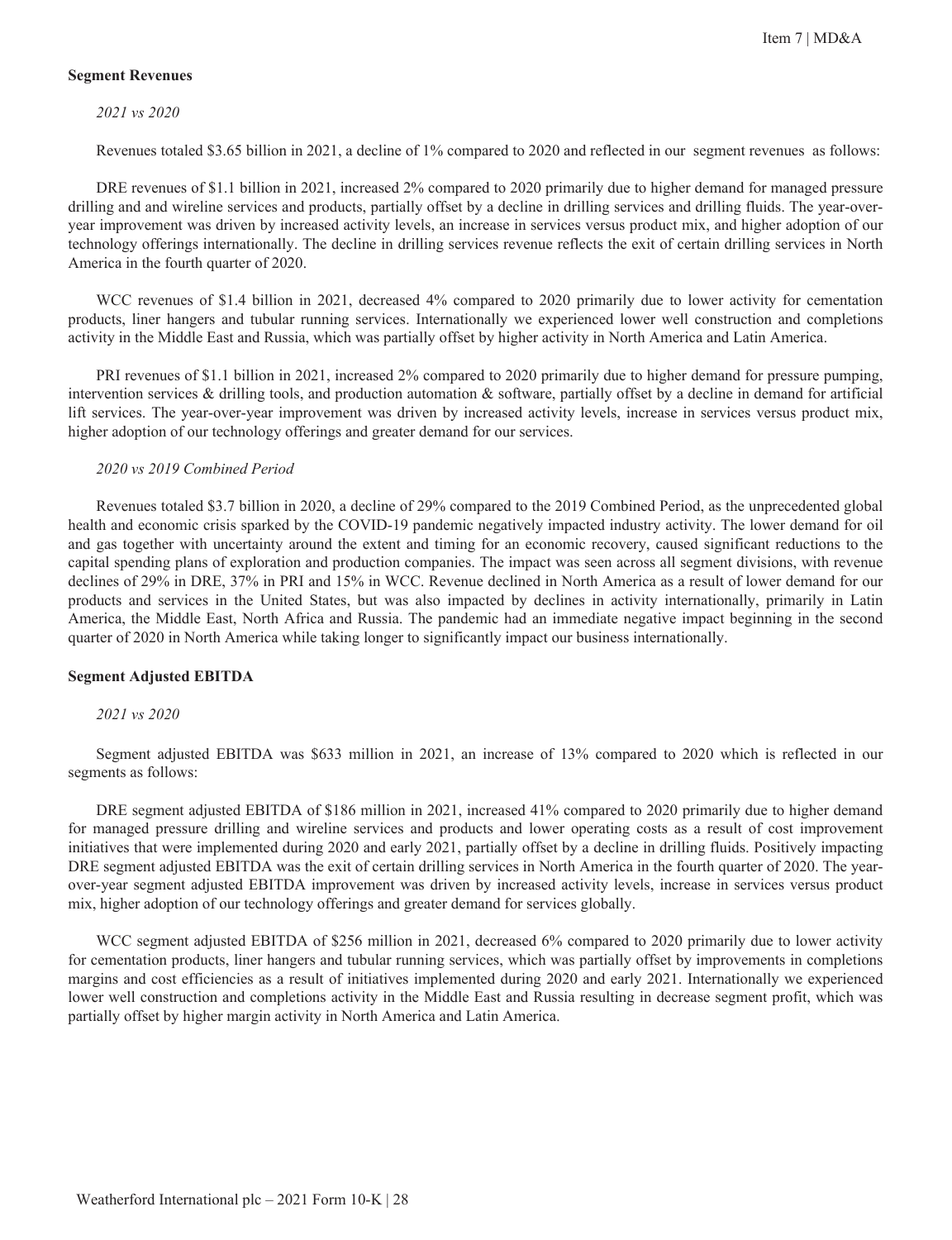### Segment Revenues

*2021 vs 2020*

Revenues totaled $3.65 billion in 2021, a decline of 1% compared to 2020 and reflected in our segment revenues as follows:

DRE revenues of $1.1 billion in 2021, increased 2% compared to 2020 primarily due to higher demand for managed pressure drilling and and wireline services and products, partially offset by a decline in drilling services and drilling fluids. The year-over-year improvement was driven by increased activity levels, an increase in services versus product mix, and higher adoption of our technology offerings internationally. The decline in drilling services revenue reflects the exit of certain drilling services in North America in the fourth quarter of 2020.

WCC revenues of $1.4 billion in 2021, decreased 4% compared to 2020 primarily due to lower activity for cementation products, liner hangers and tubular running services. Internationally we experienced lower well construction and completions activity in the Middle East and Russia, which was partially offset by higher activity in North America and Latin America.

PRI revenues of $1.1 billion in 2021, increased 2% compared to 2020 primarily due to higher demand for pressure pumping, intervention services & drilling tools, and production automation & software, partially offset by a decline in demand for artificial lift services. The year-over-year improvement was driven by increased activity levels, increase in services versus product mix, higher adoption of our technology offerings and greater demand for our services.

*2020 vs 2019 Combined Period*

Revenues totaled $3.7 billion in 2020, a decline of 29% compared to the 2019 Combined Period, as the unprecedented global health and economic crisis sparked by the COVID-19 pandemic negatively impacted industry activity. The lower demand for oil and gas together with uncertainty around the extent and timing for an economic recovery, caused significant reductions to the capital spending plans of exploration and production companies. The impact was seen across all segment divisions, with revenue declines of 29% in DRE, 37% in PRI and 15% in WCC. Revenue declined in North America as a result of lower demand for our products and services in the United States, but was also impacted by declines in activity internationally, primarily in Latin America, the Middle East, North Africa and Russia. The pandemic had an immediate negative impact beginning in the second quarter of 2020 in North America while taking longer to significantly impact our business internationally.

### Segment Adjusted EBITDA

*2021 vs 2020*

Segment adjusted EBITDA was $633 million in 2021, an increase of 13% compared to 2020 which is reflected in our segments as follows:

DRE segment adjusted EBITDA of $186 million in 2021, increased 41% compared to 2020 primarily due to higher demand for managed pressure drilling and wireline services and products and lower operating costs as a result of cost improvement initiatives that were implemented during 2020 and early 2021, partially offset by a decline in drilling fluids. Positively impacting DRE segment adjusted EBITDA was the exit of certain drilling services in North America in the fourth quarter of 2020. The year-over-year segment adjusted EBITDA improvement was driven by increased activity levels, increase in services versus product mix, higher adoption of our technology offerings and greater demand for services globally.

WCC segment adjusted EBITDA of $256 million in 2021, decreased 6% compared to 2020 primarily due to lower activity for cementation products, liner hangers and tubular running services, which was partially offset by improvements in completions margins and cost efficiencies as a result of initiatives implemented during 2020 and early 2021. Internationally we experienced lower well construction and completions activity in the Middle East and Russia resulting in decrease segment profit, which was partially offset by higher margin activity in North America and Latin America.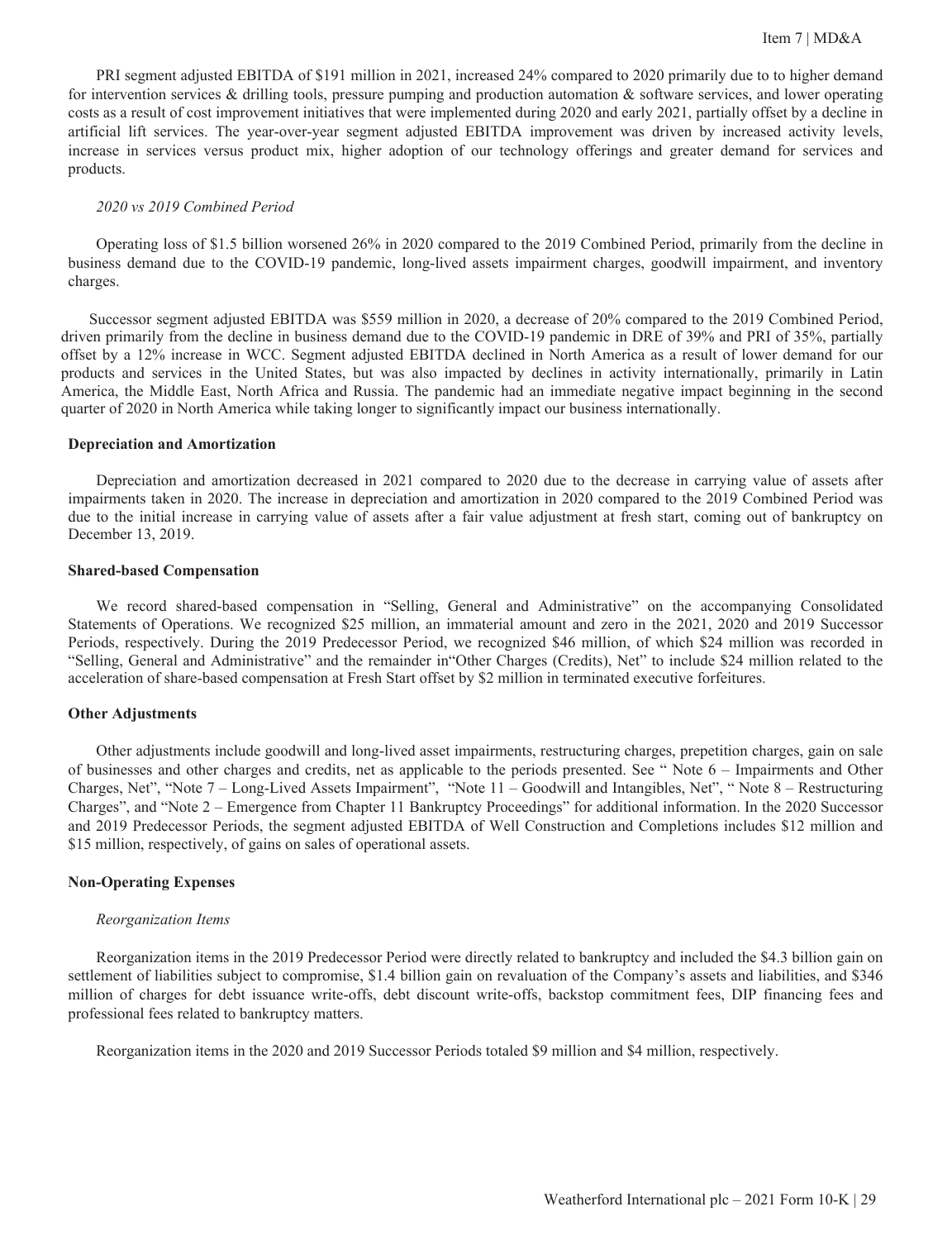PRI segment adjusted EBITDA of $191 million in 2021, increased 24% compared to 2020 primarily due to to higher demand for intervention services & drilling tools, pressure pumping and production automation & software services, and lower operating costs as a result of cost improvement initiatives that were implemented during 2020 and early 2021, partially offset by a decline in artificial lift services. The year-over-year segment adjusted EBITDA improvement was driven by increased activity levels, increase in services versus product mix, higher adoption of our technology offerings and greater demand for services and products.

*2020 vs 2019 Combined Period*

Operating loss of $1.5 billion worsened 26% in 2020 compared to the 2019 Combined Period, primarily from the decline in business demand due to the COVID-19 pandemic, long-lived assets impairment charges, goodwill impairment, and inventory charges.

Successor segment adjusted EBITDA was $559 million in 2020, a decrease of 20% compared to the 2019 Combined Period, driven primarily from the decline in business demand due to the COVID-19 pandemic in DRE of 39% and PRI of 35%, partially offset by a 12% increase in WCC. Segment adjusted EBITDA declined in North America as a result of lower demand for our products and services in the United States, but was also impacted by declines in activity internationally, primarily in Latin America, the Middle East, North Africa and Russia. The pandemic had an immediate negative impact beginning in the second quarter of 2020 in North America while taking longer to significantly impact our business internationally.

**Depreciation and Amortization**

Depreciation and amortization decreased in 2021 compared to 2020 due to the decrease in carrying value of assets after impairments taken in 2020. The increase in depreciation and amortization in 2020 compared to the 2019 Combined Period was due to the initial increase in carrying value of assets after a fair value adjustment at fresh start, coming out of bankruptcy on December 13, 2019.

**Shared-based Compensation**

We record shared-based compensation in "Selling, General and Administrative" on the accompanying Consolidated Statements of Operations. We recognized $25 million, an immaterial amount and zero in the 2021, 2020 and 2019 Successor Periods, respectively. During the 2019 Predecessor Period, we recognized $46 million, of which $24 million was recorded in "Selling, General and Administrative" and the remainder in"Other Charges (Credits), Net" to include $24 million related to the acceleration of share-based compensation at Fresh Start offset by $2 million in terminated executive forfeitures.

**Other Adjustments**

Other adjustments include goodwill and long-lived asset impairments, restructuring charges, prepetition charges, gain on sale of businesses and other charges and credits, net as applicable to the periods presented. See " Note 6 – Impairments and Other Charges, Net", "Note 7 – Long-Lived Assets Impairment", "Note 11 – Goodwill and Intangibles, Net", " Note 8 – Restructuring Charges", and "Note 2 – Emergence from Chapter 11 Bankruptcy Proceedings" for additional information. In the 2020 Successor and 2019 Predecessor Periods, the segment adjusted EBITDA of Well Construction and Completions includes $12 million and $15 million, respectively, of gains on sales of operational assets.

**Non-Operating Expenses**

*Reorganization Items*

Reorganization items in the 2019 Predecessor Period were directly related to bankruptcy and included the $4.3 billion gain on settlement of liabilities subject to compromise, $1.4 billion gain on revaluation of the Company's assets and liabilities, and $346 million of charges for debt issuance write-offs, debt discount write-offs, backstop commitment fees, DIP financing fees and professional fees related to bankruptcy matters.

Reorganization items in the 2020 and 2019 Successor Periods totaled $9 million and $4 million, respectively.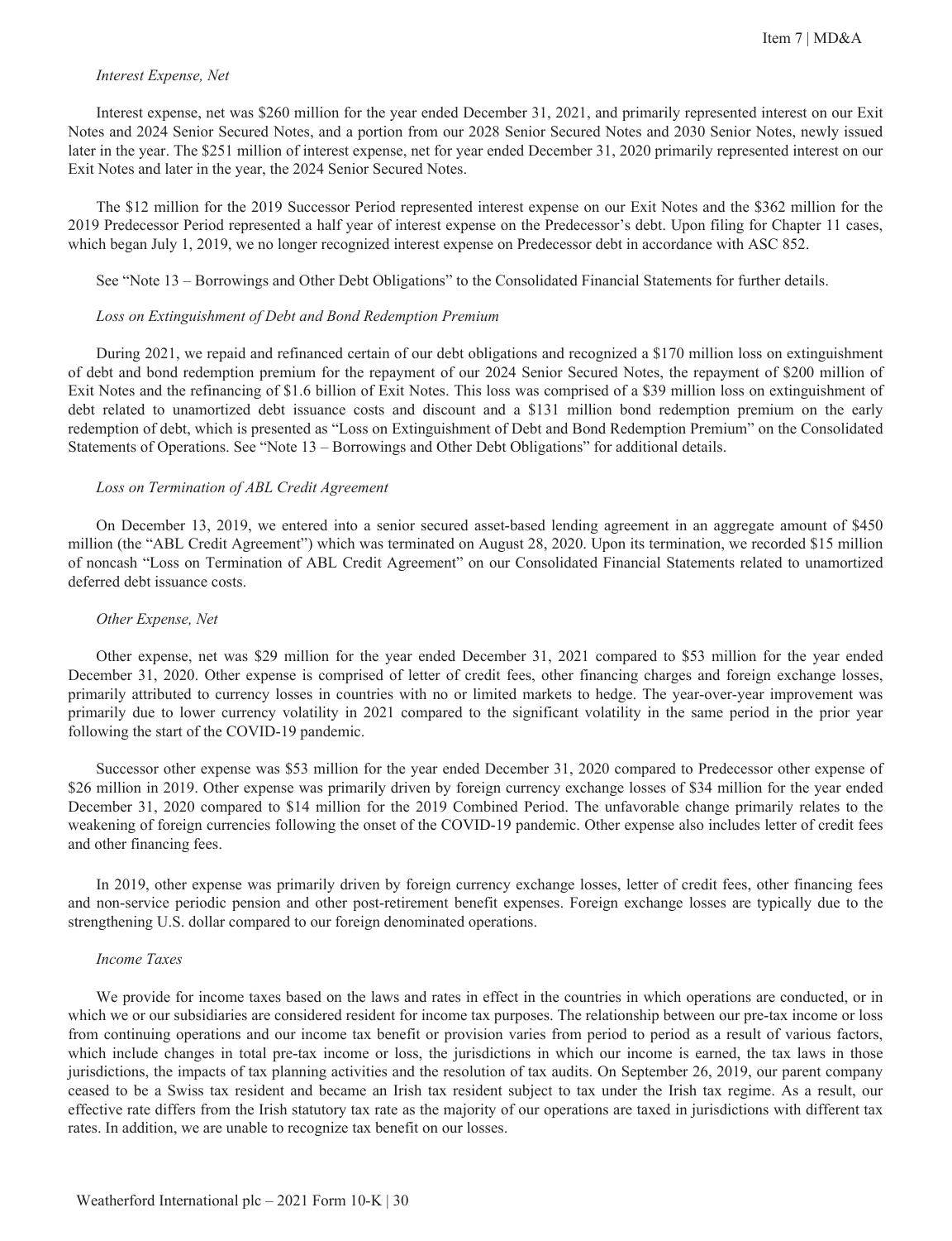*Interest Expense, Net*

Interest expense, net was $260 million for the year ended December 31, 2021, and primarily represented interest on our Exit Notes and 2024 Senior Secured Notes, and a portion from our 2028 Senior Secured Notes and 2030 Senior Notes, newly issued later in the year. The $251 million of interest expense, net for year ended December 31, 2020 primarily represented interest on our Exit Notes and later in the year, the 2024 Senior Secured Notes.

The $12 million for the 2019 Successor Period represented interest expense on our Exit Notes and the $362 million for the 2019 Predecessor Period represented a half year of interest expense on the Predecessor's debt. Upon filing for Chapter 11 cases, which began July 1, 2019, we no longer recognized interest expense on Predecessor debt in accordance with ASC 852.

See "Note 13 – Borrowings and Other Debt Obligations" to the Consolidated Financial Statements for further details.

*Loss on Extinguishment of Debt and Bond Redemption Premium*

During 2021, we repaid and refinanced certain of our debt obligations and recognized a $170 million loss on extinguishment of debt and bond redemption premium for the repayment of our 2024 Senior Secured Notes, the repayment of $200 million of Exit Notes and the refinancing of $1.6 billion of Exit Notes. This loss was comprised of a $39 million loss on extinguishment of debt related to unamortized debt issuance costs and discount and a $131 million bond redemption premium on the early redemption of debt, which is presented as "Loss on Extinguishment of Debt and Bond Redemption Premium" on the Consolidated Statements of Operations. See "Note 13 – Borrowings and Other Debt Obligations" for additional details.

*Loss on Termination of ABL Credit Agreement*

On December 13, 2019, we entered into a senior secured asset-based lending agreement in an aggregate amount of $450 million (the "ABL Credit Agreement") which was terminated on August 28, 2020. Upon its termination, we recorded $15 million of noncash "Loss on Termination of ABL Credit Agreement" on our Consolidated Financial Statements related to unamortized deferred debt issuance costs.

*Other Expense, Net*

Other expense, net was $29 million for the year ended December 31, 2021 compared to $53 million for the year ended December 31, 2020. Other expense is comprised of letter of credit fees, other financing charges and foreign exchange losses, primarily attributed to currency losses in countries with no or limited markets to hedge. The year-over-year improvement was primarily due to lower currency volatility in 2021 compared to the significant volatility in the same period in the prior year following the start of the COVID-19 pandemic.

Successor other expense was $53 million for the year ended December 31, 2020 compared to Predecessor other expense of $26 million in 2019. Other expense was primarily driven by foreign currency exchange losses of $34 million for the year ended December 31, 2020 compared to $14 million for the 2019 Combined Period. The unfavorable change primarily relates to the weakening of foreign currencies following the onset of the COVID-19 pandemic. Other expense also includes letter of credit fees and other financing fees.

In 2019, other expense was primarily driven by foreign currency exchange losses, letter of credit fees, other financing fees and non-service periodic pension and other post-retirement benefit expenses. Foreign exchange losses are typically due to the strengthening U.S. dollar compared to our foreign denominated operations.

*Income Taxes*

We provide for income taxes based on the laws and rates in effect in the countries in which operations are conducted, or in which we or our subsidiaries are considered resident for income tax purposes. The relationship between our pre-tax income or loss from continuing operations and our income tax benefit or provision varies from period to period as a result of various factors, which include changes in total pre-tax income or loss, the jurisdictions in which our income is earned, the tax laws in those jurisdictions, the impacts of tax planning activities and the resolution of tax audits. On September 26, 2019, our parent company ceased to be a Swiss tax resident and became an Irish tax resident subject to tax under the Irish tax regime. As a result, our effective rate differs from the Irish statutory tax rate as the majority of our operations are taxed in jurisdictions with different tax rates. In addition, we are unable to recognize tax benefit on our losses.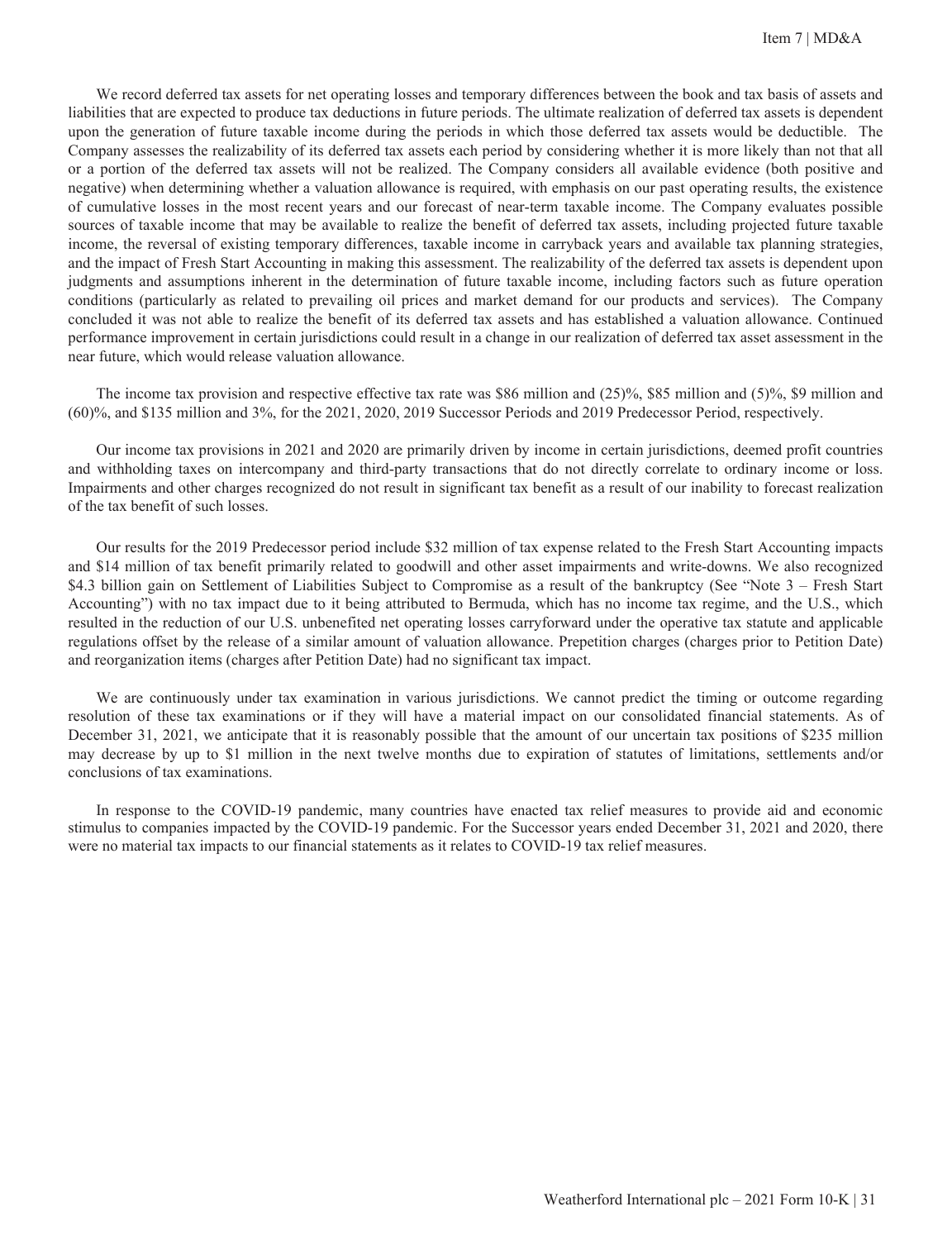We record deferred tax assets for net operating losses and temporary differences between the book and tax basis of assets and liabilities that are expected to produce tax deductions in future periods. The ultimate realization of deferred tax assets is dependent upon the generation of future taxable income during the periods in which those deferred tax assets would be deductible. The Company assesses the realizability of its deferred tax assets each period by considering whether it is more likely than not that all or a portion of the deferred tax assets will not be realized. The Company considers all available evidence (both positive and negative) when determining whether a valuation allowance is required, with emphasis on our past operating results, the existence of cumulative losses in the most recent years and our forecast of near-term taxable income. The Company evaluates possible sources of taxable income that may be available to realize the benefit of deferred tax assets, including projected future taxable income, the reversal of existing temporary differences, taxable income in carryback years and available tax planning strategies, and the impact of Fresh Start Accounting in making this assessment. The realizability of the deferred tax assets is dependent upon judgments and assumptions inherent in the determination of future taxable income, including factors such as future operation conditions (particularly as related to prevailing oil prices and market demand for our products and services). The Company concluded it was not able to realize the benefit of its deferred tax assets and has established a valuation allowance. Continued performance improvement in certain jurisdictions could result in a change in our realization of deferred tax asset assessment in the near future, which would release valuation allowance.

The income tax provision and respective effective tax rate was $86 million and (25)%, $85 million and (5)%, $9 million and (60)%, and $135 million and 3%, for the 2021, 2020, 2019 Successor Periods and 2019 Predecessor Period, respectively.

Our income tax provisions in 2021 and 2020 are primarily driven by income in certain jurisdictions, deemed profit countries and withholding taxes on intercompany and third-party transactions that do not directly correlate to ordinary income or loss. Impairments and other charges recognized do not result in significant tax benefit as a result of our inability to forecast realization of the tax benefit of such losses.

Our results for the 2019 Predecessor period include $32 million of tax expense related to the Fresh Start Accounting impacts and $14 million of tax benefit primarily related to goodwill and other asset impairments and write-downs. We also recognized $4.3 billion gain on Settlement of Liabilities Subject to Compromise as a result of the bankruptcy (See "Note 3 – Fresh Start Accounting") with no tax impact due to it being attributed to Bermuda, which has no income tax regime, and the U.S., which resulted in the reduction of our U.S. unbenefited net operating losses carryforward under the operative tax statute and applicable regulations offset by the release of a similar amount of valuation allowance. Prepetition charges (charges prior to Petition Date) and reorganization items (charges after Petition Date) had no significant tax impact.

We are continuously under tax examination in various jurisdictions. We cannot predict the timing or outcome regarding resolution of these tax examinations or if they will have a material impact on our consolidated financial statements. As of December 31, 2021, we anticipate that it is reasonably possible that the amount of our uncertain tax positions of $235 million may decrease by up to $1 million in the next twelve months due to expiration of statutes of limitations, settlements and/or conclusions of tax examinations.

In response to the COVID-19 pandemic, many countries have enacted tax relief measures to provide aid and economic stimulus to companies impacted by the COVID-19 pandemic. For the Successor years ended December 31, 2021 and 2020, there were no material tax impacts to our financial statements as it relates to COVID-19 tax relief measures.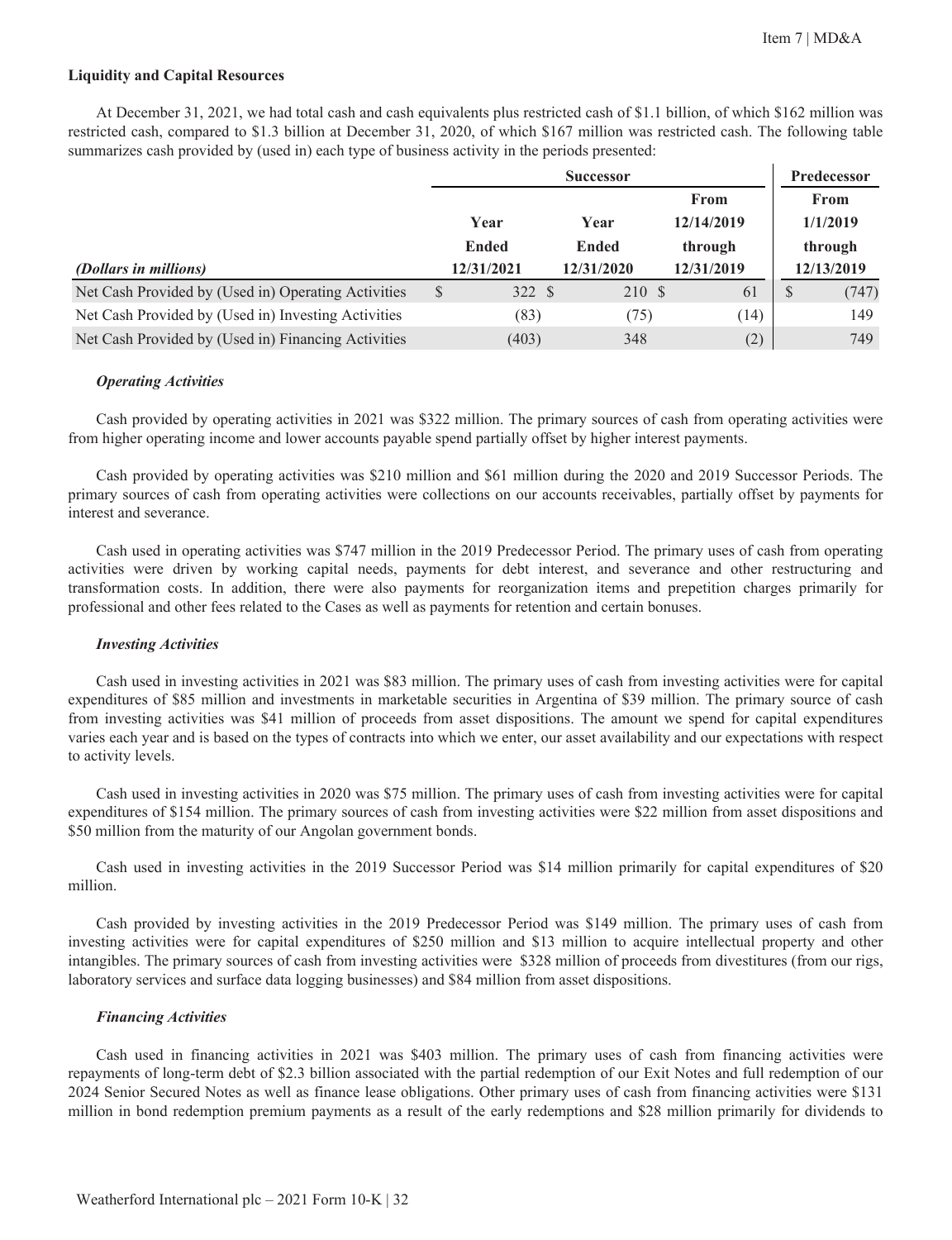### Liquidity and Capital Resources

At December 31, 2021, we had total cash and cash equivalents plus restricted cash of $1.1 billion, of which $162 million was restricted cash, compared to $1.3 billion at December 31, 2020, of which $167 million was restricted cash. The following table summarizes cash provided by (used in) each type of business activity in the periods presented:

| | Successor | | | Predecessor |
|---|---|---|---|---|
| *(Dollars in millions)* | Year Ended 12/31/2021 | Year Ended 12/31/2020 | From 12/14/2019 through 12/31/2019 | From 1/1/2019 through 12/13/2019 |
| Net Cash Provided by (Used in) Operating Activities | $ 322 | $ 210 | $ 61 | $ (747) |
| Net Cash Provided by (Used in) Investing Activities | (83) | (75) | (14) | 149 |
| Net Cash Provided by (Used in) Financing Activities | (403) | 348 | (2) | 749 |

#### *Operating Activities*

Cash provided by operating activities in 2021 was $322 million. The primary sources of cash from operating activities were from higher operating income and lower accounts payable spend partially offset by higher interest payments.

Cash provided by operating activities was $210 million and $61 million during the 2020 and 2019 Successor Periods. The primary sources of cash from operating activities were collections on our accounts receivables, partially offset by payments for interest and severance.

Cash used in operating activities was $747 million in the 2019 Predecessor Period. The primary uses of cash from operating activities were driven by working capital needs, payments for debt interest, and severance and other restructuring and transformation costs. In addition, there were also payments for reorganization items and prepetition charges primarily for professional and other fees related to the Cases as well as payments for retention and certain bonuses.

#### *Investing Activities*

Cash used in investing activities in 2021 was $83 million. The primary uses of cash from investing activities were for capital expenditures of $85 million and investments in marketable securities in Argentina of $39 million. The primary source of cash from investing activities was $41 million of proceeds from asset dispositions. The amount we spend for capital expenditures varies each year and is based on the types of contracts into which we enter, our asset availability and our expectations with respect to activity levels.

Cash used in investing activities in 2020 was $75 million. The primary uses of cash from investing activities were for capital expenditures of $154 million. The primary sources of cash from investing activities were $22 million from asset dispositions and $50 million from the maturity of our Angolan government bonds.

Cash used in investing activities in the 2019 Successor Period was $14 million primarily for capital expenditures of $20 million.

Cash provided by investing activities in the 2019 Predecessor Period was $149 million. The primary uses of cash from investing activities were for capital expenditures of $250 million and $13 million to acquire intellectual property and other intangibles. The primary sources of cash from investing activities were $328 million of proceeds from divestitures (from our rigs, laboratory services and surface data logging businesses) and $84 million from asset dispositions.

#### *Financing Activities*

Cash used in financing activities in 2021 was $403 million. The primary uses of cash from financing activities were repayments of long-term debt of $2.3 billion associated with the partial redemption of our Exit Notes and full redemption of our 2024 Senior Secured Notes as well as finance lease obligations. Other primary uses of cash from financing activities were $131 million in bond redemption premium payments as a result of the early redemptions and $28 million primarily for dividends to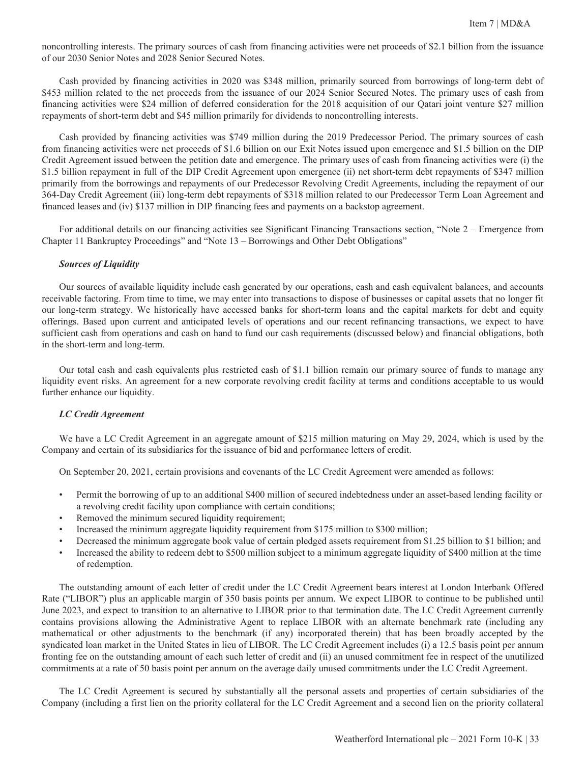noncontrolling interests. The primary sources of cash from financing activities were net proceeds of $2.1 billion from the issuance of our 2030 Senior Notes and 2028 Senior Secured Notes.

Cash provided by financing activities in 2020 was $348 million, primarily sourced from borrowings of long-term debt of $453 million related to the net proceeds from the issuance of our 2024 Senior Secured Notes. The primary uses of cash from financing activities were $24 million of deferred consideration for the 2018 acquisition of our Qatari joint venture $27 million repayments of short-term debt and $45 million primarily for dividends to noncontrolling interests.

Cash provided by financing activities was $749 million during the 2019 Predecessor Period. The primary sources of cash from financing activities were net proceeds of $1.6 billion on our Exit Notes issued upon emergence and $1.5 billion on the DIP Credit Agreement issued between the petition date and emergence. The primary uses of cash from financing activities were (i) the $1.5 billion repayment in full of the DIP Credit Agreement upon emergence (ii) net short-term debt repayments of $347 million primarily from the borrowings and repayments of our Predecessor Revolving Credit Agreements, including the repayment of our 364-Day Credit Agreement (iii) long-term debt repayments of $318 million related to our Predecessor Term Loan Agreement and financed leases and (iv) $137 million in DIP financing fees and payments on a backstop agreement.

For additional details on our financing activities see Significant Financing Transactions section, "Note 2 – Emergence from Chapter 11 Bankruptcy Proceedings" and "Note 13 – Borrowings and Other Debt Obligations"

***Sources of Liquidity***

Our sources of available liquidity include cash generated by our operations, cash and cash equivalent balances, and accounts receivable factoring. From time to time, we may enter into transactions to dispose of businesses or capital assets that no longer fit our long-term strategy. We historically have accessed banks for short-term loans and the capital markets for debt and equity offerings. Based upon current and anticipated levels of operations and our recent refinancing transactions, we expect to have sufficient cash from operations and cash on hand to fund our cash requirements (discussed below) and financial obligations, both in the short-term and long-term.

Our total cash and cash equivalents plus restricted cash of $1.1 billion remain our primary source of funds to manage any liquidity event risks. An agreement for a new corporate revolving credit facility at terms and conditions acceptable to us would further enhance our liquidity.

***LC Credit Agreement***

We have a LC Credit Agreement in an aggregate amount of $215 million maturing on May 29, 2024, which is used by the Company and certain of its subsidiaries for the issuance of bid and performance letters of credit.

On September 20, 2021, certain provisions and covenants of the LC Credit Agreement were amended as follows:

- Permit the borrowing of up to an additional $400 million of secured indebtedness under an asset-based lending facility or a revolving credit facility upon compliance with certain conditions;
- Removed the minimum secured liquidity requirement;
- Increased the minimum aggregate liquidity requirement from $175 million to $300 million;
- Decreased the minimum aggregate book value of certain pledged assets requirement from $1.25 billion to $1 billion; and
- Increased the ability to redeem debt to $500 million subject to a minimum aggregate liquidity of $400 million at the time of redemption.

The outstanding amount of each letter of credit under the LC Credit Agreement bears interest at London Interbank Offered Rate ("LIBOR") plus an applicable margin of 350 basis points per annum. We expect LIBOR to continue to be published until June 2023, and expect to transition to an alternative to LIBOR prior to that termination date. The LC Credit Agreement currently contains provisions allowing the Administrative Agent to replace LIBOR with an alternate benchmark rate (including any mathematical or other adjustments to the benchmark (if any) incorporated therein) that has been broadly accepted by the syndicated loan market in the United States in lieu of LIBOR. The LC Credit Agreement includes (i) a 12.5 basis point per annum fronting fee on the outstanding amount of each such letter of credit and (ii) an unused commitment fee in respect of the unutilized commitments at a rate of 50 basis point per annum on the average daily unused commitments under the LC Credit Agreement.

The LC Credit Agreement is secured by substantially all the personal assets and properties of certain subsidiaries of the Company (including a first lien on the priority collateral for the LC Credit Agreement and a second lien on the priority collateral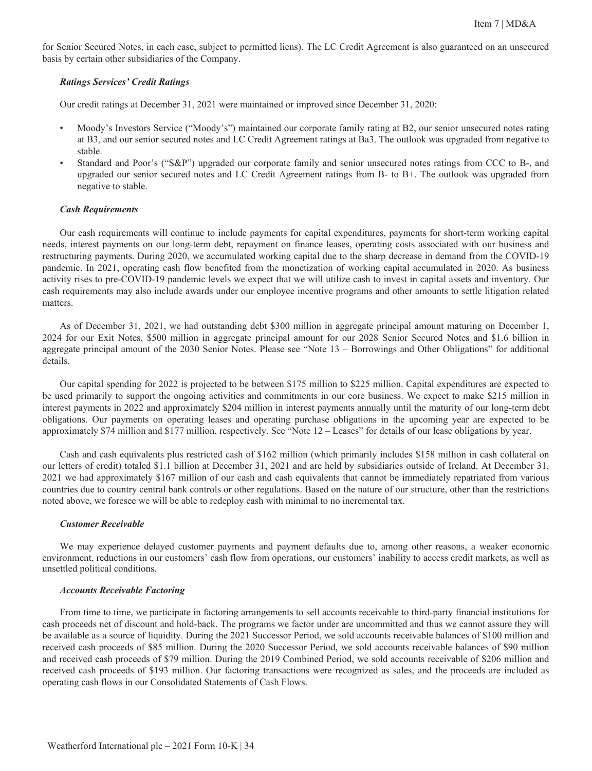for Senior Secured Notes, in each case, subject to permitted liens). The LC Credit Agreement is also guaranteed on an unsecured basis by certain other subsidiaries of the Company.

***Ratings Services' Credit Ratings***

Our credit ratings at December 31, 2021 were maintained or improved since December 31, 2020:

- Moody's Investors Service ("Moody's") maintained our corporate family rating at B2, our senior unsecured notes rating at B3, and our senior secured notes and LC Credit Agreement ratings at Ba3. The outlook was upgraded from negative to stable.
- Standard and Poor's ("S&P") upgraded our corporate family and senior unsecured notes ratings from CCC to B-, and upgraded our senior secured notes and LC Credit Agreement ratings from B- to B+. The outlook was upgraded from negative to stable.

***Cash Requirements***

Our cash requirements will continue to include payments for capital expenditures, payments for short-term working capital needs, interest payments on our long-term debt, repayment on finance leases, operating costs associated with our business and restructuring payments. During 2020, we accumulated working capital due to the sharp decrease in demand from the COVID-19 pandemic. In 2021, operating cash flow benefited from the monetization of working capital accumulated in 2020. As business activity rises to pre-COVID-19 pandemic levels we expect that we will utilize cash to invest in capital assets and inventory. Our cash requirements may also include awards under our employee incentive programs and other amounts to settle litigation related matters.

As of December 31, 2021, we had outstanding debt $300 million in aggregate principal amount maturing on December 1, 2024 for our Exit Notes, $500 million in aggregate principal amount for our 2028 Senior Secured Notes and $1.6 billion in aggregate principal amount of the 2030 Senior Notes. Please see "Note 13 – Borrowings and Other Obligations" for additional details.

Our capital spending for 2022 is projected to be between $175 million to $225 million. Capital expenditures are expected to be used primarily to support the ongoing activities and commitments in our core business. We expect to make $215 million in interest payments in 2022 and approximately $204 million in interest payments annually until the maturity of our long-term debt obligations. Our payments on operating leases and operating purchase obligations in the upcoming year are expected to be approximately $74 million and $177 million, respectively. See "Note 12 – Leases" for details of our lease obligations by year.

Cash and cash equivalents plus restricted cash of $162 million (which primarily includes $158 million in cash collateral on our letters of credit) totaled $1.1 billion at December 31, 2021 and are held by subsidiaries outside of Ireland. At December 31, 2021 we had approximately $167 million of our cash and cash equivalents that cannot be immediately repatriated from various countries due to country central bank controls or other regulations. Based on the nature of our structure, other than the restrictions noted above, we foresee we will be able to redeploy cash with minimal to no incremental tax.

***Customer Receivable***

We may experience delayed customer payments and payment defaults due to, among other reasons, a weaker economic environment, reductions in our customers' cash flow from operations, our customers' inability to access credit markets, as well as unsettled political conditions.

***Accounts Receivable Factoring***

From time to time, we participate in factoring arrangements to sell accounts receivable to third-party financial institutions for cash proceeds net of discount and hold-back. The programs we factor under are uncommitted and thus we cannot assure they will be available as a source of liquidity. During the 2021 Successor Period, we sold accounts receivable balances of $100 million and received cash proceeds of $85 million. During the 2020 Successor Period, we sold accounts receivable balances of $90 million and received cash proceeds of $79 million. During the 2019 Combined Period, we sold accounts receivable of $206 million and received cash proceeds of $193 million. Our factoring transactions were recognized as sales, and the proceeds are included as operating cash flows in our Consolidated Statements of Cash Flows.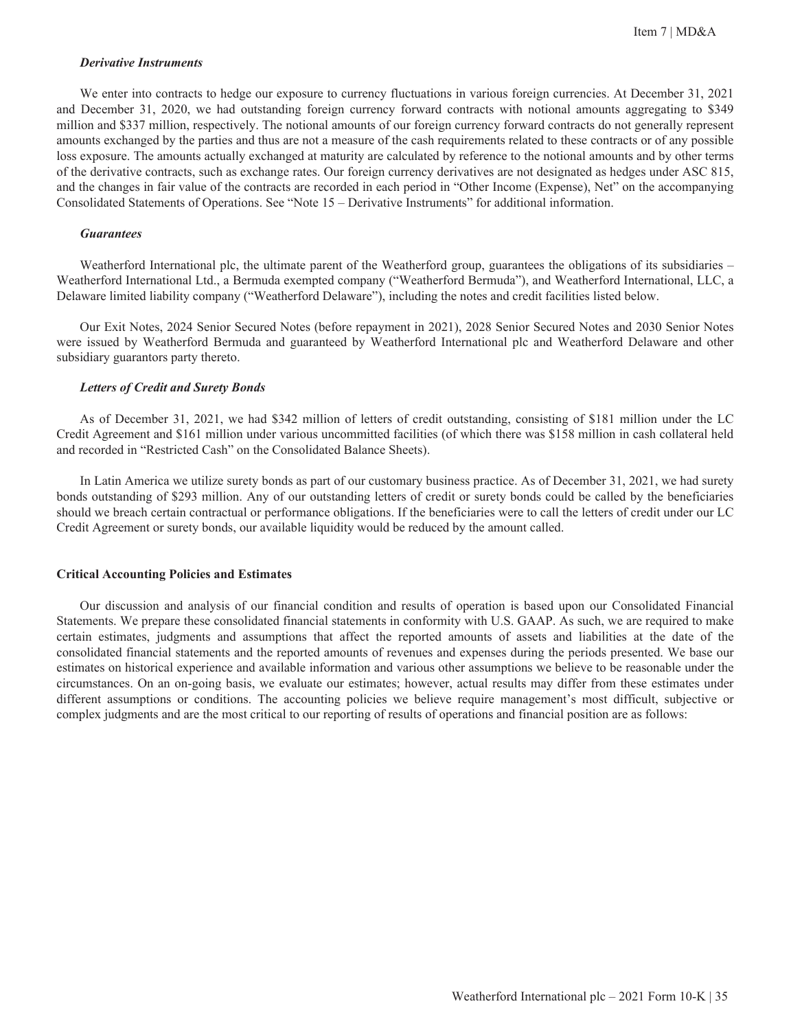### *Derivative Instruments*

We enter into contracts to hedge our exposure to currency fluctuations in various foreign currencies. At December 31, 2021 and December 31, 2020, we had outstanding foreign currency forward contracts with notional amounts aggregating to $349 million and $337 million, respectively. The notional amounts of our foreign currency forward contracts do not generally represent amounts exchanged by the parties and thus are not a measure of the cash requirements related to these contracts or of any possible loss exposure. The amounts actually exchanged at maturity are calculated by reference to the notional amounts and by other terms of the derivative contracts, such as exchange rates. Our foreign currency derivatives are not designated as hedges under ASC 815, and the changes in fair value of the contracts are recorded in each period in "Other Income (Expense), Net" on the accompanying Consolidated Statements of Operations. See "Note 15 – Derivative Instruments" for additional information.

### *Guarantees*

Weatherford International plc, the ultimate parent of the Weatherford group, guarantees the obligations of its subsidiaries – Weatherford International Ltd., a Bermuda exempted company ("Weatherford Bermuda"), and Weatherford International, LLC, a Delaware limited liability company ("Weatherford Delaware"), including the notes and credit facilities listed below.

Our Exit Notes, 2024 Senior Secured Notes (before repayment in 2021), 2028 Senior Secured Notes and 2030 Senior Notes were issued by Weatherford Bermuda and guaranteed by Weatherford International plc and Weatherford Delaware and other subsidiary guarantors party thereto.

### *Letters of Credit and Surety Bonds*

As of December 31, 2021, we had $342 million of letters of credit outstanding, consisting of $181 million under the LC Credit Agreement and $161 million under various uncommitted facilities (of which there was $158 million in cash collateral held and recorded in "Restricted Cash" on the Consolidated Balance Sheets).

In Latin America we utilize surety bonds as part of our customary business practice. As of December 31, 2021, we had surety bonds outstanding of $293 million. Any of our outstanding letters of credit or surety bonds could be called by the beneficiaries should we breach certain contractual or performance obligations. If the beneficiaries were to call the letters of credit under our LC Credit Agreement or surety bonds, our available liquidity would be reduced by the amount called.

## Critical Accounting Policies and Estimates

Our discussion and analysis of our financial condition and results of operation is based upon our Consolidated Financial Statements. We prepare these consolidated financial statements in conformity with U.S. GAAP. As such, we are required to make certain estimates, judgments and assumptions that affect the reported amounts of assets and liabilities at the date of the consolidated financial statements and the reported amounts of revenues and expenses during the periods presented. We base our estimates on historical experience and available information and various other assumptions we believe to be reasonable under the circumstances. On an on-going basis, we evaluate our estimates; however, actual results may differ from these estimates under different assumptions or conditions. The accounting policies we believe require management's most difficult, subjective or complex judgments and are the most critical to our reporting of results of operations and financial position are as follows: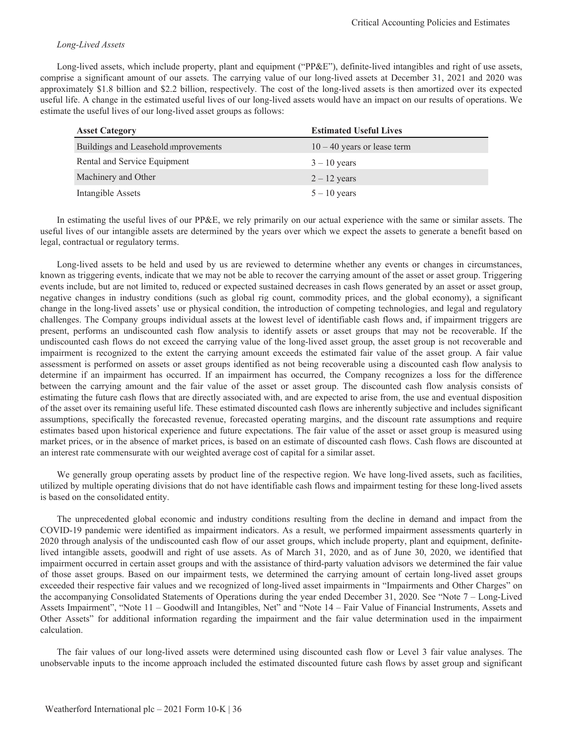*Long-Lived Assets*

Long-lived assets, which include property, plant and equipment ("PP&E"), definite-lived intangibles and right of use assets, comprise a significant amount of our assets. The carrying value of our long-lived assets at December 31, 2021 and 2020 was approximately $1.8 billion and $2.2 billion, respectively. The cost of the long-lived assets is then amortized over its expected useful life. A change in the estimated useful lives of our long-lived assets would have an impact on our results of operations. We estimate the useful lives of our long-lived asset groups as follows:

| Asset Category | Estimated Useful Lives |
|---|---|
| Buildings and Leasehold Improvements | 10 – 40 years or lease term |
| Rental and Service Equipment | 3 – 10 years |
| Machinery and Other | 2 – 12 years |
| Intangible Assets | 5 – 10 years |

In estimating the useful lives of our PP&E, we rely primarily on our actual experience with the same or similar assets. The useful lives of our intangible assets are determined by the years over which we expect the assets to generate a benefit based on legal, contractual or regulatory terms.

Long-lived assets to be held and used by us are reviewed to determine whether any events or changes in circumstances, known as triggering events, indicate that we may not be able to recover the carrying amount of the asset or asset group. Triggering events include, but are not limited to, reduced or expected sustained decreases in cash flows generated by an asset or asset group, negative changes in industry conditions (such as global rig count, commodity prices, and the global economy), a significant change in the long-lived assets' use or physical condition, the introduction of competing technologies, and legal and regulatory challenges. The Company groups individual assets at the lowest level of identifiable cash flows and, if impairment triggers are present, performs an undiscounted cash flow analysis to identify assets or asset groups that may not be recoverable. If the undiscounted cash flows do not exceed the carrying value of the long-lived asset group, the asset group is not recoverable and impairment is recognized to the extent the carrying amount exceeds the estimated fair value of the asset group. A fair value assessment is performed on assets or asset groups identified as not being recoverable using a discounted cash flow analysis to determine if an impairment has occurred. If an impairment has occurred, the Company recognizes a loss for the difference between the carrying amount and the fair value of the asset or asset group. The discounted cash flow analysis consists of estimating the future cash flows that are directly associated with, and are expected to arise from, the use and eventual disposition of the asset over its remaining useful life. These estimated discounted cash flows are inherently subjective and includes significant assumptions, specifically the forecasted revenue, forecasted operating margins, and the discount rate assumptions and require estimates based upon historical experience and future expectations. The fair value of the asset or asset group is measured using market prices, or in the absence of market prices, is based on an estimate of discounted cash flows. Cash flows are discounted at an interest rate commensurate with our weighted average cost of capital for a similar asset.

We generally group operating assets by product line of the respective region. We have long-lived assets, such as facilities, utilized by multiple operating divisions that do not have identifiable cash flows and impairment testing for these long-lived assets is based on the consolidated entity.

The unprecedented global economic and industry conditions resulting from the decline in demand and impact from the COVID-19 pandemic were identified as impairment indicators. As a result, we performed impairment assessments quarterly in 2020 through analysis of the undiscounted cash flow of our asset groups, which include property, plant and equipment, definite-lived intangible assets, goodwill and right of use assets. As of March 31, 2020, and as of June 30, 2020, we identified that impairment occurred in certain asset groups and with the assistance of third-party valuation advisors we determined the fair value of those asset groups. Based on our impairment tests, we determined the carrying amount of certain long-lived asset groups exceeded their respective fair values and we recognized of long-lived asset impairments in "Impairments and Other Charges" on the accompanying Consolidated Statements of Operations during the year ended December 31, 2020. See "Note 7 – Long-Lived Assets Impairment", "Note 11 – Goodwill and Intangibles, Net" and "Note 14 – Fair Value of Financial Instruments, Assets and Other Assets" for additional information regarding the impairment and the fair value determination used in the impairment calculation.

The fair values of our long-lived assets were determined using discounted cash flow or Level 3 fair value analyses. The unobservable inputs to the income approach included the estimated discounted future cash flows by asset group and significant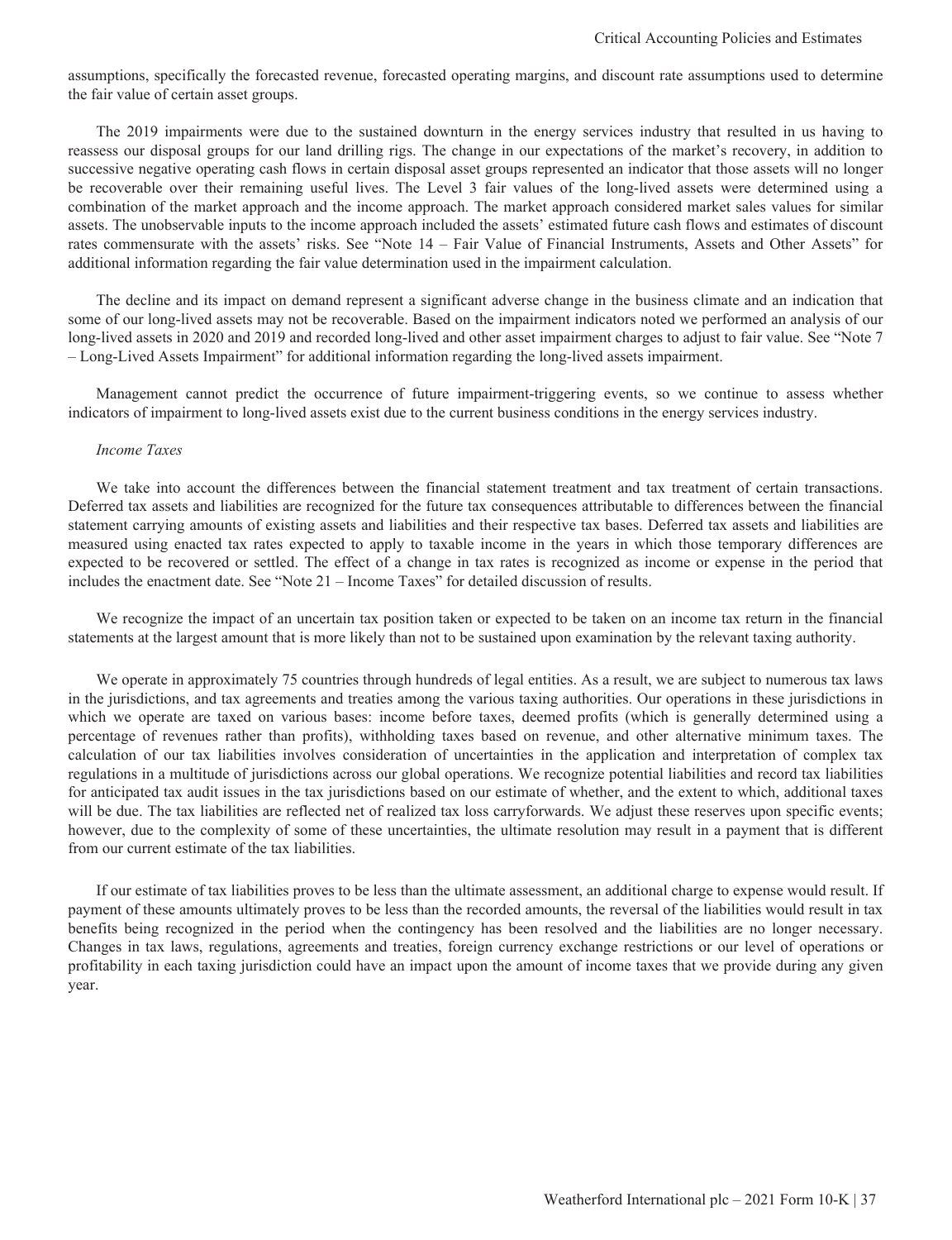assumptions, specifically the forecasted revenue, forecasted operating margins, and discount rate assumptions used to determine the fair value of certain asset groups.

The 2019 impairments were due to the sustained downturn in the energy services industry that resulted in us having to reassess our disposal groups for our land drilling rigs. The change in our expectations of the market's recovery, in addition to successive negative operating cash flows in certain disposal asset groups represented an indicator that those assets will no longer be recoverable over their remaining useful lives. The Level 3 fair values of the long-lived assets were determined using a combination of the market approach and the income approach. The market approach considered market sales values for similar assets. The unobservable inputs to the income approach included the assets' estimated future cash flows and estimates of discount rates commensurate with the assets' risks. See "Note 14 – Fair Value of Financial Instruments, Assets and Other Assets" for additional information regarding the fair value determination used in the impairment calculation.

The decline and its impact on demand represent a significant adverse change in the business climate and an indication that some of our long-lived assets may not be recoverable. Based on the impairment indicators noted we performed an analysis of our long-lived assets in 2020 and 2019 and recorded long-lived and other asset impairment charges to adjust to fair value. See "Note 7 – Long-Lived Assets Impairment" for additional information regarding the long-lived assets impairment.

Management cannot predict the occurrence of future impairment-triggering events, so we continue to assess whether indicators of impairment to long-lived assets exist due to the current business conditions in the energy services industry.

*Income Taxes*

We take into account the differences between the financial statement treatment and tax treatment of certain transactions. Deferred tax assets and liabilities are recognized for the future tax consequences attributable to differences between the financial statement carrying amounts of existing assets and liabilities and their respective tax bases. Deferred tax assets and liabilities are measured using enacted tax rates expected to apply to taxable income in the years in which those temporary differences are expected to be recovered or settled. The effect of a change in tax rates is recognized as income or expense in the period that includes the enactment date. See "Note 21 – Income Taxes" for detailed discussion of results.

We recognize the impact of an uncertain tax position taken or expected to be taken on an income tax return in the financial statements at the largest amount that is more likely than not to be sustained upon examination by the relevant taxing authority.

We operate in approximately 75 countries through hundreds of legal entities. As a result, we are subject to numerous tax laws in the jurisdictions, and tax agreements and treaties among the various taxing authorities. Our operations in these jurisdictions in which we operate are taxed on various bases: income before taxes, deemed profits (which is generally determined using a percentage of revenues rather than profits), withholding taxes based on revenue, and other alternative minimum taxes. The calculation of our tax liabilities involves consideration of uncertainties in the application and interpretation of complex tax regulations in a multitude of jurisdictions across our global operations. We recognize potential liabilities and record tax liabilities for anticipated tax audit issues in the tax jurisdictions based on our estimate of whether, and the extent to which, additional taxes will be due. The tax liabilities are reflected net of realized tax loss carryforwards. We adjust these reserves upon specific events; however, due to the complexity of some of these uncertainties, the ultimate resolution may result in a payment that is different from our current estimate of the tax liabilities.

If our estimate of tax liabilities proves to be less than the ultimate assessment, an additional charge to expense would result. If payment of these amounts ultimately proves to be less than the recorded amounts, the reversal of the liabilities would result in tax benefits being recognized in the period when the contingency has been resolved and the liabilities are no longer necessary. Changes in tax laws, regulations, agreements and treaties, foreign currency exchange restrictions or our level of operations or profitability in each taxing jurisdiction could have an impact upon the amount of income taxes that we provide during any given year.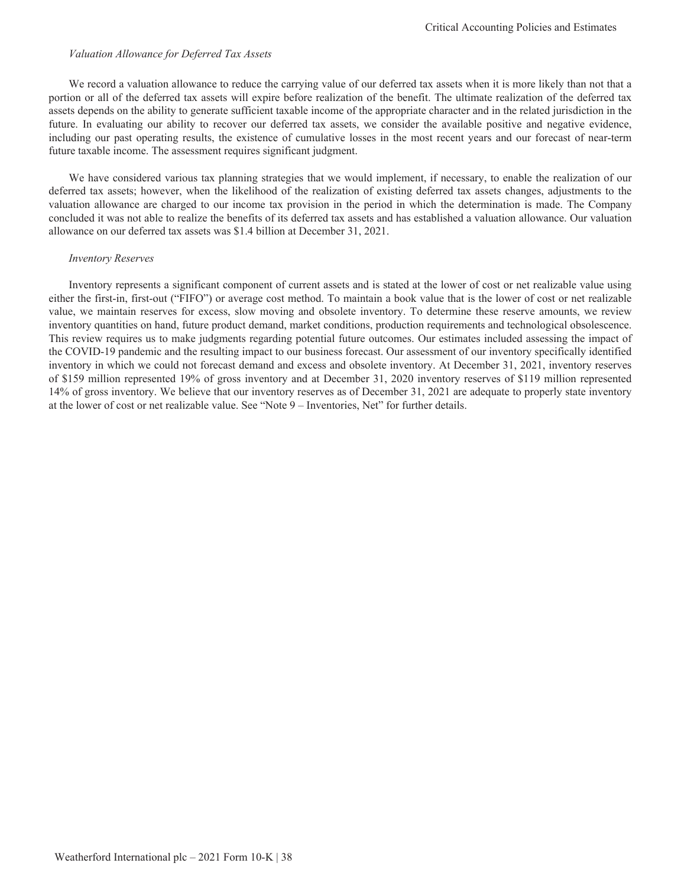*Valuation Allowance for Deferred Tax Assets*

We record a valuation allowance to reduce the carrying value of our deferred tax assets when it is more likely than not that a portion or all of the deferred tax assets will expire before realization of the benefit. The ultimate realization of the deferred tax assets depends on the ability to generate sufficient taxable income of the appropriate character and in the related jurisdiction in the future. In evaluating our ability to recover our deferred tax assets, we consider the available positive and negative evidence, including our past operating results, the existence of cumulative losses in the most recent years and our forecast of near-term future taxable income. The assessment requires significant judgment.

We have considered various tax planning strategies that we would implement, if necessary, to enable the realization of our deferred tax assets; however, when the likelihood of the realization of existing deferred tax assets changes, adjustments to the valuation allowance are charged to our income tax provision in the period in which the determination is made. The Company concluded it was not able to realize the benefits of its deferred tax assets and has established a valuation allowance. Our valuation allowance on our deferred tax assets was $1.4 billion at December 31, 2021.

*Inventory Reserves*

Inventory represents a significant component of current assets and is stated at the lower of cost or net realizable value using either the first-in, first-out ("FIFO") or average cost method. To maintain a book value that is the lower of cost or net realizable value, we maintain reserves for excess, slow moving and obsolete inventory. To determine these reserve amounts, we review inventory quantities on hand, future product demand, market conditions, production requirements and technological obsolescence. This review requires us to make judgments regarding potential future outcomes. Our estimates included assessing the impact of the COVID-19 pandemic and the resulting impact to our business forecast. Our assessment of our inventory specifically identified inventory in which we could not forecast demand and excess and obsolete inventory. At December 31, 2021, inventory reserves of $159 million represented 19% of gross inventory and at December 31, 2020 inventory reserves of $119 million represented 14% of gross inventory. We believe that our inventory reserves as of December 31, 2021 are adequate to properly state inventory at the lower of cost or net realizable value. See "Note 9 – Inventories, Net" for further details.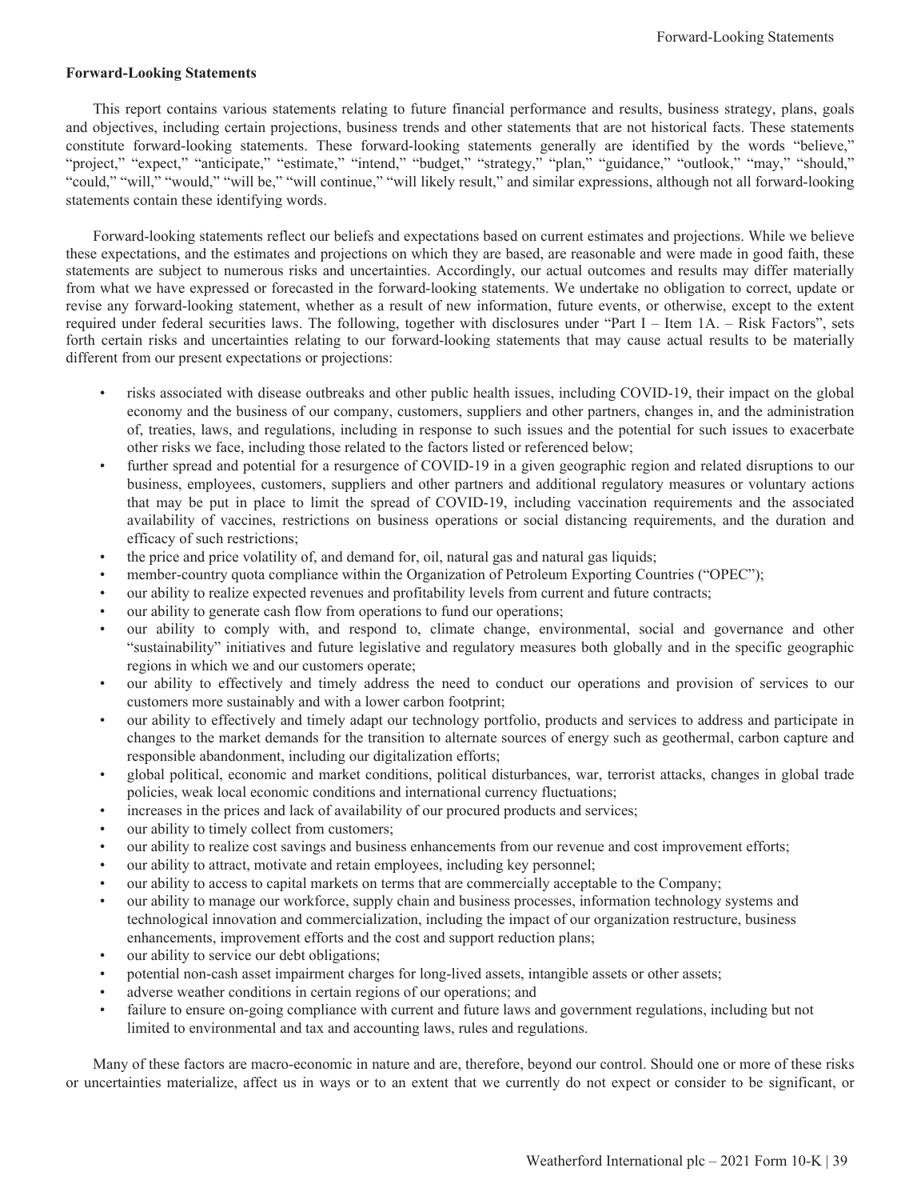**Forward-Looking Statements**

This report contains various statements relating to future financial performance and results, business strategy, plans, goals and objectives, including certain projections, business trends and other statements that are not historical facts. These statements constitute forward-looking statements. These forward-looking statements generally are identified by the words "believe," "project," "expect," "anticipate," "estimate," "intend," "budget," "strategy," "plan," "guidance," "outlook," "may," "should," "could," "will," "would," "will be," "will continue," "will likely result," and similar expressions, although not all forward-looking statements contain these identifying words.

Forward-looking statements reflect our beliefs and expectations based on current estimates and projections. While we believe these expectations, and the estimates and projections on which they are based, are reasonable and were made in good faith, these statements are subject to numerous risks and uncertainties. Accordingly, our actual outcomes and results may differ materially from what we have expressed or forecasted in the forward-looking statements. We undertake no obligation to correct, update or revise any forward-looking statement, whether as a result of new information, future events, or otherwise, except to the extent required under federal securities laws. The following, together with disclosures under "Part I – Item 1A. – Risk Factors", sets forth certain risks and uncertainties relating to our forward-looking statements that may cause actual results to be materially different from our present expectations or projections:

- risks associated with disease outbreaks and other public health issues, including COVID-19, their impact on the global economy and the business of our company, customers, suppliers and other partners, changes in, and the administration of, treaties, laws, and regulations, including in response to such issues and the potential for such issues to exacerbate other risks we face, including those related to the factors listed or referenced below;
- further spread and potential for a resurgence of COVID-19 in a given geographic region and related disruptions to our business, employees, customers, suppliers and other partners and additional regulatory measures or voluntary actions that may be put in place to limit the spread of COVID-19, including vaccination requirements and the associated availability of vaccines, restrictions on business operations or social distancing requirements, and the duration and efficacy of such restrictions;
- the price and price volatility of, and demand for, oil, natural gas and natural gas liquids;
- member-country quota compliance within the Organization of Petroleum Exporting Countries ("OPEC");
- our ability to realize expected revenues and profitability levels from current and future contracts;
- our ability to generate cash flow from operations to fund our operations;
- our ability to comply with, and respond to, climate change, environmental, social and governance and other "sustainability" initiatives and future legislative and regulatory measures both globally and in the specific geographic regions in which we and our customers operate;
- our ability to effectively and timely address the need to conduct our operations and provision of services to our customers more sustainably and with a lower carbon footprint;
- our ability to effectively and timely adapt our technology portfolio, products and services to address and participate in changes to the market demands for the transition to alternate sources of energy such as geothermal, carbon capture and responsible abandonment, including our digitalization efforts;
- global political, economic and market conditions, political disturbances, war, terrorist attacks, changes in global trade policies, weak local economic conditions and international currency fluctuations;
- increases in the prices and lack of availability of our procured products and services;
- our ability to timely collect from customers;
- our ability to realize cost savings and business enhancements from our revenue and cost improvement efforts;
- our ability to attract, motivate and retain employees, including key personnel;
- our ability to access to capital markets on terms that are commercially acceptable to the Company;
- our ability to manage our workforce, supply chain and business processes, information technology systems and technological innovation and commercialization, including the impact of our organization restructure, business enhancements, improvement efforts and the cost and support reduction plans;
- our ability to service our debt obligations;
- potential non-cash asset impairment charges for long-lived assets, intangible assets or other assets;
- adverse weather conditions in certain regions of our operations; and
- failure to ensure on-going compliance with current and future laws and government regulations, including but not limited to environmental and tax and accounting laws, rules and regulations.

Many of these factors are macro-economic in nature and are, therefore, beyond our control. Should one or more of these risks or uncertainties materialize, affect us in ways or to an extent that we currently do not expect or consider to be significant, or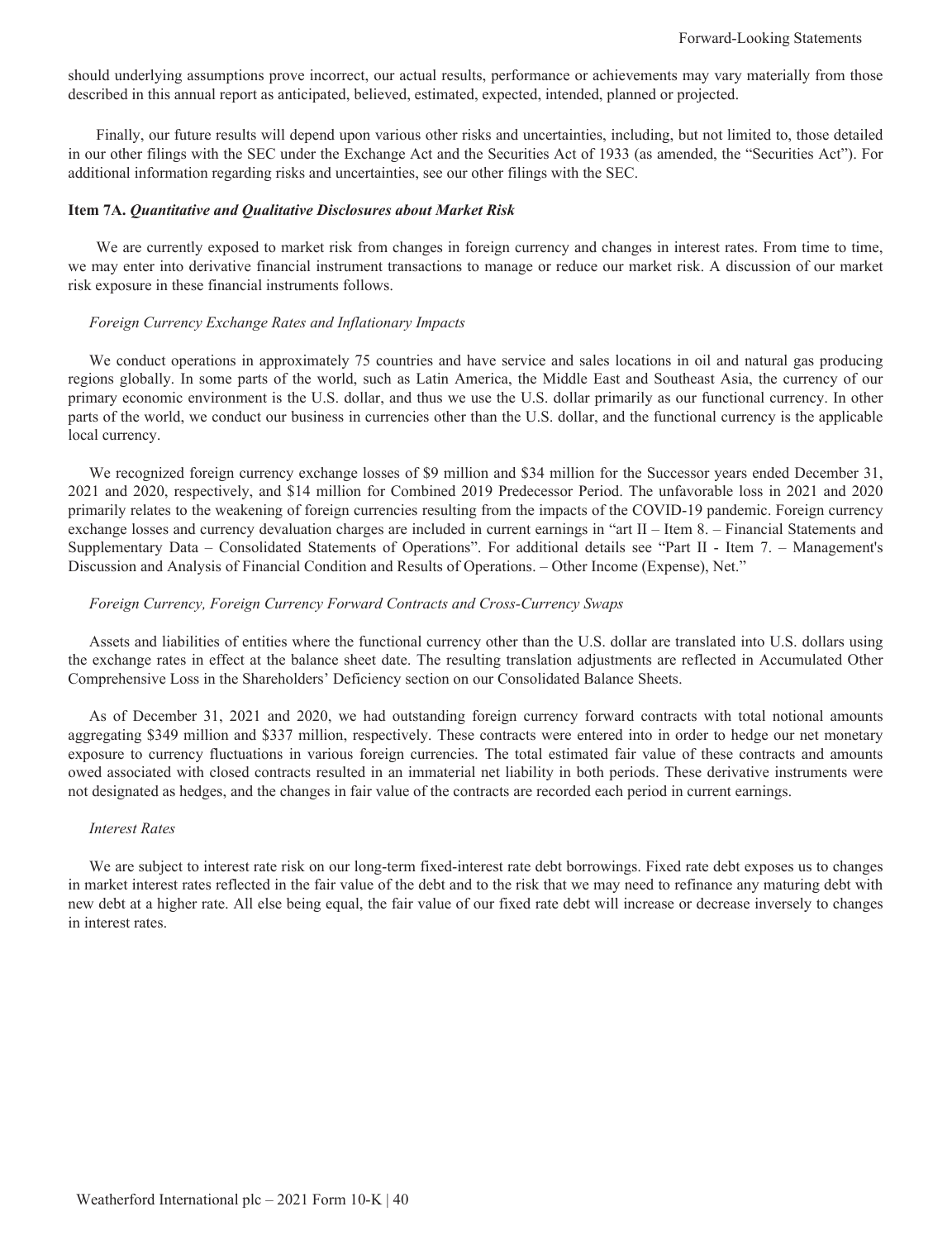should underlying assumptions prove incorrect, our actual results, performance or achievements may vary materially from those described in this annual report as anticipated, believed, estimated, expected, intended, planned or projected.

Finally, our future results will depend upon various other risks and uncertainties, including, but not limited to, those detailed in our other filings with the SEC under the Exchange Act and the Securities Act of 1933 (as amended, the "Securities Act"). For additional information regarding risks and uncertainties, see our other filings with the SEC.

**Item 7A.** ***Quantitative and Qualitative Disclosures about Market Risk***

We are currently exposed to market risk from changes in foreign currency and changes in interest rates. From time to time, we may enter into derivative financial instrument transactions to manage or reduce our market risk. A discussion of our market risk exposure in these financial instruments follows.

*Foreign Currency Exchange Rates and Inflationary Impacts*

We conduct operations in approximately 75 countries and have service and sales locations in oil and natural gas producing regions globally. In some parts of the world, such as Latin America, the Middle East and Southeast Asia, the currency of our primary economic environment is the U.S. dollar, and thus we use the U.S. dollar primarily as our functional currency. In other parts of the world, we conduct our business in currencies other than the U.S. dollar, and the functional currency is the applicable local currency.

We recognized foreign currency exchange losses of $9 million and $34 million for the Successor years ended December 31, 2021 and 2020, respectively, and $14 million for Combined 2019 Predecessor Period. The unfavorable loss in 2021 and 2020 primarily relates to the weakening of foreign currencies resulting from the impacts of the COVID-19 pandemic. Foreign currency exchange losses and currency devaluation charges are included in current earnings in "art II – Item 8. – Financial Statements and Supplementary Data – Consolidated Statements of Operations". For additional details see "Part II - Item 7. – Management's Discussion and Analysis of Financial Condition and Results of Operations. – Other Income (Expense), Net."

*Foreign Currency, Foreign Currency Forward Contracts and Cross-Currency Swaps*

Assets and liabilities of entities where the functional currency other than the U.S. dollar are translated into U.S. dollars using the exchange rates in effect at the balance sheet date. The resulting translation adjustments are reflected in Accumulated Other Comprehensive Loss in the Shareholders' Deficiency section on our Consolidated Balance Sheets.

As of December 31, 2021 and 2020, we had outstanding foreign currency forward contracts with total notional amounts aggregating $349 million and $337 million, respectively. These contracts were entered into in order to hedge our net monetary exposure to currency fluctuations in various foreign currencies. The total estimated fair value of these contracts and amounts owed associated with closed contracts resulted in an immaterial net liability in both periods. These derivative instruments were not designated as hedges, and the changes in fair value of the contracts are recorded each period in current earnings.

*Interest Rates*

We are subject to interest rate risk on our long-term fixed-interest rate debt borrowings. Fixed rate debt exposes us to changes in market interest rates reflected in the fair value of the debt and to the risk that we may need to refinance any maturing debt with new debt at a higher rate. All else being equal, the fair value of our fixed rate debt will increase or decrease inversely to changes in interest rates.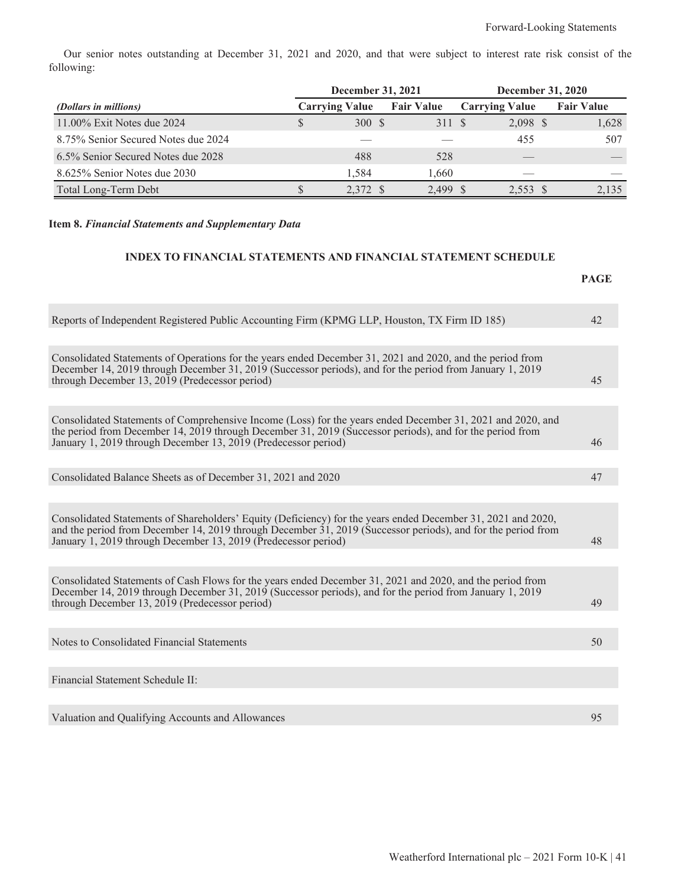Our senior notes outstanding at December 31, 2021 and 2020, and that were subject to interest rate risk consist of the following:

| | December 31, 2021 | | December 31, 2020 | |
|---|---|---|---|---|
| *(Dollars in millions)* | Carrying Value | Fair Value | Carrying Value | Fair Value |
| 11.00% Exit Notes due 2024 | $ 300 | $ 311 | $ 2,098 | $ 1,628 |
| 8.75% Senior Secured Notes due 2024 | — | — | 455 | 507 |
| 6.5% Senior Secured Notes due 2028 | 488 | 528 | — | — |
| 8.625% Senior Notes due 2030 | 1,584 | 1,660 | — | — |
| Total Long-Term Debt | $ 2,372 | $ 2,499 | $ 2,553 | $ 2,135 |

**Item 8.** ***Financial Statements and Supplementary Data***

**INDEX TO FINANCIAL STATEMENTS AND FINANCIAL STATEMENT SCHEDULE**

| | PAGE |
|---|---|
| Reports of Independent Registered Public Accounting Firm (KPMG LLP, Houston, TX Firm ID 185) | 42 |
| Consolidated Statements of Operations for the years ended December 31, 2021 and 2020, and the period from December 14, 2019 through December 31, 2019 (Successor periods), and for the period from January 1, 2019 through December 13, 2019 (Predecessor period) | 45 |
| Consolidated Statements of Comprehensive Income (Loss) for the years ended December 31, 2021 and 2020, and the period from December 14, 2019 through December 31, 2019 (Successor periods), and for the period from January 1, 2019 through December 13, 2019 (Predecessor period) | 46 |
| Consolidated Balance Sheets as of December 31, 2021 and 2020 | 47 |
| Consolidated Statements of Shareholders' Equity (Deficiency) for the years ended December 31, 2021 and 2020, and the period from December 14, 2019 through December 31, 2019 (Successor periods), and for the period from January 1, 2019 through December 13, 2019 (Predecessor period) | 48 |
| Consolidated Statements of Cash Flows for the years ended December 31, 2021 and 2020, and the period from December 14, 2019 through December 31, 2019 (Successor periods), and for the period from January 1, 2019 through December 13, 2019 (Predecessor period) | 49 |
| Notes to Consolidated Financial Statements | 50 |
| Financial Statement Schedule II: | |
| Valuation and Qualifying Accounts and Allowances | 95 |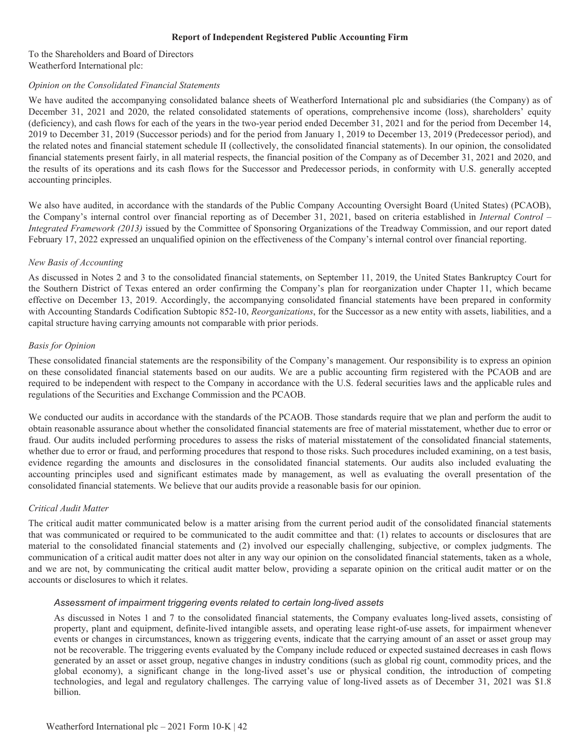## Report of Independent Registered Public Accounting Firm

To the Shareholders and Board of Directors
Weatherford International plc:

*Opinion on the Consolidated Financial Statements*

We have audited the accompanying consolidated balance sheets of Weatherford International plc and subsidiaries (the Company) as of December 31, 2021 and 2020, the related consolidated statements of operations, comprehensive income (loss), shareholders' equity (deficiency), and cash flows for each of the years in the two-year period ended December 31, 2021 and for the period from December 14, 2019 to December 31, 2019 (Successor periods) and for the period from January 1, 2019 to December 13, 2019 (Predecessor period), and the related notes and financial statement schedule II (collectively, the consolidated financial statements). In our opinion, the consolidated financial statements present fairly, in all material respects, the financial position of the Company as of December 31, 2021 and 2020, and the results of its operations and its cash flows for the Successor and Predecessor periods, in conformity with U.S. generally accepted accounting principles.

We also have audited, in accordance with the standards of the Public Company Accounting Oversight Board (United States) (PCAOB), the Company's internal control over financial reporting as of December 31, 2021, based on criteria established in *Internal Control – Integrated Framework (2013)* issued by the Committee of Sponsoring Organizations of the Treadway Commission, and our report dated February 17, 2022 expressed an unqualified opinion on the effectiveness of the Company's internal control over financial reporting.

*New Basis of Accounting*

As discussed in Notes 2 and 3 to the consolidated financial statements, on September 11, 2019, the United States Bankruptcy Court for the Southern District of Texas entered an order confirming the Company's plan for reorganization under Chapter 11, which became effective on December 13, 2019. Accordingly, the accompanying consolidated financial statements have been prepared in conformity with Accounting Standards Codification Subtopic 852-10, *Reorganizations*, for the Successor as a new entity with assets, liabilities, and a capital structure having carrying amounts not comparable with prior periods.

*Basis for Opinion*

These consolidated financial statements are the responsibility of the Company's management. Our responsibility is to express an opinion on these consolidated financial statements based on our audits. We are a public accounting firm registered with the PCAOB and are required to be independent with respect to the Company in accordance with the U.S. federal securities laws and the applicable rules and regulations of the Securities and Exchange Commission and the PCAOB.

We conducted our audits in accordance with the standards of the PCAOB. Those standards require that we plan and perform the audit to obtain reasonable assurance about whether the consolidated financial statements are free of material misstatement, whether due to error or fraud. Our audits included performing procedures to assess the risks of material misstatement of the consolidated financial statements, whether due to error or fraud, and performing procedures that respond to those risks. Such procedures included examining, on a test basis, evidence regarding the amounts and disclosures in the consolidated financial statements. Our audits also included evaluating the accounting principles used and significant estimates made by management, as well as evaluating the overall presentation of the consolidated financial statements. We believe that our audits provide a reasonable basis for our opinion.

*Critical Audit Matter*

The critical audit matter communicated below is a matter arising from the current period audit of the consolidated financial statements that was communicated or required to be communicated to the audit committee and that: (1) relates to accounts or disclosures that are material to the consolidated financial statements and (2) involved our especially challenging, subjective, or complex judgments. The communication of a critical audit matter does not alter in any way our opinion on the consolidated financial statements, taken as a whole, and we are not, by communicating the critical audit matter below, providing a separate opinion on the critical audit matter or on the accounts or disclosures to which it relates.

*Assessment of impairment triggering events related to certain long-lived assets*

As discussed in Notes 1 and 7 to the consolidated financial statements, the Company evaluates long-lived assets, consisting of property, plant and equipment, definite-lived intangible assets, and operating lease right-of-use assets, for impairment whenever events or changes in circumstances, known as triggering events, indicate that the carrying amount of an asset or asset group may not be recoverable. The triggering events evaluated by the Company include reduced or expected sustained decreases in cash flows generated by an asset or asset group, negative changes in industry conditions (such as global rig count, commodity prices, and the global economy), a significant change in the long-lived asset's use or physical condition, the introduction of competing technologies, and legal and regulatory challenges. The carrying value of long-lived assets as of December 31, 2021 was $1.8 billion.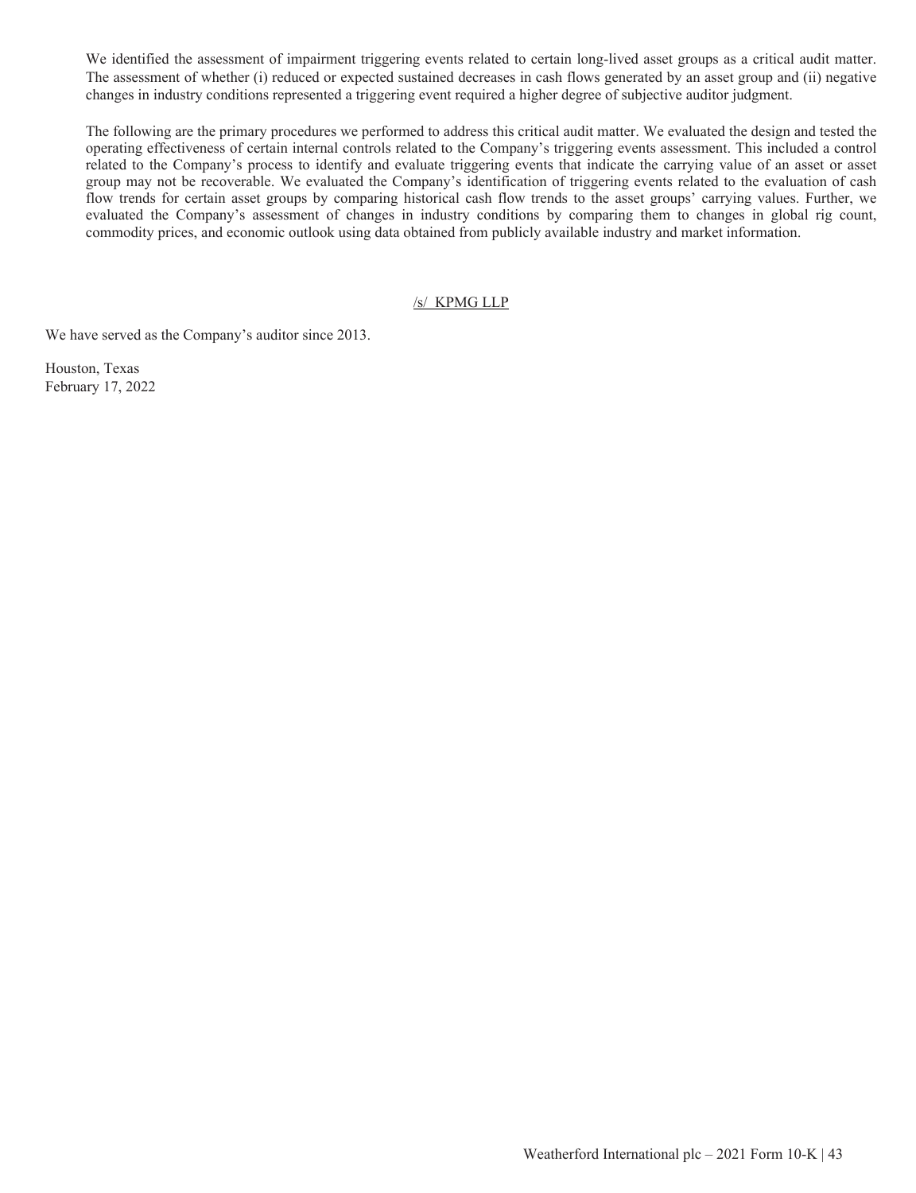We identified the assessment of impairment triggering events related to certain long-lived asset groups as a critical audit matter. The assessment of whether (i) reduced or expected sustained decreases in cash flows generated by an asset group and (ii) negative changes in industry conditions represented a triggering event required a higher degree of subjective auditor judgment.

The following are the primary procedures we performed to address this critical audit matter. We evaluated the design and tested the operating effectiveness of certain internal controls related to the Company's triggering events assessment. This included a control related to the Company's process to identify and evaluate triggering events that indicate the carrying value of an asset or asset group may not be recoverable. We evaluated the Company's identification of triggering events related to the evaluation of cash flow trends for certain asset groups by comparing historical cash flow trends to the asset groups' carrying values. Further, we evaluated the Company's assessment of changes in industry conditions by comparing them to changes in global rig count, commodity prices, and economic outlook using data obtained from publicly available industry and market information.

/s/ KPMG LLP

We have served as the Company's auditor since 2013.

Houston, Texas
February 17, 2022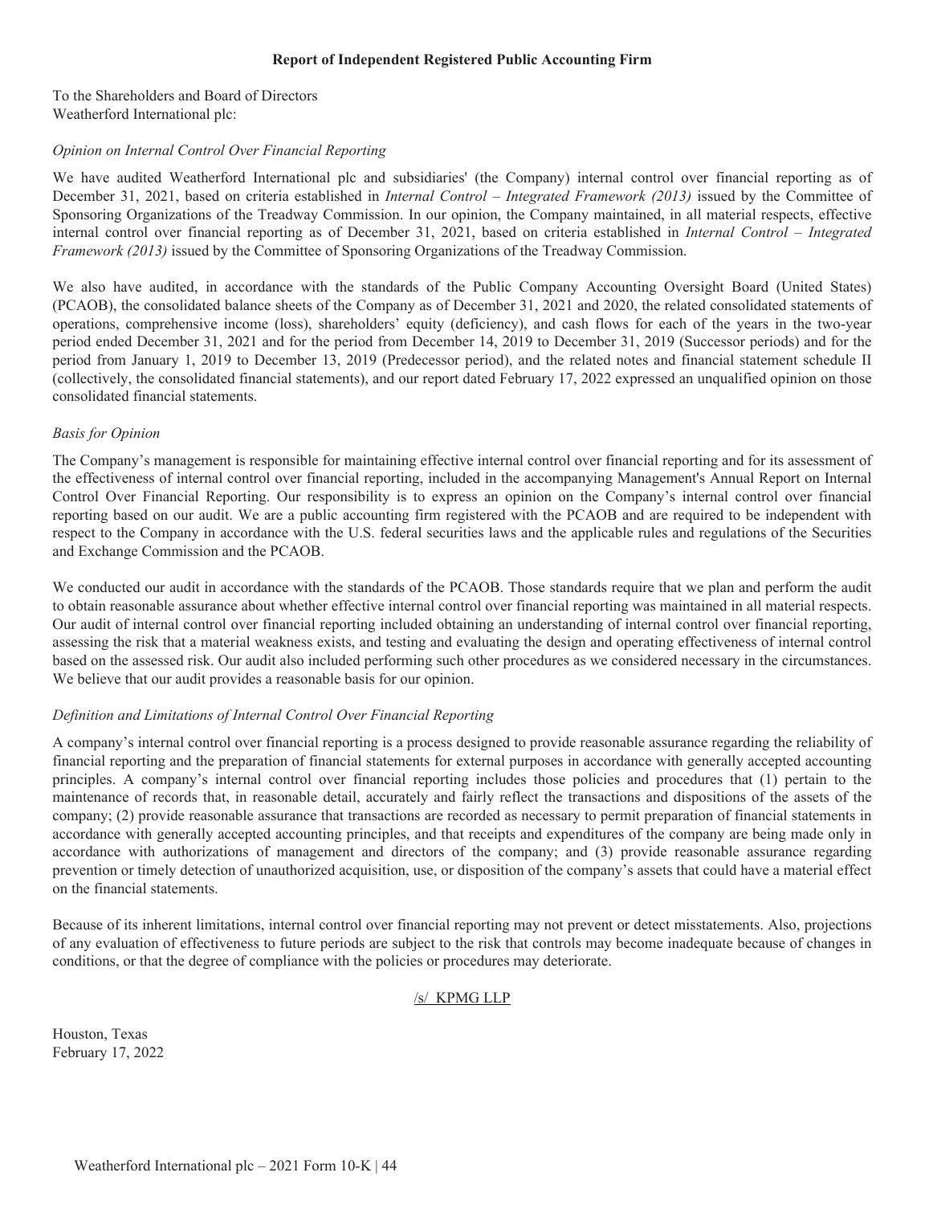**Report of Independent Registered Public Accounting Firm**

To the Shareholders and Board of Directors
Weatherford International plc:

*Opinion on Internal Control Over Financial Reporting*

We have audited Weatherford International plc and subsidiaries' (the Company) internal control over financial reporting as of December 31, 2021, based on criteria established in *Internal Control – Integrated Framework (2013)* issued by the Committee of Sponsoring Organizations of the Treadway Commission. In our opinion, the Company maintained, in all material respects, effective internal control over financial reporting as of December 31, 2021, based on criteria established in *Internal Control – Integrated Framework (2013)* issued by the Committee of Sponsoring Organizations of the Treadway Commission.

We also have audited, in accordance with the standards of the Public Company Accounting Oversight Board (United States) (PCAOB), the consolidated balance sheets of the Company as of December 31, 2021 and 2020, the related consolidated statements of operations, comprehensive income (loss), shareholders' equity (deficiency), and cash flows for each of the years in the two-year period ended December 31, 2021 and for the period from December 14, 2019 to December 31, 2019 (Successor periods) and for the period from January 1, 2019 to December 13, 2019 (Predecessor period), and the related notes and financial statement schedule II (collectively, the consolidated financial statements), and our report dated February 17, 2022 expressed an unqualified opinion on those consolidated financial statements.

*Basis for Opinion*

The Company's management is responsible for maintaining effective internal control over financial reporting and for its assessment of the effectiveness of internal control over financial reporting, included in the accompanying Management's Annual Report on Internal Control Over Financial Reporting. Our responsibility is to express an opinion on the Company's internal control over financial reporting based on our audit. We are a public accounting firm registered with the PCAOB and are required to be independent with respect to the Company in accordance with the U.S. federal securities laws and the applicable rules and regulations of the Securities and Exchange Commission and the PCAOB.

We conducted our audit in accordance with the standards of the PCAOB. Those standards require that we plan and perform the audit to obtain reasonable assurance about whether effective internal control over financial reporting was maintained in all material respects. Our audit of internal control over financial reporting included obtaining an understanding of internal control over financial reporting, assessing the risk that a material weakness exists, and testing and evaluating the design and operating effectiveness of internal control based on the assessed risk. Our audit also included performing such other procedures as we considered necessary in the circumstances. We believe that our audit provides a reasonable basis for our opinion.

*Definition and Limitations of Internal Control Over Financial Reporting*

A company's internal control over financial reporting is a process designed to provide reasonable assurance regarding the reliability of financial reporting and the preparation of financial statements for external purposes in accordance with generally accepted accounting principles. A company's internal control over financial reporting includes those policies and procedures that (1) pertain to the maintenance of records that, in reasonable detail, accurately and fairly reflect the transactions and dispositions of the assets of the company; (2) provide reasonable assurance that transactions are recorded as necessary to permit preparation of financial statements in accordance with generally accepted accounting principles, and that receipts and expenditures of the company are being made only in accordance with authorizations of management and directors of the company; and (3) provide reasonable assurance regarding prevention or timely detection of unauthorized acquisition, use, or disposition of the company's assets that could have a material effect on the financial statements.

Because of its inherent limitations, internal control over financial reporting may not prevent or detect misstatements. Also, projections of any evaluation of effectiveness to future periods are subject to the risk that controls may become inadequate because of changes in conditions, or that the degree of compliance with the policies or procedures may deteriorate.

/s/ KPMG LLP

Houston, Texas
February 17, 2022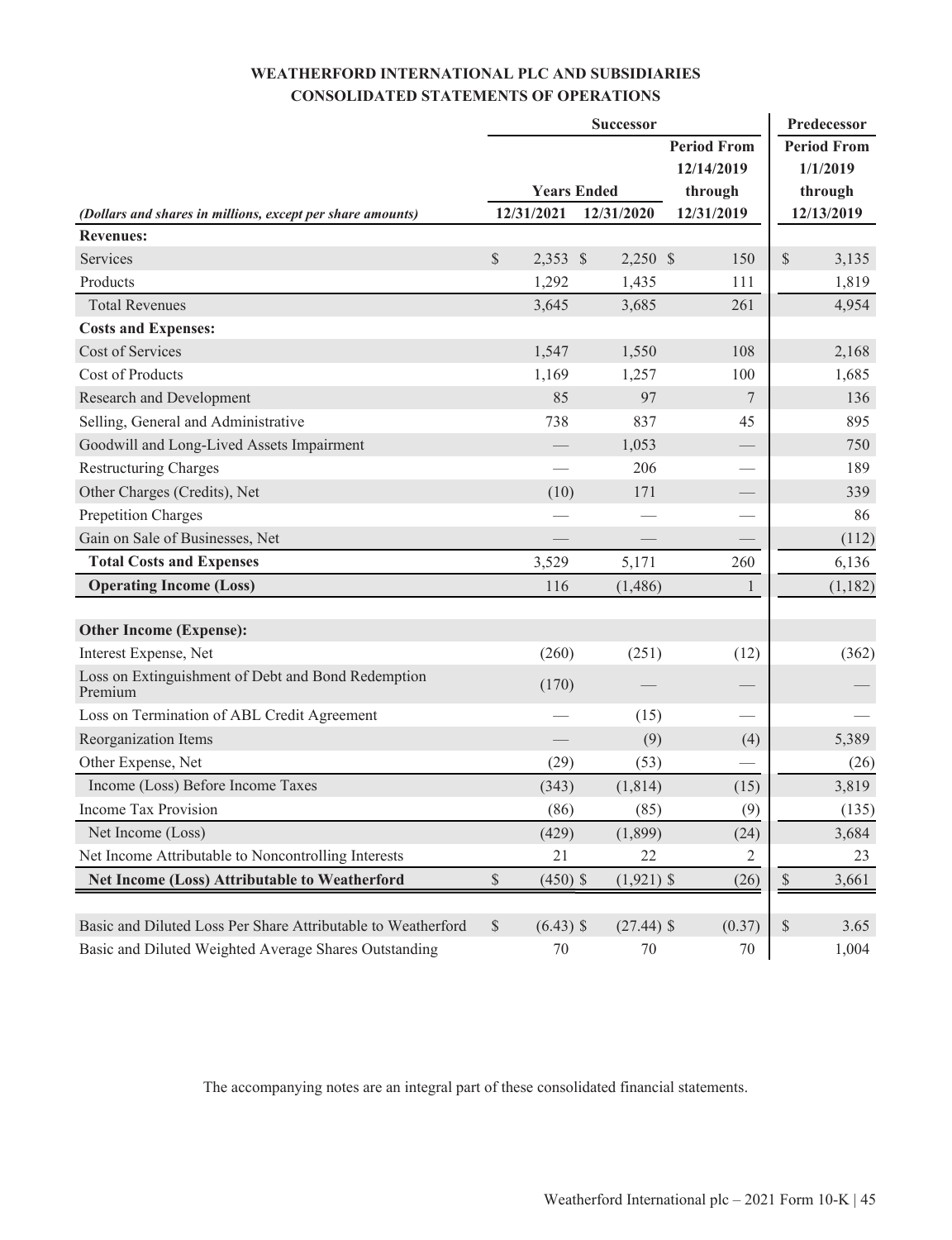# WEATHERFORD INTERNATIONAL PLC AND SUBSIDIARIES
## CONSOLIDATED STATEMENTS OF OPERATIONS

| *(Dollars and shares in millions, except per share amounts)* | Successor | | | Predecessor |
|---|---|---|---|---|
| | Years Ended | | Period From 12/14/2019 through | Period From 1/1/2019 through |
| | 12/31/2021 | 12/31/2020 | 12/31/2019 | 12/13/2019 |
| **Revenues:** | | | | |
| Services | $ 2,353 | $ 2,250 | $ 150 | $ 3,135 |
| Products | 1,292 | 1,435 | 111 | 1,819 |
| Total Revenues | 3,645 | 3,685 | 261 | 4,954 |
| **Costs and Expenses:** | | | | |
| Cost of Services | 1,547 | 1,550 | 108 | 2,168 |
| Cost of Products | 1,169 | 1,257 | 100 | 1,685 |
| Research and Development | 85 | 97 | 7 | 136 |
| Selling, General and Administrative | 738 | 837 | 45 | 895 |
| Goodwill and Long-Lived Assets Impairment | — | 1,053 | — | 750 |
| Restructuring Charges | — | 206 | — | 189 |
| Other Charges (Credits), Net | (10) | 171 | — | 339 |
| Prepetition Charges | — | — | — | 86 |
| Gain on Sale of Businesses, Net | — | — | — | (112) |
| **Total Costs and Expenses** | 3,529 | 5,171 | 260 | 6,136 |
| **Operating Income (Loss)** | 116 | (1,486) | 1 | (1,182) |
| | | | | |
| **Other Income (Expense):** | | | | |
| Interest Expense, Net | (260) | (251) | (12) | (362) |
| Loss on Extinguishment of Debt and Bond Redemption Premium | (170) | — | — | — |
| Loss on Termination of ABL Credit Agreement | — | (15) | — | — |
| Reorganization Items | — | (9) | (4) | 5,389 |
| Other Expense, Net | (29) | (53) | — | (26) |
| Income (Loss) Before Income Taxes | (343) | (1,814) | (15) | 3,819 |
| Income Tax Provision | (86) | (85) | (9) | (135) |
| Net Income (Loss) | (429) | (1,899) | (24) | 3,684 |
| Net Income Attributable to Noncontrolling Interests | 21 | 22 | 2 | 23 |
| **Net Income (Loss) Attributable to Weatherford** | $ (450) | $ (1,921) | $ (26) | $ 3,661 |
| | | | | |
| Basic and Diluted Loss Per Share Attributable to Weatherford | $ (6.43) | $ (27.44) | $ (0.37) | $ 3.65 |
| Basic and Diluted Weighted Average Shares Outstanding | 70 | 70 | 70 | 1,004 |

The accompanying notes are an integral part of these consolidated financial statements.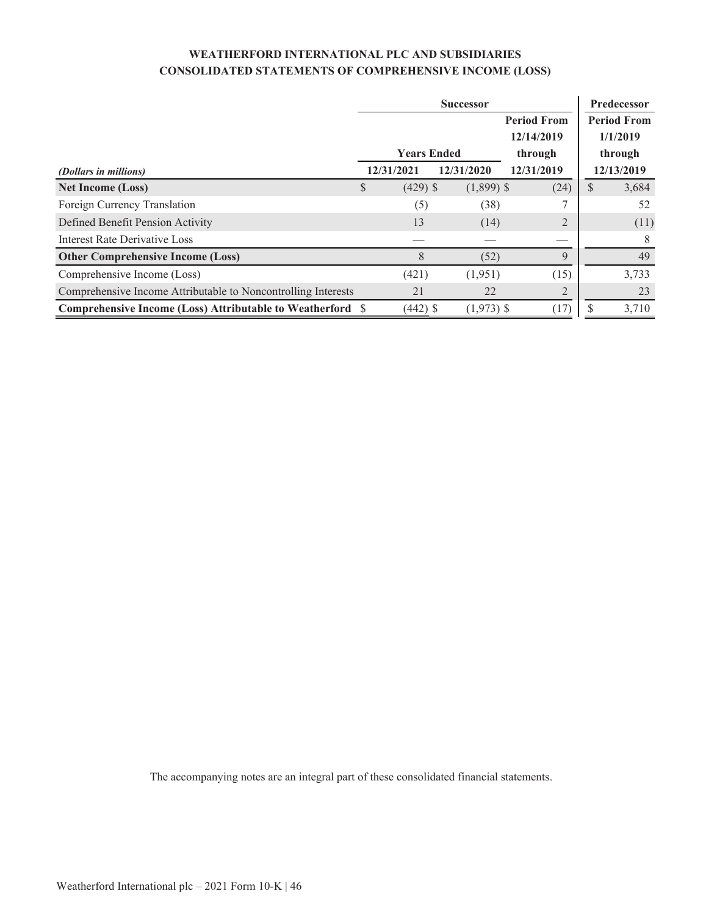# WEATHERFORD INTERNATIONAL PLC AND SUBSIDIARIES
## CONSOLIDATED STATEMENTS OF COMPREHENSIVE INCOME (LOSS)

| | Successor | | | Predecessor |
|---|---|---|---|---|
| | Years Ended | | Period From 12/14/2019 through | Period From 1/1/2019 through |
| *(Dollars in millions)* | 12/31/2021 | 12/31/2020 | 12/31/2019 | 12/13/2019 |
| **Net Income (Loss)** | $ (429) | $ (1,899) | $ (24) | $ 3,684 |
| Foreign Currency Translation | (5) | (38) | 7 | 52 |
| Defined Benefit Pension Activity | 13 | (14) | 2 | (11) |
| Interest Rate Derivative Loss | — | — | — | 8 |
| **Other Comprehensive Income (Loss)** | 8 | (52) | 9 | 49 |
| Comprehensive Income (Loss) | (421) | (1,951) | (15) | 3,733 |
| Comprehensive Income Attributable to Noncontrolling Interests | 21 | 22 | 2 | 23 |
| **Comprehensive Income (Loss) Attributable to Weatherford** | $ (442) | $ (1,973) | $ (17) | $ 3,710 |

The accompanying notes are an integral part of these consolidated financial statements.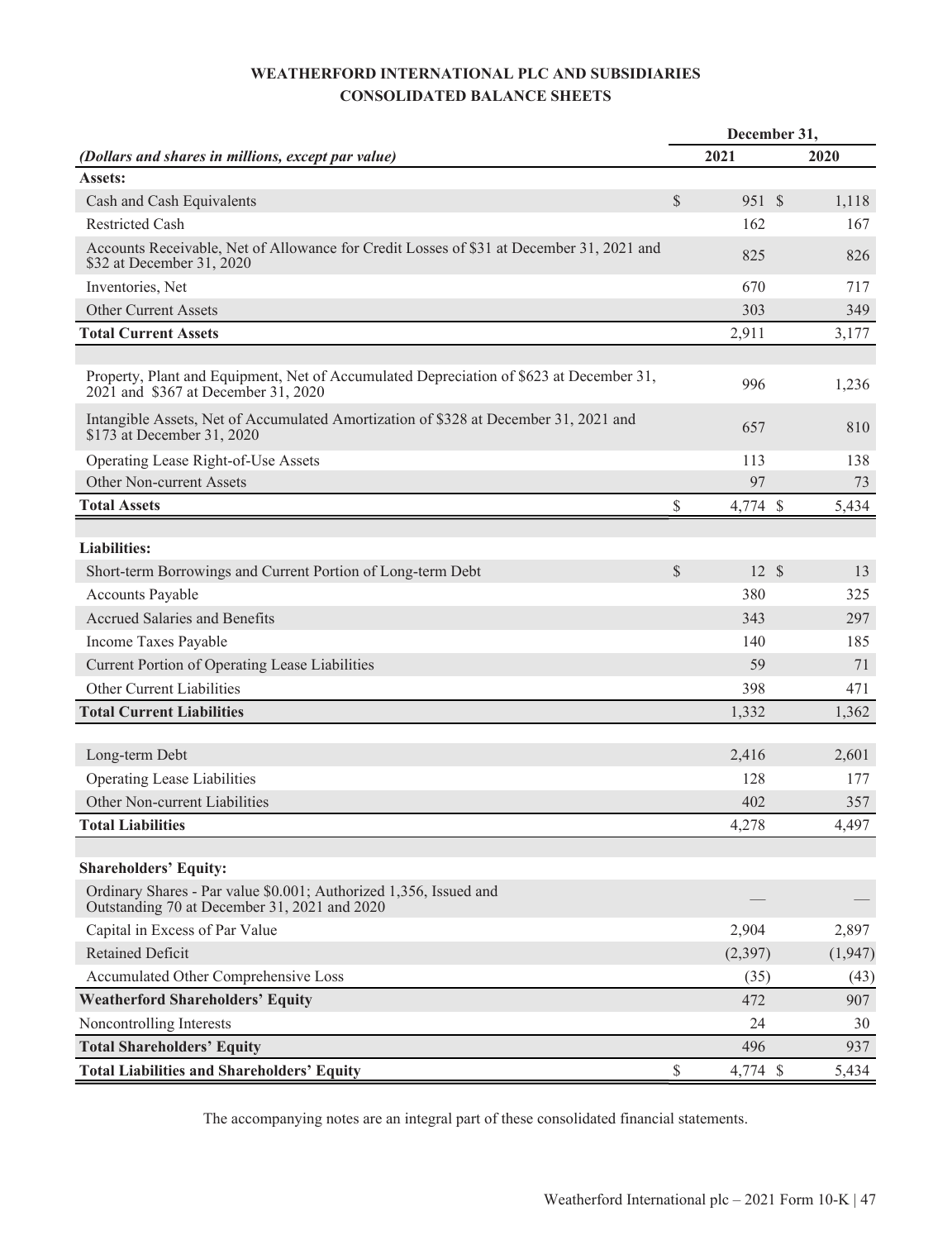# WEATHERFORD INTERNATIONAL PLC AND SUBSIDIARIES
## CONSOLIDATED BALANCE SHEETS

| *(Dollars and shares in millions, except par value)* | December 31, 2021 | December 31, 2020 |
|---|---|---|
| **Assets:** | | |
| Cash and Cash Equivalents | $ 951 | $ 1,118 |
| Restricted Cash | 162 | 167 |
| Accounts Receivable, Net of Allowance for Credit Losses of $31 at December 31, 2021 and $32 at December 31, 2020 | 825 | 826 |
| Inventories, Net | 670 | 717 |
| Other Current Assets | 303 | 349 |
| **Total Current Assets** | 2,911 | 3,177 |
| | | |
| Property, Plant and Equipment, Net of Accumulated Depreciation of $623 at December 31, 2021 and $367 at December 31, 2020 | 996 | 1,236 |
| Intangible Assets, Net of Accumulated Amortization of $328 at December 31, 2021 and $173 at December 31, 2020 | 657 | 810 |
| Operating Lease Right-of-Use Assets | 113 | 138 |
| Other Non-current Assets | 97 | 73 |
| **Total Assets** | $ 4,774 | $ 5,434 |
| | | |
| **Liabilities:** | | |
| Short-term Borrowings and Current Portion of Long-term Debt | $ 12 | $ 13 |
| Accounts Payable | 380 | 325 |
| Accrued Salaries and Benefits | 343 | 297 |
| Income Taxes Payable | 140 | 185 |
| Current Portion of Operating Lease Liabilities | 59 | 71 |
| Other Current Liabilities | 398 | 471 |
| **Total Current Liabilities** | 1,332 | 1,362 |
| | | |
| Long-term Debt | 2,416 | 2,601 |
| Operating Lease Liabilities | 128 | 177 |
| Other Non-current Liabilities | 402 | 357 |
| **Total Liabilities** | 4,278 | 4,497 |
| | | |
| **Shareholders' Equity:** | | |
| Ordinary Shares - Par value $0.001; Authorized 1,356, Issued and Outstanding 70 at December 31, 2021 and 2020 | — | — |
| Capital in Excess of Par Value | 2,904 | 2,897 |
| Retained Deficit | (2,397) | (1,947) |
| Accumulated Other Comprehensive Loss | (35) | (43) |
| **Weatherford Shareholders' Equity** | 472 | 907 |
| Noncontrolling Interests | 24 | 30 |
| **Total Shareholders' Equity** | 496 | 937 |
| **Total Liabilities and Shareholders' Equity** | $ 4,774 | $ 5,434 |

The accompanying notes are an integral part of these consolidated financial statements.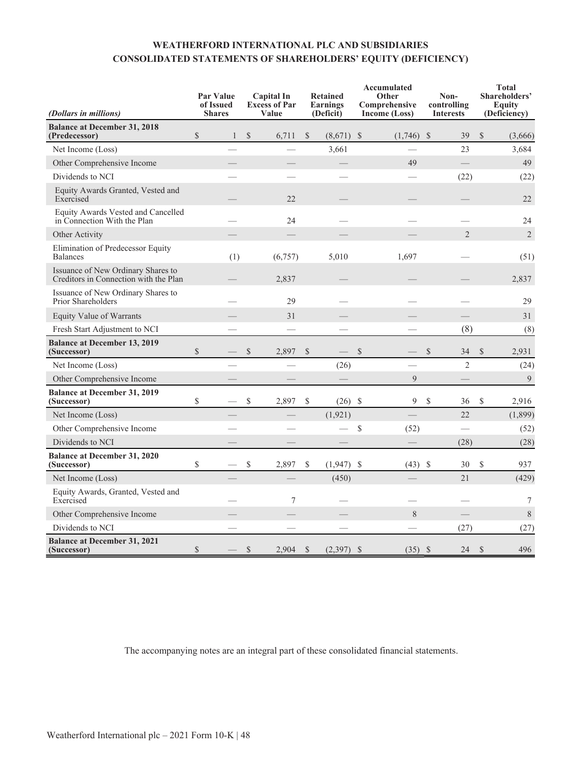## WEATHERFORD INTERNATIONAL PLC AND SUBSIDIARIES
## CONSOLIDATED STATEMENTS OF SHAREHOLDERS' EQUITY (DEFICIENCY)

| *(Dollars in millions)* | Par Value of Issued Shares | Capital In Excess of Par Value | Retained Earnings (Deficit) | Accumulated Other Comprehensive Income (Loss) | Non-controlling Interests | Total Shareholders' Equity (Deficiency) |
|---|---|---|---|---|---|---|
| **Balance at December 31, 2018 (Predecessor)** | $ 1 | $ 6,711 | $ (8,671) | $ (1,746) | $ 39 | $ (3,666) |
| Net Income (Loss) | — | — | 3,661 | — | 23 | 3,684 |
| Other Comprehensive Income | — | — | — | 49 | — | 49 |
| Dividends to NCI | — | — | — | — | (22) | (22) |
| Equity Awards Granted, Vested and Exercised | — | 22 | — | — | — | 22 |
| Equity Awards Vested and Cancelled in Connection With the Plan | — | 24 | — | — | — | 24 |
| Other Activity | — | — | — | — | 2 | 2 |
| Elimination of Predecessor Equity Balances | (1) | (6,757) | 5,010 | 1,697 | — | (51) |
| Issuance of New Ordinary Shares to Creditors in Connection with the Plan | — | 2,837 | — | — | — | 2,837 |
| Issuance of New Ordinary Shares to Prior Shareholders | — | 29 | — | — | — | 29 |
| Equity Value of Warrants | — | 31 | — | — | — | 31 |
| Fresh Start Adjustment to NCI | — | — | — | — | (8) | (8) |
| **Balance at December 13, 2019 (Successor)** | $ — | $ 2,897 | $ — | $ — | $ 34 | $ 2,931 |
| Net Income (Loss) | — | — | (26) | — | 2 | (24) |
| Other Comprehensive Income | — | — | — | 9 | — | 9 |
| **Balance at December 31, 2019 (Successor)** | $ — | $ 2,897 | $ (26) | $ 9 | $ 36 | $ 2,916 |
| Net Income (Loss) | — | — | (1,921) | — | 22 | (1,899) |
| Other Comprehensive Income | — | — | — | $ (52) | — | (52) |
| Dividends to NCI | — | — | — | — | (28) | (28) |
| **Balance at December 31, 2020 (Successor)** | $ — | $ 2,897 | $ (1,947) | $ (43) | $ 30 | $ 937 |
| Net Income (Loss) | — | — | (450) | — | 21 | (429) |
| Equity Awards, Granted, Vested and Exercised | — | 7 | — | — | — | 7 |
| Other Comprehensive Income | — | — | — | 8 | — | 8 |
| Dividends to NCI | — | — | — | — | (27) | (27) |
| **Balance at December 31, 2021 (Successor)** | $ — | $ 2,904 | $ (2,397) | $ (35) | $ 24 | $ 496 |

The accompanying notes are an integral part of these consolidated financial statements.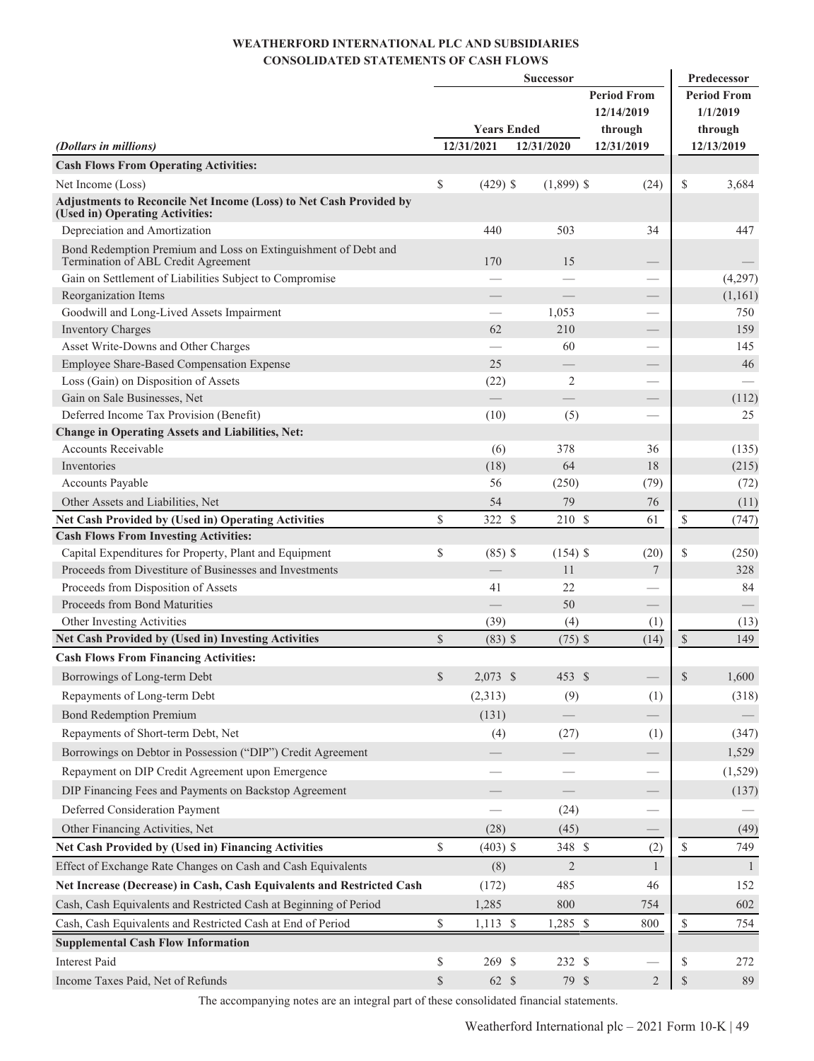# WEATHERFORD INTERNATIONAL PLC AND SUBSIDIARIES
## CONSOLIDATED STATEMENTS OF CASH FLOWS

| | Successor | | | Predecessor |
|---|---|---|---|---|
| | Years Ended | | Period From 12/14/2019 through | Period From 1/1/2019 through |
| *(Dollars in millions)* | 12/31/2021 | 12/31/2020 | 12/31/2019 | 12/13/2019 |
| **Cash Flows From Operating Activities:** | | | | |
| Net Income (Loss) | $ (429) | $ (1,899) | $ (24) | $ 3,684 |
| **Adjustments to Reconcile Net Income (Loss) to Net Cash Provided by (Used in) Operating Activities:** | | | | |
| Depreciation and Amortization | 440 | 503 | 34 | 447 |
| Bond Redemption Premium and Loss on Extinguishment of Debt and Termination of ABL Credit Agreement | 170 | 15 | — | — |
| Gain on Settlement of Liabilities Subject to Compromise | — | — | — | (4,297) |
| Reorganization Items | — | — | — | (1,161) |
| Goodwill and Long-Lived Assets Impairment | — | 1,053 | — | 750 |
| Inventory Charges | 62 | 210 | — | 159 |
| Asset Write-Downs and Other Charges | — | 60 | — | 145 |
| Employee Share-Based Compensation Expense | 25 | — | — | 46 |
| Loss (Gain) on Disposition of Assets | (22) | 2 | — | — |
| Gain on Sale Businesses, Net | — | — | — | (112) |
| Deferred Income Tax Provision (Benefit) | (10) | (5) | — | 25 |
| **Change in Operating Assets and Liabilities, Net:** | | | | |
| Accounts Receivable | (6) | 378 | 36 | (135) |
| Inventories | (18) | 64 | 18 | (215) |
| Accounts Payable | 56 | (250) | (79) | (72) |
| Other Assets and Liabilities, Net | 54 | 79 | 76 | (11) |
| **Net Cash Provided by (Used in) Operating Activities** | $ 322 | $ 210 | $ 61 | $ (747) |
| **Cash Flows From Investing Activities:** | | | | |
| Capital Expenditures for Property, Plant and Equipment | $ (85) | $ (154) | $ (20) | $ (250) |
| Proceeds from Divestiture of Businesses and Investments | — | 11 | 7 | 328 |
| Proceeds from Disposition of Assets | 41 | 22 | — | 84 |
| Proceeds from Bond Maturities | — | 50 | — | — |
| Other Investing Activities | (39) | (4) | (1) | (13) |
| **Net Cash Provided by (Used in) Investing Activities** | $ (83) | $ (75) | $ (14) | $ 149 |
| **Cash Flows From Financing Activities:** | | | | |
| Borrowings of Long-term Debt | $ 2,073 | $ 453 | $ — | $ 1,600 |
| Repayments of Long-term Debt | (2,313) | (9) | (1) | (318) |
| Bond Redemption Premium | (131) | — | — | — |
| Repayments of Short-term Debt, Net | (4) | (27) | (1) | (347) |
| Borrowings on Debtor in Possession ("DIP") Credit Agreement | — | — | — | 1,529 |
| Repayment on DIP Credit Agreement upon Emergence | — | — | — | (1,529) |
| DIP Financing Fees and Payments on Backstop Agreement | — | — | — | (137) |
| Deferred Consideration Payment | — | (24) | — | — |
| Other Financing Activities, Net | (28) | (45) | — | (49) |
| **Net Cash Provided by (Used in) Financing Activities** | $ (403) | $ 348 | $ (2) | $ 749 |
| Effect of Exchange Rate Changes on Cash and Cash Equivalents | (8) | 2 | 1 | 1 |
| **Net Increase (Decrease) in Cash, Cash Equivalents and Restricted Cash** | (172) | 485 | 46 | 152 |
| Cash, Cash Equivalents and Restricted Cash at Beginning of Period | 1,285 | 800 | 754 | 602 |
| Cash, Cash Equivalents and Restricted Cash at End of Period | $ 1,113 | $ 1,285 | $ 800 | $ 754 |
| **Supplemental Cash Flow Information** | | | | |
| Interest Paid | $ 269 | $ 232 | $ — | $ 272 |
| Income Taxes Paid, Net of Refunds | $ 62 | $ 79 | $ 2 | $ 89 |

The accompanying notes are an integral part of these consolidated financial statements.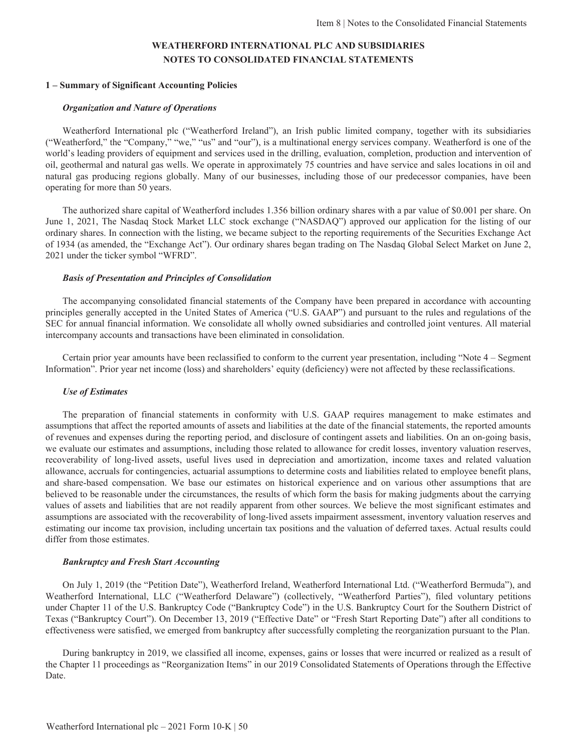# WEATHERFORD INTERNATIONAL PLC AND SUBSIDIARIES
# NOTES TO CONSOLIDATED FINANCIAL STATEMENTS

## 1 – Summary of Significant Accounting Policies

### *Organization and Nature of Operations*

Weatherford International plc ("Weatherford Ireland"), an Irish public limited company, together with its subsidiaries ("Weatherford," the "Company," "we," "us" and "our"), is a multinational energy services company. Weatherford is one of the world's leading providers of equipment and services used in the drilling, evaluation, completion, production and intervention of oil, geothermal and natural gas wells. We operate in approximately 75 countries and have service and sales locations in oil and natural gas producing regions globally. Many of our businesses, including those of our predecessor companies, have been operating for more than 50 years.

The authorized share capital of Weatherford includes 1.356 billion ordinary shares with a par value of $0.001 per share. On June 1, 2021, The Nasdaq Stock Market LLC stock exchange ("NASDAQ") approved our application for the listing of our ordinary shares. In connection with the listing, we became subject to the reporting requirements of the Securities Exchange Act of 1934 (as amended, the "Exchange Act"). Our ordinary shares began trading on The Nasdaq Global Select Market on June 2, 2021 under the ticker symbol "WFRD".

### *Basis of Presentation and Principles of Consolidation*

The accompanying consolidated financial statements of the Company have been prepared in accordance with accounting principles generally accepted in the United States of America ("U.S. GAAP") and pursuant to the rules and regulations of the SEC for annual financial information. We consolidate all wholly owned subsidiaries and controlled joint ventures. All material intercompany accounts and transactions have been eliminated in consolidation.

Certain prior year amounts have been reclassified to conform to the current year presentation, including "Note 4 – Segment Information". Prior year net income (loss) and shareholders' equity (deficiency) were not affected by these reclassifications.

### *Use of Estimates*

The preparation of financial statements in conformity with U.S. GAAP requires management to make estimates and assumptions that affect the reported amounts of assets and liabilities at the date of the financial statements, the reported amounts of revenues and expenses during the reporting period, and disclosure of contingent assets and liabilities. On an on-going basis, we evaluate our estimates and assumptions, including those related to allowance for credit losses, inventory valuation reserves, recoverability of long-lived assets, useful lives used in depreciation and amortization, income taxes and related valuation allowance, accruals for contingencies, actuarial assumptions to determine costs and liabilities related to employee benefit plans, and share-based compensation. We base our estimates on historical experience and on various other assumptions that are believed to be reasonable under the circumstances, the results of which form the basis for making judgments about the carrying values of assets and liabilities that are not readily apparent from other sources. We believe the most significant estimates and assumptions are associated with the recoverability of long-lived assets impairment assessment, inventory valuation reserves and estimating our income tax provision, including uncertain tax positions and the valuation of deferred taxes. Actual results could differ from those estimates.

### *Bankruptcy and Fresh Start Accounting*

On July 1, 2019 (the "Petition Date"), Weatherford Ireland, Weatherford International Ltd. ("Weatherford Bermuda"), and Weatherford International, LLC ("Weatherford Delaware") (collectively, "Weatherford Parties"), filed voluntary petitions under Chapter 11 of the U.S. Bankruptcy Code ("Bankruptcy Code") in the U.S. Bankruptcy Court for the Southern District of Texas ("Bankruptcy Court"). On December 13, 2019 ("Effective Date" or "Fresh Start Reporting Date") after all conditions to effectiveness were satisfied, we emerged from bankruptcy after successfully completing the reorganization pursuant to the Plan.

During bankruptcy in 2019, we classified all income, expenses, gains or losses that were incurred or realized as a result of the Chapter 11 proceedings as "Reorganization Items" in our 2019 Consolidated Statements of Operations through the Effective Date.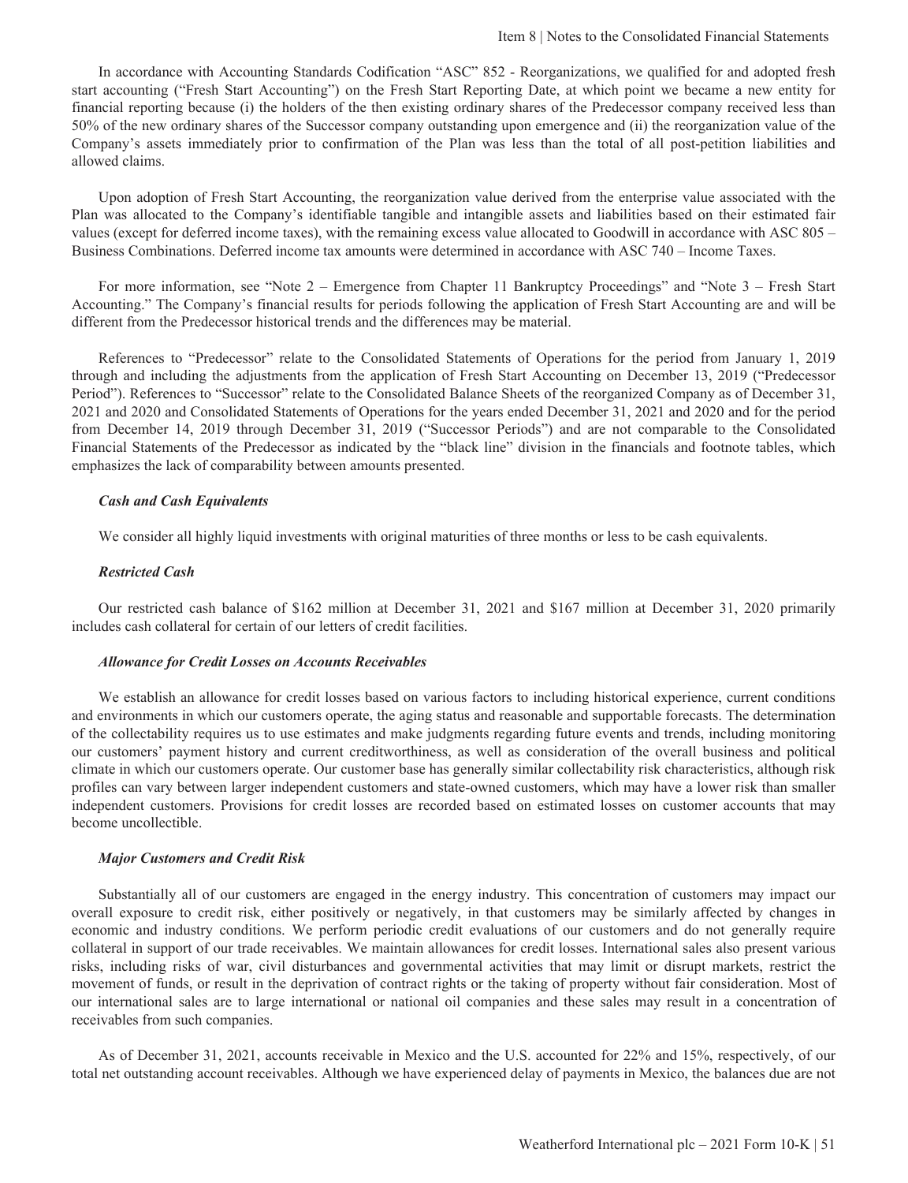In accordance with Accounting Standards Codification "ASC" 852 - Reorganizations, we qualified for and adopted fresh start accounting ("Fresh Start Accounting") on the Fresh Start Reporting Date, at which point we became a new entity for financial reporting because (i) the holders of the then existing ordinary shares of the Predecessor company received less than 50% of the new ordinary shares of the Successor company outstanding upon emergence and (ii) the reorganization value of the Company's assets immediately prior to confirmation of the Plan was less than the total of all post-petition liabilities and allowed claims.

Upon adoption of Fresh Start Accounting, the reorganization value derived from the enterprise value associated with the Plan was allocated to the Company's identifiable tangible and intangible assets and liabilities based on their estimated fair values (except for deferred income taxes), with the remaining excess value allocated to Goodwill in accordance with ASC 805 – Business Combinations. Deferred income tax amounts were determined in accordance with ASC 740 – Income Taxes.

For more information, see "Note 2 – Emergence from Chapter 11 Bankruptcy Proceedings" and "Note 3 – Fresh Start Accounting." The Company's financial results for periods following the application of Fresh Start Accounting are and will be different from the Predecessor historical trends and the differences may be material.

References to "Predecessor" relate to the Consolidated Statements of Operations for the period from January 1, 2019 through and including the adjustments from the application of Fresh Start Accounting on December 13, 2019 ("Predecessor Period"). References to "Successor" relate to the Consolidated Balance Sheets of the reorganized Company as of December 31, 2021 and 2020 and Consolidated Statements of Operations for the years ended December 31, 2021 and 2020 and for the period from December 14, 2019 through December 31, 2019 ("Successor Periods") and are not comparable to the Consolidated Financial Statements of the Predecessor as indicated by the "black line" division in the financials and footnote tables, which emphasizes the lack of comparability between amounts presented.

***Cash and Cash Equivalents***

We consider all highly liquid investments with original maturities of three months or less to be cash equivalents.

***Restricted Cash***

Our restricted cash balance of $162 million at December 31, 2021 and $167 million at December 31, 2020 primarily includes cash collateral for certain of our letters of credit facilities.

***Allowance for Credit Losses on Accounts Receivables***

We establish an allowance for credit losses based on various factors to including historical experience, current conditions and environments in which our customers operate, the aging status and reasonable and supportable forecasts. The determination of the collectability requires us to use estimates and make judgments regarding future events and trends, including monitoring our customers' payment history and current creditworthiness, as well as consideration of the overall business and political climate in which our customers operate. Our customer base has generally similar collectability risk characteristics, although risk profiles can vary between larger independent customers and state-owned customers, which may have a lower risk than smaller independent customers. Provisions for credit losses are recorded based on estimated losses on customer accounts that may become uncollectible.

***Major Customers and Credit Risk***

Substantially all of our customers are engaged in the energy industry. This concentration of customers may impact our overall exposure to credit risk, either positively or negatively, in that customers may be similarly affected by changes in economic and industry conditions. We perform periodic credit evaluations of our customers and do not generally require collateral in support of our trade receivables. We maintain allowances for credit losses. International sales also present various risks, including risks of war, civil disturbances and governmental activities that may limit or disrupt markets, restrict the movement of funds, or result in the deprivation of contract rights or the taking of property without fair consideration. Most of our international sales are to large international or national oil companies and these sales may result in a concentration of receivables from such companies.

As of December 31, 2021, accounts receivable in Mexico and the U.S. accounted for 22% and 15%, respectively, of our total net outstanding account receivables. Although we have experienced delay of payments in Mexico, the balances due are not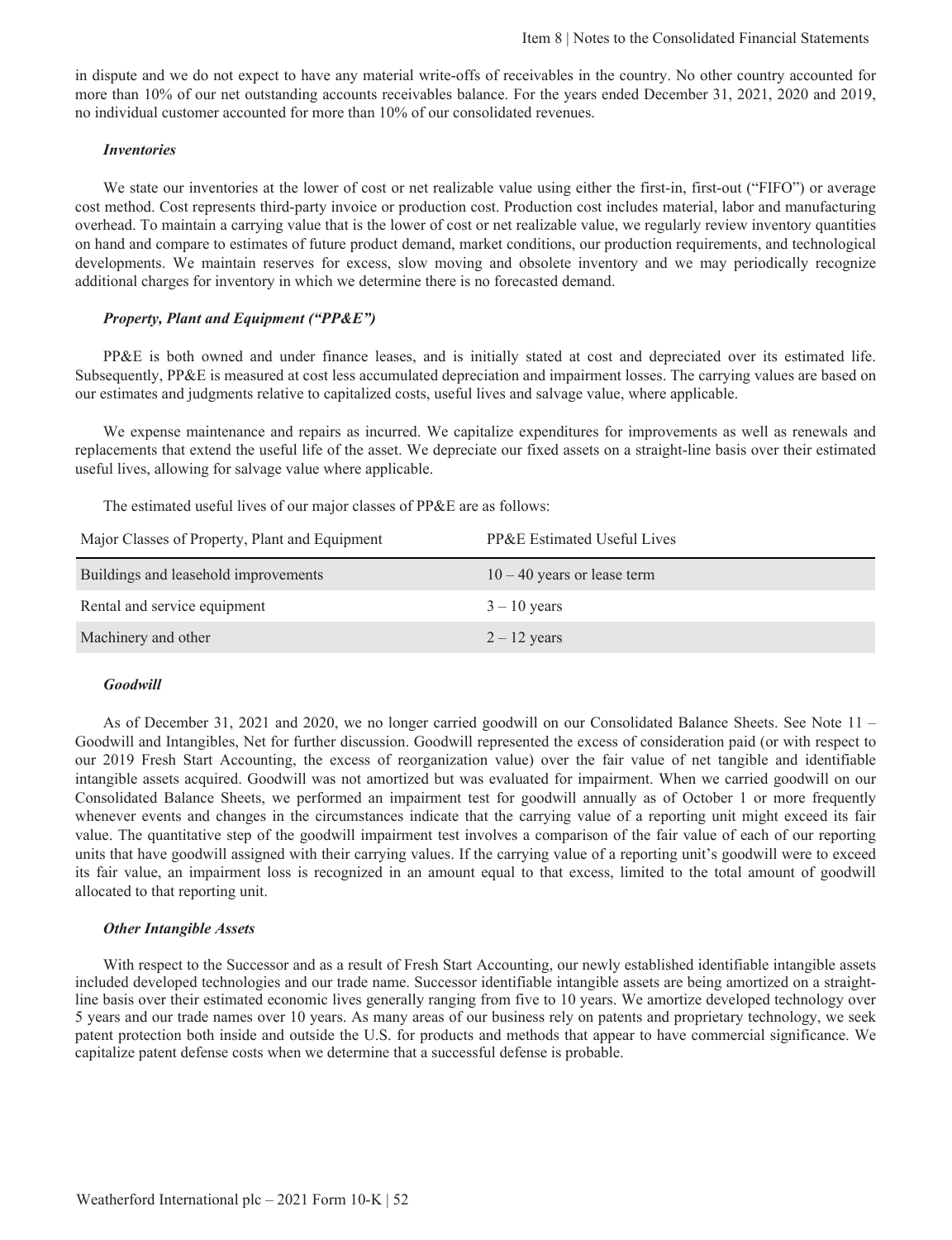in dispute and we do not expect to have any material write-offs of receivables in the country. No other country accounted for more than 10% of our net outstanding accounts receivables balance. For the years ended December 31, 2021, 2020 and 2019, no individual customer accounted for more than 10% of our consolidated revenues.

***Inventories***

We state our inventories at the lower of cost or net realizable value using either the first-in, first-out ("FIFO") or average cost method. Cost represents third-party invoice or production cost. Production cost includes material, labor and manufacturing overhead. To maintain a carrying value that is the lower of cost or net realizable value, we regularly review inventory quantities on hand and compare to estimates of future product demand, market conditions, our production requirements, and technological developments. We maintain reserves for excess, slow moving and obsolete inventory and we may periodically recognize additional charges for inventory in which we determine there is no forecasted demand.

***Property, Plant and Equipment ("PP&E")***

PP&E is both owned and under finance leases, and is initially stated at cost and depreciated over its estimated life. Subsequently, PP&E is measured at cost less accumulated depreciation and impairment losses. The carrying values are based on our estimates and judgments relative to capitalized costs, useful lives and salvage value, where applicable.

We expense maintenance and repairs as incurred. We capitalize expenditures for improvements as well as renewals and replacements that extend the useful life of the asset. We depreciate our fixed assets on a straight-line basis over their estimated useful lives, allowing for salvage value where applicable.

The estimated useful lives of our major classes of PP&E are as follows:

| Major Classes of Property, Plant and Equipment | PP&E Estimated Useful Lives |
|---|---|
| Buildings and leasehold improvements | 10 – 40 years or lease term |
| Rental and service equipment | 3 – 10 years |
| Machinery and other | 2 – 12 years |

***Goodwill***

As of December 31, 2021 and 2020, we no longer carried goodwill on our Consolidated Balance Sheets. See Note 11 – Goodwill and Intangibles, Net for further discussion. Goodwill represented the excess of consideration paid (or with respect to our 2019 Fresh Start Accounting, the excess of reorganization value) over the fair value of net tangible and identifiable intangible assets acquired. Goodwill was not amortized but was evaluated for impairment. When we carried goodwill on our Consolidated Balance Sheets, we performed an impairment test for goodwill annually as of October 1 or more frequently whenever events and changes in the circumstances indicate that the carrying value of a reporting unit might exceed its fair value. The quantitative step of the goodwill impairment test involves a comparison of the fair value of each of our reporting units that have goodwill assigned with their carrying values. If the carrying value of a reporting unit's goodwill were to exceed its fair value, an impairment loss is recognized in an amount equal to that excess, limited to the total amount of goodwill allocated to that reporting unit.

***Other Intangible Assets***

With respect to the Successor and as a result of Fresh Start Accounting, our newly established identifiable intangible assets included developed technologies and our trade name. Successor identifiable intangible assets are being amortized on a straight-line basis over their estimated economic lives generally ranging from five to 10 years. We amortize developed technology over 5 years and our trade names over 10 years. As many areas of our business rely on patents and proprietary technology, we seek patent protection both inside and outside the U.S. for products and methods that appear to have commercial significance. We capitalize patent defense costs when we determine that a successful defense is probable.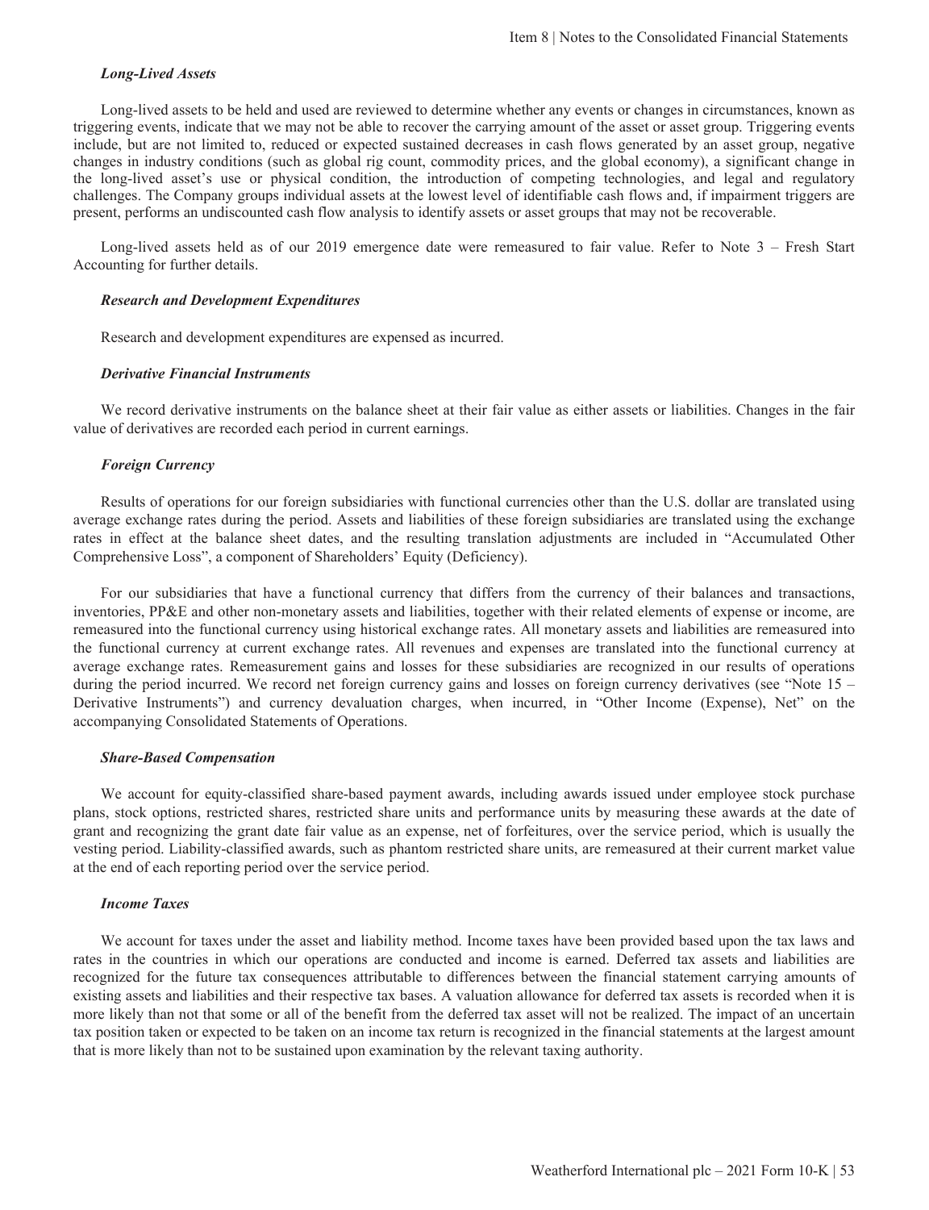### *Long-Lived Assets*

Long-lived assets to be held and used are reviewed to determine whether any events or changes in circumstances, known as triggering events, indicate that we may not be able to recover the carrying amount of the asset or asset group. Triggering events include, but are not limited to, reduced or expected sustained decreases in cash flows generated by an asset group, negative changes in industry conditions (such as global rig count, commodity prices, and the global economy), a significant change in the long-lived asset's use or physical condition, the introduction of competing technologies, and legal and regulatory challenges. The Company groups individual assets at the lowest level of identifiable cash flows and, if impairment triggers are present, performs an undiscounted cash flow analysis to identify assets or asset groups that may not be recoverable.

Long-lived assets held as of our 2019 emergence date were remeasured to fair value. Refer to Note 3 – Fresh Start Accounting for further details.

### *Research and Development Expenditures*

Research and development expenditures are expensed as incurred.

### *Derivative Financial Instruments*

We record derivative instruments on the balance sheet at their fair value as either assets or liabilities. Changes in the fair value of derivatives are recorded each period in current earnings.

### *Foreign Currency*

Results of operations for our foreign subsidiaries with functional currencies other than the U.S. dollar are translated using average exchange rates during the period. Assets and liabilities of these foreign subsidiaries are translated using the exchange rates in effect at the balance sheet dates, and the resulting translation adjustments are included in "Accumulated Other Comprehensive Loss", a component of Shareholders' Equity (Deficiency).

For our subsidiaries that have a functional currency that differs from the currency of their balances and transactions, inventories, PP&E and other non-monetary assets and liabilities, together with their related elements of expense or income, are remeasured into the functional currency using historical exchange rates. All monetary assets and liabilities are remeasured into the functional currency at current exchange rates. All revenues and expenses are translated into the functional currency at average exchange rates. Remeasurement gains and losses for these subsidiaries are recognized in our results of operations during the period incurred. We record net foreign currency gains and losses on foreign currency derivatives (see "Note 15 – Derivative Instruments") and currency devaluation charges, when incurred, in "Other Income (Expense), Net" on the accompanying Consolidated Statements of Operations.

### *Share-Based Compensation*

We account for equity-classified share-based payment awards, including awards issued under employee stock purchase plans, stock options, restricted shares, restricted share units and performance units by measuring these awards at the date of grant and recognizing the grant date fair value as an expense, net of forfeitures, over the service period, which is usually the vesting period. Liability-classified awards, such as phantom restricted share units, are remeasured at their current market value at the end of each reporting period over the service period.

### *Income Taxes*

We account for taxes under the asset and liability method. Income taxes have been provided based upon the tax laws and rates in the countries in which our operations are conducted and income is earned. Deferred tax assets and liabilities are recognized for the future tax consequences attributable to differences between the financial statement carrying amounts of existing assets and liabilities and their respective tax bases. A valuation allowance for deferred tax assets is recorded when it is more likely than not that some or all of the benefit from the deferred tax asset will not be realized. The impact of an uncertain tax position taken or expected to be taken on an income tax return is recognized in the financial statements at the largest amount that is more likely than not to be sustained upon examination by the relevant taxing authority.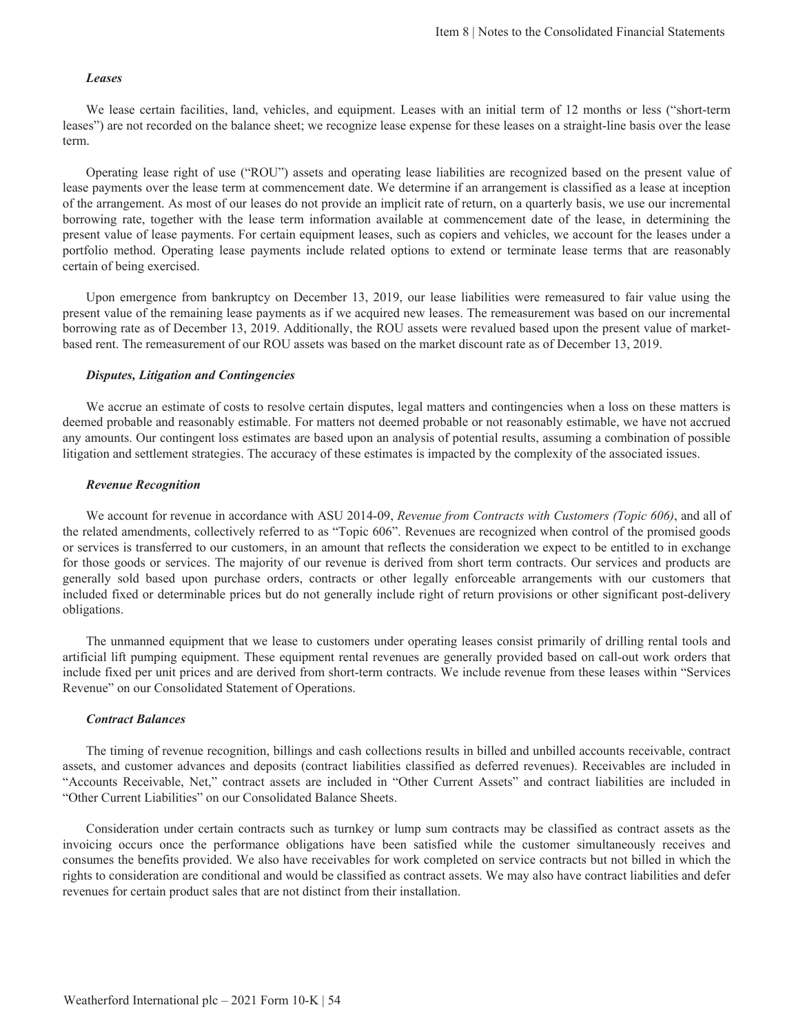***Leases***

We lease certain facilities, land, vehicles, and equipment. Leases with an initial term of 12 months or less ("short-term leases") are not recorded on the balance sheet; we recognize lease expense for these leases on a straight-line basis over the lease term.

Operating lease right of use ("ROU") assets and operating lease liabilities are recognized based on the present value of lease payments over the lease term at commencement date. We determine if an arrangement is classified as a lease at inception of the arrangement. As most of our leases do not provide an implicit rate of return, on a quarterly basis, we use our incremental borrowing rate, together with the lease term information available at commencement date of the lease, in determining the present value of lease payments. For certain equipment leases, such as copiers and vehicles, we account for the leases under a portfolio method. Operating lease payments include related options to extend or terminate lease terms that are reasonably certain of being exercised.

Upon emergence from bankruptcy on December 13, 2019, our lease liabilities were remeasured to fair value using the present value of the remaining lease payments as if we acquired new leases. The remeasurement was based on our incremental borrowing rate as of December 13, 2019. Additionally, the ROU assets were revalued based upon the present value of market-based rent. The remeasurement of our ROU assets was based on the market discount rate as of December 13, 2019.

***Disputes, Litigation and Contingencies***

We accrue an estimate of costs to resolve certain disputes, legal matters and contingencies when a loss on these matters is deemed probable and reasonably estimable. For matters not deemed probable or not reasonably estimable, we have not accrued any amounts. Our contingent loss estimates are based upon an analysis of potential results, assuming a combination of possible litigation and settlement strategies. The accuracy of these estimates is impacted by the complexity of the associated issues.

***Revenue Recognition***

We account for revenue in accordance with ASU 2014-09, *Revenue from Contracts with Customers (Topic 606)*, and all of the related amendments, collectively referred to as "Topic 606". Revenues are recognized when control of the promised goods or services is transferred to our customers, in an amount that reflects the consideration we expect to be entitled to in exchange for those goods or services. The majority of our revenue is derived from short term contracts. Our services and products are generally sold based upon purchase orders, contracts or other legally enforceable arrangements with our customers that included fixed or determinable prices but do not generally include right of return provisions or other significant post-delivery obligations.

The unmanned equipment that we lease to customers under operating leases consist primarily of drilling rental tools and artificial lift pumping equipment. These equipment rental revenues are generally provided based on call-out work orders that include fixed per unit prices and are derived from short-term contracts. We include revenue from these leases within "Services Revenue" on our Consolidated Statement of Operations.

***Contract Balances***

The timing of revenue recognition, billings and cash collections results in billed and unbilled accounts receivable, contract assets, and customer advances and deposits (contract liabilities classified as deferred revenues). Receivables are included in "Accounts Receivable, Net," contract assets are included in "Other Current Assets" and contract liabilities are included in "Other Current Liabilities" on our Consolidated Balance Sheets.

Consideration under certain contracts such as turnkey or lump sum contracts may be classified as contract assets as the invoicing occurs once the performance obligations have been satisfied while the customer simultaneously receives and consumes the benefits provided. We also have receivables for work completed on service contracts but not billed in which the rights to consideration are conditional and would be classified as contract assets. We may also have contract liabilities and defer revenues for certain product sales that are not distinct from their installation.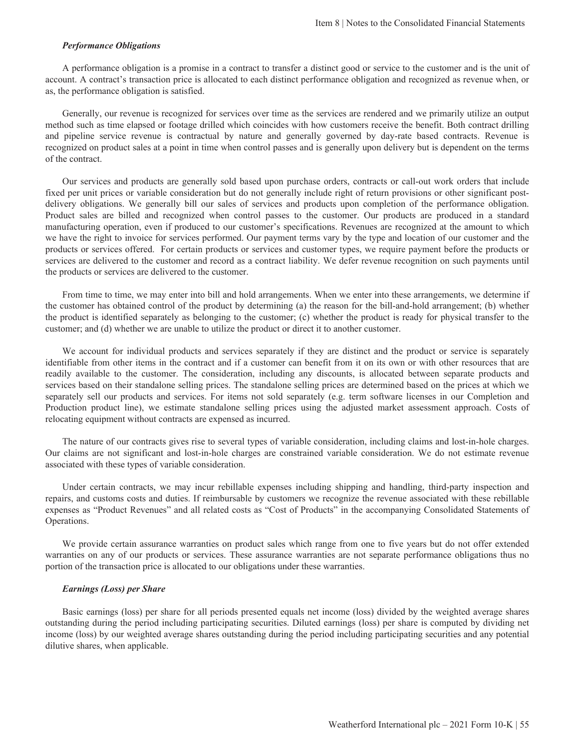### *Performance Obligations*

A performance obligation is a promise in a contract to transfer a distinct good or service to the customer and is the unit of account. A contract's transaction price is allocated to each distinct performance obligation and recognized as revenue when, or as, the performance obligation is satisfied.

Generally, our revenue is recognized for services over time as the services are rendered and we primarily utilize an output method such as time elapsed or footage drilled which coincides with how customers receive the benefit. Both contract drilling and pipeline service revenue is contractual by nature and generally governed by day-rate based contracts. Revenue is recognized on product sales at a point in time when control passes and is generally upon delivery but is dependent on the terms of the contract.

Our services and products are generally sold based upon purchase orders, contracts or call-out work orders that include fixed per unit prices or variable consideration but do not generally include right of return provisions or other significant post-delivery obligations. We generally bill our sales of services and products upon completion of the performance obligation. Product sales are billed and recognized when control passes to the customer. Our products are produced in a standard manufacturing operation, even if produced to our customer's specifications. Revenues are recognized at the amount to which we have the right to invoice for services performed. Our payment terms vary by the type and location of our customer and the products or services offered. For certain products or services and customer types, we require payment before the products or services are delivered to the customer and record as a contract liability. We defer revenue recognition on such payments until the products or services are delivered to the customer.

From time to time, we may enter into bill and hold arrangements. When we enter into these arrangements, we determine if the customer has obtained control of the product by determining (a) the reason for the bill-and-hold arrangement; (b) whether the product is identified separately as belonging to the customer; (c) whether the product is ready for physical transfer to the customer; and (d) whether we are unable to utilize the product or direct it to another customer.

We account for individual products and services separately if they are distinct and the product or service is separately identifiable from other items in the contract and if a customer can benefit from it on its own or with other resources that are readily available to the customer. The consideration, including any discounts, is allocated between separate products and services based on their standalone selling prices. The standalone selling prices are determined based on the prices at which we separately sell our products and services. For items not sold separately (e.g. term software licenses in our Completion and Production product line), we estimate standalone selling prices using the adjusted market assessment approach. Costs of relocating equipment without contracts are expensed as incurred.

The nature of our contracts gives rise to several types of variable consideration, including claims and lost-in-hole charges. Our claims are not significant and lost-in-hole charges are constrained variable consideration. We do not estimate revenue associated with these types of variable consideration.

Under certain contracts, we may incur rebillable expenses including shipping and handling, third-party inspection and repairs, and customs costs and duties. If reimbursable by customers we recognize the revenue associated with these rebillable expenses as "Product Revenues" and all related costs as "Cost of Products" in the accompanying Consolidated Statements of Operations.

We provide certain assurance warranties on product sales which range from one to five years but do not offer extended warranties on any of our products or services. These assurance warranties are not separate performance obligations thus no portion of the transaction price is allocated to our obligations under these warranties.

### *Earnings (Loss) per Share*

Basic earnings (loss) per share for all periods presented equals net income (loss) divided by the weighted average shares outstanding during the period including participating securities. Diluted earnings (loss) per share is computed by dividing net income (loss) by our weighted average shares outstanding during the period including participating securities and any potential dilutive shares, when applicable.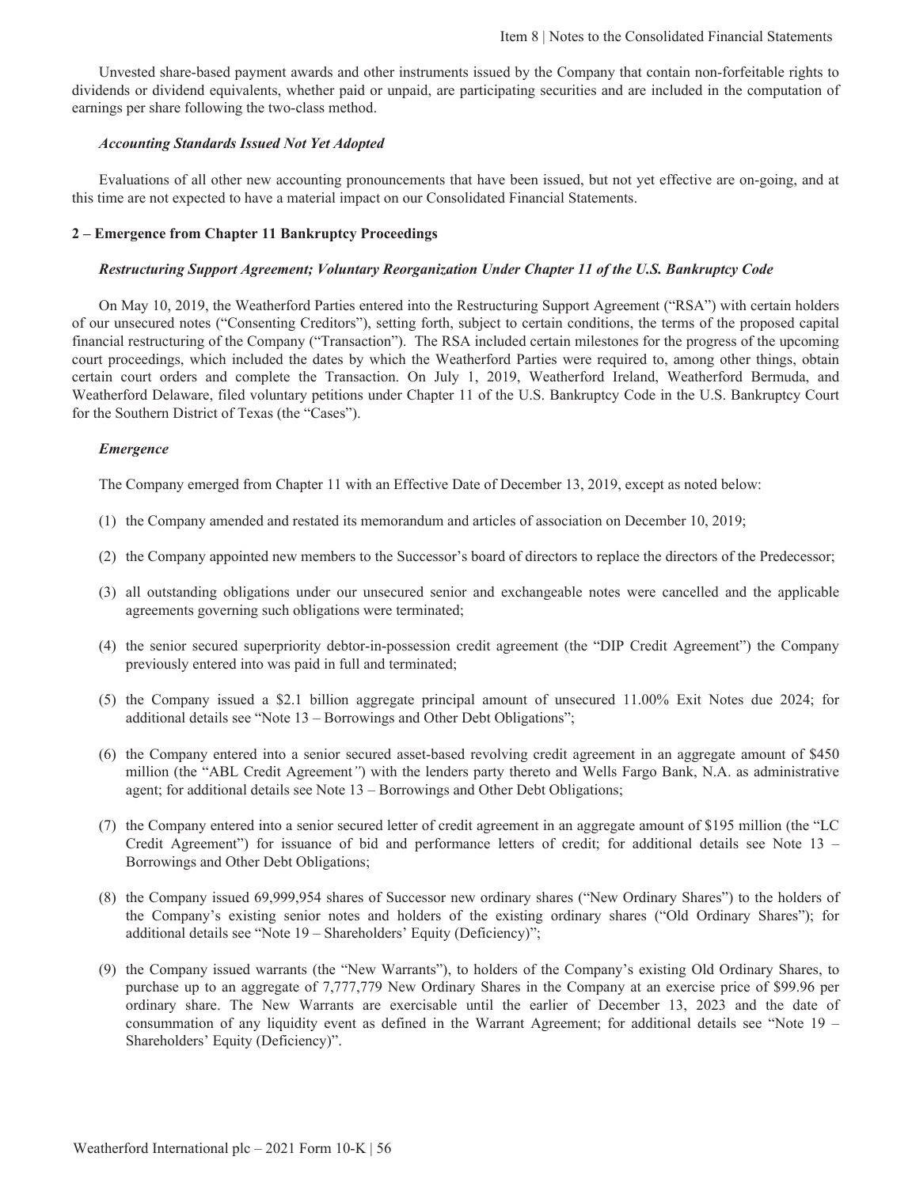Unvested share-based payment awards and other instruments issued by the Company that contain non-forfeitable rights to dividends or dividend equivalents, whether paid or unpaid, are participating securities and are included in the computation of earnings per share following the two-class method.

***Accounting Standards Issued Not Yet Adopted***

Evaluations of all other new accounting pronouncements that have been issued, but not yet effective are on-going, and at this time are not expected to have a material impact on our Consolidated Financial Statements.

## 2 – Emergence from Chapter 11 Bankruptcy Proceedings

***Restructuring Support Agreement; Voluntary Reorganization Under Chapter 11 of the U.S. Bankruptcy Code***

On May 10, 2019, the Weatherford Parties entered into the Restructuring Support Agreement ("RSA") with certain holders of our unsecured notes ("Consenting Creditors"), setting forth, subject to certain conditions, the terms of the proposed capital financial restructuring of the Company ("Transaction"). The RSA included certain milestones for the progress of the upcoming court proceedings, which included the dates by which the Weatherford Parties were required to, among other things, obtain certain court orders and complete the Transaction. On July 1, 2019, Weatherford Ireland, Weatherford Bermuda, and Weatherford Delaware, filed voluntary petitions under Chapter 11 of the U.S. Bankruptcy Code in the U.S. Bankruptcy Court for the Southern District of Texas (the "Cases").

***Emergence***

The Company emerged from Chapter 11 with an Effective Date of December 13, 2019, except as noted below:

(1) the Company amended and restated its memorandum and articles of association on December 10, 2019;

(2) the Company appointed new members to the Successor's board of directors to replace the directors of the Predecessor;

(3) all outstanding obligations under our unsecured senior and exchangeable notes were cancelled and the applicable agreements governing such obligations were terminated;

(4) the senior secured superpriority debtor-in-possession credit agreement (the "DIP Credit Agreement") the Company previously entered into was paid in full and terminated;

(5) the Company issued a $2.1 billion aggregate principal amount of unsecured 11.00% Exit Notes due 2024; for additional details see "Note 13 – Borrowings and Other Debt Obligations";

(6) the Company entered into a senior secured asset-based revolving credit agreement in an aggregate amount of $450 million (the "ABL Credit Agreement") with the lenders party thereto and Wells Fargo Bank, N.A. as administrative agent; for additional details see Note 13 – Borrowings and Other Debt Obligations;

(7) the Company entered into a senior secured letter of credit agreement in an aggregate amount of $195 million (the "LC Credit Agreement") for issuance of bid and performance letters of credit; for additional details see Note 13 – Borrowings and Other Debt Obligations;

(8) the Company issued 69,999,954 shares of Successor new ordinary shares ("New Ordinary Shares") to the holders of the Company's existing senior notes and holders of the existing ordinary shares ("Old Ordinary Shares"); for additional details see "Note 19 – Shareholders' Equity (Deficiency)";

(9) the Company issued warrants (the "New Warrants"), to holders of the Company's existing Old Ordinary Shares, to purchase up to an aggregate of 7,777,779 New Ordinary Shares in the Company at an exercise price of $99.96 per ordinary share. The New Warrants are exercisable until the earlier of December 13, 2023 and the date of consummation of any liquidity event as defined in the Warrant Agreement; for additional details see "Note 19 – Shareholders' Equity (Deficiency)".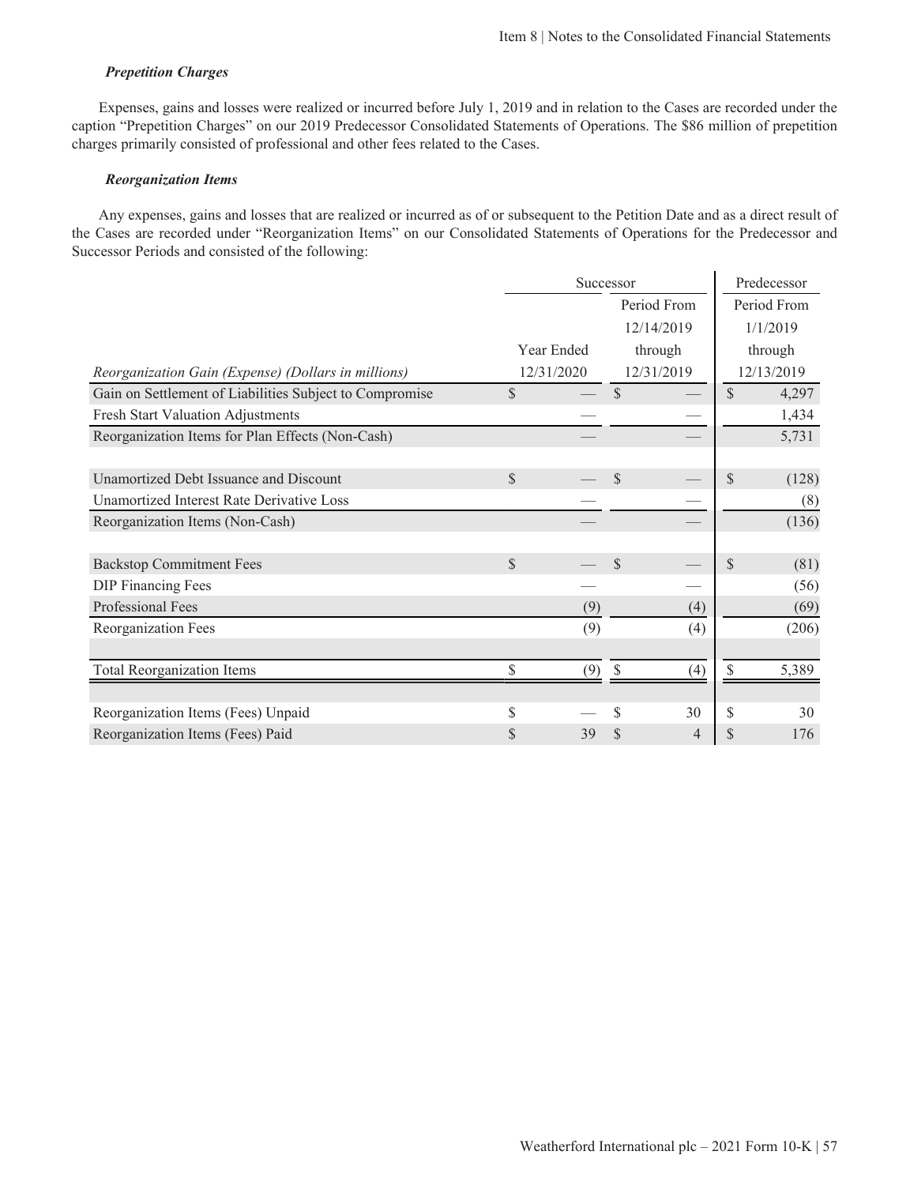### *Prepetition Charges*

Expenses, gains and losses were realized or incurred before July 1, 2019 and in relation to the Cases are recorded under the caption "Prepetition Charges" on our 2019 Predecessor Consolidated Statements of Operations. The $86 million of prepetition charges primarily consisted of professional and other fees related to the Cases.

### *Reorganization Items*

Any expenses, gains and losses that are realized or incurred as of or subsequent to the Petition Date and as a direct result of the Cases are recorded under "Reorganization Items" on our Consolidated Statements of Operations for the Predecessor and Successor Periods and consisted of the following:

| *Reorganization Gain (Expense) (Dollars in millions)* | Successor | | Predecessor |
|---|---|---|---|
| | Year Ended 12/31/2020 | Period From 12/14/2019 through 12/31/2019 | Period From 1/1/2019 through 12/13/2019 |
| Gain on Settlement of Liabilities Subject to Compromise | $ — | $ — | $ 4,297 |
| Fresh Start Valuation Adjustments | — | — | 1,434 |
| Reorganization Items for Plan Effects (Non-Cash) | — | — | 5,731 |
| | | | |
| Unamortized Debt Issuance and Discount | $ — | $ — | $ (128) |
| Unamortized Interest Rate Derivative Loss | — | — | (8) |
| Reorganization Items (Non-Cash) | — | — | (136) |
| | | | |
| Backstop Commitment Fees | $ — | $ — | $ (81) |
| DIP Financing Fees | — | — | (56) |
| Professional Fees | (9) | (4) | (69) |
| Reorganization Fees | (9) | (4) | (206) |
| | | | |
| Total Reorganization Items | $ (9) | $ (4) | $ 5,389 |
| | | | |
| Reorganization Items (Fees) Unpaid | $ — | $ 30 | $ 30 |
| Reorganization Items (Fees) Paid | $ 39 | $ 4 | $ 176 |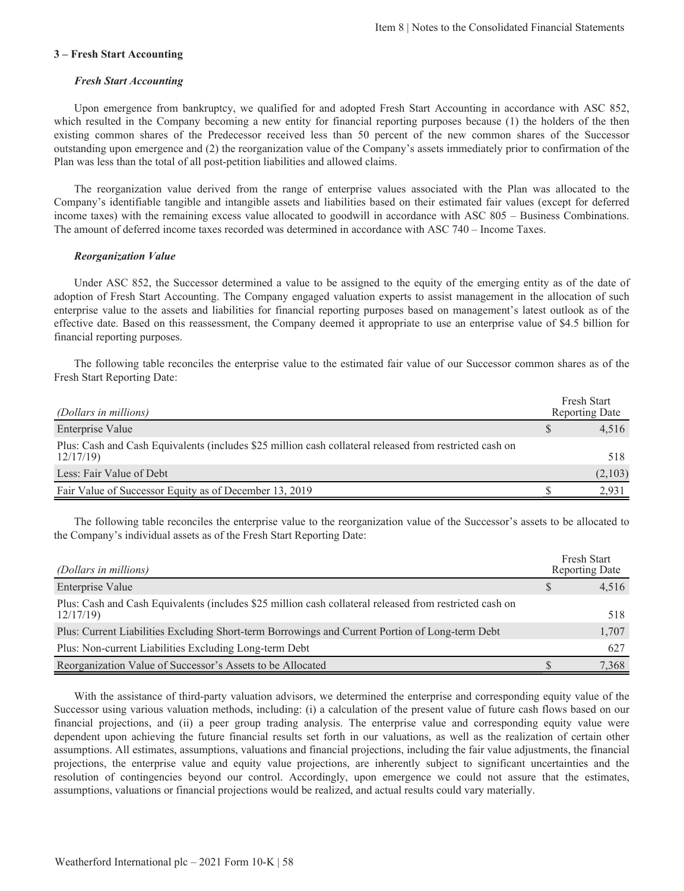## 3 – Fresh Start Accounting

### *Fresh Start Accounting*

Upon emergence from bankruptcy, we qualified for and adopted Fresh Start Accounting in accordance with ASC 852, which resulted in the Company becoming a new entity for financial reporting purposes because (1) the holders of the then existing common shares of the Predecessor received less than 50 percent of the new common shares of the Successor outstanding upon emergence and (2) the reorganization value of the Company's assets immediately prior to confirmation of the Plan was less than the total of all post-petition liabilities and allowed claims.

The reorganization value derived from the range of enterprise values associated with the Plan was allocated to the Company's identifiable tangible and intangible assets and liabilities based on their estimated fair values (except for deferred income taxes) with the remaining excess value allocated to goodwill in accordance with ASC 805 – Business Combinations. The amount of deferred income taxes recorded was determined in accordance with ASC 740 – Income Taxes.

### *Reorganization Value*

Under ASC 852, the Successor determined a value to be assigned to the equity of the emerging entity as of the date of adoption of Fresh Start Accounting. The Company engaged valuation experts to assist management in the allocation of such enterprise value to the assets and liabilities for financial reporting purposes based on management's latest outlook as of the effective date. Based on this reassessment, the Company deemed it appropriate to use an enterprise value of $4.5 billion for financial reporting purposes.

The following table reconciles the enterprise value to the estimated fair value of our Successor common shares as of the Fresh Start Reporting Date:

| *(Dollars in millions)* | Fresh Start Reporting Date |
|---|---|
| Enterprise Value | $ 4,516 |
| Plus: Cash and Cash Equivalents (includes $25 million cash collateral released from restricted cash on 12/17/19) | 518 |
| Less: Fair Value of Debt | (2,103) |
| Fair Value of Successor Equity as of December 13, 2019 | $ 2,931 |

The following table reconciles the enterprise value to the reorganization value of the Successor's assets to be allocated to the Company's individual assets as of the Fresh Start Reporting Date:

| *(Dollars in millions)* | Fresh Start Reporting Date |
|---|---|
| Enterprise Value | $ 4,516 |
| Plus: Cash and Cash Equivalents (includes $25 million cash collateral released from restricted cash on 12/17/19) | 518 |
| Plus: Current Liabilities Excluding Short-term Borrowings and Current Portion of Long-term Debt | 1,707 |
| Plus: Non-current Liabilities Excluding Long-term Debt | 627 |
| Reorganization Value of Successor's Assets to be Allocated | $ 7,368 |

With the assistance of third-party valuation advisors, we determined the enterprise and corresponding equity value of the Successor using various valuation methods, including: (i) a calculation of the present value of future cash flows based on our financial projections, and (ii) a peer group trading analysis. The enterprise value and corresponding equity value were dependent upon achieving the future financial results set forth in our valuations, as well as the realization of certain other assumptions. All estimates, assumptions, valuations and financial projections, including the fair value adjustments, the financial projections, the enterprise value and equity value projections, are inherently subject to significant uncertainties and the resolution of contingencies beyond our control. Accordingly, upon emergence we could not assure that the estimates, assumptions, valuations or financial projections would be realized, and actual results could vary materially.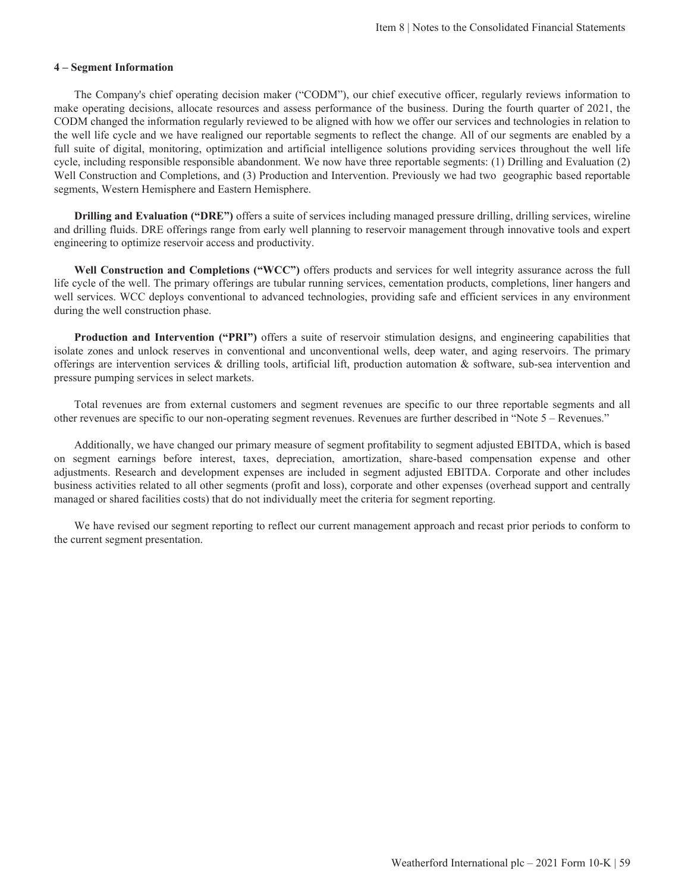#### 4 – Segment Information

The Company's chief operating decision maker ("CODM"), our chief executive officer, regularly reviews information to make operating decisions, allocate resources and assess performance of the business. During the fourth quarter of 2021, the CODM changed the information regularly reviewed to be aligned with how we offer our services and technologies in relation to the well life cycle and we have realigned our reportable segments to reflect the change. All of our segments are enabled by a full suite of digital, monitoring, optimization and artificial intelligence solutions providing services throughout the well life cycle, including responsible responsible abandonment. We now have three reportable segments: (1) Drilling and Evaluation (2) Well Construction and Completions, and (3) Production and Intervention. Previously we had two geographic based reportable segments, Western Hemisphere and Eastern Hemisphere.

**Drilling and Evaluation ("DRE")** offers a suite of services including managed pressure drilling, drilling services, wireline and drilling fluids. DRE offerings range from early well planning to reservoir management through innovative tools and expert engineering to optimize reservoir access and productivity.

**Well Construction and Completions ("WCC")** offers products and services for well integrity assurance across the full life cycle of the well. The primary offerings are tubular running services, cementation products, completions, liner hangers and well services. WCC deploys conventional to advanced technologies, providing safe and efficient services in any environment during the well construction phase.

**Production and Intervention ("PRI")** offers a suite of reservoir stimulation designs, and engineering capabilities that isolate zones and unlock reserves in conventional and unconventional wells, deep water, and aging reservoirs. The primary offerings are intervention services & drilling tools, artificial lift, production automation & software, sub-sea intervention and pressure pumping services in select markets.

Total revenues are from external customers and segment revenues are specific to our three reportable segments and all other revenues are specific to our non-operating segment revenues. Revenues are further described in "Note 5 – Revenues."

Additionally, we have changed our primary measure of segment profitability to segment adjusted EBITDA, which is based on segment earnings before interest, taxes, depreciation, amortization, share-based compensation expense and other adjustments. Research and development expenses are included in segment adjusted EBITDA. Corporate and other includes business activities related to all other segments (profit and loss), corporate and other expenses (overhead support and centrally managed or shared facilities costs) that do not individually meet the criteria for segment reporting.

We have revised our segment reporting to reflect our current management approach and recast prior periods to conform to the current segment presentation.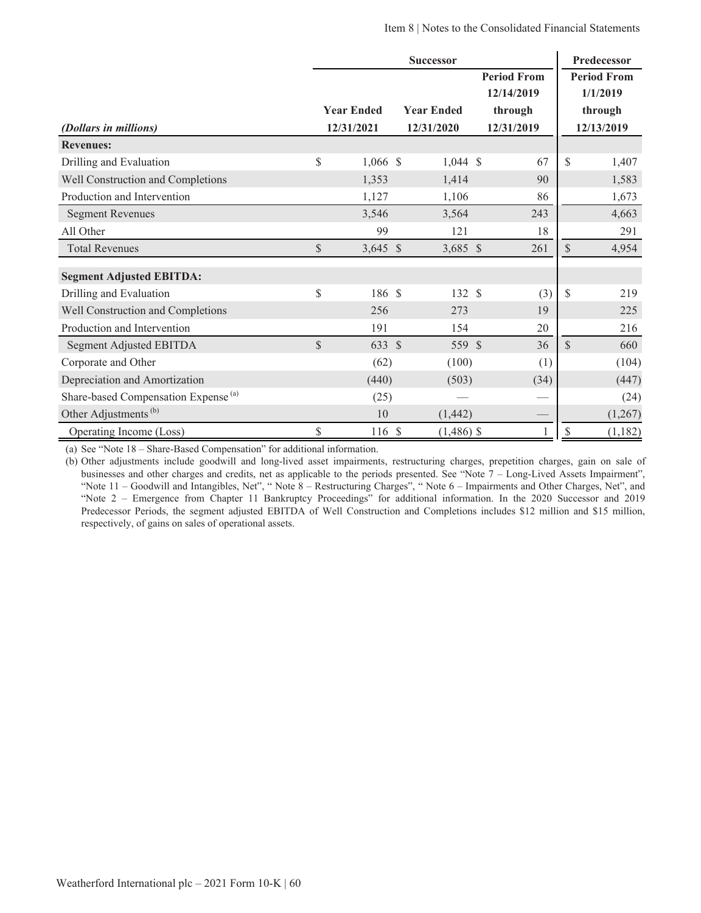| (Dollars in millions) | Successor Year Ended 12/31/2021 | Successor Year Ended 12/31/2020 | Successor Period From 12/14/2019 through 12/31/2019 | Predecessor Period From 1/1/2019 through 12/13/2019 |
|---|---|---|---|---|
| **Revenues:** | | | | |
| Drilling and Evaluation | $ 1,066 | $ 1,044 | $ 67 | $ 1,407 |
| Well Construction and Completions | 1,353 | 1,414 | 90 | 1,583 |
| Production and Intervention | 1,127 | 1,106 | 86 | 1,673 |
| Segment Revenues | 3,546 | 3,564 | 243 | 4,663 |
| All Other | 99 | 121 | 18 | 291 |
| Total Revenues | $ 3,645 | $ 3,685 | $ 261 | $ 4,954 |
| **Segment Adjusted EBITDA:** | | | | |
| Drilling and Evaluation | $ 186 | $ 132 | $ (3) | $ 219 |
| Well Construction and Completions | 256 | 273 | 19 | 225 |
| Production and Intervention | 191 | 154 | 20 | 216 |
| Segment Adjusted EBITDA | $ 633 | $ 559 | $ 36 | $ 660 |
| Corporate and Other | (62) | (100) | (1) | (104) |
| Depreciation and Amortization | (440) | (503) | (34) | (447) |
| Share-based Compensation Expense [(a)] | (25) | — | — | (24) |
| Other Adjustments [(b)] | 10 | (1,442) | — | (1,267) |
| Operating Income (Loss) | $ 116 | $ (1,486) | $ 1 | $ (1,182) |

(a) See "Note 18 – Share-Based Compensation" for additional information.

(b) Other adjustments include goodwill and long-lived asset impairments, restructuring charges, prepetition charges, gain on sale of businesses and other charges and credits, net as applicable to the periods presented. See "Note 7 – Long-Lived Assets Impairment", "Note 11 – Goodwill and Intangibles, Net", " Note 8 – Restructuring Charges", " Note 6 – Impairments and Other Charges, Net", and "Note 2 – Emergence from Chapter 11 Bankruptcy Proceedings" for additional information. In the 2020 Successor and 2019 Predecessor Periods, the segment adjusted EBITDA of Well Construction and Completions includes $12 million and $15 million, respectively, of gains on sales of operational assets.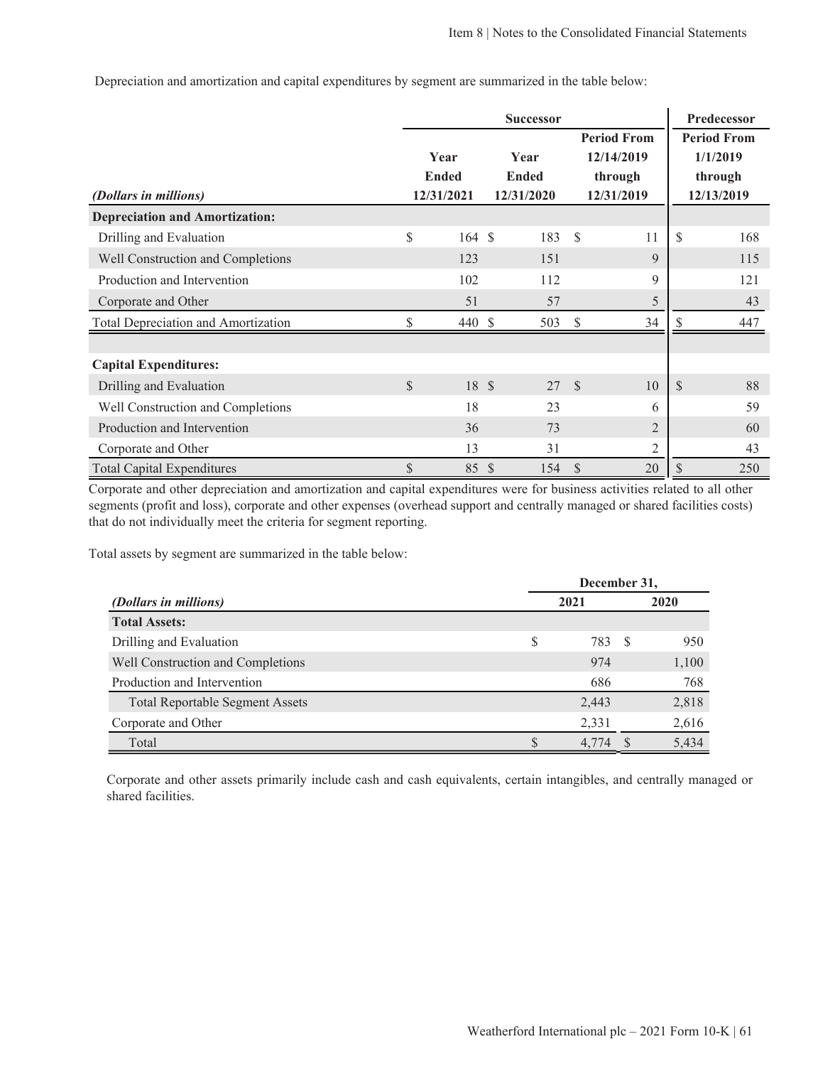Depreciation and amortization and capital expenditures by segment are summarized in the table below:

| | Successor | | | Predecessor |
|---|---|---|---|---|
| *(Dollars in millions)* | Year Ended 12/31/2021 | Year Ended 12/31/2020 | Period From 12/14/2019 through 12/31/2019 | Period From 1/1/2019 through 12/13/2019 |
| **Depreciation and Amortization:** | | | | |
| Drilling and Evaluation | $ 164 | $ 183 | $ 11 | $ 168 |
| Well Construction and Completions | 123 | 151 | 9 | 115 |
| Production and Intervention | 102 | 112 | 9 | 121 |
| Corporate and Other | 51 | 57 | 5 | 43 |
| Total Depreciation and Amortization | $ 440 | $ 503 | $ 34 | $ 447 |
| | | | | |
| **Capital Expenditures:** | | | | |
| Drilling and Evaluation | $ 18 | $ 27 | $ 10 | $ 88 |
| Well Construction and Completions | 18 | 23 | 6 | 59 |
| Production and Intervention | 36 | 73 | 2 | 60 |
| Corporate and Other | 13 | 31 | 2 | 43 |
| Total Capital Expenditures | $ 85 | $ 154 | $ 20 | $ 250 |

Corporate and other depreciation and amortization and capital expenditures were for business activities related to all other segments (profit and loss), corporate and other expenses (overhead support and centrally managed or shared facilities costs) that do not individually meet the criteria for segment reporting.

Total assets by segment are summarized in the table below:

| | December 31, | |
|---|---|---|
| *(Dollars in millions)* | 2021 | 2020 |
| **Total Assets:** | | |
| Drilling and Evaluation | $ 783 | $ 950 |
| Well Construction and Completions | 974 | 1,100 |
| Production and Intervention | 686 | 768 |
| Total Reportable Segment Assets | 2,443 | 2,818 |
| Corporate and Other | 2,331 | 2,616 |
| Total | $ 4,774 | $ 5,434 |

Corporate and other assets primarily include cash and cash equivalents, certain intangibles, and centrally managed or shared facilities.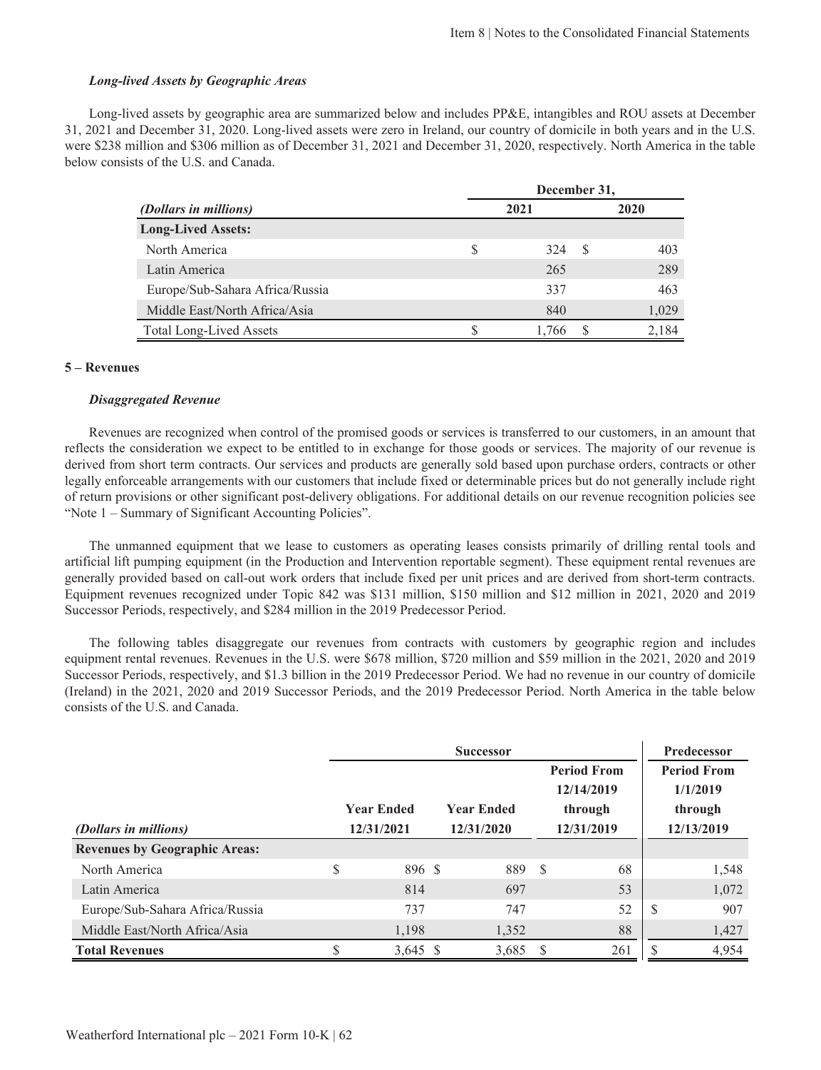### *Long-lived Assets by Geographic Areas*

Long-lived assets by geographic area are summarized below and includes PP&E, intangibles and ROU assets at December 31, 2021 and December 31, 2020. Long-lived assets were zero in Ireland, our country of domicile in both years and in the U.S. were $238 million and $306 million as of December 31, 2021 and December 31, 2020, respectively. North America in the table below consists of the U.S. and Canada.

| *(Dollars in millions)* | December 31, 2021 | December 31, 2020 |
|---|---|---|
| **Long-Lived Assets:** | | |
| North America | $ 324 | $ 403 |
| Latin America | 265 | 289 |
| Europe/Sub-Sahara Africa/Russia | 337 | 463 |
| Middle East/North Africa/Asia | 840 | 1,029 |
| Total Long-Lived Assets | $ 1,766 | $ 2,184 |

## 5 – Revenues

### *Disaggregated Revenue*

Revenues are recognized when control of the promised goods or services is transferred to our customers, in an amount that reflects the consideration we expect to be entitled to in exchange for those goods or services. The majority of our revenue is derived from short term contracts. Our services and products are generally sold based upon purchase orders, contracts or other legally enforceable arrangements with our customers that include fixed or determinable prices but do not generally include right of return provisions or other significant post-delivery obligations. For additional details on our revenue recognition policies see "Note 1 – Summary of Significant Accounting Policies".

The unmanned equipment that we lease to customers as operating leases consists primarily of drilling rental tools and artificial lift pumping equipment (in the Production and Intervention reportable segment). These equipment rental revenues are generally provided based on call-out work orders that include fixed per unit prices and are derived from short-term contracts. Equipment revenues recognized under Topic 842 was $131 million, $150 million and $12 million in 2021, 2020 and 2019 Successor Periods, respectively, and $284 million in the 2019 Predecessor Period.

The following tables disaggregate our revenues from contracts with customers by geographic region and includes equipment rental revenues. Revenues in the U.S. were $678 million, $720 million and $59 million in the 2021, 2020 and 2019 Successor Periods, respectively, and $1.3 billion in the 2019 Predecessor Period. We had no revenue in our country of domicile (Ireland) in the 2021, 2020 and 2019 Successor Periods, and the 2019 Predecessor Period. North America in the table below consists of the U.S. and Canada.

| | Successor | | | Predecessor |
|---|---|---|---|---|
| *(Dollars in millions)* | Year Ended 12/31/2021 | Year Ended 12/31/2020 | Period From 12/14/2019 through 12/31/2019 | Period From 1/1/2019 through 12/13/2019 |
| **Revenues by Geographic Areas:** | | | | |
| North America | $ 896 | $ 889 | $ 68 | 1,548 |
| Latin America | 814 | 697 | 53 | 1,072 |
| Europe/Sub-Sahara Africa/Russia | 737 | 747 | 52 | $ 907 |
| Middle East/North Africa/Asia | 1,198 | 1,352 | 88 | 1,427 |
| **Total Revenues** | $ 3,645 | $ 3,685 | $ 261 | $ 4,954 |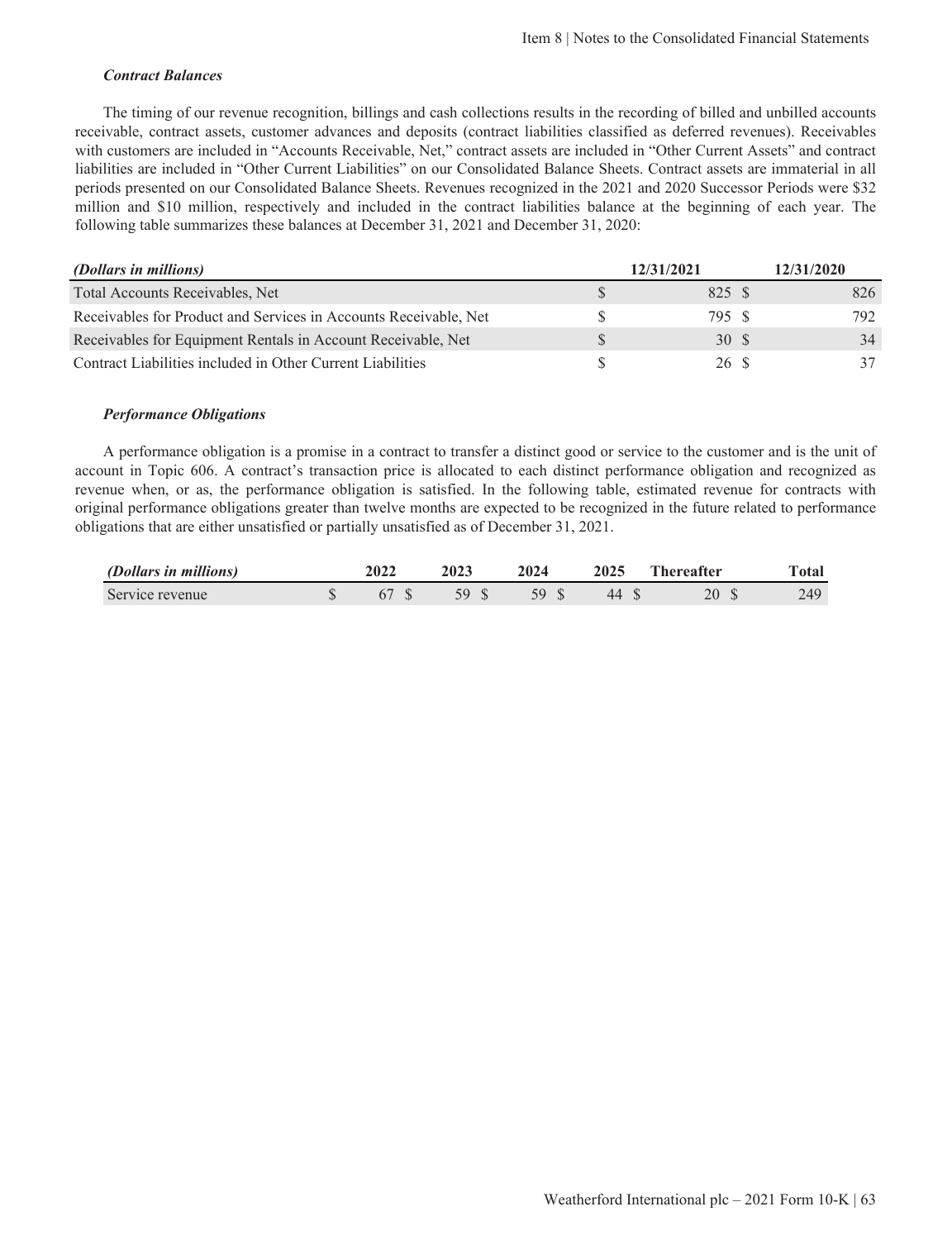***Contract Balances***

The timing of our revenue recognition, billings and cash collections results in the recording of billed and unbilled accounts receivable, contract assets, customer advances and deposits (contract liabilities classified as deferred revenues). Receivables with customers are included in "Accounts Receivable, Net," contract assets are included in "Other Current Assets" and contract liabilities are included in "Other Current Liabilities" on our Consolidated Balance Sheets. Contract assets are immaterial in all periods presented on our Consolidated Balance Sheets. Revenues recognized in the 2021 and 2020 Successor Periods were $32 million and $10 million, respectively and included in the contract liabilities balance at the beginning of each year. The following table summarizes these balances at December 31, 2021 and December 31, 2020:

| *(Dollars in millions)* | 12/31/2021 | 12/31/2020 |
|---|---|---|
| Total Accounts Receivables, Net | $ 825 | $ 826 |
| Receivables for Product and Services in Accounts Receivable, Net | $ 795 | $ 792 |
| Receivables for Equipment Rentals in Account Receivable, Net | $ 30 | $ 34 |
| Contract Liabilities included in Other Current Liabilities | $ 26 | $ 37 |

***Performance Obligations***

A performance obligation is a promise in a contract to transfer a distinct good or service to the customer and is the unit of account in Topic 606. A contract's transaction price is allocated to each distinct performance obligation and recognized as revenue when, or as, the performance obligation is satisfied. In the following table, estimated revenue for contracts with original performance obligations greater than twelve months are expected to be recognized in the future related to performance obligations that are either unsatisfied or partially unsatisfied as of December 31, 2021.

| *(Dollars in millions)* | 2022 | 2023 | 2024 | 2025 | Thereafter | Total |
|---|---|---|---|---|---|---|
| Service revenue | $ 67 | $ 59 | $ 59 | $ 44 | $ 20 | $ 249 |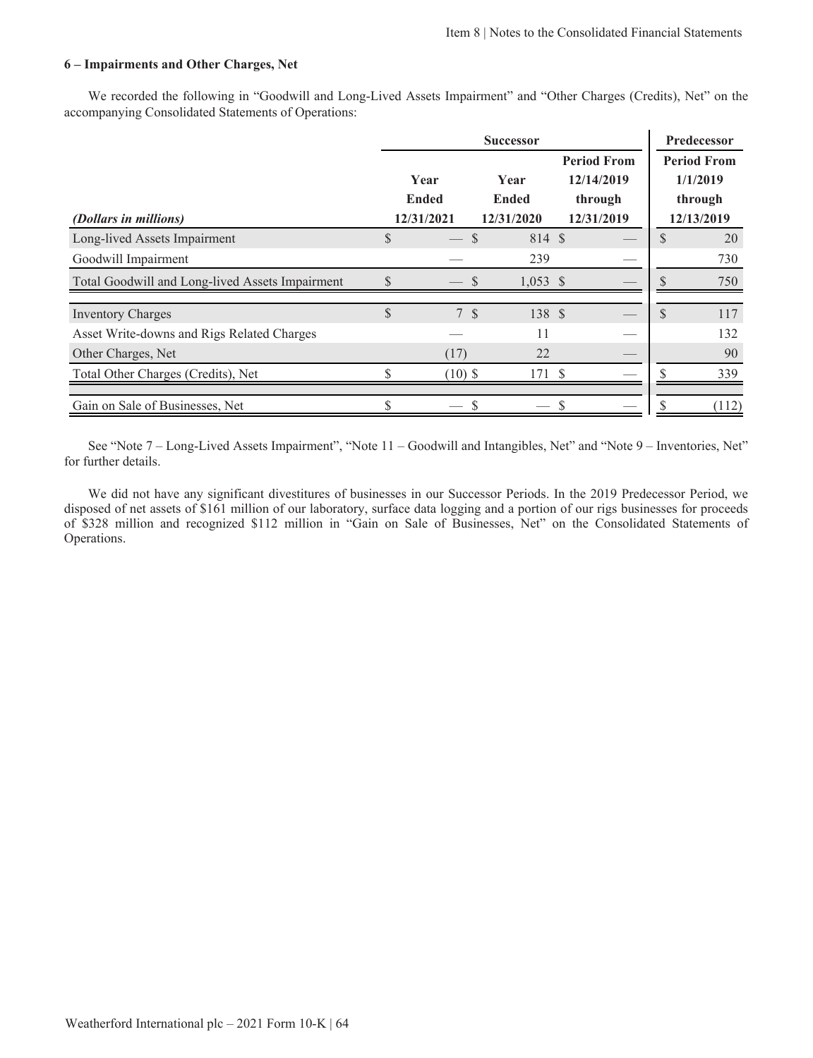### 6 – Impairments and Other Charges, Net

We recorded the following in "Goodwill and Long-Lived Assets Impairment" and "Other Charges (Credits), Net" on the accompanying Consolidated Statements of Operations:

| | Successor | | | Predecessor |
|---|---|---|---|---|
| *(Dollars in millions)* | Year Ended 12/31/2021 | Year Ended 12/31/2020 | Period From 12/14/2019 through 12/31/2019 | Period From 1/1/2019 through 12/13/2019 |
| Long-lived Assets Impairment | $ — | $ 814 | $ — | $ 20 |
| Goodwill Impairment | — | 239 | — | 730 |
| Total Goodwill and Long-lived Assets Impairment | $ — | $ 1,053 | $ — | $ 750 |
| | | | | |
| Inventory Charges | $ 7 | $ 138 | $ — | $ 117 |
| Asset Write-downs and Rigs Related Charges | — | 11 | — | 132 |
| Other Charges, Net | (17) | 22 | — | 90 |
| Total Other Charges (Credits), Net | $ (10) | $ 171 | $ — | $ 339 |
| | | | | |
| Gain on Sale of Businesses, Net | $ — | $ — | $ — | $ (112) |

See "Note 7 – Long-Lived Assets Impairment", "Note 11 – Goodwill and Intangibles, Net" and "Note 9 – Inventories, Net" for further details.

We did not have any significant divestitures of businesses in our Successor Periods. In the 2019 Predecessor Period, we disposed of net assets of $161 million of our laboratory, surface data logging and a portion of our rigs businesses for proceeds of $328 million and recognized $112 million in "Gain on Sale of Businesses, Net" on the Consolidated Statements of Operations.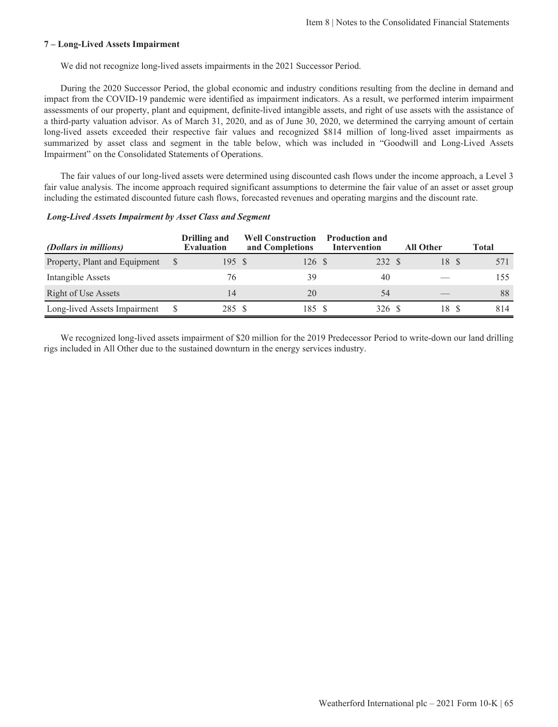### 7 – Long-Lived Assets Impairment

We did not recognize long-lived assets impairments in the 2021 Successor Period.

During the 2020 Successor Period, the global economic and industry conditions resulting from the decline in demand and impact from the COVID-19 pandemic were identified as impairment indicators. As a result, we performed interim impairment assessments of our property, plant and equipment, definite-lived intangible assets, and right of use assets with the assistance of a third-party valuation advisor. As of March 31, 2020, and as of June 30, 2020, we determined the carrying amount of certain long-lived assets exceeded their respective fair values and recognized $814 million of long-lived asset impairments as summarized by asset class and segment in the table below, which was included in "Goodwill and Long-Lived Assets Impairment" on the Consolidated Statements of Operations.

The fair values of our long-lived assets were determined using discounted cash flows under the income approach, a Level 3 fair value analysis. The income approach required significant assumptions to determine the fair value of an asset or asset group including the estimated discounted future cash flows, forecasted revenues and operating margins and the discount rate.

***Long-Lived Assets Impairment by Asset Class and Segment***

| *(Dollars in millions)* | Drilling and Evaluation | Well Construction and Completions | Production and Intervention | All Other | Total |
|---|---|---|---|---|---|
| Property, Plant and Equipment | $ 195 | $ 126 | $ 232 | $ 18 | $ 571 |
| Intangible Assets | 76 | 39 | 40 | — | 155 |
| Right of Use Assets | 14 | 20 | 54 | — | 88 |
| Long-lived Assets Impairment | $ 285 | $ 185 | $ 326 | $ 18 | $ 814 |

We recognized long-lived assets impairment of $20 million for the 2019 Predecessor Period to write-down our land drilling rigs included in All Other due to the sustained downturn in the energy services industry.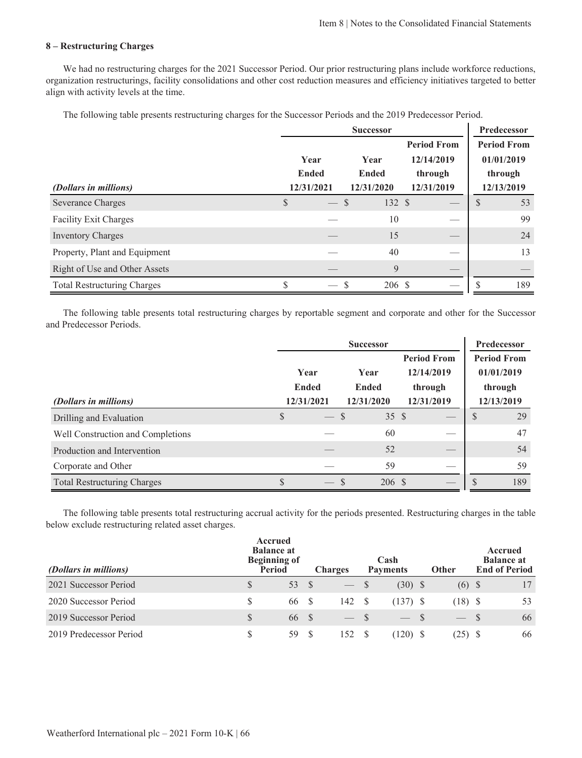### 8 – Restructuring Charges

We had no restructuring charges for the 2021 Successor Period. Our prior restructuring plans include workforce reductions, organization restructurings, facility consolidations and other cost reduction measures and efficiency initiatives targeted to better align with activity levels at the time.

The following table presents restructuring charges for the Successor Periods and the 2019 Predecessor Period.

| | Successor | | | Predecessor |
|---|---|---|---|---|
| *(Dollars in millions)* | Year Ended 12/31/2021 | Year Ended 12/31/2020 | Period From 12/14/2019 through 12/31/2019 | Period From 01/01/2019 through 12/13/2019 |
| Severance Charges | $ — | $ 132 | $ — | $ 53 |
| Facility Exit Charges | — | 10 | — | 99 |
| Inventory Charges | — | 15 | — | 24 |
| Property, Plant and Equipment | — | 40 | — | 13 |
| Right of Use and Other Assets | — | 9 | — | — |
| Total Restructuring Charges | $ — | $ 206 | $ — | $ 189 |

The following table presents total restructuring charges by reportable segment and corporate and other for the Successor and Predecessor Periods.

| | Successor | | | Predecessor |
|---|---|---|---|---|
| *(Dollars in millions)* | Year Ended 12/31/2021 | Year Ended 12/31/2020 | Period From 12/14/2019 through 12/31/2019 | Period From 01/01/2019 through 12/13/2019 |
| Drilling and Evaluation | $ — | $ 35 | $ — | $ 29 |
| Well Construction and Completions | — | 60 | — | 47 |
| Production and Intervention | — | 52 | — | 54 |
| Corporate and Other | — | 59 | — | 59 |
| Total Restructuring Charges | $ — | $ 206 | $ — | $ 189 |

The following table presents total restructuring accrual activity for the periods presented. Restructuring charges in the table below exclude restructuring related asset charges.

| *(Dollars in millions)* | Accrued Balance at Beginning of Period | Charges | Cash Payments | Other | Accrued Balance at End of Period |
|---|---|---|---|---|---|
| 2021 Successor Period | $ 53 | $ — | $ (30) | $ (6) | $ 17 |
| 2020 Successor Period | $ 66 | $ 142 | $ (137) | $ (18) | $ 53 |
| 2019 Successor Period | $ 66 | $ — | $ — | $ — | $ 66 |
| 2019 Predecessor Period | $ 59 | $ 152 | $ (120) | $ (25) | $ 66 |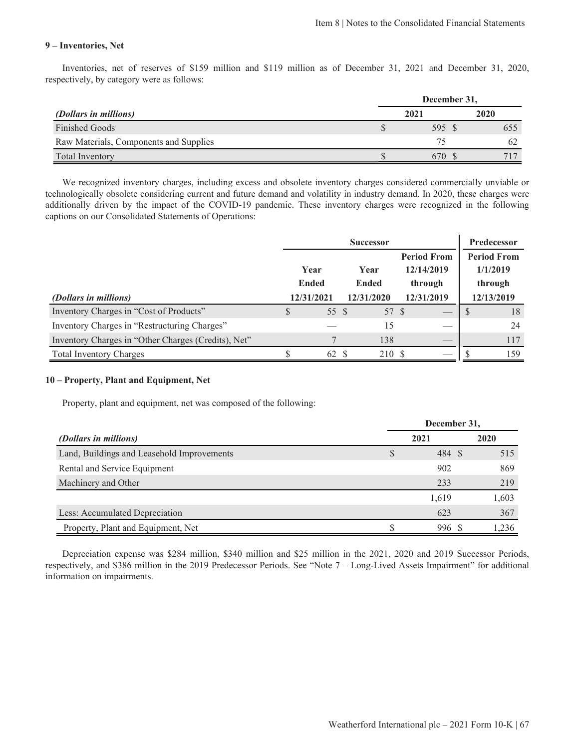### 9 – Inventories, Net

Inventories, net of reserves of $159 million and $119 million as of December 31, 2021 and December 31, 2020, respectively, by category were as follows:

| *(Dollars in millions)* | December 31, 2021 | December 31, 2020 |
|---|---|---|
| Finished Goods | $ 595 | $ 655 |
| Raw Materials, Components and Supplies | 75 | 62 |
| Total Inventory | $ 670 | $ 717 |

We recognized inventory charges, including excess and obsolete inventory charges considered commercially unviable or technologically obsolete considering current and future demand and volatility in industry demand. In 2020, these charges were additionally driven by the impact of the COVID-19 pandemic. These inventory charges were recognized in the following captions on our Consolidated Statements of Operations:

| | Successor | | | Predecessor |
|---|---|---|---|---|
| *(Dollars in millions)* | Year Ended 12/31/2021 | Year Ended 12/31/2020 | Period From 12/14/2019 through 12/31/2019 | Period From 1/1/2019 through 12/13/2019 |
| Inventory Charges in "Cost of Products" | $ 55 | $ 57 | $ — | $ 18 |
| Inventory Charges in "Restructuring Charges" | — | 15 | — | 24 |
| Inventory Charges in "Other Charges (Credits), Net" | 7 | 138 | — | 117 |
| Total Inventory Charges | $ 62 | $ 210 | $ — | $ 159 |

### 10 – Property, Plant and Equipment, Net

Property, plant and equipment, net was composed of the following:

| *(Dollars in millions)* | December 31, 2021 | December 31, 2020 |
|---|---|---|
| Land, Buildings and Leasehold Improvements | $ 484 | $ 515 |
| Rental and Service Equipment | 902 | 869 |
| Machinery and Other | 233 | 219 |
| | 1,619 | 1,603 |
| Less: Accumulated Depreciation | 623 | 367 |
| Property, Plant and Equipment, Net | $ 996 | $ 1,236 |

Depreciation expense was $284 million, $340 million and $25 million in the 2021, 2020 and 2019 Successor Periods, respectively, and $386 million in the 2019 Predecessor Periods. See "Note 7 – Long-Lived Assets Impairment" for additional information on impairments.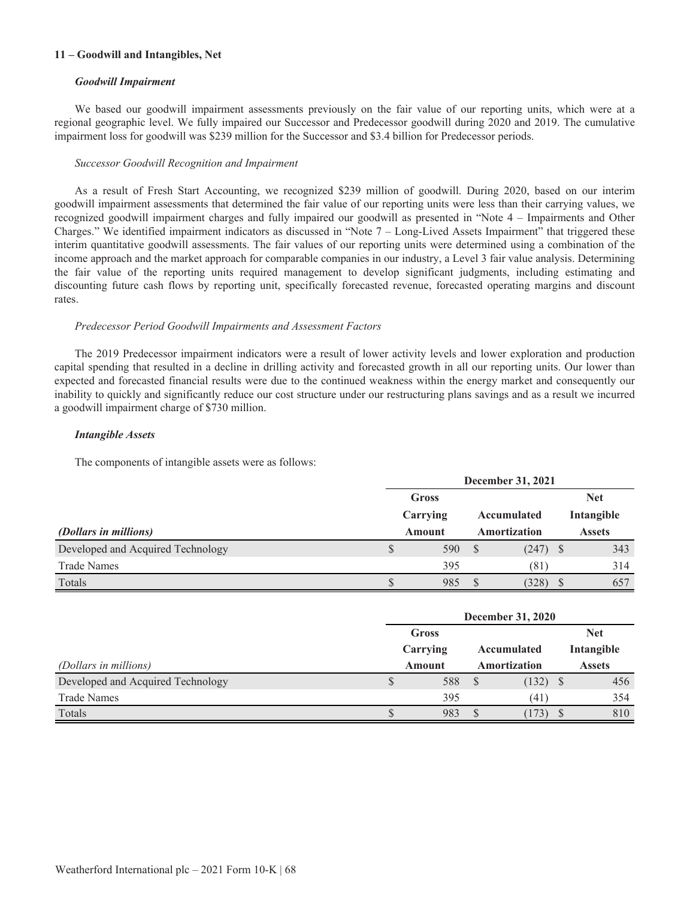### 11 – Goodwill and Intangibles, Net

***Goodwill Impairment***

We based our goodwill impairment assessments previously on the fair value of our reporting units, which were at a regional geographic level. We fully impaired our Successor and Predecessor goodwill during 2020 and 2019. The cumulative impairment loss for goodwill was $239 million for the Successor and $3.4 billion for Predecessor periods.

*Successor Goodwill Recognition and Impairment*

As a result of Fresh Start Accounting, we recognized $239 million of goodwill. During 2020, based on our interim goodwill impairment assessments that determined the fair value of our reporting units were less than their carrying values, we recognized goodwill impairment charges and fully impaired our goodwill as presented in "Note 4 – Impairments and Other Charges." We identified impairment indicators as discussed in "Note 7 – Long-Lived Assets Impairment" that triggered these interim quantitative goodwill assessments. The fair values of our reporting units were determined using a combination of the income approach and the market approach for comparable companies in our industry, a Level 3 fair value analysis. Determining the fair value of the reporting units required management to develop significant judgments, including estimating and discounting future cash flows by reporting unit, specifically forecasted revenue, forecasted operating margins and discount rates.

*Predecessor Period Goodwill Impairments and Assessment Factors*

The 2019 Predecessor impairment indicators were a result of lower activity levels and lower exploration and production capital spending that resulted in a decline in drilling activity and forecasted growth in all our reporting units. Our lower than expected and forecasted financial results were due to the continued weakness within the energy market and consequently our inability to quickly and significantly reduce our cost structure under our restructuring plans savings and as a result we incurred a goodwill impairment charge of $730 million.

***Intangible Assets***

The components of intangible assets were as follows:

| | December 31, 2021 | | |
|---|---|---|---|
| ***(Dollars in millions)*** | **Gross Carrying Amount** | **Accumulated Amortization** | **Net Intangible Assets** |
| Developed and Acquired Technology | $ 590 | $ (247) | $ 343 |
| Trade Names | 395 | (81) | 314 |
| Totals | $ 985 | $ (328) | $ 657 |

| | December 31, 2020 | | |
|---|---|---|---|
| *(Dollars in millions)* | **Gross Carrying Amount** | **Accumulated Amortization** | **Net Intangible Assets** |
| Developed and Acquired Technology | $ 588 | $ (132) | $ 456 |
| Trade Names | 395 | (41) | 354 |
| Totals | $ 983 | $ (173) | $ 810 |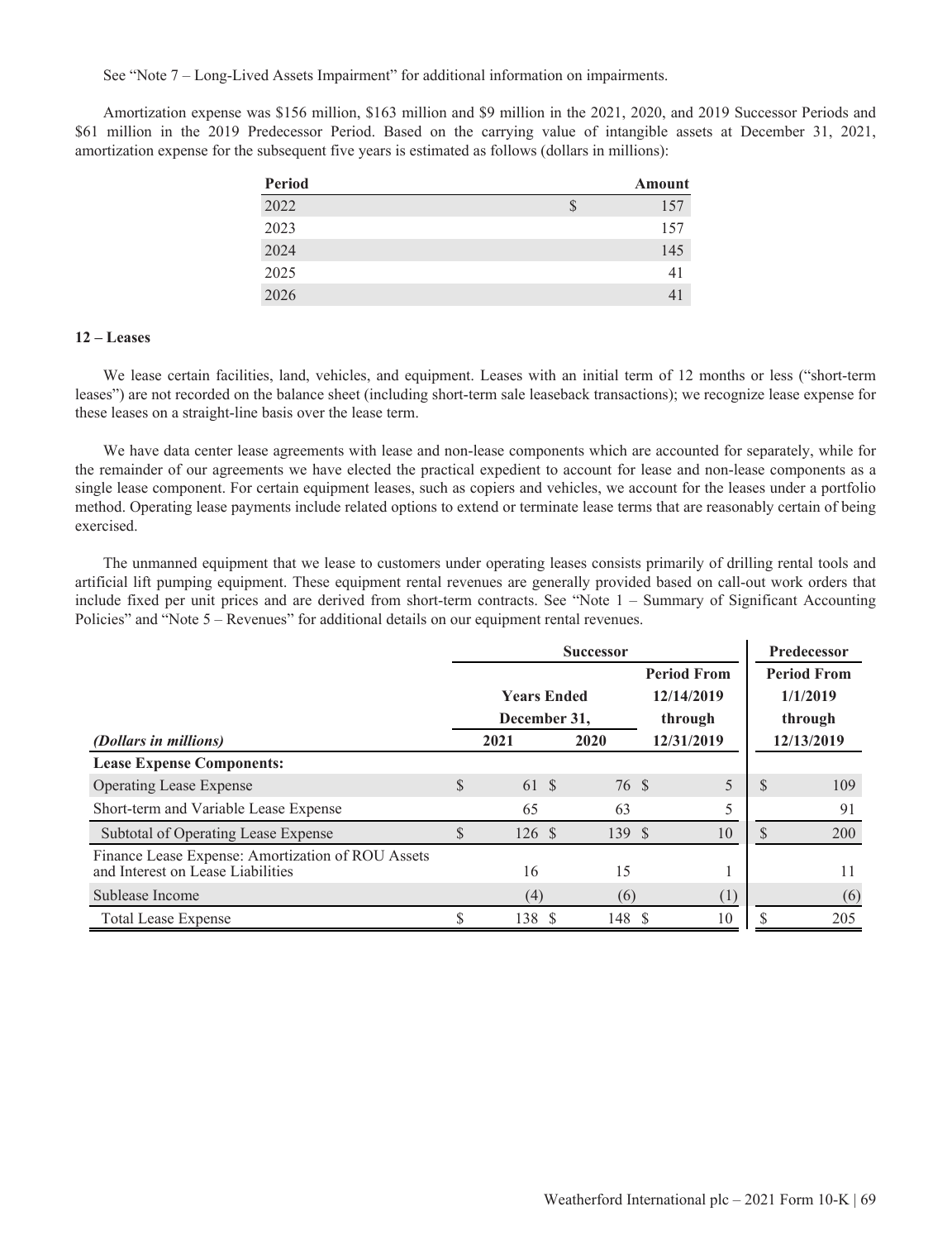See "Note 7 – Long-Lived Assets Impairment" for additional information on impairments.

Amortization expense was $156 million, $163 million and $9 million in the 2021, 2020, and 2019 Successor Periods and $61 million in the 2019 Predecessor Period. Based on the carrying value of intangible assets at December 31, 2021, amortization expense for the subsequent five years is estimated as follows (dollars in millions):

| Period | Amount |
|---|---|
| 2022 | $ 157 |
| 2023 | 157 |
| 2024 | 145 |
| 2025 | 41 |
| 2026 | 41 |

## 12 – Leases

We lease certain facilities, land, vehicles, and equipment. Leases with an initial term of 12 months or less ("short-term leases") are not recorded on the balance sheet (including short-term sale leaseback transactions); we recognize lease expense for these leases on a straight-line basis over the lease term.

We have data center lease agreements with lease and non-lease components which are accounted for separately, while for the remainder of our agreements we have elected the practical expedient to account for lease and non-lease components as a single lease component. For certain equipment leases, such as copiers and vehicles, we account for the leases under a portfolio method. Operating lease payments include related options to extend or terminate lease terms that are reasonably certain of being exercised.

The unmanned equipment that we lease to customers under operating leases consists primarily of drilling rental tools and artificial lift pumping equipment. These equipment rental revenues are generally provided based on call-out work orders that include fixed per unit prices and are derived from short-term contracts. See "Note 1 – Summary of Significant Accounting Policies" and "Note 5 – Revenues" for additional details on our equipment rental revenues.

| | Successor | | | Predecessor |
|---|---|---|---|---|
| | Years Ended December 31, | | Period From 12/14/2019 through | Period From 1/1/2019 through |
| *(Dollars in millions)* | 2021 | 2020 | 12/31/2019 | 12/13/2019 |
| **Lease Expense Components:** | | | | |
| Operating Lease Expense | $ 61 | $ 76 | $ 5 | $ 109 |
| Short-term and Variable Lease Expense | 65 | 63 | 5 | 91 |
| Subtotal of Operating Lease Expense | $ 126 | $ 139 | $ 10 | $ 200 |
| Finance Lease Expense: Amortization of ROU Assets and Interest on Lease Liabilities | 16 | 15 | 1 | 11 |
| Sublease Income | (4) | (6) | (1) | (6) |
| Total Lease Expense | $ 138 | $ 148 | $ 10 | $ 205 |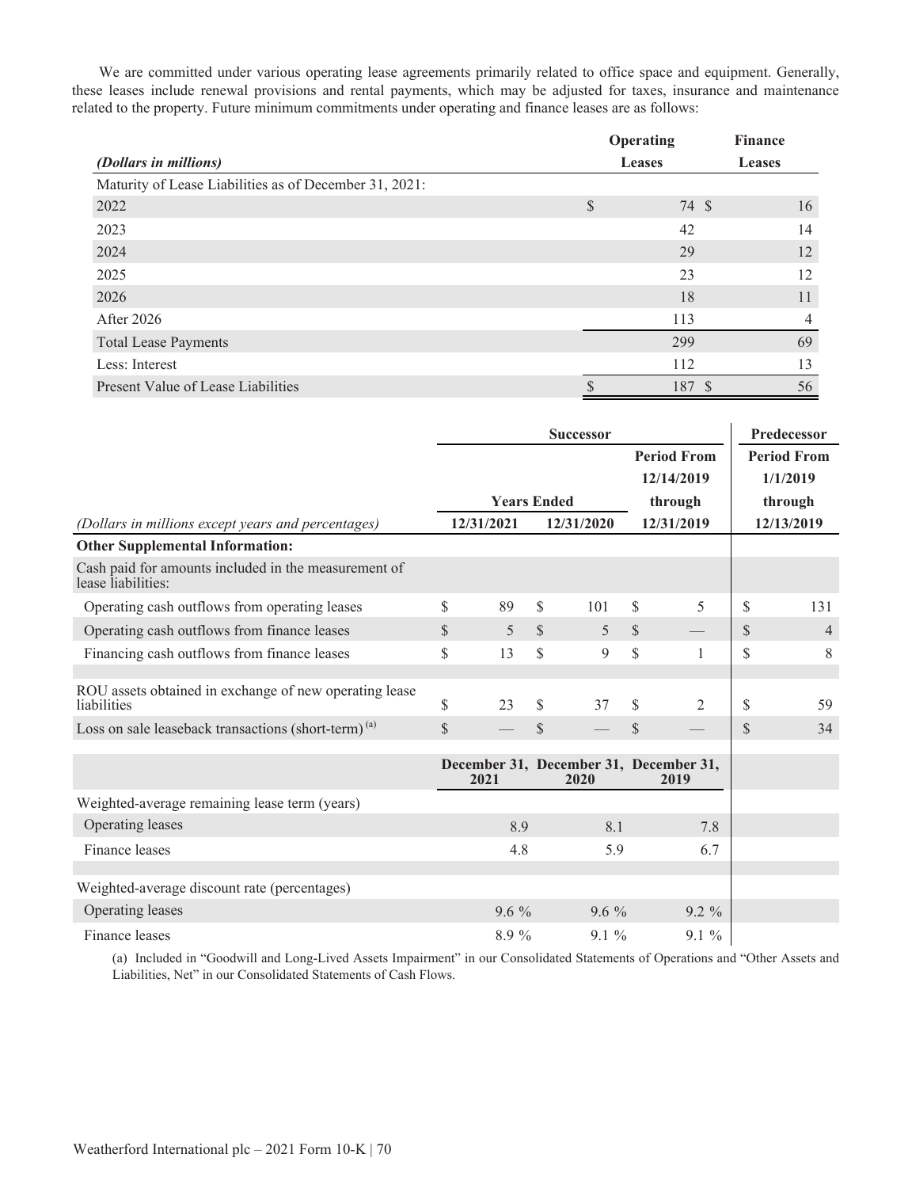We are committed under various operating lease agreements primarily related to office space and equipment. Generally, these leases include renewal provisions and rental payments, which may be adjusted for taxes, insurance and maintenance related to the property. Future minimum commitments under operating and finance leases are as follows:

| *(Dollars in millions)* | Operating Leases | Finance Leases |
|---|---|---|
| Maturity of Lease Liabilities as of December 31, 2021: | | |
| 2022 | $ 74 | $ 16 |
| 2023 | 42 | 14 |
| 2024 | 29 | 12 |
| 2025 | 23 | 12 |
| 2026 | 18 | 11 |
| After 2026 | 113 | 4 |
| Total Lease Payments | 299 | 69 |
| Less: Interest | 112 | 13 |
| Present Value of Lease Liabilities | $ 187 | $ 56 |

| | Successor | | | Predecessor |
|---|---|---|---|---|
| | Years Ended | | Period From 12/14/2019 through | Period From 1/1/2019 through |
| *(Dollars in millions except years and percentages)* | 12/31/2021 | 12/31/2020 | 12/31/2019 | 12/13/2019 |
| **Other Supplemental Information:** | | | | |
| Cash paid for amounts included in the measurement of lease liabilities: | | | | |
| Operating cash outflows from operating leases | $ 89 | $ 101 | $ 5 | $ 131 |
| Operating cash outflows from finance leases | $ 5 | $ 5 | $ — | $ 4 |
| Financing cash outflows from finance leases | $ 13 | $ 9 | $ 1 | $ 8 |
| ROU assets obtained in exchange of new operating lease liabilities | $ 23 | $ 37 | $ 2 | $ 59 |
| Loss on sale leaseback transactions (short-term) [(a)] | $ — | $ — | $ — | $ 34 |

| | December 31, 2021 | December 31, 2020 | December 31, 2019 |
|---|---|---|---|
| Weighted-average remaining lease term (years) | | | |
| Operating leases | 8.9 | 8.1 | 7.8 |
| Finance leases | 4.8 | 5.9 | 6.7 |
| Weighted-average discount rate (percentages) | | | |
| Operating leases | 9.6 % | 9.6 % | 9.2 % |
| Finance leases | 8.9 % | 9.1 % | 9.1 % |

(a) Included in "Goodwill and Long-Lived Assets Impairment" in our Consolidated Statements of Operations and "Other Assets and Liabilities, Net" in our Consolidated Statements of Cash Flows.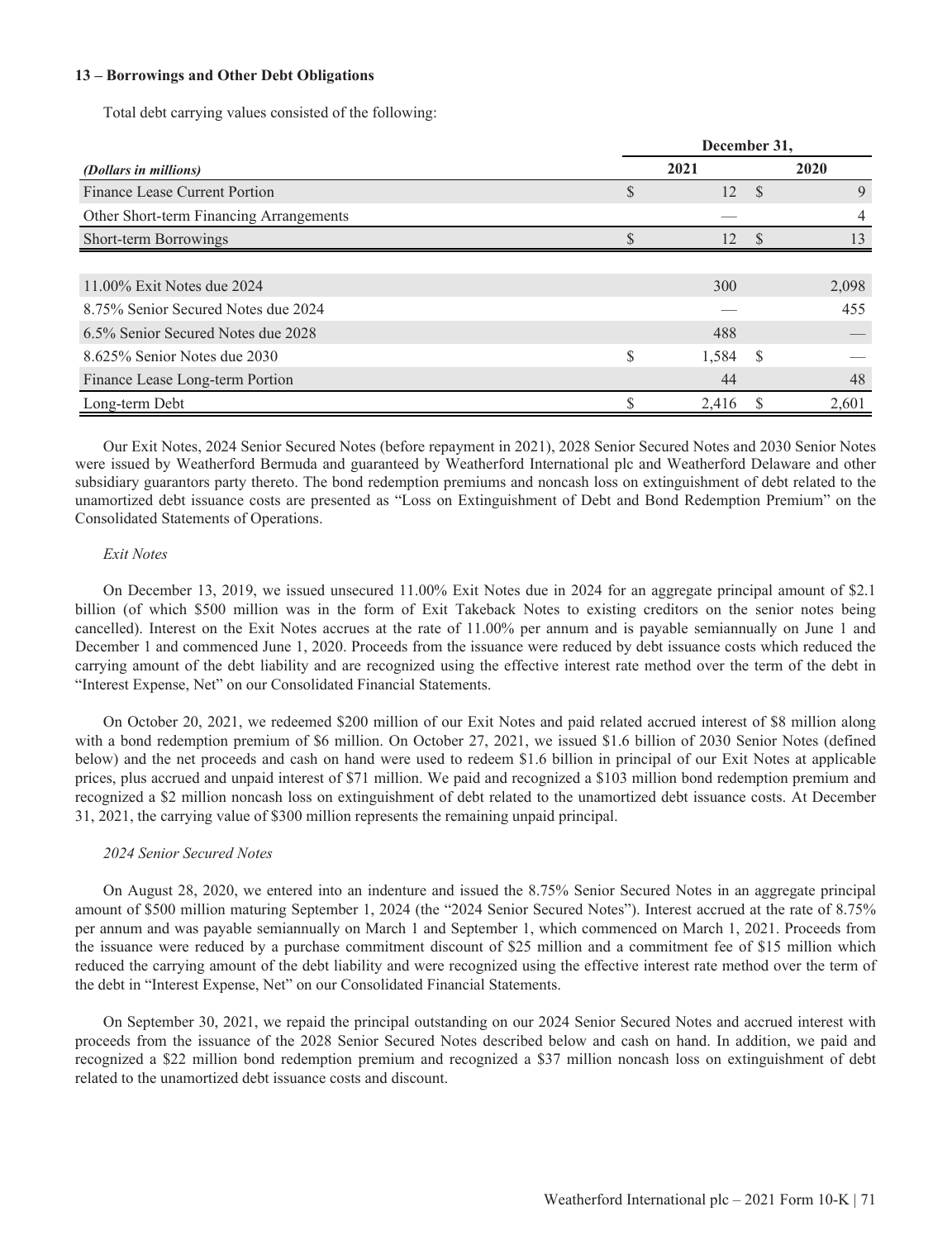**13 – Borrowings and Other Debt Obligations**

Total debt carrying values consisted of the following:

| | December 31, | |
|---|---|---|
| *(Dollars in millions)* | 2021 | 2020 |
| Finance Lease Current Portion | $ 12 | $ 9 |
| Other Short-term Financing Arrangements | — | 4 |
| Short-term Borrowings | $ 12 | $ 13 |
| | | |
| 11.00% Exit Notes due 2024 | 300 | 2,098 |
| 8.75% Senior Secured Notes due 2024 | — | 455 |
| 6.5% Senior Secured Notes due 2028 | 488 | — |
| 8.625% Senior Notes due 2030 | $ 1,584 | $ — |
| Finance Lease Long-term Portion | 44 | 48 |
| Long-term Debt | $ 2,416 | $ 2,601 |

Our Exit Notes, 2024 Senior Secured Notes (before repayment in 2021), 2028 Senior Secured Notes and 2030 Senior Notes were issued by Weatherford Bermuda and guaranteed by Weatherford International plc and Weatherford Delaware and other subsidiary guarantors party thereto. The bond redemption premiums and noncash loss on extinguishment of debt related to the unamortized debt issuance costs are presented as "Loss on Extinguishment of Debt and Bond Redemption Premium" on the Consolidated Statements of Operations.

*Exit Notes*

On December 13, 2019, we issued unsecured 11.00% Exit Notes due in 2024 for an aggregate principal amount of $2.1 billion (of which $500 million was in the form of Exit Takeback Notes to existing creditors on the senior notes being cancelled). Interest on the Exit Notes accrues at the rate of 11.00% per annum and is payable semiannually on June 1 and December 1 and commenced June 1, 2020. Proceeds from the issuance were reduced by debt issuance costs which reduced the carrying amount of the debt liability and are recognized using the effective interest rate method over the term of the debt in "Interest Expense, Net" on our Consolidated Financial Statements.

On October 20, 2021, we redeemed $200 million of our Exit Notes and paid related accrued interest of $8 million along with a bond redemption premium of $6 million. On October 27, 2021, we issued $1.6 billion of 2030 Senior Notes (defined below) and the net proceeds and cash on hand were used to redeem $1.6 billion in principal of our Exit Notes at applicable prices, plus accrued and unpaid interest of $71 million. We paid and recognized a $103 million bond redemption premium and recognized a $2 million noncash loss on extinguishment of debt related to the unamortized debt issuance costs. At December 31, 2021, the carrying value of $300 million represents the remaining unpaid principal.

*2024 Senior Secured Notes*

On August 28, 2020, we entered into an indenture and issued the 8.75% Senior Secured Notes in an aggregate principal amount of $500 million maturing September 1, 2024 (the "2024 Senior Secured Notes"). Interest accrued at the rate of 8.75% per annum and was payable semiannually on March 1 and September 1, which commenced on March 1, 2021. Proceeds from the issuance were reduced by a purchase commitment discount of $25 million and a commitment fee of $15 million which reduced the carrying amount of the debt liability and were recognized using the effective interest rate method over the term of the debt in "Interest Expense, Net" on our Consolidated Financial Statements.

On September 30, 2021, we repaid the principal outstanding on our 2024 Senior Secured Notes and accrued interest with proceeds from the issuance of the 2028 Senior Secured Notes described below and cash on hand. In addition, we paid and recognized a $22 million bond redemption premium and recognized a $37 million noncash loss on extinguishment of debt related to the unamortized debt issuance costs and discount.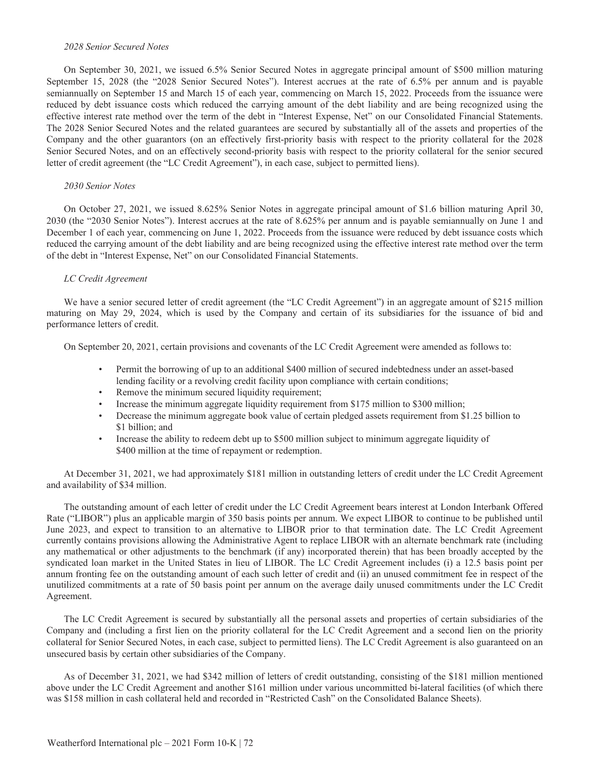*2028 Senior Secured Notes*

On September 30, 2021, we issued 6.5% Senior Secured Notes in aggregate principal amount of $500 million maturing September 15, 2028 (the "2028 Senior Secured Notes"). Interest accrues at the rate of 6.5% per annum and is payable semiannually on September 15 and March 15 of each year, commencing on March 15, 2022. Proceeds from the issuance were reduced by debt issuance costs which reduced the carrying amount of the debt liability and are being recognized using the effective interest rate method over the term of the debt in "Interest Expense, Net" on our Consolidated Financial Statements. The 2028 Senior Secured Notes and the related guarantees are secured by substantially all of the assets and properties of the Company and the other guarantors (on an effectively first-priority basis with respect to the priority collateral for the 2028 Senior Secured Notes, and on an effectively second-priority basis with respect to the priority collateral for the senior secured letter of credit agreement (the "LC Credit Agreement"), in each case, subject to permitted liens).

*2030 Senior Notes*

On October 27, 2021, we issued 8.625% Senior Notes in aggregate principal amount of $1.6 billion maturing April 30, 2030 (the "2030 Senior Notes"). Interest accrues at the rate of 8.625% per annum and is payable semiannually on June 1 and December 1 of each year, commencing on June 1, 2022. Proceeds from the issuance were reduced by debt issuance costs which reduced the carrying amount of the debt liability and are being recognized using the effective interest rate method over the term of the debt in "Interest Expense, Net" on our Consolidated Financial Statements.

*LC Credit Agreement*

We have a senior secured letter of credit agreement (the "LC Credit Agreement") in an aggregate amount of $215 million maturing on May 29, 2024, which is used by the Company and certain of its subsidiaries for the issuance of bid and performance letters of credit.

On September 20, 2021, certain provisions and covenants of the LC Credit Agreement were amended as follows to:

- Permit the borrowing of up to an additional $400 million of secured indebtedness under an asset-based lending facility or a revolving credit facility upon compliance with certain conditions;
- Remove the minimum secured liquidity requirement;
- Increase the minimum aggregate liquidity requirement from $175 million to $300 million;
- Decrease the minimum aggregate book value of certain pledged assets requirement from $1.25 billion to $1 billion; and
- Increase the ability to redeem debt up to $500 million subject to minimum aggregate liquidity of $400 million at the time of repayment or redemption.

At December 31, 2021, we had approximately $181 million in outstanding letters of credit under the LC Credit Agreement and availability of $34 million.

The outstanding amount of each letter of credit under the LC Credit Agreement bears interest at London Interbank Offered Rate ("LIBOR") plus an applicable margin of 350 basis points per annum. We expect LIBOR to continue to be published until June 2023, and expect to transition to an alternative to LIBOR prior to that termination date. The LC Credit Agreement currently contains provisions allowing the Administrative Agent to replace LIBOR with an alternate benchmark rate (including any mathematical or other adjustments to the benchmark (if any) incorporated therein) that has been broadly accepted by the syndicated loan market in the United States in lieu of LIBOR. The LC Credit Agreement includes (i) a 12.5 basis point per annum fronting fee on the outstanding amount of each such letter of credit and (ii) an unused commitment fee in respect of the unutilized commitments at a rate of 50 basis point per annum on the average daily unused commitments under the LC Credit Agreement.

The LC Credit Agreement is secured by substantially all the personal assets and properties of certain subsidiaries of the Company and (including a first lien on the priority collateral for the LC Credit Agreement and a second lien on the priority collateral for Senior Secured Notes, in each case, subject to permitted liens). The LC Credit Agreement is also guaranteed on an unsecured basis by certain other subsidiaries of the Company.

As of December 31, 2021, we had $342 million of letters of credit outstanding, consisting of the $181 million mentioned above under the LC Credit Agreement and another $161 million under various uncommitted bi-lateral facilities (of which there was $158 million in cash collateral held and recorded in "Restricted Cash" on the Consolidated Balance Sheets).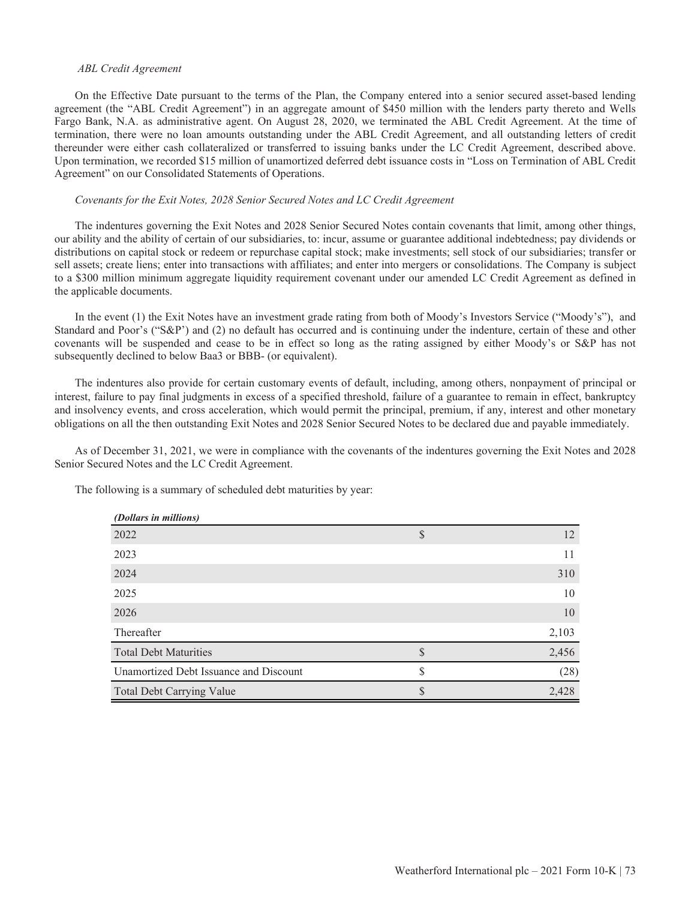*ABL Credit Agreement*

On the Effective Date pursuant to the terms of the Plan, the Company entered into a senior secured asset-based lending agreement (the "ABL Credit Agreement") in an aggregate amount of $450 million with the lenders party thereto and Wells Fargo Bank, N.A. as administrative agent. On August 28, 2020, we terminated the ABL Credit Agreement. At the time of termination, there were no loan amounts outstanding under the ABL Credit Agreement, and all outstanding letters of credit thereunder were either cash collateralized or transferred to issuing banks under the LC Credit Agreement, described above. Upon termination, we recorded $15 million of unamortized deferred debt issuance costs in "Loss on Termination of ABL Credit Agreement" on our Consolidated Statements of Operations.

*Covenants for the Exit Notes, 2028 Senior Secured Notes and LC Credit Agreement*

The indentures governing the Exit Notes and 2028 Senior Secured Notes contain covenants that limit, among other things, our ability and the ability of certain of our subsidiaries, to: incur, assume or guarantee additional indebtedness; pay dividends or distributions on capital stock or redeem or repurchase capital stock; make investments; sell stock of our subsidiaries; transfer or sell assets; create liens; enter into transactions with affiliates; and enter into mergers or consolidations. The Company is subject to a $300 million minimum aggregate liquidity requirement covenant under our amended LC Credit Agreement as defined in the applicable documents.

In the event (1) the Exit Notes have an investment grade rating from both of Moody's Investors Service ("Moody's"), and Standard and Poor's ("S&P') and (2) no default has occurred and is continuing under the indenture, certain of these and other covenants will be suspended and cease to be in effect so long as the rating assigned by either Moody's or S&P has not subsequently declined to below Baa3 or BBB- (or equivalent).

The indentures also provide for certain customary events of default, including, among others, nonpayment of principal or interest, failure to pay final judgments in excess of a specified threshold, failure of a guarantee to remain in effect, bankruptcy and insolvency events, and cross acceleration, which would permit the principal, premium, if any, interest and other monetary obligations on all the then outstanding Exit Notes and 2028 Senior Secured Notes to be declared due and payable immediately.

As of December 31, 2021, we were in compliance with the covenants of the indentures governing the Exit Notes and 2028 Senior Secured Notes and the LC Credit Agreement.

The following is a summary of scheduled debt maturities by year:

| *(Dollars in millions)* | | |
|---|---|---|
| 2022 | $ | 12 |
| 2023 | | 11 |
| 2024 | | 310 |
| 2025 | | 10 |
| 2026 | | 10 |
| Thereafter | | 2,103 |
| Total Debt Maturities | $ | 2,456 |
| Unamortized Debt Issuance and Discount | $ | (28) |
| Total Debt Carrying Value | $ | 2,428 |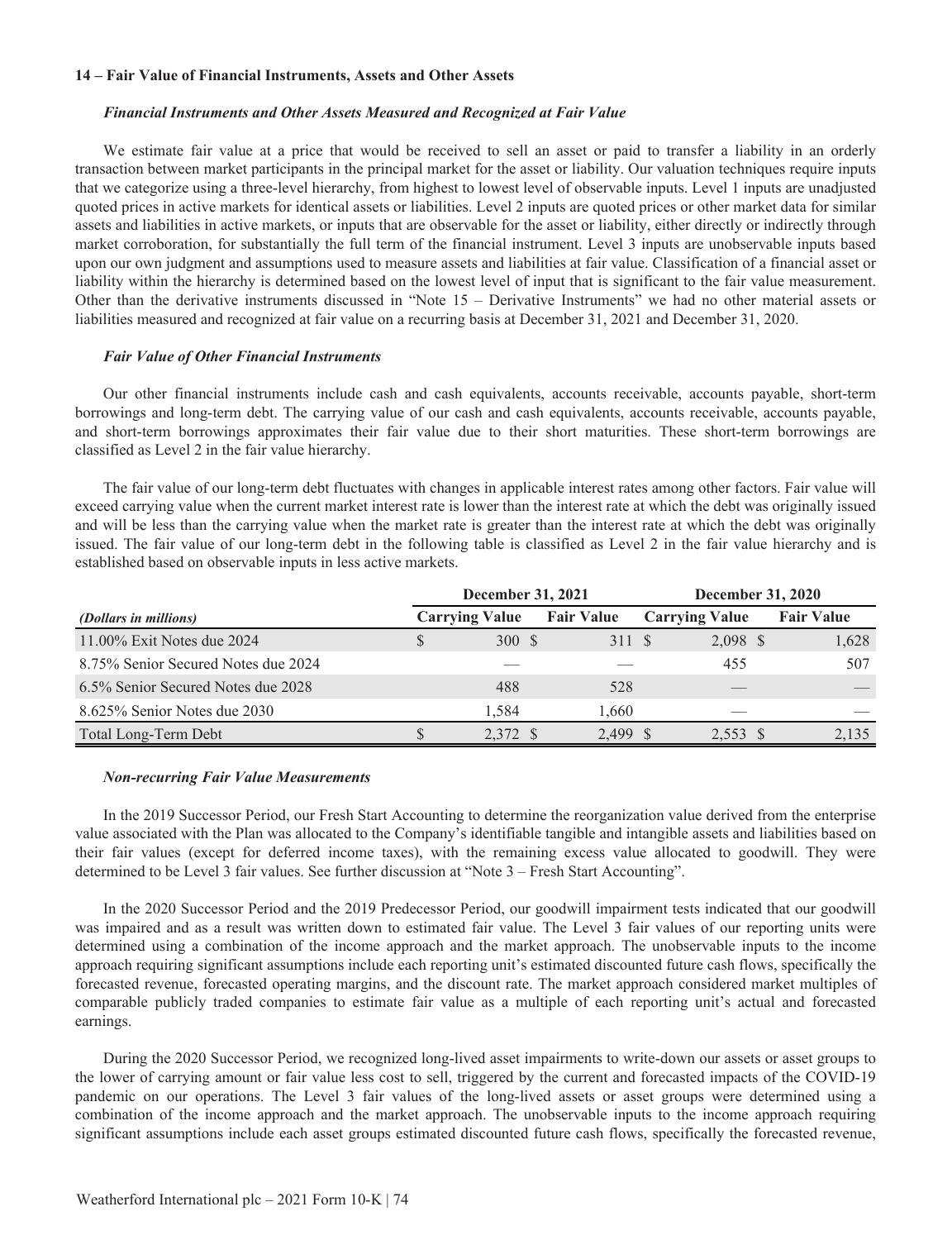### 14 – Fair Value of Financial Instruments, Assets and Other Assets

***Financial Instruments and Other Assets Measured and Recognized at Fair Value***

We estimate fair value at a price that would be received to sell an asset or paid to transfer a liability in an orderly transaction between market participants in the principal market for the asset or liability. Our valuation techniques require inputs that we categorize using a three-level hierarchy, from highest to lowest level of observable inputs. Level 1 inputs are unadjusted quoted prices in active markets for identical assets or liabilities. Level 2 inputs are quoted prices or other market data for similar assets and liabilities in active markets, or inputs that are observable for the asset or liability, either directly or indirectly through market corroboration, for substantially the full term of the financial instrument. Level 3 inputs are unobservable inputs based upon our own judgment and assumptions used to measure assets and liabilities at fair value. Classification of a financial asset or liability within the hierarchy is determined based on the lowest level of input that is significant to the fair value measurement. Other than the derivative instruments discussed in "Note 15 – Derivative Instruments" we had no other material assets or liabilities measured and recognized at fair value on a recurring basis at December 31, 2021 and December 31, 2020.

***Fair Value of Other Financial Instruments***

Our other financial instruments include cash and cash equivalents, accounts receivable, accounts payable, short-term borrowings and long-term debt. The carrying value of our cash and cash equivalents, accounts receivable, accounts payable, and short-term borrowings approximates their fair value due to their short maturities. These short-term borrowings are classified as Level 2 in the fair value hierarchy.

The fair value of our long-term debt fluctuates with changes in applicable interest rates among other factors. Fair value will exceed carrying value when the current market interest rate is lower than the interest rate at which the debt was originally issued and will be less than the carrying value when the market rate is greater than the interest rate at which the debt was originally issued. The fair value of our long-term debt in the following table is classified as Level 2 in the fair value hierarchy and is established based on observable inputs in less active markets.

| | December 31, 2021 | | December 31, 2020 | |
|---|---|---|---|---|
| *(Dollars in millions)* | Carrying Value | Fair Value | Carrying Value | Fair Value |
| 11.00% Exit Notes due 2024 | $ 300 | $ 311 | $ 2,098 | $ 1,628 |
| 8.75% Senior Secured Notes due 2024 | — | — | 455 | 507 |
| 6.5% Senior Secured Notes due 2028 | 488 | 528 | — | — |
| 8.625% Senior Notes due 2030 | 1,584 | 1,660 | — | — |
| Total Long-Term Debt | $ 2,372 | $ 2,499 | $ 2,553 | $ 2,135 |

***Non-recurring Fair Value Measurements***

In the 2019 Successor Period, our Fresh Start Accounting to determine the reorganization value derived from the enterprise value associated with the Plan was allocated to the Company's identifiable tangible and intangible assets and liabilities based on their fair values (except for deferred income taxes), with the remaining excess value allocated to goodwill. They were determined to be Level 3 fair values. See further discussion at "Note 3 – Fresh Start Accounting".

In the 2020 Successor Period and the 2019 Predecessor Period, our goodwill impairment tests indicated that our goodwill was impaired and as a result was written down to estimated fair value. The Level 3 fair values of our reporting units were determined using a combination of the income approach and the market approach. The unobservable inputs to the income approach requiring significant assumptions include each reporting unit's estimated discounted future cash flows, specifically the forecasted revenue, forecasted operating margins, and the discount rate. The market approach considered market multiples of comparable publicly traded companies to estimate fair value as a multiple of each reporting unit's actual and forecasted earnings.

During the 2020 Successor Period, we recognized long-lived asset impairments to write-down our assets or asset groups to the lower of carrying amount or fair value less cost to sell, triggered by the current and forecasted impacts of the COVID-19 pandemic on our operations. The Level 3 fair values of the long-lived assets or asset groups were determined using a combination of the income approach and the market approach. The unobservable inputs to the income approach requiring significant assumptions include each asset groups estimated discounted future cash flows, specifically the forecasted revenue,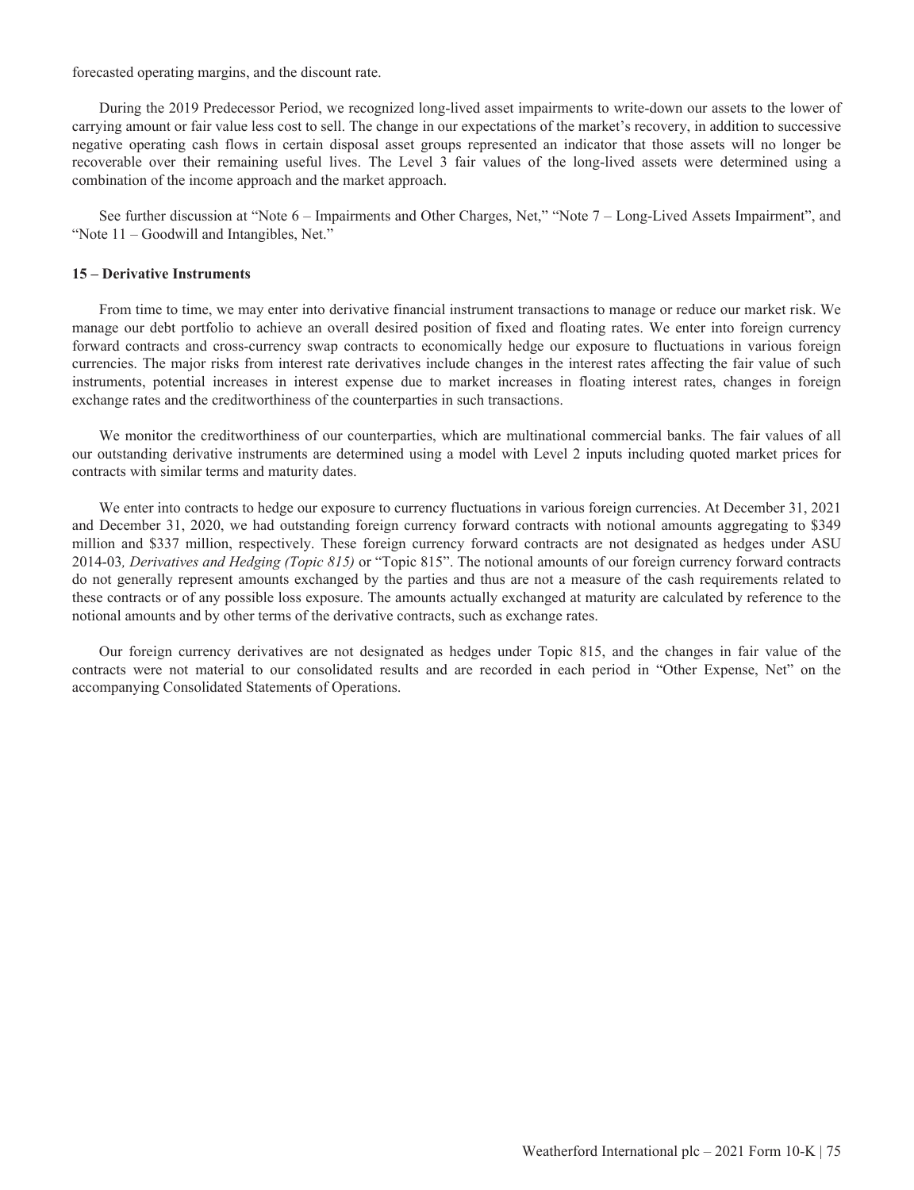forecasted operating margins, and the discount rate.

During the 2019 Predecessor Period, we recognized long-lived asset impairments to write-down our assets to the lower of carrying amount or fair value less cost to sell. The change in our expectations of the market's recovery, in addition to successive negative operating cash flows in certain disposal asset groups represented an indicator that those assets will no longer be recoverable over their remaining useful lives. The Level 3 fair values of the long-lived assets were determined using a combination of the income approach and the market approach.

See further discussion at "Note 6 – Impairments and Other Charges, Net," "Note 7 – Long-Lived Assets Impairment", and "Note 11 – Goodwill and Intangibles, Net."

**15 – Derivative Instruments**

From time to time, we may enter into derivative financial instrument transactions to manage or reduce our market risk. We manage our debt portfolio to achieve an overall desired position of fixed and floating rates. We enter into foreign currency forward contracts and cross-currency swap contracts to economically hedge our exposure to fluctuations in various foreign currencies. The major risks from interest rate derivatives include changes in the interest rates affecting the fair value of such instruments, potential increases in interest expense due to market increases in floating interest rates, changes in foreign exchange rates and the creditworthiness of the counterparties in such transactions.

We monitor the creditworthiness of our counterparties, which are multinational commercial banks. The fair values of all our outstanding derivative instruments are determined using a model with Level 2 inputs including quoted market prices for contracts with similar terms and maturity dates.

We enter into contracts to hedge our exposure to currency fluctuations in various foreign currencies. At December 31, 2021 and December 31, 2020, we had outstanding foreign currency forward contracts with notional amounts aggregating to $349 million and $337 million, respectively. These foreign currency forward contracts are not designated as hedges under ASU 2014-03*, Derivatives and Hedging (Topic 815)* or "Topic 815". The notional amounts of our foreign currency forward contracts do not generally represent amounts exchanged by the parties and thus are not a measure of the cash requirements related to these contracts or of any possible loss exposure. The amounts actually exchanged at maturity are calculated by reference to the notional amounts and by other terms of the derivative contracts, such as exchange rates.

Our foreign currency derivatives are not designated as hedges under Topic 815, and the changes in fair value of the contracts were not material to our consolidated results and are recorded in each period in "Other Expense, Net" on the accompanying Consolidated Statements of Operations.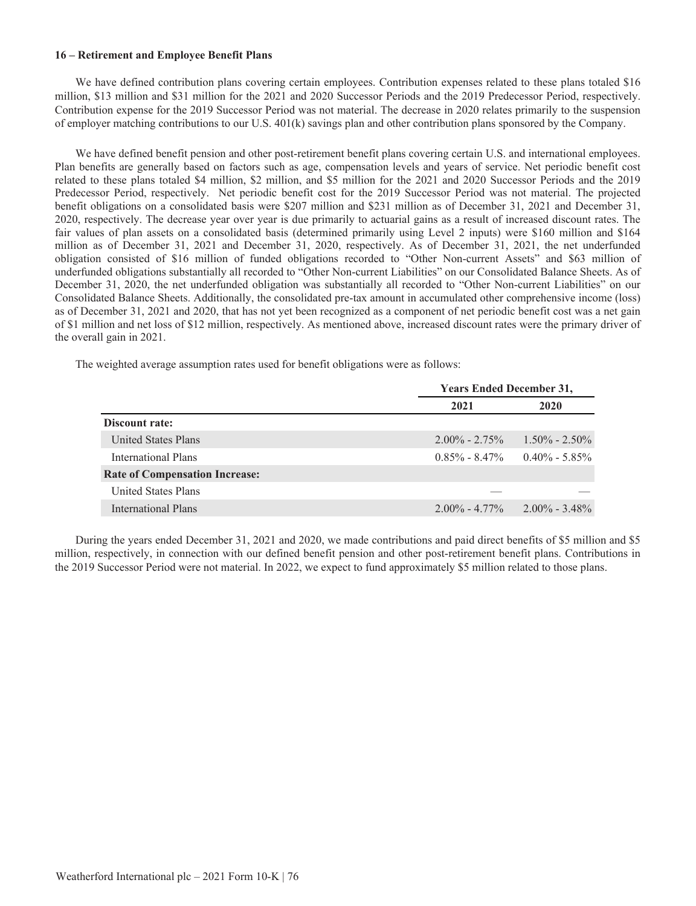### 16 – Retirement and Employee Benefit Plans

We have defined contribution plans covering certain employees. Contribution expenses related to these plans totaled $16 million, $13 million and $31 million for the 2021 and 2020 Successor Periods and the 2019 Predecessor Period, respectively. Contribution expense for the 2019 Successor Period was not material. The decrease in 2020 relates primarily to the suspension of employer matching contributions to our U.S. 401(k) savings plan and other contribution plans sponsored by the Company.

We have defined benefit pension and other post-retirement benefit plans covering certain U.S. and international employees. Plan benefits are generally based on factors such as age, compensation levels and years of service. Net periodic benefit cost related to these plans totaled $4 million, $2 million, and $5 million for the 2021 and 2020 Successor Periods and the 2019 Predecessor Period, respectively. Net periodic benefit cost for the 2019 Successor Period was not material. The projected benefit obligations on a consolidated basis were $207 million and $231 million as of December 31, 2021 and December 31, 2020, respectively. The decrease year over year is due primarily to actuarial gains as a result of increased discount rates. The fair values of plan assets on a consolidated basis (determined primarily using Level 2 inputs) were $160 million and $164 million as of December 31, 2021 and December 31, 2020, respectively. As of December 31, 2021, the net underfunded obligation consisted of $16 million of funded obligations recorded to "Other Non-current Assets" and $63 million of underfunded obligations substantially all recorded to "Other Non-current Liabilities" on our Consolidated Balance Sheets. As of December 31, 2020, the net underfunded obligation was substantially all recorded to "Other Non-current Liabilities" on our Consolidated Balance Sheets. Additionally, the consolidated pre-tax amount in accumulated other comprehensive income (loss) as of December 31, 2021 and 2020, that has not yet been recognized as a component of net periodic benefit cost was a net gain of $1 million and net loss of $12 million, respectively. As mentioned above, increased discount rates were the primary driver of the overall gain in 2021.

The weighted average assumption rates used for benefit obligations were as follows:

| | Years Ended December 31, | |
|---|---|---|
| | 2021 | 2020 |
| **Discount rate:** | | |
| United States Plans | 2.00% - 2.75% | 1.50% - 2.50% |
| International Plans | 0.85% - 8.47% | 0.40% - 5.85% |
| **Rate of Compensation Increase:** | | |
| United States Plans | — | — |
| International Plans | 2.00% - 4.77% | 2.00% - 3.48% |

During the years ended December 31, 2021 and 2020, we made contributions and paid direct benefits of $5 million and $5 million, respectively, in connection with our defined benefit pension and other post-retirement benefit plans. Contributions in the 2019 Successor Period were not material. In 2022, we expect to fund approximately $5 million related to those plans.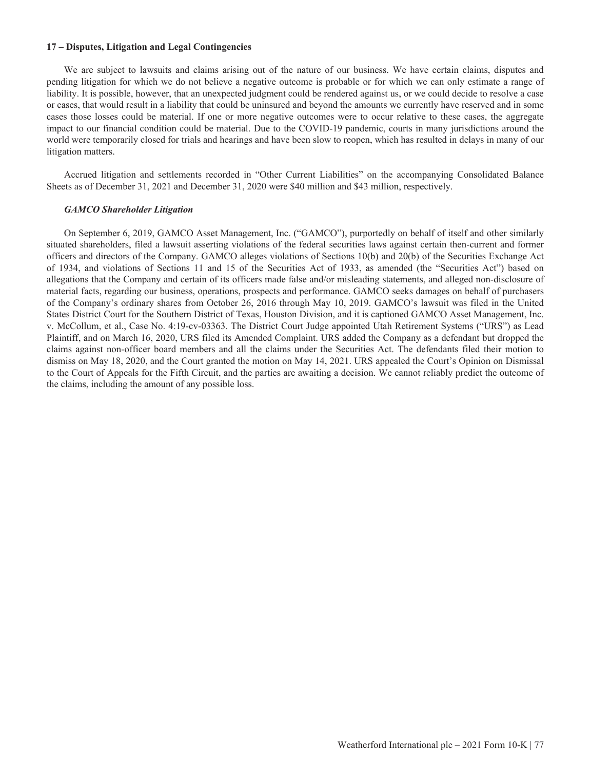**17 – Disputes, Litigation and Legal Contingencies**

We are subject to lawsuits and claims arising out of the nature of our business. We have certain claims, disputes and pending litigation for which we do not believe a negative outcome is probable or for which we can only estimate a range of liability. It is possible, however, that an unexpected judgment could be rendered against us, or we could decide to resolve a case or cases, that would result in a liability that could be uninsured and beyond the amounts we currently have reserved and in some cases those losses could be material. If one or more negative outcomes were to occur relative to these cases, the aggregate impact to our financial condition could be material. Due to the COVID-19 pandemic, courts in many jurisdictions around the world were temporarily closed for trials and hearings and have been slow to reopen, which has resulted in delays in many of our litigation matters.

Accrued litigation and settlements recorded in "Other Current Liabilities" on the accompanying Consolidated Balance Sheets as of December 31, 2021 and December 31, 2020 were $40 million and $43 million, respectively.

***GAMCO Shareholder Litigation***

On September 6, 2019, GAMCO Asset Management, Inc. ("GAMCO"), purportedly on behalf of itself and other similarly situated shareholders, filed a lawsuit asserting violations of the federal securities laws against certain then-current and former officers and directors of the Company. GAMCO alleges violations of Sections 10(b) and 20(b) of the Securities Exchange Act of 1934, and violations of Sections 11 and 15 of the Securities Act of 1933, as amended (the "Securities Act") based on allegations that the Company and certain of its officers made false and/or misleading statements, and alleged non-disclosure of material facts, regarding our business, operations, prospects and performance. GAMCO seeks damages on behalf of purchasers of the Company's ordinary shares from October 26, 2016 through May 10, 2019. GAMCO's lawsuit was filed in the United States District Court for the Southern District of Texas, Houston Division, and it is captioned GAMCO Asset Management, Inc. v. McCollum, et al., Case No. 4:19-cv-03363. The District Court Judge appointed Utah Retirement Systems ("URS") as Lead Plaintiff, and on March 16, 2020, URS filed its Amended Complaint. URS added the Company as a defendant but dropped the claims against non-officer board members and all the claims under the Securities Act. The defendants filed their motion to dismiss on May 18, 2020, and the Court granted the motion on May 14, 2021. URS appealed the Court's Opinion on Dismissal to the Court of Appeals for the Fifth Circuit, and the parties are awaiting a decision. We cannot reliably predict the outcome of the claims, including the amount of any possible loss.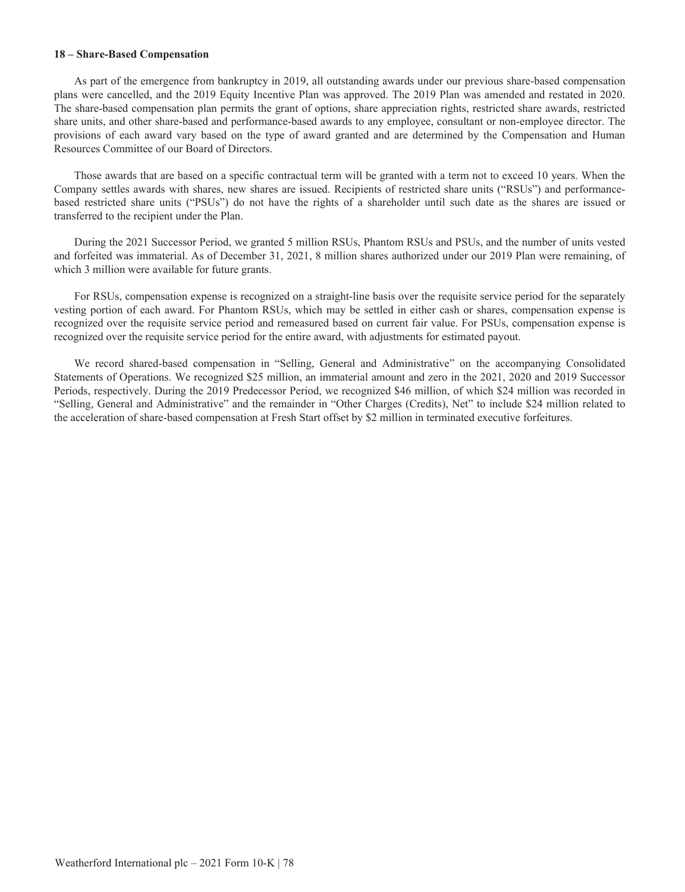### 18 – Share-Based Compensation

As part of the emergence from bankruptcy in 2019, all outstanding awards under our previous share-based compensation plans were cancelled, and the 2019 Equity Incentive Plan was approved. The 2019 Plan was amended and restated in 2020. The share-based compensation plan permits the grant of options, share appreciation rights, restricted share awards, restricted share units, and other share-based and performance-based awards to any employee, consultant or non-employee director. The provisions of each award vary based on the type of award granted and are determined by the Compensation and Human Resources Committee of our Board of Directors.

Those awards that are based on a specific contractual term will be granted with a term not to exceed 10 years. When the Company settles awards with shares, new shares are issued. Recipients of restricted share units ("RSUs") and performance-based restricted share units ("PSUs") do not have the rights of a shareholder until such date as the shares are issued or transferred to the recipient under the Plan.

During the 2021 Successor Period, we granted 5 million RSUs, Phantom RSUs and PSUs, and the number of units vested and forfeited was immaterial. As of December 31, 2021, 8 million shares authorized under our 2019 Plan were remaining, of which 3 million were available for future grants.

For RSUs, compensation expense is recognized on a straight-line basis over the requisite service period for the separately vesting portion of each award. For Phantom RSUs, which may be settled in either cash or shares, compensation expense is recognized over the requisite service period and remeasured based on current fair value. For PSUs, compensation expense is recognized over the requisite service period for the entire award, with adjustments for estimated payout.

We record shared-based compensation in "Selling, General and Administrative" on the accompanying Consolidated Statements of Operations. We recognized $25 million, an immaterial amount and zero in the 2021, 2020 and 2019 Successor Periods, respectively. During the 2019 Predecessor Period, we recognized $46 million, of which $24 million was recorded in "Selling, General and Administrative" and the remainder in "Other Charges (Credits), Net" to include $24 million related to the acceleration of share-based compensation at Fresh Start offset by $2 million in terminated executive forfeitures.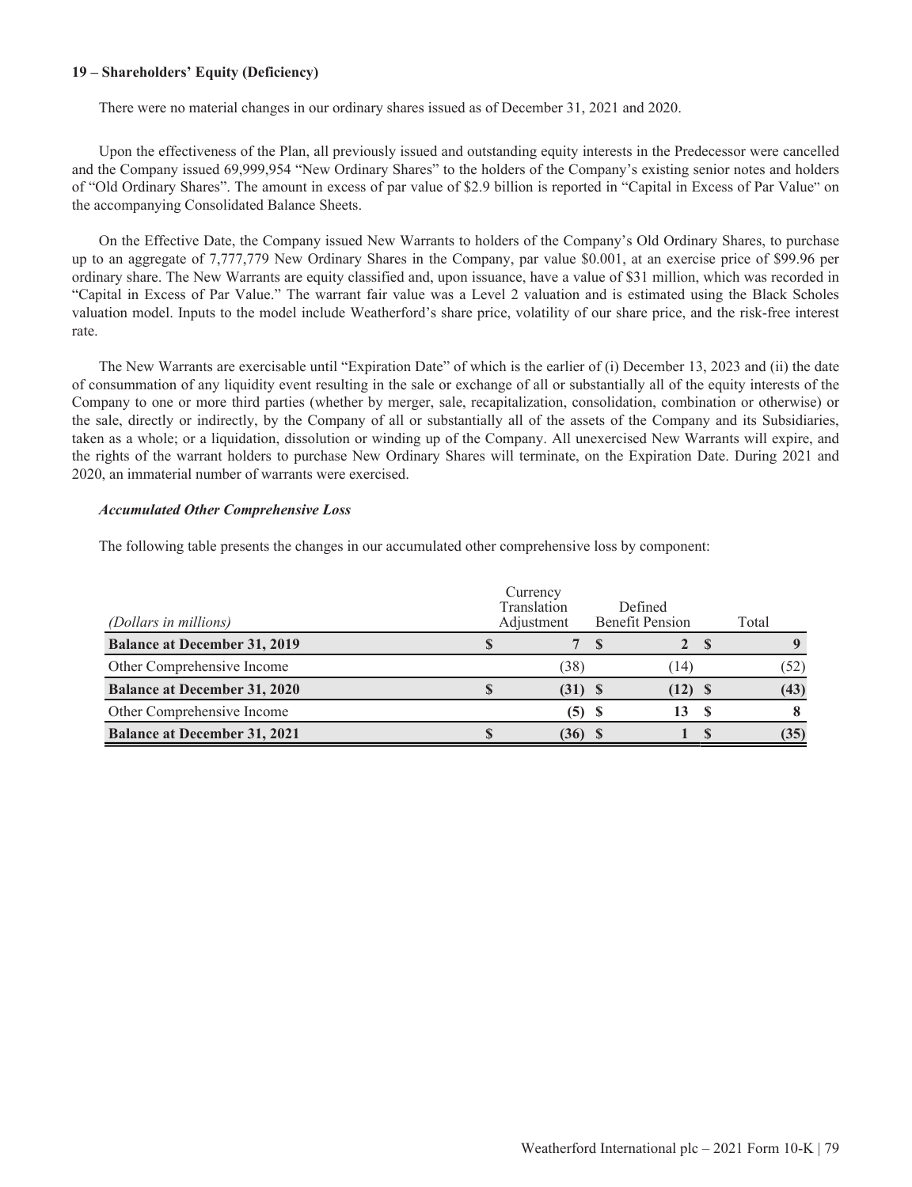#### 19 – Shareholders' Equity (Deficiency)

There were no material changes in our ordinary shares issued as of December 31, 2021 and 2020.

Upon the effectiveness of the Plan, all previously issued and outstanding equity interests in the Predecessor were cancelled and the Company issued 69,999,954 "New Ordinary Shares" to the holders of the Company's existing senior notes and holders of "Old Ordinary Shares". The amount in excess of par value of $2.9 billion is reported in "Capital in Excess of Par Value" on the accompanying Consolidated Balance Sheets.

On the Effective Date, the Company issued New Warrants to holders of the Company's Old Ordinary Shares, to purchase up to an aggregate of 7,777,779 New Ordinary Shares in the Company, par value $0.001, at an exercise price of $99.96 per ordinary share. The New Warrants are equity classified and, upon issuance, have a value of $31 million, which was recorded in "Capital in Excess of Par Value." The warrant fair value was a Level 2 valuation and is estimated using the Black Scholes valuation model. Inputs to the model include Weatherford's share price, volatility of our share price, and the risk-free interest rate.

The New Warrants are exercisable until "Expiration Date" of which is the earlier of (i) December 13, 2023 and (ii) the date of consummation of any liquidity event resulting in the sale or exchange of all or substantially all of the equity interests of the Company to one or more third parties (whether by merger, sale, recapitalization, consolidation, combination or otherwise) or the sale, directly or indirectly, by the Company of all or substantially all of the assets of the Company and its Subsidiaries, taken as a whole; or a liquidation, dissolution or winding up of the Company. All unexercised New Warrants will expire, and the rights of the warrant holders to purchase New Ordinary Shares will terminate, on the Expiration Date. During 2021 and 2020, an immaterial number of warrants were exercised.

***Accumulated Other Comprehensive Loss***

The following table presents the changes in our accumulated other comprehensive loss by component:

| *(Dollars in millions)* | Currency Translation Adjustment | Defined Benefit Pension | Total |
|---|---|---|---|
| **Balance at December 31, 2019** | **$ 7** | **$ 2** | **$ 9** |
| Other Comprehensive Income | (38) | (14) | (52) |
| **Balance at December 31, 2020** | **$ (31)** | **$ (12)** | **$ (43)** |
| Other Comprehensive Income | **(5)** | **$ 13** | **$ 8** |
| **Balance at December 31, 2021** | **$ (36)** | **$ 1** | **$ (35)** |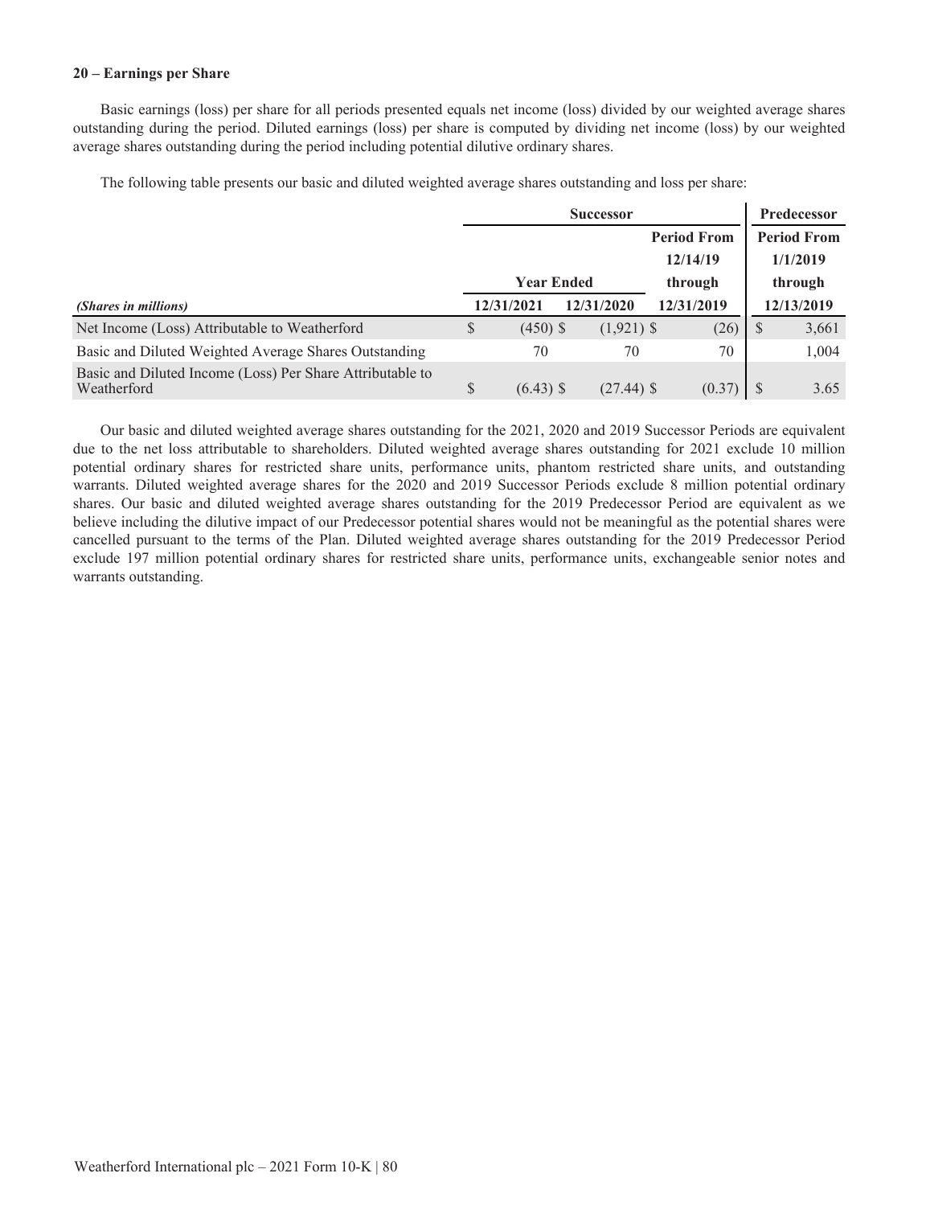**20 – Earnings per Share**

Basic earnings (loss) per share for all periods presented equals net income (loss) divided by our weighted average shares outstanding during the period. Diluted earnings (loss) per share is computed by dividing net income (loss) by our weighted average shares outstanding during the period including potential dilutive ordinary shares.

The following table presents our basic and diluted weighted average shares outstanding and loss per share:

| | Successor | | | Predecessor |
|---|---|---|---|---|
| | Year Ended | | Period From 12/14/19 through | Period From 1/1/2019 through |
| *(Shares in millions)* | 12/31/2021 | 12/31/2020 | 12/31/2019 | 12/13/2019 |
| Net Income (Loss) Attributable to Weatherford | $ (450) | $ (1,921) | $ (26) | $ 3,661 |
| Basic and Diluted Weighted Average Shares Outstanding | 70 | 70 | 70 | 1,004 |
| Basic and Diluted Income (Loss) Per Share Attributable to Weatherford | $ (6.43) | $ (27.44) | $ (0.37) | $ 3.65 |

Our basic and diluted weighted average shares outstanding for the 2021, 2020 and 2019 Successor Periods are equivalent due to the net loss attributable to shareholders. Diluted weighted average shares outstanding for 2021 exclude 10 million potential ordinary shares for restricted share units, performance units, phantom restricted share units, and outstanding warrants. Diluted weighted average shares for the 2020 and 2019 Successor Periods exclude 8 million potential ordinary shares. Our basic and diluted weighted average shares outstanding for the 2019 Predecessor Period are equivalent as we believe including the dilutive impact of our Predecessor potential shares would not be meaningful as the potential shares were cancelled pursuant to the terms of the Plan. Diluted weighted average shares outstanding for the 2019 Predecessor Period exclude 197 million potential ordinary shares for restricted share units, performance units, exchangeable senior notes and warrants outstanding.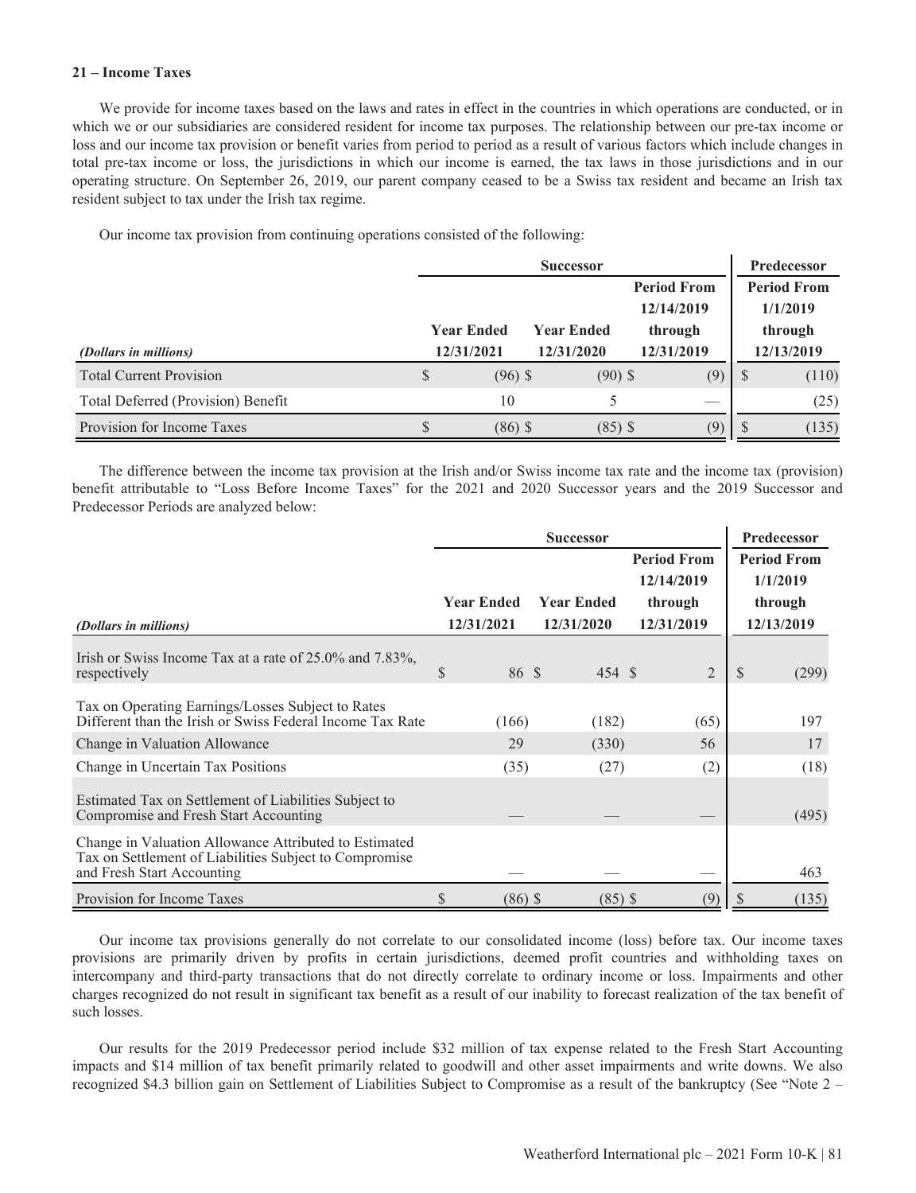#### 21 – Income Taxes

We provide for income taxes based on the laws and rates in effect in the countries in which operations are conducted, or in which we or our subsidiaries are considered resident for income tax purposes. The relationship between our pre-tax income or loss and our income tax provision or benefit varies from period to period as a result of various factors which include changes in total pre-tax income or loss, the jurisdictions in which our income is earned, the tax laws in those jurisdictions and in our operating structure. On September 26, 2019, our parent company ceased to be a Swiss tax resident and became an Irish tax resident subject to tax under the Irish tax regime.

Our income tax provision from continuing operations consisted of the following:

| | Successor | | | Predecessor |
|---|---|---|---|---|
| *(Dollars in millions)* | Year Ended 12/31/2021 | Year Ended 12/31/2020 | Period From 12/14/2019 through 12/31/2019 | Period From 1/1/2019 through 12/13/2019 |
| Total Current Provision | $ (96) | $ (90) | $ (9) | $ (110) |
| Total Deferred (Provision) Benefit | 10 | 5 | — | (25) |
| Provision for Income Taxes | $ (86) | $ (85) | $ (9) | $ (135) |

The difference between the income tax provision at the Irish and/or Swiss income tax rate and the income tax (provision) benefit attributable to "Loss Before Income Taxes" for the 2021 and 2020 Successor years and the 2019 Successor and Predecessor Periods are analyzed below:

| | Successor | | | Predecessor |
|---|---|---|---|---|
| *(Dollars in millions)* | Year Ended 12/31/2021 | Year Ended 12/31/2020 | Period From 12/14/2019 through 12/31/2019 | Period From 1/1/2019 through 12/13/2019 |
| Irish or Swiss Income Tax at a rate of 25.0% and 7.83%, respectively | $ 86 | $ 454 | $ 2 | $ (299) |
| Tax on Operating Earnings/Losses Subject to Rates Different than the Irish or Swiss Federal Income Tax Rate | (166) | (182) | (65) | 197 |
| Change in Valuation Allowance | 29 | (330) | 56 | 17 |
| Change in Uncertain Tax Positions | (35) | (27) | (2) | (18) |
| Estimated Tax on Settlement of Liabilities Subject to Compromise and Fresh Start Accounting | — | — | — | (495) |
| Change in Valuation Allowance Attributed to Estimated Tax on Settlement of Liabilities Subject to Compromise and Fresh Start Accounting | — | — | — | 463 |
| Provision for Income Taxes | $ (86) | $ (85) | $ (9) | $ (135) |

Our income tax provisions generally do not correlate to our consolidated income (loss) before tax. Our income taxes provisions are primarily driven by profits in certain jurisdictions, deemed profit countries and withholding taxes on intercompany and third-party transactions that do not directly correlate to ordinary income or loss. Impairments and other charges recognized do not result in significant tax benefit as a result of our inability to forecast realization of the tax benefit of such losses.

Our results for the 2019 Predecessor period include $32 million of tax expense related to the Fresh Start Accounting impacts and $14 million of tax benefit primarily related to goodwill and other asset impairments and write downs. We also recognized $4.3 billion gain on Settlement of Liabilities Subject to Compromise as a result of the bankruptcy (See "Note 2 –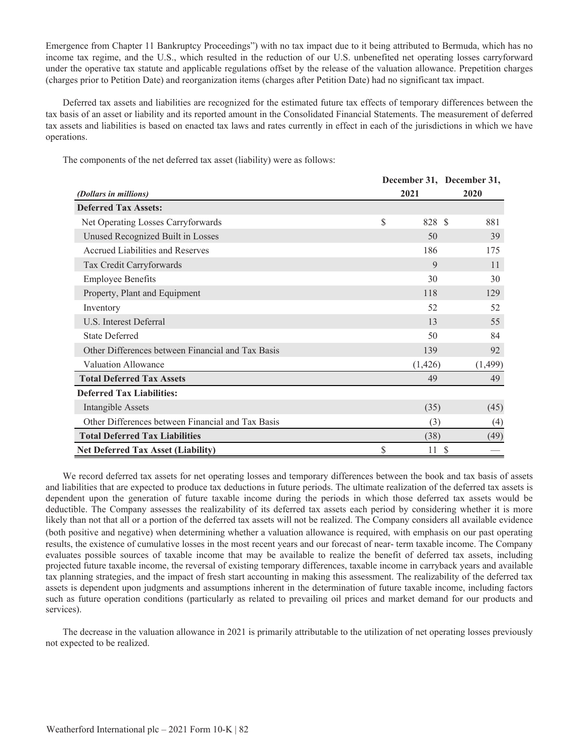Emergence from Chapter 11 Bankruptcy Proceedings") with no tax impact due to it being attributed to Bermuda, which has no income tax regime, and the U.S., which resulted in the reduction of our U.S. unbenefited net operating losses carryforward under the operative tax statute and applicable regulations offset by the release of the valuation allowance. Prepetition charges (charges prior to Petition Date) and reorganization items (charges after Petition Date) had no significant tax impact.

Deferred tax assets and liabilities are recognized for the estimated future tax effects of temporary differences between the tax basis of an asset or liability and its reported amount in the Consolidated Financial Statements. The measurement of deferred tax assets and liabilities is based on enacted tax laws and rates currently in effect in each of the jurisdictions in which we have operations.

The components of the net deferred tax asset (liability) were as follows:

| *(Dollars in millions)* | December 31, 2021 | December 31, 2020 |
|---|---|---|
| **Deferred Tax Assets:** | | |
| Net Operating Losses Carryforwards | $ 828 | $ 881 |
| Unused Recognized Built in Losses | 50 | 39 |
| Accrued Liabilities and Reserves | 186 | 175 |
| Tax Credit Carryforwards | 9 | 11 |
| Employee Benefits | 30 | 30 |
| Property, Plant and Equipment | 118 | 129 |
| Inventory | 52 | 52 |
| U.S. Interest Deferral | 13 | 55 |
| State Deferred | 50 | 84 |
| Other Differences between Financial and Tax Basis | 139 | 92 |
| Valuation Allowance | (1,426) | (1,499) |
| **Total Deferred Tax Assets** | 49 | 49 |
| **Deferred Tax Liabilities:** | | |
| Intangible Assets | (35) | (45) |
| Other Differences between Financial and Tax Basis | (3) | (4) |
| **Total Deferred Tax Liabilities** | (38) | (49) |
| **Net Deferred Tax Asset (Liability)** | $ 11 | $ — |

We record deferred tax assets for net operating losses and temporary differences between the book and tax basis of assets and liabilities that are expected to produce tax deductions in future periods. The ultimate realization of the deferred tax assets is dependent upon the generation of future taxable income during the periods in which those deferred tax assets would be deductible. The Company assesses the realizability of its deferred tax assets each period by considering whether it is more likely than not that all or a portion of the deferred tax assets will not be realized. The Company considers all available evidence (both positive and negative) when determining whether a valuation allowance is required, with emphasis on our past operating results, the existence of cumulative losses in the most recent years and our forecast of near- term taxable income. The Company evaluates possible sources of taxable income that may be available to realize the benefit of deferred tax assets, including projected future taxable income, the reversal of existing temporary differences, taxable income in carryback years and available tax planning strategies, and the impact of fresh start accounting in making this assessment. The realizability of the deferred tax assets is dependent upon judgments and assumptions inherent in the determination of future taxable income, including factors such as future operation conditions (particularly as related to prevailing oil prices and market demand for our products and services).

The decrease in the valuation allowance in 2021 is primarily attributable to the utilization of net operating losses previously not expected to be realized.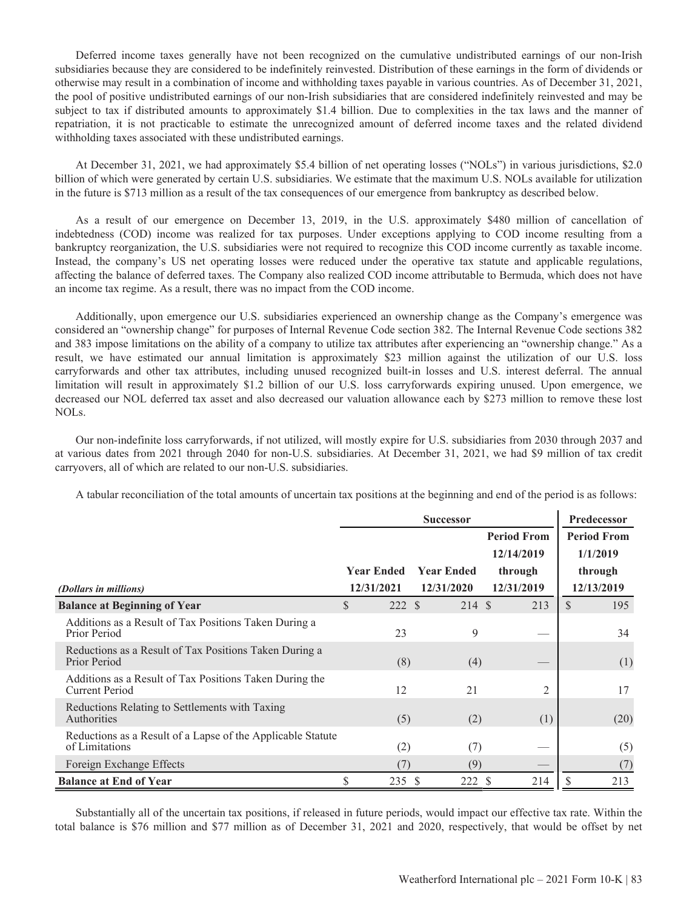Deferred income taxes generally have not been recognized on the cumulative undistributed earnings of our non-Irish subsidiaries because they are considered to be indefinitely reinvested. Distribution of these earnings in the form of dividends or otherwise may result in a combination of income and withholding taxes payable in various countries. As of December 31, 2021, the pool of positive undistributed earnings of our non-Irish subsidiaries that are considered indefinitely reinvested and may be subject to tax if distributed amounts to approximately $1.4 billion. Due to complexities in the tax laws and the manner of repatriation, it is not practicable to estimate the unrecognized amount of deferred income taxes and the related dividend withholding taxes associated with these undistributed earnings.

At December 31, 2021, we had approximately $5.4 billion of net operating losses ("NOLs") in various jurisdictions, $2.0 billion of which were generated by certain U.S. subsidiaries. We estimate that the maximum U.S. NOLs available for utilization in the future is $713 million as a result of the tax consequences of our emergence from bankruptcy as described below.

As a result of our emergence on December 13, 2019, in the U.S. approximately $480 million of cancellation of indebtedness (COD) income was realized for tax purposes. Under exceptions applying to COD income resulting from a bankruptcy reorganization, the U.S. subsidiaries were not required to recognize this COD income currently as taxable income. Instead, the company's US net operating losses were reduced under the operative tax statute and applicable regulations, affecting the balance of deferred taxes. The Company also realized COD income attributable to Bermuda, which does not have an income tax regime. As a result, there was no impact from the COD income.

Additionally, upon emergence our U.S. subsidiaries experienced an ownership change as the Company's emergence was considered an "ownership change" for purposes of Internal Revenue Code section 382. The Internal Revenue Code sections 382 and 383 impose limitations on the ability of a company to utilize tax attributes after experiencing an "ownership change." As a result, we have estimated our annual limitation is approximately $23 million against the utilization of our U.S. loss carryforwards and other tax attributes, including unused recognized built-in losses and U.S. interest deferral. The annual limitation will result in approximately $1.2 billion of our U.S. loss carryforwards expiring unused. Upon emergence, we decreased our NOL deferred tax asset and also decreased our valuation allowance each by $273 million to remove these lost NOLs.

Our non-indefinite loss carryforwards, if not utilized, will mostly expire for U.S. subsidiaries from 2030 through 2037 and at various dates from 2021 through 2040 for non-U.S. subsidiaries. At December 31, 2021, we had $9 million of tax credit carryovers, all of which are related to our non-U.S. subsidiaries.

A tabular reconciliation of the total amounts of uncertain tax positions at the beginning and end of the period is as follows:

| | Successor | | | Predecessor |
|---|---|---|---|---|
| *(Dollars in millions)* | Year Ended 12/31/2021 | Year Ended 12/31/2020 | Period From 12/14/2019 through 12/31/2019 | Period From 1/1/2019 through 12/13/2019 |
| **Balance at Beginning of Year** | $ 222 | $ 214 | $ 213 | $ 195 |
| Additions as a Result of Tax Positions Taken During a Prior Period | 23 | 9 | — | 34 |
| Reductions as a Result of Tax Positions Taken During a Prior Period | (8) | (4) | — | (1) |
| Additions as a Result of Tax Positions Taken During the Current Period | 12 | 21 | 2 | 17 |
| Reductions Relating to Settlements with Taxing Authorities | (5) | (2) | (1) | (20) |
| Reductions as a Result of a Lapse of the Applicable Statute of Limitations | (2) | (7) | — | (5) |
| Foreign Exchange Effects | (7) | (9) | — | (7) |
| **Balance at End of Year** | $ 235 | $ 222 | $ 214 | $ 213 |

Substantially all of the uncertain tax positions, if released in future periods, would impact our effective tax rate. Within the total balance is $76 million and $77 million as of December 31, 2021 and 2020, respectively, that would be offset by net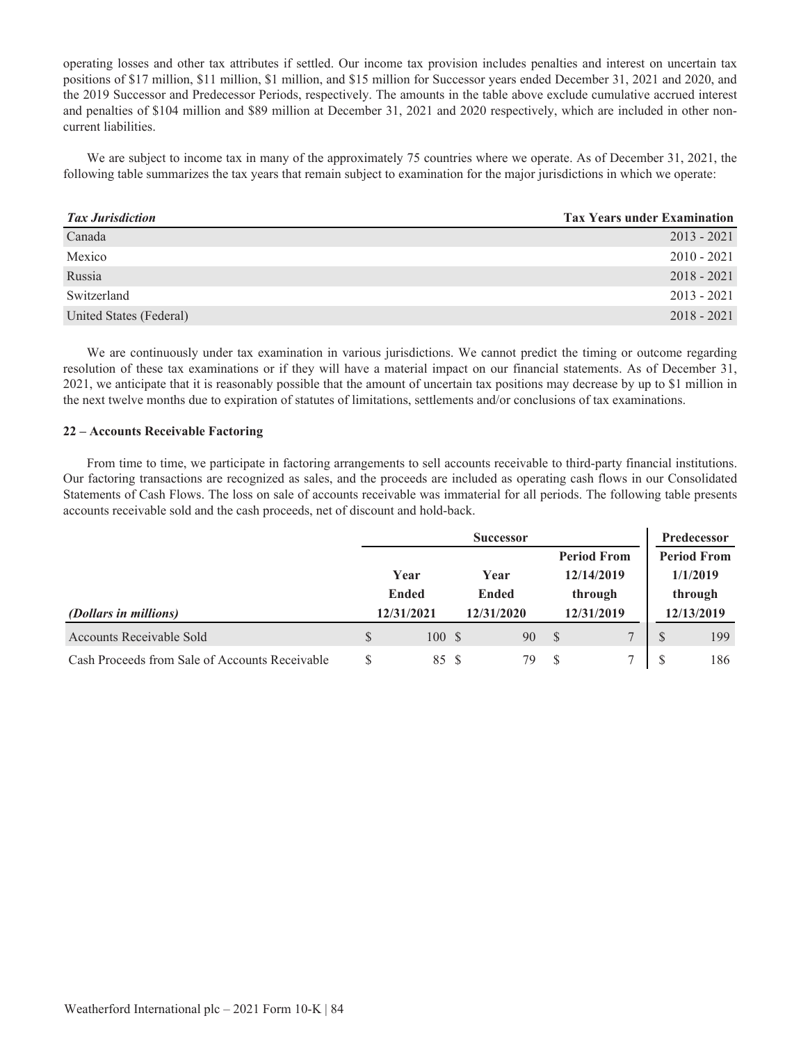operating losses and other tax attributes if settled. Our income tax provision includes penalties and interest on uncertain tax positions of $17 million, $11 million, $1 million, and $15 million for Successor years ended December 31, 2021 and 2020, and the 2019 Successor and Predecessor Periods, respectively. The amounts in the table above exclude cumulative accrued interest and penalties of $104 million and $89 million at December 31, 2021 and 2020 respectively, which are included in other non-current liabilities.

We are subject to income tax in many of the approximately 75 countries where we operate. As of December 31, 2021, the following table summarizes the tax years that remain subject to examination for the major jurisdictions in which we operate:

| *Tax Jurisdiction* | Tax Years under Examination |
|---|---|
| Canada | 2013 - 2021 |
| Mexico | 2010 - 2021 |
| Russia | 2018 - 2021 |
| Switzerland | 2013 - 2021 |
| United States (Federal) | 2018 - 2021 |

We are continuously under tax examination in various jurisdictions. We cannot predict the timing or outcome regarding resolution of these tax examinations or if they will have a material impact on our financial statements. As of December 31, 2021, we anticipate that it is reasonably possible that the amount of uncertain tax positions may decrease by up to $1 million in the next twelve months due to expiration of statutes of limitations, settlements and/or conclusions of tax examinations.

**22 – Accounts Receivable Factoring**

From time to time, we participate in factoring arrangements to sell accounts receivable to third-party financial institutions. Our factoring transactions are recognized as sales, and the proceeds are included as operating cash flows in our Consolidated Statements of Cash Flows. The loss on sale of accounts receivable was immaterial for all periods. The following table presents accounts receivable sold and the cash proceeds, net of discount and hold-back.

| | Successor | | | Predecessor |
|---|---|---|---|---|
| *(Dollars in millions)* | Year Ended 12/31/2021 | Year Ended 12/31/2020 | Period From 12/14/2019 through 12/31/2019 | Period From 1/1/2019 through 12/13/2019 |
| Accounts Receivable Sold | $ 100 | $ 90 | $ 7 | $ 199 |
| Cash Proceeds from Sale of Accounts Receivable | $ 85 | $ 79 | $ 7 | $ 186 |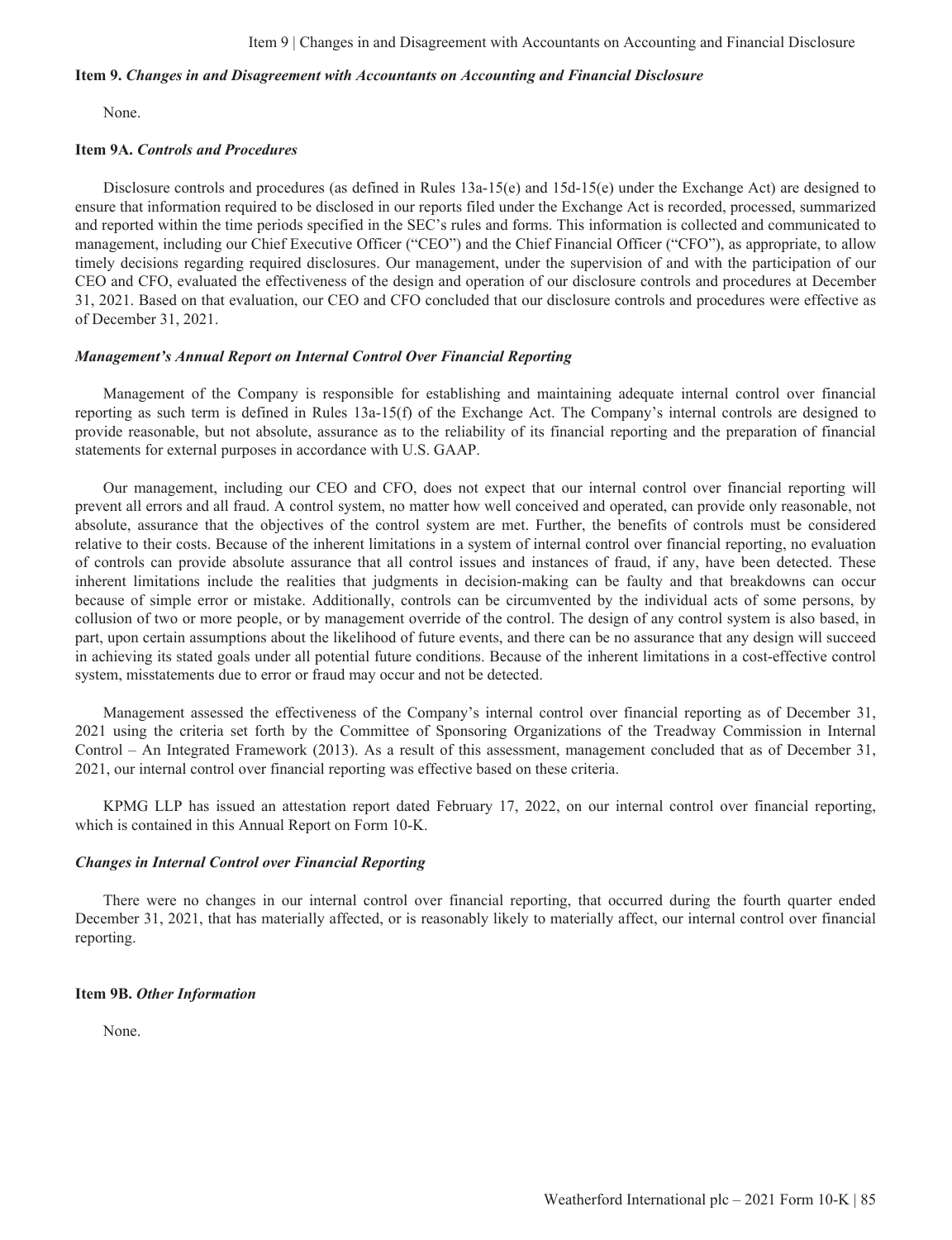## Item 9. *Changes in and Disagreement with Accountants on Accounting and Financial Disclosure*

None.

## Item 9A. *Controls and Procedures*

Disclosure controls and procedures (as defined in Rules 13a-15(e) and 15d-15(e) under the Exchange Act) are designed to ensure that information required to be disclosed in our reports filed under the Exchange Act is recorded, processed, summarized and reported within the time periods specified in the SEC's rules and forms. This information is collected and communicated to management, including our Chief Executive Officer ("CEO") and the Chief Financial Officer ("CFO"), as appropriate, to allow timely decisions regarding required disclosures. Our management, under the supervision of and with the participation of our CEO and CFO, evaluated the effectiveness of the design and operation of our disclosure controls and procedures at December 31, 2021. Based on that evaluation, our CEO and CFO concluded that our disclosure controls and procedures were effective as of December 31, 2021.

### *Management's Annual Report on Internal Control Over Financial Reporting*

Management of the Company is responsible for establishing and maintaining adequate internal control over financial reporting as such term is defined in Rules 13a-15(f) of the Exchange Act. The Company's internal controls are designed to provide reasonable, but not absolute, assurance as to the reliability of its financial reporting and the preparation of financial statements for external purposes in accordance with U.S. GAAP.

Our management, including our CEO and CFO, does not expect that our internal control over financial reporting will prevent all errors and all fraud. A control system, no matter how well conceived and operated, can provide only reasonable, not absolute, assurance that the objectives of the control system are met. Further, the benefits of controls must be considered relative to their costs. Because of the inherent limitations in a system of internal control over financial reporting, no evaluation of controls can provide absolute assurance that all control issues and instances of fraud, if any, have been detected. These inherent limitations include the realities that judgments in decision-making can be faulty and that breakdowns can occur because of simple error or mistake. Additionally, controls can be circumvented by the individual acts of some persons, by collusion of two or more people, or by management override of the control. The design of any control system is also based, in part, upon certain assumptions about the likelihood of future events, and there can be no assurance that any design will succeed in achieving its stated goals under all potential future conditions. Because of the inherent limitations in a cost-effective control system, misstatements due to error or fraud may occur and not be detected.

Management assessed the effectiveness of the Company's internal control over financial reporting as of December 31, 2021 using the criteria set forth by the Committee of Sponsoring Organizations of the Treadway Commission in Internal Control – An Integrated Framework (2013). As a result of this assessment, management concluded that as of December 31, 2021, our internal control over financial reporting was effective based on these criteria.

KPMG LLP has issued an attestation report dated February 17, 2022, on our internal control over financial reporting, which is contained in this Annual Report on Form 10-K.

### *Changes in Internal Control over Financial Reporting*

There were no changes in our internal control over financial reporting, that occurred during the fourth quarter ended December 31, 2021, that has materially affected, or is reasonably likely to materially affect, our internal control over financial reporting.

## Item 9B. *Other Information*

None.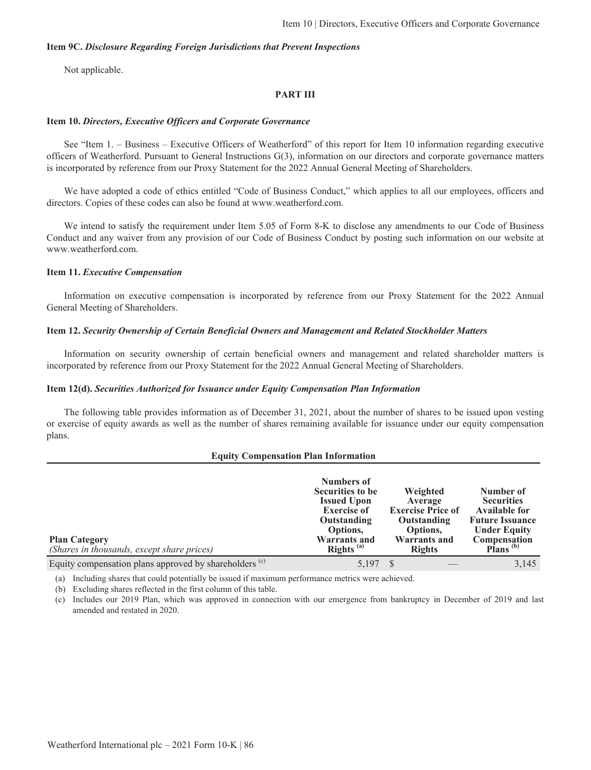**Item 9C.** ***Disclosure Regarding Foreign Jurisdictions that Prevent Inspections***

Not applicable.

## PART III

**Item 10.** ***Directors, Executive Officers and Corporate Governance***

See "Item 1. – Business – Executive Officers of Weatherford" of this report for Item 10 information regarding executive officers of Weatherford. Pursuant to General Instructions G(3), information on our directors and corporate governance matters is incorporated by reference from our Proxy Statement for the 2022 Annual General Meeting of Shareholders.

We have adopted a code of ethics entitled "Code of Business Conduct," which applies to all our employees, officers and directors. Copies of these codes can also be found at www.weatherford.com.

We intend to satisfy the requirement under Item 5.05 of Form 8-K to disclose any amendments to our Code of Business Conduct and any waiver from any provision of our Code of Business Conduct by posting such information on our website at www.weatherford.com.

**Item 11.** ***Executive Compensation***

Information on executive compensation is incorporated by reference from our Proxy Statement for the 2022 Annual General Meeting of Shareholders.

**Item 12.** ***Security Ownership of Certain Beneficial Owners and Management and Related Stockholder Matters***

Information on security ownership of certain beneficial owners and management and related shareholder matters is incorporated by reference from our Proxy Statement for the 2022 Annual General Meeting of Shareholders.

**Item 12(d).** ***Securities Authorized for Issuance under Equity Compensation Plan Information***

The following table provides information as of December 31, 2021, about the number of shares to be issued upon vesting or exercise of equity awards as well as the number of shares remaining available for issuance under our equity compensation plans.

**Equity Compensation Plan Information**

| **Plan Category** *(Shares in thousands, except share prices)* | **Numbers of Securities to be Issued Upon Exercise of Outstanding Options, Warrants and Rights** [(a)] | **Weighted Average Exercise Price of Outstanding Options, Warrants and Rights** | **Number of Securities Available for Future Issuance Under Equity Compensation Plans** [(b)] |
|---|---|---|---|
| Equity compensation plans approved by shareholders [(c)] | 5,197 | $ — | 3,145 |

(a) Including shares that could potentially be issued if maximum performance metrics were achieved.

(b) Excluding shares reflected in the first column of this table.

(c) Includes our 2019 Plan, which was approved in connection with our emergence from bankruptcy in December of 2019 and last amended and restated in 2020.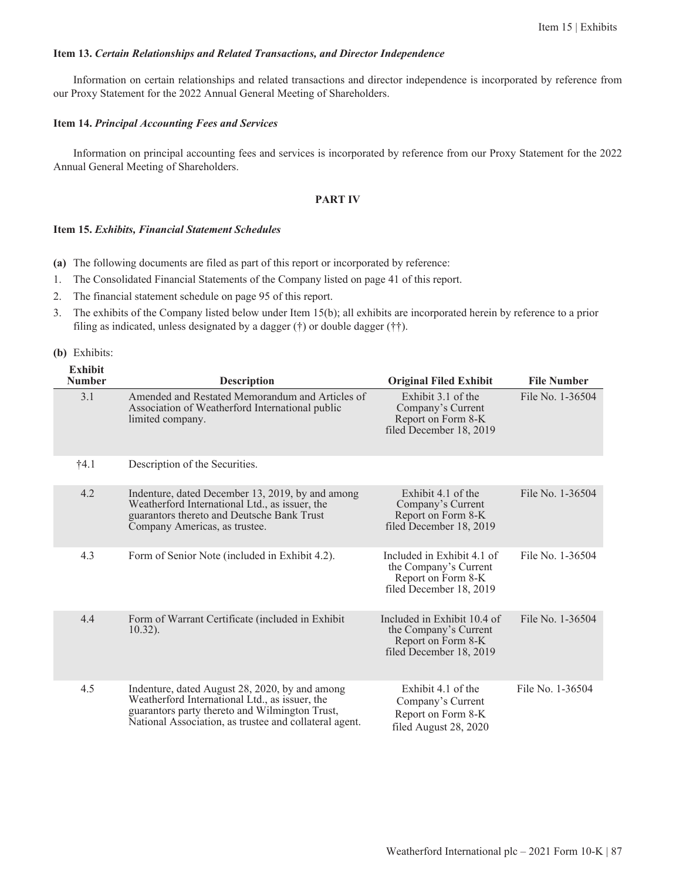### Item 13. *Certain Relationships and Related Transactions, and Director Independence*

Information on certain relationships and related transactions and director independence is incorporated by reference from our Proxy Statement for the 2022 Annual General Meeting of Shareholders.

### Item 14. *Principal Accounting Fees and Services*

Information on principal accounting fees and services is incorporated by reference from our Proxy Statement for the 2022 Annual General Meeting of Shareholders.

## PART IV

### Item 15. *Exhibits, Financial Statement Schedules*

**(a)** The following documents are filed as part of this report or incorporated by reference:

1. The Consolidated Financial Statements of the Company listed on page 41 of this report.
2. The financial statement schedule on page 95 of this report.
3. The exhibits of the Company listed below under Item 15(b); all exhibits are incorporated herein by reference to a prior filing as indicated, unless designated by a dagger (†) or double dagger (††).

**(b)** Exhibits:

| Exhibit Number | Description | Original Filed Exhibit | File Number |
|---|---|---|---|
| 3.1 | Amended and Restated Memorandum and Articles of Association of Weatherford International public limited company. | Exhibit 3.1 of the Company's Current Report on Form 8-K filed December 18, 2019 | File No. 1-36504 |
| †4.1 | Description of the Securities. | | |
| 4.2 | Indenture, dated December 13, 2019, by and among Weatherford International Ltd., as issuer, the guarantors thereto and Deutsche Bank Trust Company Americas, as trustee. | Exhibit 4.1 of the Company's Current Report on Form 8-K filed December 18, 2019 | File No. 1-36504 |
| 4.3 | Form of Senior Note (included in Exhibit 4.2). | Included in Exhibit 4.1 of the Company's Current Report on Form 8-K filed December 18, 2019 | File No. 1-36504 |
| 4.4 | Form of Warrant Certificate (included in Exhibit 10.32). | Included in Exhibit 10.4 of the Company's Current Report on Form 8-K filed December 18, 2019 | File No. 1-36504 |
| 4.5 | Indenture, dated August 28, 2020, by and among Weatherford International Ltd., as issuer, the guarantors party thereto and Wilmington Trust, National Association, as trustee and collateral agent. | Exhibit 4.1 of the Company's Current Report on Form 8-K filed August 28, 2020 | File No. 1-36504 |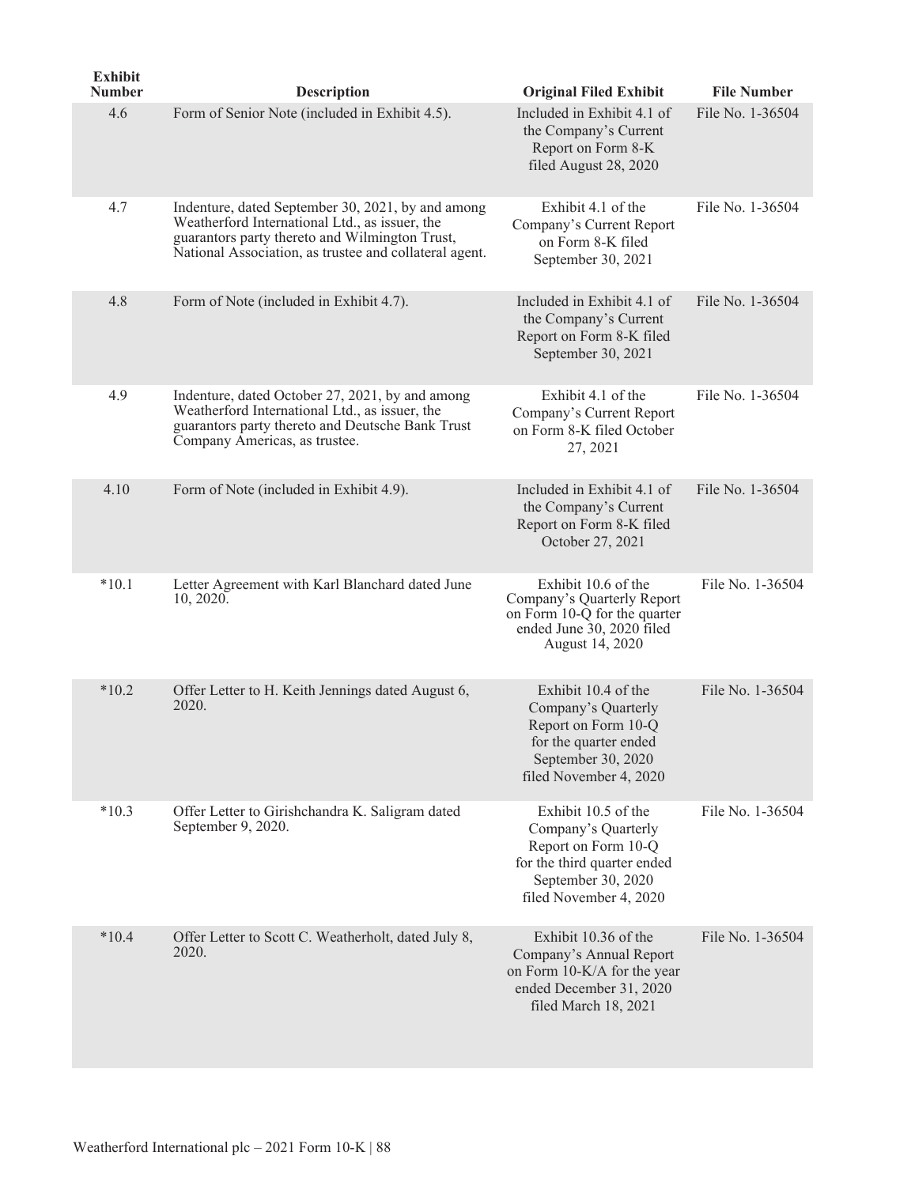| Exhibit Number | Description | Original Filed Exhibit | File Number |
|---|---|---|---|
| 4.6 | Form of Senior Note (included in Exhibit 4.5). | Included in Exhibit 4.1 of the Company's Current Report on Form 8-K filed August 28, 2020 | File No. 1-36504 |
| 4.7 | Indenture, dated September 30, 2021, by and among Weatherford International Ltd., as issuer, the guarantors party thereto and Wilmington Trust, National Association, as trustee and collateral agent. | Exhibit 4.1 of the Company's Current Report on Form 8-K filed September 30, 2021 | File No. 1-36504 |
| 4.8 | Form of Note (included in Exhibit 4.7). | Included in Exhibit 4.1 of the Company's Current Report on Form 8-K filed September 30, 2021 | File No. 1-36504 |
| 4.9 | Indenture, dated October 27, 2021, by and among Weatherford International Ltd., as issuer, the guarantors party thereto and Deutsche Bank Trust Company Americas, as trustee. | Exhibit 4.1 of the Company's Current Report on Form 8-K filed October 27, 2021 | File No. 1-36504 |
| 4.10 | Form of Note (included in Exhibit 4.9). | Included in Exhibit 4.1 of the Company's Current Report on Form 8-K filed October 27, 2021 | File No. 1-36504 |
| *10.1 | Letter Agreement with Karl Blanchard dated June 10, 2020. | Exhibit 10.6 of the Company's Quarterly Report on Form 10-Q for the quarter ended June 30, 2020 filed August 14, 2020 | File No. 1-36504 |
| *10.2 | Offer Letter to H. Keith Jennings dated August 6, 2020. | Exhibit 10.4 of the Company's Quarterly Report on Form 10-Q for the quarter ended September 30, 2020 filed November 4, 2020 | File No. 1-36504 |
| *10.3 | Offer Letter to Girishchandra K. Saligram dated September 9, 2020. | Exhibit 10.5 of the Company's Quarterly Report on Form 10-Q for the third quarter ended September 30, 2020 filed November 4, 2020 | File No. 1-36504 |
| *10.4 | Offer Letter to Scott C. Weatherholt, dated July 8, 2020. | Exhibit 10.36 of the Company's Annual Report on Form 10-K/A for the year ended December 31, 2020 filed March 18, 2021 | File No. 1-36504 |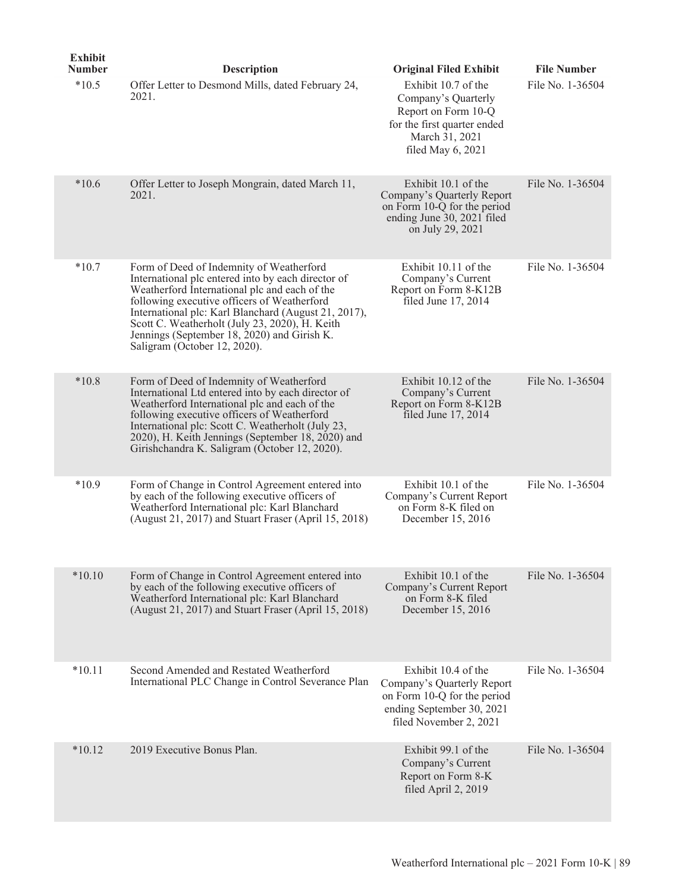| Exhibit Number | Description | Original Filed Exhibit | File Number |
|---|---|---|---|
| *10.5 | Offer Letter to Desmond Mills, dated February 24, 2021. | Exhibit 10.7 of the Company's Quarterly Report on Form 10-Q for the first quarter ended March 31, 2021 filed May 6, 2021 | File No. 1-36504 |
| *10.6 | Offer Letter to Joseph Mongrain, dated March 11, 2021. | Exhibit 10.1 of the Company's Quarterly Report on Form 10-Q for the period ending June 30, 2021 filed on July 29, 2021 | File No. 1-36504 |
| *10.7 | Form of Deed of Indemnity of Weatherford International plc entered into by each director of Weatherford International plc and each of the following executive officers of Weatherford International plc: Karl Blanchard (August 21, 2017), Scott C. Weatherholt (July 23, 2020), H. Keith Jennings (September 18, 2020) and Girish K. Saligram (October 12, 2020). | Exhibit 10.11 of the Company's Current Report on Form 8-K12B filed June 17, 2014 | File No. 1-36504 |
| *10.8 | Form of Deed of Indemnity of Weatherford International Ltd entered into by each director of Weatherford International plc and each of the following executive officers of Weatherford International plc: Scott C. Weatherholt (July 23, 2020), H. Keith Jennings (September 18, 2020) and Girishchandra K. Saligram (October 12, 2020). | Exhibit 10.12 of the Company's Current Report on Form 8-K12B filed June 17, 2014 | File No. 1-36504 |
| *10.9 | Form of Change in Control Agreement entered into by each of the following executive officers of Weatherford International plc: Karl Blanchard (August 21, 2017) and Stuart Fraser (April 15, 2018) | Exhibit 10.1 of the Company's Current Report on Form 8-K filed on December 15, 2016 | File No. 1-36504 |
| *10.10 | Form of Change in Control Agreement entered into by each of the following executive officers of Weatherford International plc: Karl Blanchard (August 21, 2017) and Stuart Fraser (April 15, 2018) | Exhibit 10.1 of the Company's Current Report on Form 8-K filed December 15, 2016 | File No. 1-36504 |
| *10.11 | Second Amended and Restated Weatherford International PLC Change in Control Severance Plan | Exhibit 10.4 of the Company's Quarterly Report on Form 10-Q for the period ending September 30, 2021 filed November 2, 2021 | File No. 1-36504 |
| *10.12 | 2019 Executive Bonus Plan. | Exhibit 99.1 of the Company's Current Report on Form 8-K filed April 2, 2019 | File No. 1-36504 |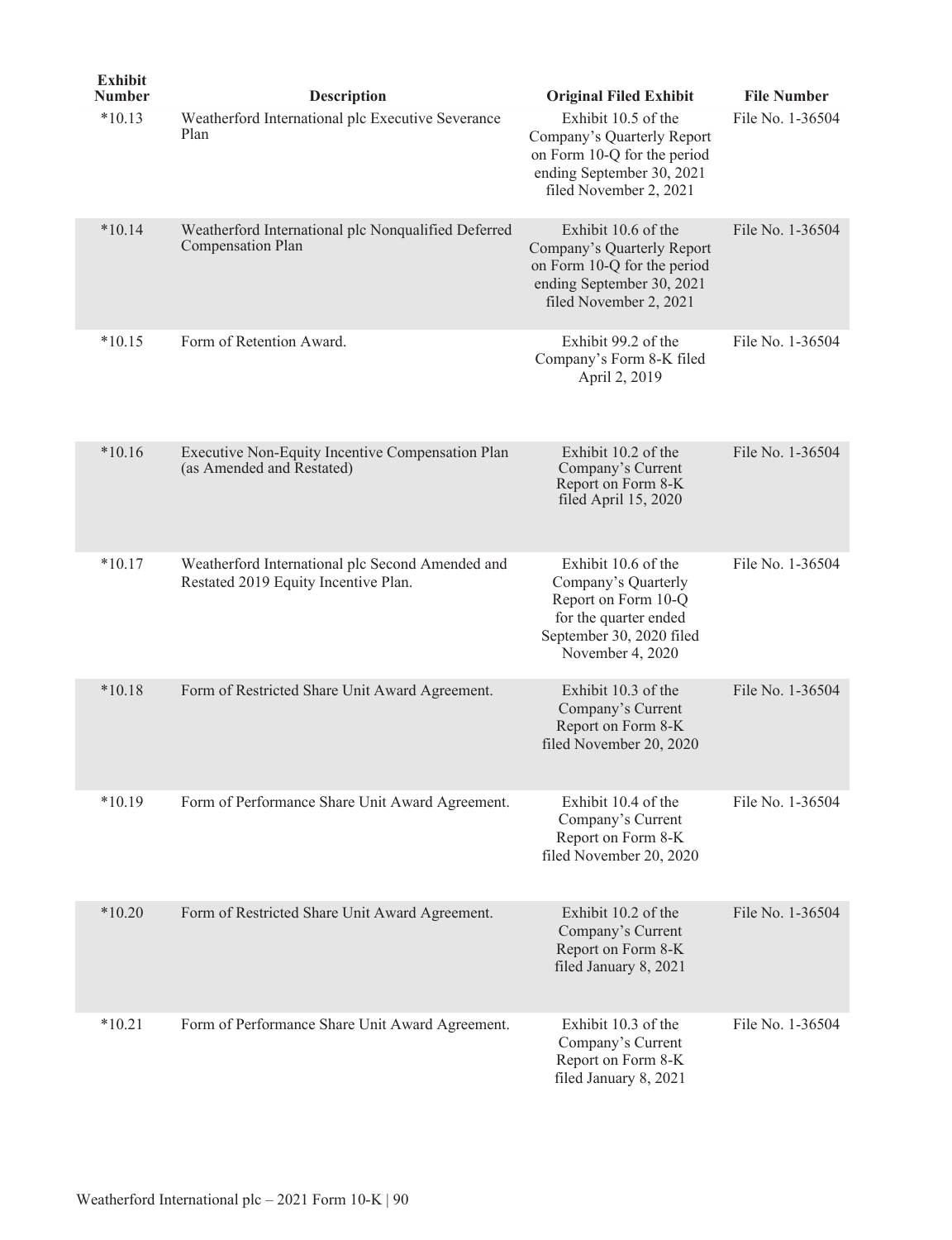| Exhibit Number | Description | Original Filed Exhibit | File Number |
|---|---|---|---|
| *10.13 | Weatherford International plc Executive Severance Plan | Exhibit 10.5 of the Company's Quarterly Report on Form 10-Q for the period ending September 30, 2021 filed November 2, 2021 | File No. 1-36504 |
| *10.14 | Weatherford International plc Nonqualified Deferred Compensation Plan | Exhibit 10.6 of the Company's Quarterly Report on Form 10-Q for the period ending September 30, 2021 filed November 2, 2021 | File No. 1-36504 |
| *10.15 | Form of Retention Award. | Exhibit 99.2 of the Company's Form 8-K filed April 2, 2019 | File No. 1-36504 |
| *10.16 | Executive Non-Equity Incentive Compensation Plan (as Amended and Restated) | Exhibit 10.2 of the Company's Current Report on Form 8-K filed April 15, 2020 | File No. 1-36504 |
| *10.17 | Weatherford International plc Second Amended and Restated 2019 Equity Incentive Plan. | Exhibit 10.6 of the Company's Quarterly Report on Form 10-Q for the quarter ended September 30, 2020 filed November 4, 2020 | File No. 1-36504 |
| *10.18 | Form of Restricted Share Unit Award Agreement. | Exhibit 10.3 of the Company's Current Report on Form 8-K filed November 20, 2020 | File No. 1-36504 |
| *10.19 | Form of Performance Share Unit Award Agreement. | Exhibit 10.4 of the Company's Current Report on Form 8-K filed November 20, 2020 | File No. 1-36504 |
| *10.20 | Form of Restricted Share Unit Award Agreement. | Exhibit 10.2 of the Company's Current Report on Form 8-K filed January 8, 2021 | File No. 1-36504 |
| *10.21 | Form of Performance Share Unit Award Agreement. | Exhibit 10.3 of the Company's Current Report on Form 8-K filed January 8, 2021 | File No. 1-36504 |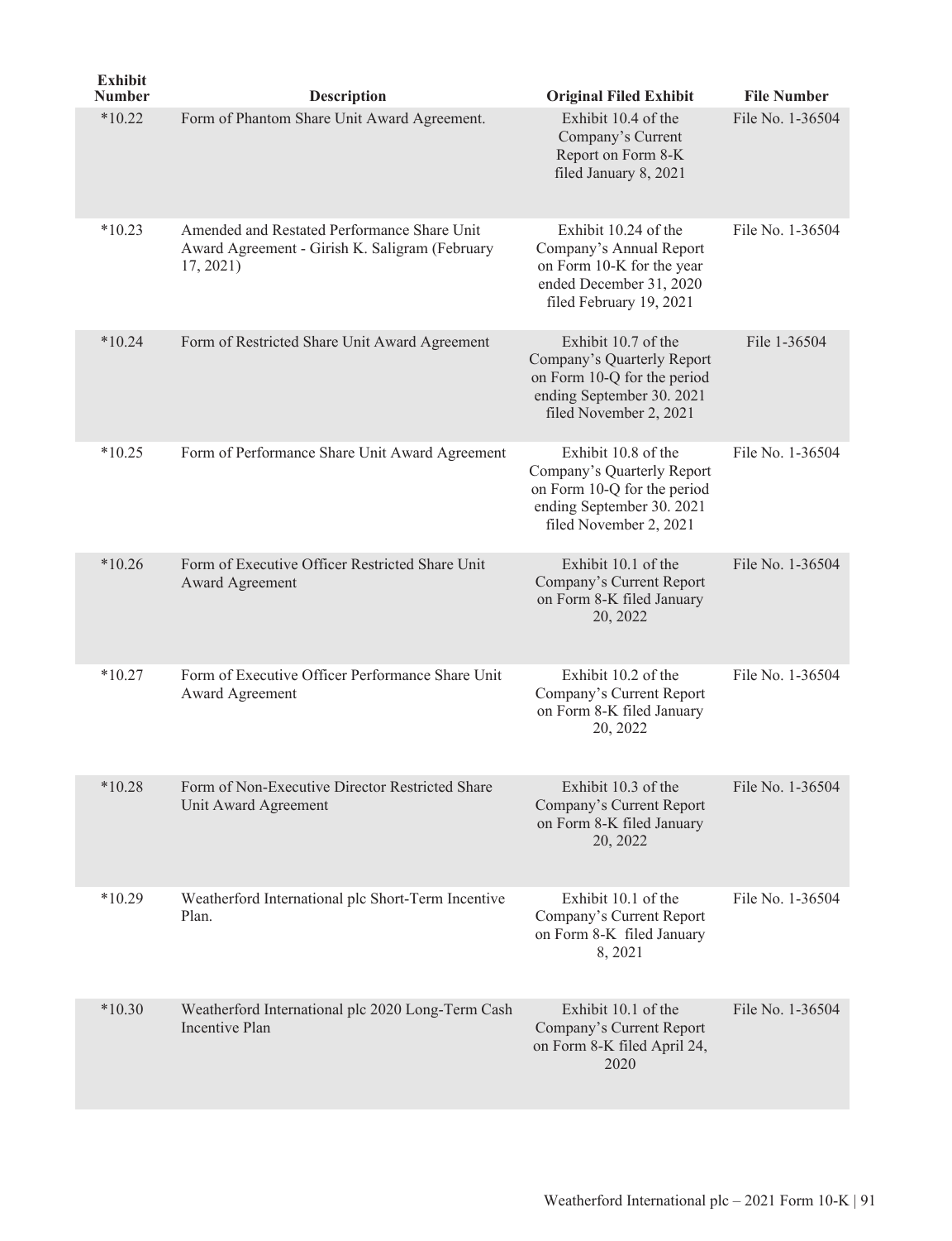| Exhibit Number | Description | Original Filed Exhibit | File Number |
|---|---|---|---|
| *10.22 | Form of Phantom Share Unit Award Agreement. | Exhibit 10.4 of the Company's Current Report on Form 8-K filed January 8, 2021 | File No. 1-36504 |
| *10.23 | Amended and Restated Performance Share Unit Award Agreement - Girish K. Saligram (February 17, 2021) | Exhibit 10.24 of the Company's Annual Report on Form 10-K for the year ended December 31, 2020 filed February 19, 2021 | File No. 1-36504 |
| *10.24 | Form of Restricted Share Unit Award Agreement | Exhibit 10.7 of the Company's Quarterly Report on Form 10-Q for the period ending September 30. 2021 filed November 2, 2021 | File 1-36504 |
| *10.25 | Form of Performance Share Unit Award Agreement | Exhibit 10.8 of the Company's Quarterly Report on Form 10-Q for the period ending September 30. 2021 filed November 2, 2021 | File No. 1-36504 |
| *10.26 | Form of Executive Officer Restricted Share Unit Award Agreement | Exhibit 10.1 of the Company's Current Report on Form 8-K filed January 20, 2022 | File No. 1-36504 |
| *10.27 | Form of Executive Officer Performance Share Unit Award Agreement | Exhibit 10.2 of the Company's Current Report on Form 8-K filed January 20, 2022 | File No. 1-36504 |
| *10.28 | Form of Non-Executive Director Restricted Share Unit Award Agreement | Exhibit 10.3 of the Company's Current Report on Form 8-K filed January 20, 2022 | File No. 1-36504 |
| *10.29 | Weatherford International plc Short-Term Incentive Plan. | Exhibit 10.1 of the Company's Current Report on Form 8-K filed January 8, 2021 | File No. 1-36504 |
| *10.30 | Weatherford International plc 2020 Long-Term Cash Incentive Plan | Exhibit 10.1 of the Company's Current Report on Form 8-K filed April 24, 2020 | File No. 1-36504 |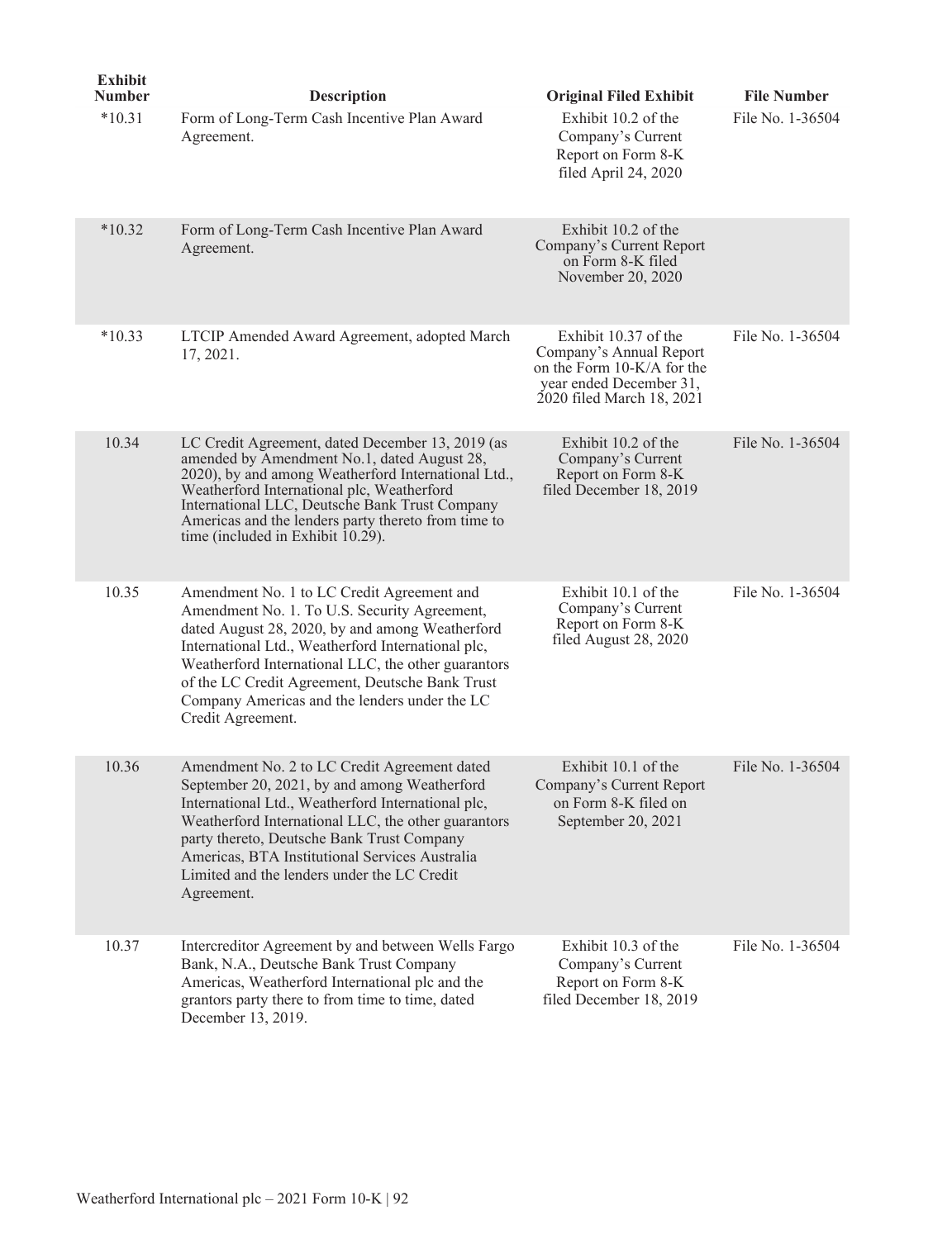| Exhibit Number | Description | Original Filed Exhibit | File Number |
|---|---|---|---|
| *10.31 | Form of Long-Term Cash Incentive Plan Award Agreement. | Exhibit 10.2 of the Company's Current Report on Form 8-K filed April 24, 2020 | File No. 1-36504 |
| *10.32 | Form of Long-Term Cash Incentive Plan Award Agreement. | Exhibit 10.2 of the Company's Current Report on Form 8-K filed November 20, 2020 | |
| *10.33 | LTCIP Amended Award Agreement, adopted March 17, 2021. | Exhibit 10.37 of the Company's Annual Report on the Form 10-K/A for the year ended December 31, 2020 filed March 18, 2021 | File No. 1-36504 |
| 10.34 | LC Credit Agreement, dated December 13, 2019 (as amended by Amendment No.1, dated August 28, 2020), by and among Weatherford International Ltd., Weatherford International plc, Weatherford International LLC, Deutsche Bank Trust Company Americas and the lenders party thereto from time to time (included in Exhibit 10.29). | Exhibit 10.2 of the Company's Current Report on Form 8-K filed December 18, 2019 | File No. 1-36504 |
| 10.35 | Amendment No. 1 to LC Credit Agreement and Amendment No. 1. To U.S. Security Agreement, dated August 28, 2020, by and among Weatherford International Ltd., Weatherford International plc, Weatherford International LLC, the other guarantors of the LC Credit Agreement, Deutsche Bank Trust Company Americas and the lenders under the LC Credit Agreement. | Exhibit 10.1 of the Company's Current Report on Form 8-K filed August 28, 2020 | File No. 1-36504 |
| 10.36 | Amendment No. 2 to LC Credit Agreement dated September 20, 2021, by and among Weatherford International Ltd., Weatherford International plc, Weatherford International LLC, the other guarantors party thereto, Deutsche Bank Trust Company Americas, BTA Institutional Services Australia Limited and the lenders under the LC Credit Agreement. | Exhibit 10.1 of the Company's Current Report on Form 8-K filed on September 20, 2021 | File No. 1-36504 |
| 10.37 | Intercreditor Agreement by and between Wells Fargo Bank, N.A., Deutsche Bank Trust Company Americas, Weatherford International plc and the grantors party there to from time to time, dated December 13, 2019. | Exhibit 10.3 of the Company's Current Report on Form 8-K filed December 18, 2019 | File No. 1-36504 |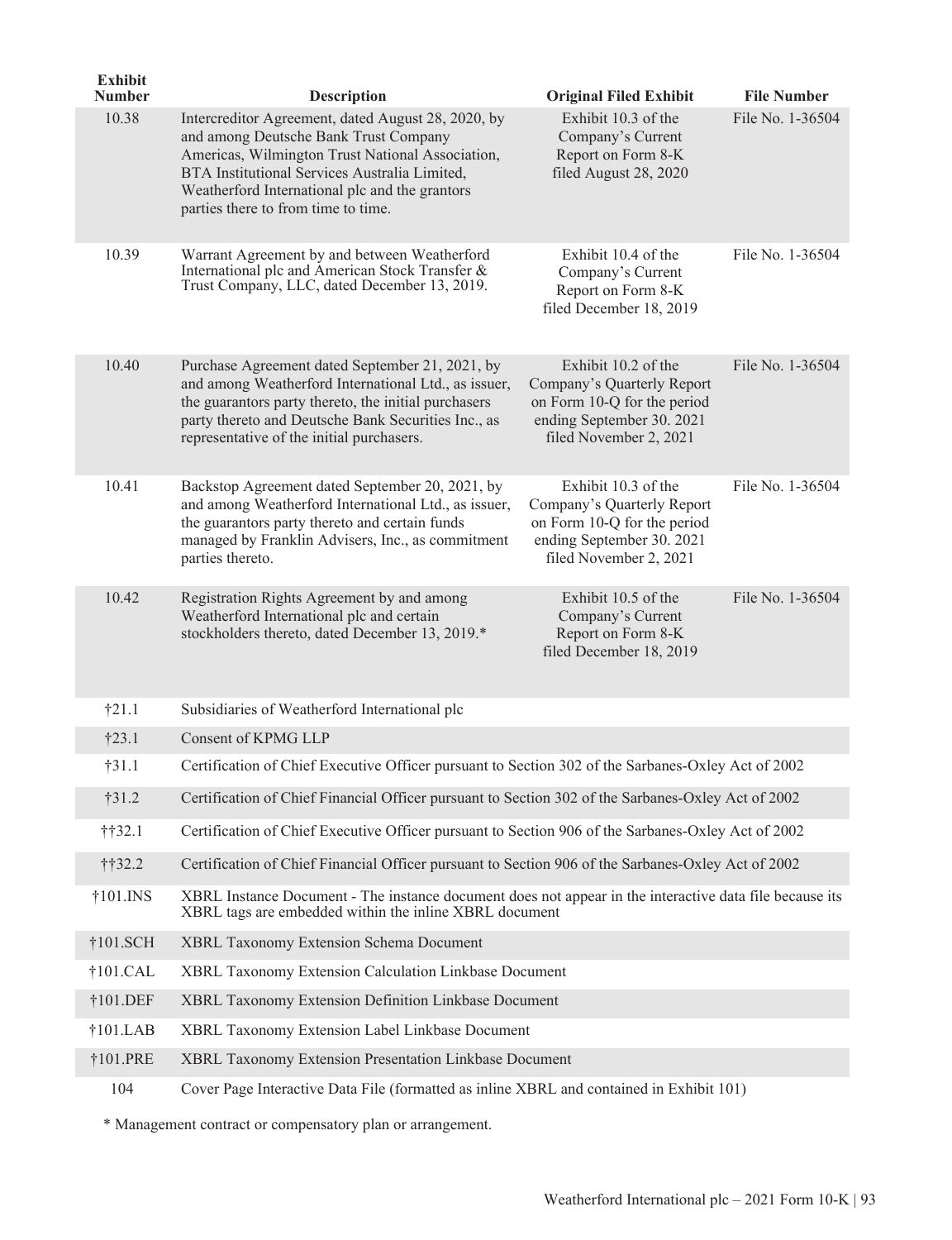| Exhibit Number | Description | Original Filed Exhibit | File Number |
|---|---|---|---|
| 10.38 | Intercreditor Agreement, dated August 28, 2020, by and among Deutsche Bank Trust Company Americas, Wilmington Trust National Association, BTA Institutional Services Australia Limited, Weatherford International plc and the grantors parties there to from time to time. | Exhibit 10.3 of the Company's Current Report on Form 8-K filed August 28, 2020 | File No. 1-36504 |
| 10.39 | Warrant Agreement by and between Weatherford International plc and American Stock Transfer & Trust Company, LLC, dated December 13, 2019. | Exhibit 10.4 of the Company's Current Report on Form 8-K filed December 18, 2019 | File No. 1-36504 |
| 10.40 | Purchase Agreement dated September 21, 2021, by and among Weatherford International Ltd., as issuer, the guarantors party thereto, the initial purchasers party thereto and Deutsche Bank Securities Inc., as representative of the initial purchasers. | Exhibit 10.2 of the Company's Quarterly Report on Form 10-Q for the period ending September 30. 2021 filed November 2, 2021 | File No. 1-36504 |
| 10.41 | Backstop Agreement dated September 20, 2021, by and among Weatherford International Ltd., as issuer, the guarantors party thereto and certain funds managed by Franklin Advisers, Inc., as commitment parties thereto. | Exhibit 10.3 of the Company's Quarterly Report on Form 10-Q for the period ending September 30. 2021 filed November 2, 2021 | File No. 1-36504 |
| 10.42 | Registration Rights Agreement by and among Weatherford International plc and certain stockholders thereto, dated December 13, 2019.* | Exhibit 10.5 of the Company's Current Report on Form 8-K filed December 18, 2019 | File No. 1-36504 |
| †21.1 | Subsidiaries of Weatherford International plc | | |
| †23.1 | Consent of KPMG LLP | | |
| †31.1 | Certification of Chief Executive Officer pursuant to Section 302 of the Sarbanes-Oxley Act of 2002 | | |
| †31.2 | Certification of Chief Financial Officer pursuant to Section 302 of the Sarbanes-Oxley Act of 2002 | | |
| ††32.1 | Certification of Chief Executive Officer pursuant to Section 906 of the Sarbanes-Oxley Act of 2002 | | |
| ††32.2 | Certification of Chief Financial Officer pursuant to Section 906 of the Sarbanes-Oxley Act of 2002 | | |
| †101.INS | XBRL Instance Document - The instance document does not appear in the interactive data file because its XBRL tags are embedded within the inline XBRL document | | |
| †101.SCH | XBRL Taxonomy Extension Schema Document | | |
| †101.CAL | XBRL Taxonomy Extension Calculation Linkbase Document | | |
| †101.DEF | XBRL Taxonomy Extension Definition Linkbase Document | | |
| †101.LAB | XBRL Taxonomy Extension Label Linkbase Document | | |
| †101.PRE | XBRL Taxonomy Extension Presentation Linkbase Document | | |
| 104 | Cover Page Interactive Data File (formatted as inline XBRL and contained in Exhibit 101) | | |

\* Management contract or compensatory plan or arrangement.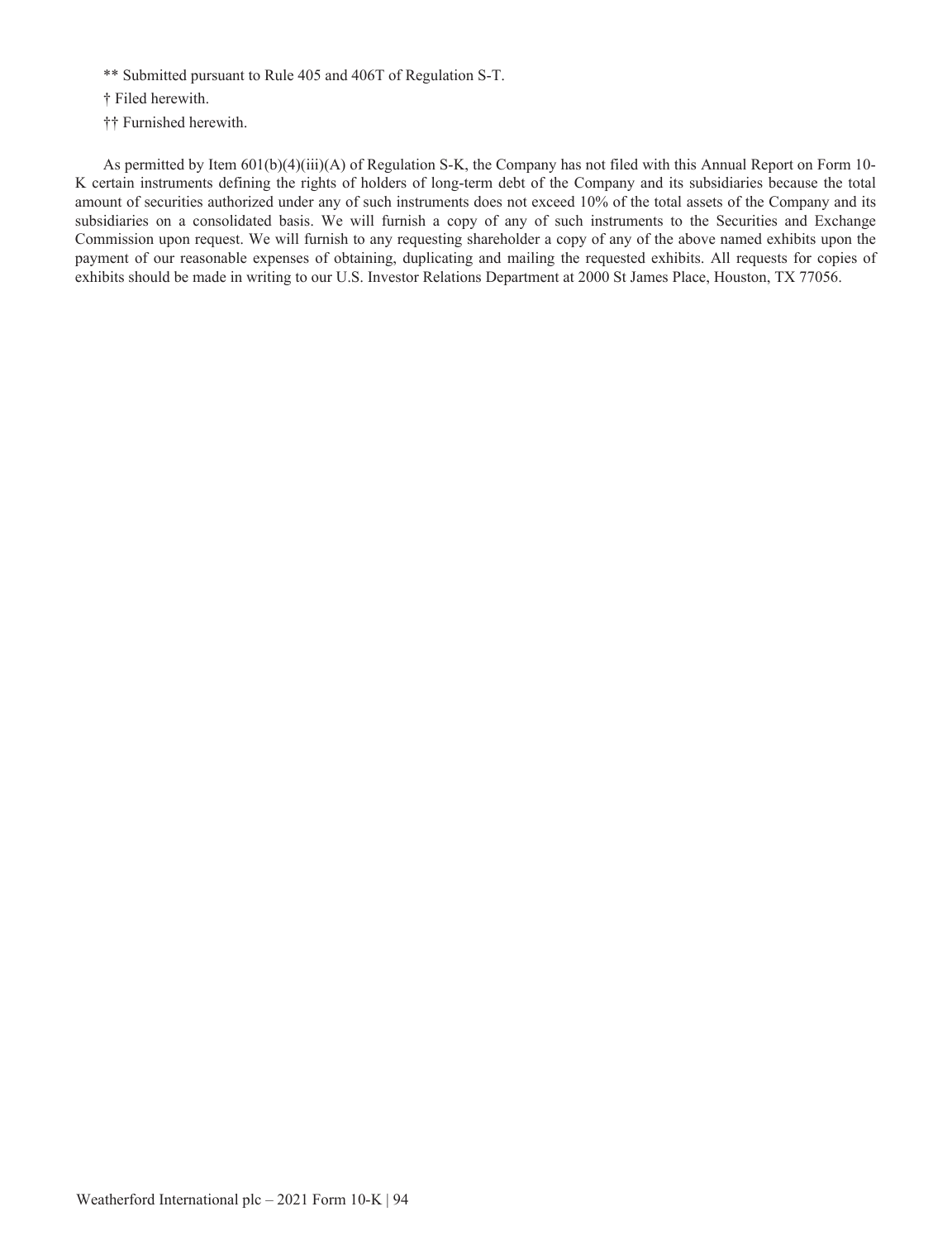** Submitted pursuant to Rule 405 and 406T of Regulation S-T.

† Filed herewith.

†† Furnished herewith.

As permitted by Item 601(b)(4)(iii)(A) of Regulation S-K, the Company has not filed with this Annual Report on Form 10-K certain instruments defining the rights of holders of long-term debt of the Company and its subsidiaries because the total amount of securities authorized under any of such instruments does not exceed 10% of the total assets of the Company and its subsidiaries on a consolidated basis. We will furnish a copy of any of such instruments to the Securities and Exchange Commission upon request. We will furnish to any requesting shareholder a copy of any of the above named exhibits upon the payment of our reasonable expenses of obtaining, duplicating and mailing the requested exhibits. All requests for copies of exhibits should be made in writing to our U.S. Investor Relations Department at 2000 St James Place, Houston, TX 77056.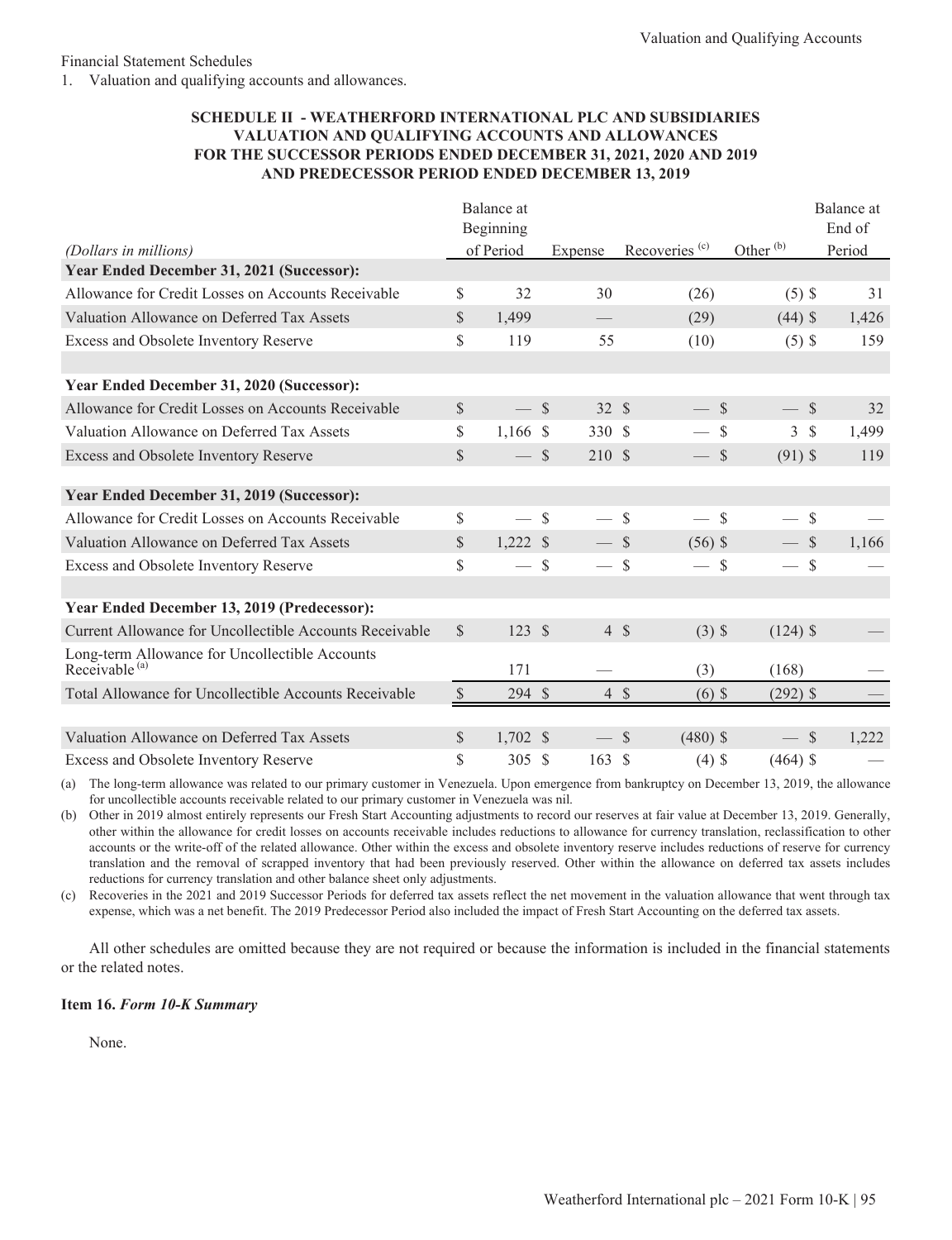Financial Statement Schedules

1. Valuation and qualifying accounts and allowances.

**SCHEDULE II - WEATHERFORD INTERNATIONAL PLC AND SUBSIDIARIES**
**VALUATION AND QUALIFYING ACCOUNTS AND ALLOWANCES**
**FOR THE SUCCESSOR PERIODS ENDED DECEMBER 31, 2021, 2020 AND 2019**
**AND PREDECESSOR PERIOD ENDED DECEMBER 13, 2019**

| *(Dollars in millions)* | Balance at Beginning of Period | Expense | Recoveries [c] | Other [b] | Balance at End of Period |
|---|---|---|---|---|---|
| **Year Ended December 31, 2021 (Successor):** | | | | | |
| Allowance for Credit Losses on Accounts Receivable | $ 32 | 30 | (26) | (5) | $ 31 |
| Valuation Allowance on Deferred Tax Assets | $ 1,499 | — | (29) | (44) | $ 1,426 |
| Excess and Obsolete Inventory Reserve | $ 119 | 55 | (10) | (5) | $ 159 |
| | | | | | |
| **Year Ended December 31, 2020 (Successor):** | | | | | |
| Allowance for Credit Losses on Accounts Receivable | $ — | $ 32 | $ — | $ — | $ 32 |
| Valuation Allowance on Deferred Tax Assets | $ 1,166 | $ 330 | $ — | $ 3 | $ 1,499 |
| Excess and Obsolete Inventory Reserve | $ — | $ 210 | $ — | $ (91) | $ 119 |
| | | | | | |
| **Year Ended December 31, 2019 (Successor):** | | | | | |
| Allowance for Credit Losses on Accounts Receivable | $ — | $ — | $ — | $ — | $ — |
| Valuation Allowance on Deferred Tax Assets | $ 1,222 | $ — | $ (56) | $ — | $ 1,166 |
| Excess and Obsolete Inventory Reserve | $ — | $ — | $ — | $ — | $ — |
| | | | | | |
| **Year Ended December 13, 2019 (Predecessor):** | | | | | |
| Current Allowance for Uncollectible Accounts Receivable | $ 123 | $ 4 | $ (3) | $ (124) | $ — |
| Long-term Allowance for Uncollectible Accounts Receivable [a] | 171 | — | (3) | (168) | — |
| Total Allowance for Uncollectible Accounts Receivable | $ 294 | $ 4 | $ (6) | $ (292) | $ — |
| | | | | | |
| Valuation Allowance on Deferred Tax Assets | $ 1,702 | $ — | $ (480) | $ — | $ 1,222 |
| Excess and Obsolete Inventory Reserve | $ 305 | $ 163 | $ (4) | $ (464) | $ — |

(a) The long-term allowance was related to our primary customer in Venezuela. Upon emergence from bankruptcy on December 13, 2019, the allowance for uncollectible accounts receivable related to our primary customer in Venezuela was nil.

(b) Other in 2019 almost entirely represents our Fresh Start Accounting adjustments to record our reserves at fair value at December 13, 2019. Generally, other within the allowance for credit losses on accounts receivable includes reductions to allowance for currency translation, reclassification to other accounts or the write-off of the related allowance. Other within the excess and obsolete inventory reserve includes reductions of reserve for currency translation and the removal of scrapped inventory that had been previously reserved. Other within the allowance on deferred tax assets includes reductions for currency translation and other balance sheet only adjustments.

(c) Recoveries in the 2021 and 2019 Successor Periods for deferred tax assets reflect the net movement in the valuation allowance that went through tax expense, which was a net benefit. The 2019 Predecessor Period also included the impact of Fresh Start Accounting on the deferred tax assets.

All other schedules are omitted because they are not required or because the information is included in the financial statements or the related notes.

**Item 16.** ***Form 10-K Summary***

None.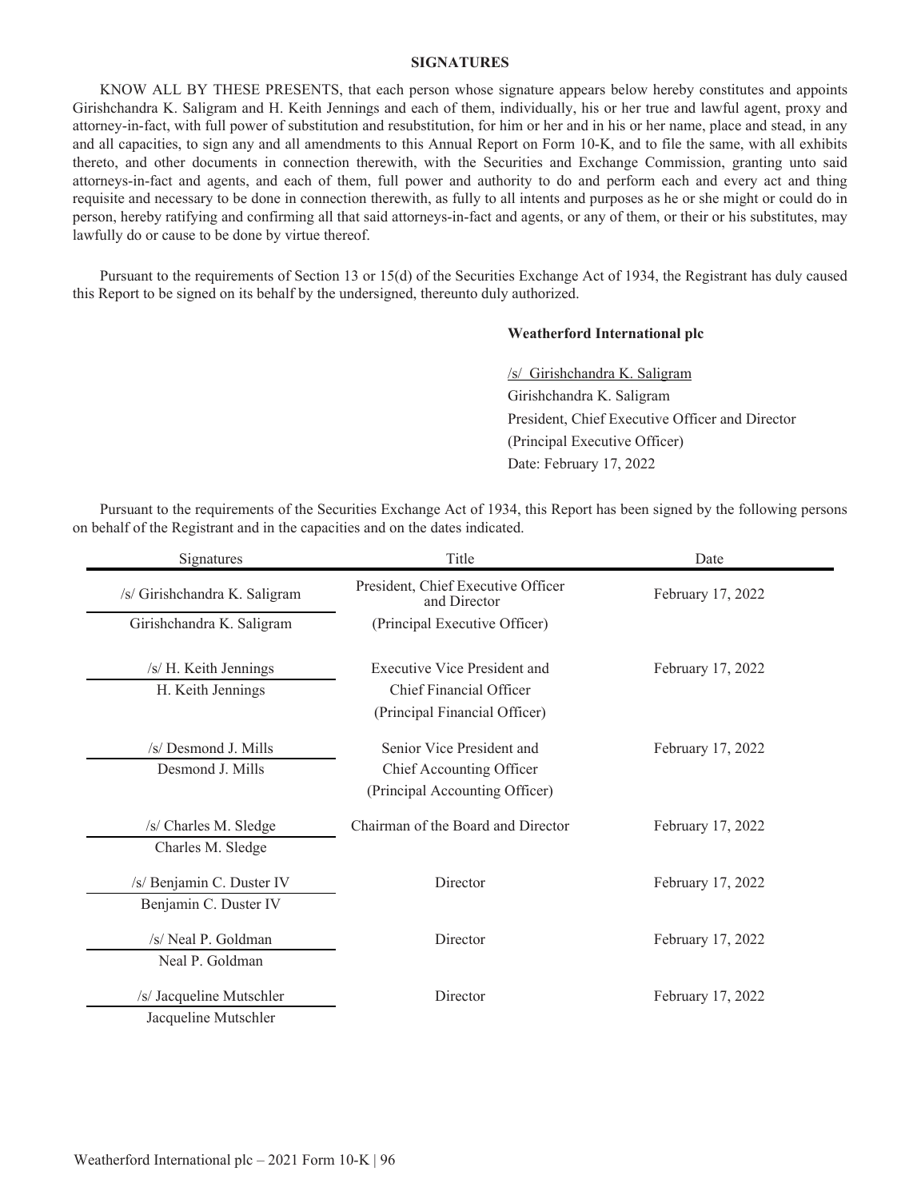## SIGNATURES

KNOW ALL BY THESE PRESENTS, that each person whose signature appears below hereby constitutes and appoints Girishchandra K. Saligram and H. Keith Jennings and each of them, individually, his or her true and lawful agent, proxy and attorney-in-fact, with full power of substitution and resubstitution, for him or her and in his or her name, place and stead, in any and all capacities, to sign any and all amendments to this Annual Report on Form 10-K, and to file the same, with all exhibits thereto, and other documents in connection therewith, with the Securities and Exchange Commission, granting unto said attorneys-in-fact and agents, and each of them, full power and authority to do and perform each and every act and thing requisite and necessary to be done in connection therewith, as fully to all intents and purposes as he or she might or could do in person, hereby ratifying and confirming all that said attorneys-in-fact and agents, or any of them, or their or his substitutes, may lawfully do or cause to be done by virtue thereof.

Pursuant to the requirements of Section 13 or 15(d) of the Securities Exchange Act of 1934, the Registrant has duly caused this Report to be signed on its behalf by the undersigned, thereunto duly authorized.

**Weatherford International plc**

/s/ Girishchandra K. Saligram
Girishchandra K. Saligram
President, Chief Executive Officer and Director
(Principal Executive Officer)
Date: February 17, 2022

Pursuant to the requirements of the Securities Exchange Act of 1934, this Report has been signed by the following persons on behalf of the Registrant and in the capacities and on the dates indicated.

| Signatures | Title | Date |
|---|---|---|
| /s/ Girishchandra K. Saligram<br>Girishchandra K. Saligram | President, Chief Executive Officer and Director<br>(Principal Executive Officer) | February 17, 2022 |
| /s/ H. Keith Jennings<br>H. Keith Jennings | Executive Vice President and Chief Financial Officer<br>(Principal Financial Officer) | February 17, 2022 |
| /s/ Desmond J. Mills<br>Desmond J. Mills | Senior Vice President and Chief Accounting Officer<br>(Principal Accounting Officer) | February 17, 2022 |
| /s/ Charles M. Sledge<br>Charles M. Sledge | Chairman of the Board and Director | February 17, 2022 |
| /s/ Benjamin C. Duster IV<br>Benjamin C. Duster IV | Director | February 17, 2022 |
| /s/ Neal P. Goldman<br>Neal P. Goldman | Director | February 17, 2022 |
| /s/ Jacqueline Mutschler<br>Jacqueline Mutschler | Director | February 17, 2022 |